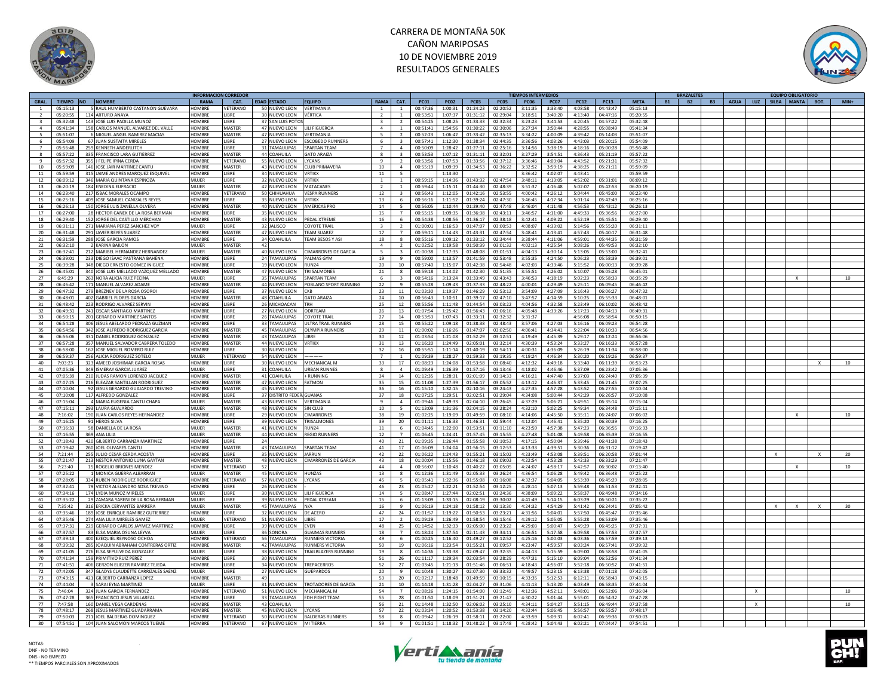# CARRERA DE MONTAÑA 50K

## CAÑON MARIPOSAS

## 10 DE NOVIEMBRE 2019

## RESULTADOS GENERALES

| | | | INFORMACION CORREDOR | | | | | | | | TIEMPOS INTERMEDIOS | | | | | | | | | | | | | | BRAZALETES | | | EQUIPO OBLIGATORIO | | | | | |
|---|---|---|---|---|---|---|---|---|---|---|---|---|---|---|---|---|---|---|---|---|---|---|---|---|---|---|---|---|---|---|---|---|---|
| GRAL. | TIEMPO | NO | NOMBRE | RAMA | CAT. | EDAD | ESTADO | EQUIPO | RAMA | CAT. | PC01 | PC02 | PC03 | PC04 | PC05 | PC06 | PC07 | PC12 | PC13 | META | B1 | B2 | B3 | AGUA | LUZ | SILBA | MANTA | BOT. | MIN+ |
| 1 | 05:15:13 | 5 | RAUL HUMBERTO CASTANON GUEVARA | HOMBRE | VETERANO | 50 | NUEVO LEON | VERTIMANIA | 1 | 1 | 00:47:36 | 1:00:31 | 01:24:23 | 02:20:52 | 3:11:35 | 3:33:40 | 4:08:58 | 04:43:47 | 05:15:13 | | | | | | | | | | |
| 2 | 05:20:55 | 114 | ARTURO ANAYA | HOMBRE | LIBRE | 30 | NUEVO LEON | VÉRTICA | 2 | 1 | 00:53:51 | 1:07:37 | 01:31:12 | 02:29:04 | 3:18:51 | 3:40:20 | 4:13:40 | 04:47:16 | 05:20:55 | | | | | | | | | | |
| 3 | 05:32:48 | 143 | JOSE LUIS PADILLA MUNOZ | HOMBRE | LIBRE | 37 | SAN LUIS POTOS | | 3 | 2 | 00:54:25 | 1:08:25 | 01:33:33 | 02:32:34 | 3:23:23 | 3:44:53 | 4:20:45 | 04:57:22 | 05:32:48 | | | | | | | | | | |
| 4 | 05:41:34 | 158 | CARLOS MANUEL ALVAREZ DEL VALLE | HOMBRE | MASTER | 47 | NUEVO LEON | LILI FIGUEROA | 4 | 1 | 00:51:41 | 1:54:56 | 01:30:22 | 02:30:06 | 3:27:34 | 3:50:44 | 4:28:55 | 05:08:49 | 05:41:34 | | | | | | | | | | |
| 5 | 05:51:07 | 6 | MIGUEL ANGEL RAMIREZ MACIAS | HOMBRE | MASTER | 47 | NUEVO LEON | VERTIMANIA | 5 | 2 | 00:52:23 | 1:06:42 | 01:33:42 | 02:35:13 | 3:34:22 | 4:00:09 | 4:39:42 | 05:14:03 | 05:51:07 | | | | | | | | | | |
| 6 | 05:54:09 | 67 | JUAN SUSTAITA MIRELES | HOMBRE | LIBRE | 27 | NUEVO LEON | ESCOBEDO RUNNERS | 6 | 3 | 00:57:41 | 1:12:30 | 01:38:34 | 02:44:35 | 3:36:56 | 4:03:26 | 4:43:03 | 05:20:15 | 05:54:09 | | | | | | | | | | |
| 7 | 05:56:48 | 259 | KENNETH ANDERLITCH | HOMBRE | LIBRE | 31 | TAMAULIPAS | SPARTAN TEAM | 7 | 4 | 00:50:09 | 1:28:42 | 01:27:11 | 02:25:16 | 3:14:56 | 3:38:19 | 4:18:16 | 05:00:28 | 05:56:48 | | | | | | | | | | |
| 8 | 05:57:22 | 335 | FRANCISCO LARA GUTIERREZ | HOMBRE | MASTER | 44 | COAHUILA | GATO ARAIZA | 8 | 3 | 00:53:53 | 1:07:12 | 01:31:11 | 02:32:01 | 3:27:29 | 3:54:51 | 4:36:43 | 05:21:19 | 05:57:22 | | | | | | | | | | |
| 9 | 05:57:32 | 355 | J FELIPE IPINA CERDA | HOMBRE | VETERANO | 55 | NUEVO LEON | LYCANS | 9 | 2 | 00:53:56 | 1:07:53 | 01:33:56 | 02:37:12 | 3:36:46 | 4:03:04 | 4:43:52 | 05:21:31 | 05:57:32 | | | | | | | | | | |
| 10 | 05:59:09 | 146 | JOSE JAIR MARTINEZ CANTU | HOMBRE | MASTER | 43 | NUEVO LEON | CLUB PRIMAVERA | 10 | 4 | 00:55:19 | 1:09:39 | 01:34:53 | 02:36:22 | 3:32:52 | 3:59:19 | 4:38:25 | 05:21:11 | 05:59:09 | | | | | | | | | | |
| 11 | 05:59:59 | 315 | JAIME ANDRES MARQUEZ ESQUIVEL | HOMBRE | LIBRE | 34 | NUEVO LEON | VRTIKX | 11 | 5 | | 1:13:30 | | | 3:36:42 | 4:02:07 | 4:43:41 | | 05:59:59 | | | | | | | | | | |
| 12 | 06:09:12 | 346 | MARIA QUINTANA ESPINOZA | MUJER | LIBRE | 32 | NUEVO LEON | VRTIKX | 1 | 1 | 00:59:15 | 1:14:36 | 01:43:32 | 02:47:54 | 3:48:11 | 4:13:05 | 4:52:02 | 05:31:01 | 06:09:12 | | | | | | | | | | |
| 13 | 06:20:19 | 184 | ENEDINA EUFRACIO | MUJER | MASTER | 42 | NUEVO LEON | MATACANES | 2 | 1 | 00:59:44 | 1:15:11 | 01:44:30 | 02:48:39 | 3:51:37 | 4:16:48 | 5:02:07 | 05:42:53 | 06:20:19 | | | | | | | | | | |
| 14 | 06:23:40 | 217 | ISBAC MORALES OCAMPO | HOMBRE | VETERANO | 50 | CHIHUAHUA | VESPA RUNNERS | 12 | 3 | 00:56:43 | 1:12:05 | 01:42:16 | 02:53:55 | 4:00:42 | 4:26:12 | 5:04:44 | 05:45:00 | 06:23:40 | | | | | | | | | | |
| 15 | 06:25:16 | 409 | JOSE SAMUEL CANIZALES REYES | HOMBRE | LIBRE | 35 | NUEVO LEON | VRTIKX | 13 | 6 | 00:56:16 | 1:11:52 | 01:39:24 | 02:47:30 | 3:46:45 | 4:17:34 | 5:01:14 | 05:42:49 | 06:25:16 | | | | | | | | | | |
| 16 | 06:26:13 | 150 | JORGE LUIS ZANELLA OLVERA | HOMBRE | MASTER | 40 | NUEVO LEON | AMERICAS PRO | 14 | 5 | 00:56:05 | 1:10:44 | 01:39:40 | 02:47:48 | 3:46:04 | 4:11:48 | 4:56:53 | 05:43:12 | 06:26:13 | | | | | | | | | | |
| 17 | 06:27:00 | 28 | HECTOR CANEK DE LA ROSA BERMAN | HOMBRE | LIBRE | 35 | NUEVO LEON | | 15 | 7 | 00:55:15 | 1:09:35 | 01:36:38 | 02:43:11 | 3:46:57 | 4:11:00 | 4:49:33 | 05:36:56 | 06:27:00 | | | | | | | | | | |
| 18 | 06:29:40 | 152 | JORGE DEL CASTILLO MERCHAN | HOMBRE | MASTER | 43 | NUEVO LEON | PEDAL XTREME | 16 | 6 | 00:54:38 | 1:08:56 | 01:36:17 | 02:38:18 | 3:42:41 | 4:09:22 | 4:52:19 | 05:45:51 | 06:29:40 | | | | | | | | | | |
| 19 | 06:31:11 | 271 | MARIANA PEREZ SANCHEZ VOY | MUJER | LIBRE | 32 | JALISCO | COYOTE TRAIL | 3 | 2 | 01:00:01 | 1:16:53 | 01:47:07 | 03:00:53 | 4:08:07 | 4:33:02 | 5:14:56 | 05:55:20 | 06:31:11 | | | | | | | | | | |
| 20 | 06:31:48 | 291 | JAVIER REYES SUAREZ | HOMBRE | MASTER | 47 | NUEVO LEON | TEAM SUAREZ | 17 | 7 | 00:59:11 | 1:14:43 | 01:43:31 | 02:47:54 | 3:48:41 | 4:13:41 | 4:57:43 | 05:40:17 | 06:31:48 | | | | | | | | | | |
| 21 | 06:31:59 | 288 | JOSE GARCIA RAMOS | HOMBRE | LIBRE | 34 | COAHUILA | TEAM BESOS Y ASI | 18 | 8 | 00:55:16 | 1:09:12 | 01:33:12 | 02:34:44 | 3:38:44 | 4:11:06 | 4:59:01 | 05:44:35 | 06:31:59 | | | | | | | | | | |
| 22 | 06:32:10 | 2 | KARINA BAILON | MUJER | MASTER | 42 | | | 4 | 2 | 01:02:52 | 1:19:58 | 01:50:39 | 03:01:32 | 4:02:13 | 4:25:54 | 5:08:26 | 05:49:53 | 06:32:10 | | | | | | | | | | |
| 23 | 06:32:41 | 212 | MARIBEL HERNANDEZ HERNANDEZ | MUJER | MASTER | 40 | NUEVO LEON | CIMARRONES DE GARCIA | 5 | 3 | 01:00:38 | 1:17:35 | 01:48:08 | 03:01:51 | 4:04:13 | 4:30:14 | 5:13:05 | 05:53:00 | 06:32:41 | | | | | | | | | | |
| 24 | 06:39:01 | 233 | DIEGO ISAAC PASTRANA BAHENA | HOMBRE | LIBRE | 24 | TAMAULIPAS | PALMAS GYM | 19 | 9 | 00:59:00 | 1:13:57 | 01:41:59 | 02:53:48 | 3:55:35 | 4:24:50 | 5:06:23 | 05:58:39 | 06:39:01 | | | | | | | | | | |
| 25 | 06:39:28 | 348 | DIEGO ERNESTO GOMEZ INIGUEZ | HOMBRE | LIBRE | 19 | NUEVO LEON | RUN24 | 20 | 10 | 00:57:40 | 1:15:07 | 01:42:38 | 02:54:48 | 4:02:03 | 4:33:46 | 5:15:52 | 06:00:13 | 06:39:28 | | | | | | | | | | |
| 26 | 06:45:01 | 340 | JOSE LUIS MELLADO VAZQUEZ MELLADO | HOMBRE | MASTER | 47 | NUEVO LEON | TRI SALMONES | 21 | 8 | 00:59:18 | 1:14:02 | 01:42:30 | 02:51:35 | 3:55:51 | 4:26:02 | 5:10:07 | 06:05:28 | 06:45:01 | | | | | | | | | | |
| 27 | 6:45:29 | 263 | NORA ALICIA RUIZ PECINA | MUJER | LIBRE | 35 | TAMAULIPAS | SPARTAN TEAM | 6 | 3 | 00:54:16 | 3:13:24 | 01:33:49 | 02:43:43 | 3:46:53 | 4:18:19 | 5:02:23 | 05:58:33 | 06:35:29 | | | | | | | X | | 10 |
| 28 | 06:46:42 | 171 | MANUEL ALVAREZ ADAME | HOMBRE | MASTER | 44 | NUEVO LEON | POBLANO SPORT RUNNING | 22 | 9 | 00:55:28 | 1:09:43 | 01:37:33 | 02:48:22 | 4:00:01 | 4:29:49 | 5:25:11 | 06:09:45 | 06:46:42 | | | | | | | | | | |
| 29 | 06:47:32 | 279 | BREZNEV DE LA ROSA OSOROI | HOMBRE | LIBRE | 37 | NUEVO LEON | CKB | 23 | 11 | 01:03:30 | 1:19:37 | 01:46:29 | 02:53:12 | 3:54:09 | 4:27:09 | 5:16:43 | 06:06:27 | 06:47:32 | | | | | | | | | | |
| 30 | 06:48:01 | 402 | GABRIEL FLORES GARCIA | HOMBRE | MASTER | 48 | COAHUILA | GATO ARAIZA | 24 | 10 | 00:56:43 | 1:10:51 | 01:39:17 | 02:47:10 | 3:47:57 | 4:14:59 | 5:10:25 | 05:55:33 | 06:48:01 | | | | | | | | | | |
| 31 | 06:48:42 | 223 | RODRIGO ALVAREZ SERVIN | HOMBRE | LIBRE | 26 | MICHOACAN | TRH | 25 | 12 | 00:55:56 | 1:11:48 | 01:44:54 | 03:03:22 | 4:04:56 | 4:32:58 | 5:23:49 | 06:10:02 | 06:48:42 | | | | | | | | | | |
| 32 | 06:49:31 | 241 | OSCAR SANTIAGO MARTINEZ | HOMBRE | LIBRE | 27 | NUEVO LEON | ODRTEAM | 26 | 13 | 01:07:54 | 1:25:42 | 01:56:43 | 03:06:16 | 4:05:48 | 4:33:26 | 5:17:23 | 06:04:13 | 06:49:31 | | | | | | | | | | |
| 33 | 06:50:15 | 201 | GERARDO MARTINEZ SANTOS | HOMBRE | LIBRE | 26 | TAMAULIPAS | COYOTE TRAIL | 27 | 14 | 00:53:53 | 1:07:43 | 01:33:11 | 02:32:32 | 3:31:37 | | 4:56:08 | 05:58:54 | 06:50:15 | | | | | | | | | | |
| 34 | 06:54:28 | 306 | JESUS ABELARDO PEDRAZA GUZMAN | HOMBRE | LIBRE | 33 | TAMAULIPAS | ULTRA TRAIL RUNNERS | 28 | 15 | 00:55:22 | 1:09:18 | 01:38:38 | 02:48:43 | 3:57:06 | 4:27:03 | 5:16:16 | 06:09:23 | 06:54:28 | | | | | | | | | | |
| 35 | 06:54:56 | 342 | JOSE ALFREDO RODRIGUEZ GARCIA | HOMBRE | MASTER | 45 | TAMAULIPAS | OLYMPIA RUNNERS | 29 | 11 | 01:00:02 | 1:16:26 | 01:47:07 | 03:02:50 | 4:06:41 | 4:34:41 | 5:22:04 | 06:10:33 | 06:54:56 | | | | | | | | | | |
| 36 | 06:56:06 | 331 | DANIEL RODRIGUEZ GONZALEZ | HOMBRE | MASTER | 43 | TAMAULIPAS | LIBRE | 30 | 12 | 01:03:54 | 1:21:08 | 01:52:29 | 03:12:51 | 4:19:49 | 4:45:39 | 5:29:17 | 06:12:24 | 06:56:06 | | | | | | | | | | |
| 37 | 06:57:28 | 357 | MANUEL SALVADOR CABRERA TOLEDO | HOMBRE | MASTER | 44 | NUEVO LEON | VRTIKX | 31 | 13 | 01:16:20 | 1:24:49 | 02:05:01 | 03:32:14 | 4:30:39 | 4:53:24 | 5:33:27 | 06:16:33 | 06:57:28 | | | | | | | | | | |
| 38 | 06:58:00 | 167 | JOSE MIGUEL ROMERO RUIZ | HOMBRE | LIBRE | 30 | NUEVO LEON | | 32 | 16 | 00:55:51 | 1:11:14 | 01:40:19 | 02:54:11 | 4:00:31 | 4:36:09 | 5:26:19 | 06:11:34 | 06:58:00 | | | | | | | | | | |
| 39 | 06:59:37 | 256 | ALICIA RODRIGUEZ SOTELO | MUJER | VETERANO | 54 | NUEVO LEON | ———— | 7 | 1 | 01:09:39 | 1:28:27 | 01:59:33 | 03:19:35 | 4:19:24 | 4:46:34 | 5:30:20 | 06:19:26 | 06:59:37 | | | | | | | | | | |
| 40 | 7:03:23 | 323 | AMEED JOSHIMAR GARCIA ROSAS | HOMBRE | LIBRE | 30 | NUEVO LEON | MECHANICAL M | 33 | 17 | 01:08:23 | 1:24:08 | 01:53:58 | 03:08:40 | 4:12:32 | 4:49:18 | 5:33:40 | 06:11:39 | 06:53:23 | | | | | | | | X | 10 |
| 41 | 07:05:36 | 349 | ISMERAY GARCIA JUAREZ | MUJER | LIBRE | 31 | COAHUILA | URBAN RUNNES | 8 | 4 | 01:09:49 | 1:26:39 | 01:57:16 | 03:13:46 | 4:18:02 | 4:46:46 | 5:37:09 | 06:23:42 | 07:05:36 | | | | | | | | | | |
| 42 | 07:05:39 | 210 | JUDAS RAMON LORENZO JACQUEZ | HOMBRE | MASTER | 41 | COAHUILA | + RUNNING | 34 | 14 | 01:12:35 | 1:28:31 | 02:01:09 | 03:14:33 | 4:16:21 | 4:47:40 | 5:37:03 | 06:24:40 | 07:05:39 | | | | | | | | | | |
| 43 | 07:07:25 | 216 | ELEAZAR SANTILLAN RODRIGUEZ | HOMBRE | MASTER | 47 | NUEVO LEON | FATMON | 35 | 15 | 01:11:08 | 1:27:39 | 01:56:17 | 03:05:52 | 4:13:12 | 4:46:37 | 5:33:45 | 06:21:45 | 07:07:25 | | | | | | | | | | |
| 44 | 07:10:04 | 92 | JESUS GERARDO GUAJARDO TREVINO | HOMBRE | MASTER | 45 | NUEVO LEON | | 36 | 16 | 01:15:10 | 1:32:15 | 02:10:16 | 03:24:43 | 4:27:35 | 4:57:28 | 5:43:52 | 06:27:55 | 07:10:04 | | | | | | | | | | |
| 45 | 07:10:08 | 117 | ALFREDO GONZALEZ | HOMBRE | LIBRE | 37 | DISTRITO FEDER | GUANAS | 37 | 18 | 01:07:25 | 1:29:51 | 02:02:51 | 03:29:04 | 4:34:08 | 5:00:44 | 5:42:29 | 06:26:57 | 07:10:08 | | | | | | | | | | |
| 46 | 07:15:04 | 4 | MARIA EUGENIA CANTU CHAPA | MUJER | MASTER | 43 | NUEVO LEON | VERTIMANIA | 9 | 4 | 01:09:46 | 1:49:33 | 02:04:10 | 03:26:45 | 4:37:29 | 5:06:21 | 5:49:51 | 06:35:14 | 07:15:04 | | | | | | | | | | |
| 47 | 07:15:11 | 293 | LAURA GUAJARDO | MUJER | MASTER | 48 | NUEVO LEON | SIN CLUB | 10 | 5 | 01:13:09 | 1:31:36 | 02:04:15 | 03:28:24 | 4:32:10 | 5:02:25 | 5:49:34 | 06:34:48 | 07:15:11 | | | | | | | | | | |
| 48 | 7:16:02 | 190 | JUAN CARLOS REYES HERNANDEZ | HOMBRE | LIBRE | 29 | NUEVO LEON | CIMARRONES | 38 | 19 | 01:02:25 | 1:19:09 | 01:49:59 | 03:08:10 | 4:14:06 | 4:45:50 | 5:35:11 | 06:24:07 | 07:06:02 | | | | | | | X | | 10 |
| 49 | 07:16:25 | 91 | HEROS SILVA | HOMBRE | LIBRE | 39 | NUEVO LEON | TRISALMONES | 39 | 20 | 01:01:11 | 1:16:33 | 01:46:31 | 02:59:44 | 4:12:04 | 4:46:41 | 5:35:20 | 06:30:39 | 07:16:25 | | | | | | | | | | |
| 50 | 07:16:33 | 58 | DANIELLA DE LA ROSA | MUJER | MASTER | 41 | NUEVO LEON | RUN24 | 11 | 6 | 01:04:45 | 1:22:00 | 01:53:51 | 03:11:10 | 4:23:59 | 4:57:38 | 5:47:23 | 06:36:55 | 07:16:33 | | | | | | | | | | |
| 51 | 07:16:55 | 369 | ANA LILIA | MUJER | MASTER | 44 | NUEVO LEON | REGIO RUNNERS | 12 | 7 | 01:06:45 | 1:24:41 | 01:57:45 | 03:15:55 | 4:27:48 | 5:01:08 | 5:49:58 | 06:35:39 | 07:16:55 | | | | | | | | | | |
| 52 | 07:18:43 | 420 | GILBERTO CARRANZA MARTINEZ | HOMBRE | LIBRE | 24 | | | 40 | 21 | 01:09:35 | 1:26:44 | 01:55:58 | 03:10:53 | 4:17:15 | 4:50:04 | 5:39:46 | 06:41:38 | 07:18:43 | | | | | | | | | | |
| 53 | 07:19:42 | 260 | JOEL OLIVARES CANTU | HOMBRE | MASTER | 43 | TAMAULIPAS | SPARTAN TEAM | 41 | 17 | 01:06:09 | 1:24:04 | 01:56:15 | 03:12:53 | 4:13:33 | 4:39:51 | 5:30:36 | 06:31:12 | 07:19:42 | | | | | | | | | | |
| 54 | 7:21:44 | 255 | JULIO CESAR CERDA ACOSTA | HOMBRE | LIBRE | 35 | NUEVO LEON | JARRUN | 42 | 22 | 01:06:22 | 1:24:43 | 01:55:21 | 03:15:02 | 4:23:49 | 4:53:08 | 5:39:51 | 06:20:58 | 07:01:44 | | | | | X | | X | | 20 |
| 55 | 07:21:47 | 213 | NESTOR ANTONIO LUNA GAYTAN | HOMBRE | MASTER | 48 | NUEVO LEON | CIMARRONES DE GARCIA | 43 | 18 | 01:00:04 | 1:15:56 | 01:46:18 | 03:09:03 | 4:22:54 | 4:53:28 | 5:42:33 | 06:33:29 | 07:21:47 | | | | | | | | | | |
| 56 | 7:23:40 | 15 | ROGELIO BRIONES MENDEZ | HOMBRE | VETERANO | 52 | | | 44 | 4 | 00:56:07 | 1:10:48 | 01:40:22 | 03:05:05 | 4:24:07 | 4:58:17 | 5:42:57 | 06:30:02 | 07:13:40 | | | | | | | X | | 10 |
| 57 | 07:25:22 | 1 | MONICA GUERRA ALBARRAN | MUJER | MASTER | 45 | NUEVO LEON | HUNZAS | 13 | 8 | 01:12:36 | 1:31:49 | 02:05:33 | 03:26:24 | 4:36:54 | 5:06:28 | 5:49:42 | 06:36:48 | 07:25:22 | | | | | | | | | | |
| 58 | 07:28:05 | 334 | RUBEN RODRIGUEZ RODRIGUEZ | HOMBRE | VETERANO | 57 | NUEVO LEON | LYCANS | 45 | 5 | 01:05:41 | 1:22:36 | 01:55:08 | 03:16:08 | 4:32:37 | 5:04:05 | 5:53:39 | 06:45:29 | 07:28:05 | | | | | | | | | | |
| 59 | 07:32:41 | 79 | VICTOR ALEJANDRO SOSA TREVINO | HOMBRE | LIBRE | 26 | NUEVO LEON | - | 46 | 23 | 01:05:27 | 1:22:21 | 01:52:54 | 03:12:25 | 4:28:14 | 5:07:13 | 5:59:48 | 06:51:53 | 07:32:41 | | | | | | | | | | |
| 60 | 07:34:16 | 174 | LYDIA MUNOZ MIRELES | MUJER | LIBRE | 30 | NUEVO LEON | LILI FIGUEROA | 14 | 5 | 01:08:47 | 1:27:44 | 02:02:51 | 03:24:36 | 4:38:09 | 5:09:22 | 5:58:37 | 06:49:48 | 07:34:16 | | | | | | | | | | |
| 61 | 07:35:22 | 29 | ZAMARA YARENI DE LA ROSA BERMAN | MUJER | LIBRE | 39 | NUEVO LEON | PEDAL XTEAM | 15 | 6 | 01:13:09 | 1:33:15 | 02:08:19 | 03:30:02 | 4:41:49 | 5:14:15 | 6:03:29 | 06:50:21 | 07:35:22 | | | | | | | | | | |
| 62 | 7:35:42 | 316 | ERICKA CERVANTES BARRERA | MUJER | MASTER | 45 | TAMAULIPAS | N/A | 16 | 9 | 01:06:19 | 1:24:18 | 01:58:12 | 03:13:30 | 4:24:32 | 4:54:29 | 5:41:42 | 06:24:41 | 07:05:42 | | | | | X | X | X | | 30 |
| 63 | 07:35:46 | 189 | JOSE ENRIQUE RAMIREZ GUTIERREZ | HOMBRE | LIBRE | 32 | NUEVO LEON | DE ACERO | 47 | 24 | 01:01:57 | 1:19:22 | 01:50:53 | 03:23:21 | 4:31:56 | 5:04:01 | 5:57:50 | 06:45:47 | 07:35:46 | | | | | | | | | | |
| 64 | 07:35:46 | 274 | ANA LILIA MIRELES GAMEZ | MUJER | VETERANO | 51 | NUEVO LEON | LIBRE | 17 | 2 | 01:09:29 | 1:26:49 | 01:58:54 | 03:15:46 | 4:29:12 | 5:05:05 | 5:55:28 | 06:53:09 | 07:35:46 | | | | | | | | | | |
| 65 | 07:37:31 | 229 | GERARDO CARLOS JAYMEZ MARTINEZ | HOMBRE | LIBRE | 39 | NUEVO LEON | EVEN | 48 | 25 | 01:14:52 | 1:32:33 | 02:05:00 | 03:23:22 | 4:29:03 | 5:00:47 | 5:49:29 | 06:45:25 | 07:37:31 | | | | | | | | | | |
| 66 | 07:37:57 | 83 | ELSA MARIA OSUNA LEYVA | MUJER | LIBRE | 36 | SONORA | GUAIMAS RUNNERS | 18 | 7 | 01:18:24 | 1:37:54 | 02:11:43 | 03:34:11 | 4:46:51 | 5:17:58 | 6:09:58 | 06:57:53 | 07:37:57 | | | | | | | | | | |
| 67 | 07:39:13 | 400 | EZEQUIEL REYNOSO OCHOA | HOMBRE | VETERANO | 56 | TAMAULIPAS | RUNNERS VICTORIA | 49 | 6 | 01:00:25 | 1:16:40 | 01:49:27 | 03:12:52 | 4:25:16 | 5:00:03 | 6:03:36 | 06:57:59 | 07:39:13 | | | | | | | | | | |
| 68 | 07:39:32 | 285 | JOAQUIN ABRAHAM CONTRERAS ORTIZ | HOMBRE | MASTER | 42 | TAMAULIPAS | RUNNERS VICTORIA | 50 | 19 | 01:06:16 | 1:23:54 | 01:55:21 | 03:09:57 | 4:23:47 | 4:59:57 | 6:03:24 | 06:57:41 | 07:39:32 | | | | | | | | | | |
| 69 | 07:41:05 | 276 | ELSA SEPULVEDA GONZALEZ | MUJER | LIBRE | 38 | NUEVO LEON | TRAILBLAZERS RUNNING | 19 | 8 | 01:14:36 | 1:33:38 | 02:09:47 | 03:32:35 | 4:44:13 | 5:15:59 | 6:09:00 | 06:58:58 | 07:41:05 | | | | | | | | | | |
| 70 | 07:41:34 | 159 | PRIMITIVO RUIZ PEREZ | HOMBRE | LIBRE | 30 | NUEVO LEON | | 51 | 26 | 01:11:17 | 1:29:34 | 02:03:54 | 03:28:29 | 4:47:31 | 5:15:10 | 6:09:04 | 06:52:56 | 07:41:34 | | | | | | | | | | |
| 71 | 07:41:51 | 406 | GERZON ELIEZER RAMIREZ TEJEDA | HOMBRE | LIBRE | 34 | NUEVO LEON | TREPACERROS | 52 | 27 | 01:03:45 | 1:21:13 | 01:51:46 | 03:06:51 | 4:18:43 | 4:56:07 | 5:52:18 | 06:50:52 | 07:41:51 | | | | | | | | | | |
| 72 | 07:42:05 | 347 | GLADYS CLAUDETTE CARRIZALES SAENZ | MUJER | LIBRE | 27 | NUEVO LEON | GUEPARDOS | 20 | 9 | 01:10:48 | 1:30:27 | 02:07:30 | 03:33:32 | 4:49:57 | 5:23:15 | 6:13:38 | 07:01:18 | 07:42:05 | | | | | | | | | | |
| 73 | 07:43:15 | 421 | GILBERTO CARRANZA LOPEZ | HOMBRE | MASTER | 49 | | | 53 | 20 | 01:02:17 | 1:18:48 | 01:49:59 | 03:10:15 | 4:33:35 | 5:12:53 | 6:12:11 | 06:58:43 | 07:43:15 | | | | | | | | | | |
| 74 | 07:44:04 | 3 | SARAI EYNA MARTINEZ | MUJER | LIBRE | 31 | NUEVO LEON | TROTADORES DE GARCÍA | 21 | 10 | 01:14:18 | 1:31:28 | 02:04:27 | 03:31:06 | 4:41:13 | 5:13:20 | 6:03:49 | 06:58:35 | 07:44:04 | | | | | | | | | | |
| 75 | 7:46:04 | 324 | JUAN GARCIA FERNANDEZ | HOMBRE | VETERANO | 51 | NUEVO LEON | MECHANICAL M | 54 | 7 | 01:08:26 | 1:24:15 | 01:54:00 | 03:12:49 | 4:12:36 | 4:52:11 | 5:48:01 | 06:52:06 | 07:36:04 | | | | | X | | | | 10 |
| 76 | 07:47:28 | 365 | FRANCISCO JESUS VILLAREAL | HOMBRE | LIBRE | 33 | TAMAULIPAS | EDH FIGHT TEAM | 55 | 28 | 01:01:50 | 1:18:09 | 01:51:21 | 03:21:47 | 4:30:22 | 5:01:44 | 5:55:01 | 06:54:32 | 07:47:28 | | | | | | | | | | |
| 77 | 7:47:58 | 160 | DANIEL VEGA CARDENAS | HOMBRE | MASTER | 43 | COAHUILA | | 56 | 21 | 01:14:48 | 1:32:50 | 02:06:02 | 03:25:10 | 4:34:11 | 5:04:27 | 5:51:15 | 06:49:44 | 07:37:58 | | | | | X | | | | 10 |
| 78 | 07:48:17 | 268 | JESUS MARTINEZ GUADARRAMA | HOMBRE | MASTER | 45 | NUEVO LEON | LYCANS | 57 | 22 | 01:03:34 | 1:20:52 | 01:53:38 | 03:14:20 | 4:32:44 | 5:06:45 | 5:56:57 | 06:55:57 | 07:48:17 | | | | | | | | | | |
| 79 | 07:50:03 | 211 | JOEL BALDERAS DOMINGUEZ | HOMBRE | VETERANO | 50 | NUEVO LEON | BALDERAS RUNNERS | 58 | 8 | 01:09:42 | 1:26:19 | 01:58:11 | 03:22:00 | 4:33:59 | 5:09:31 | 6:02:41 | 06:59:36 | 07:50:03 | | | | | | | | | | |
| 80 | 07:54:51 | 104 | JUAN SALOMON MARCOS TUEME | HOMBRE | VETERANO | 67 | NUEVO LEON | MI TIERRA | 59 | 9 | 01:01:51 | 1:18:32 | 01:48:22 | 03:17:48 | 4:28:42 | 5:04:43 | 6:02:21 | 07:04:47 | 07:54:51 | | | | | | | | | | |

NOTAS:
DNF - NO TERMINO
DNS - NO EMPEZO
** TIEMPOS PARCIALES SON APROXIMADOS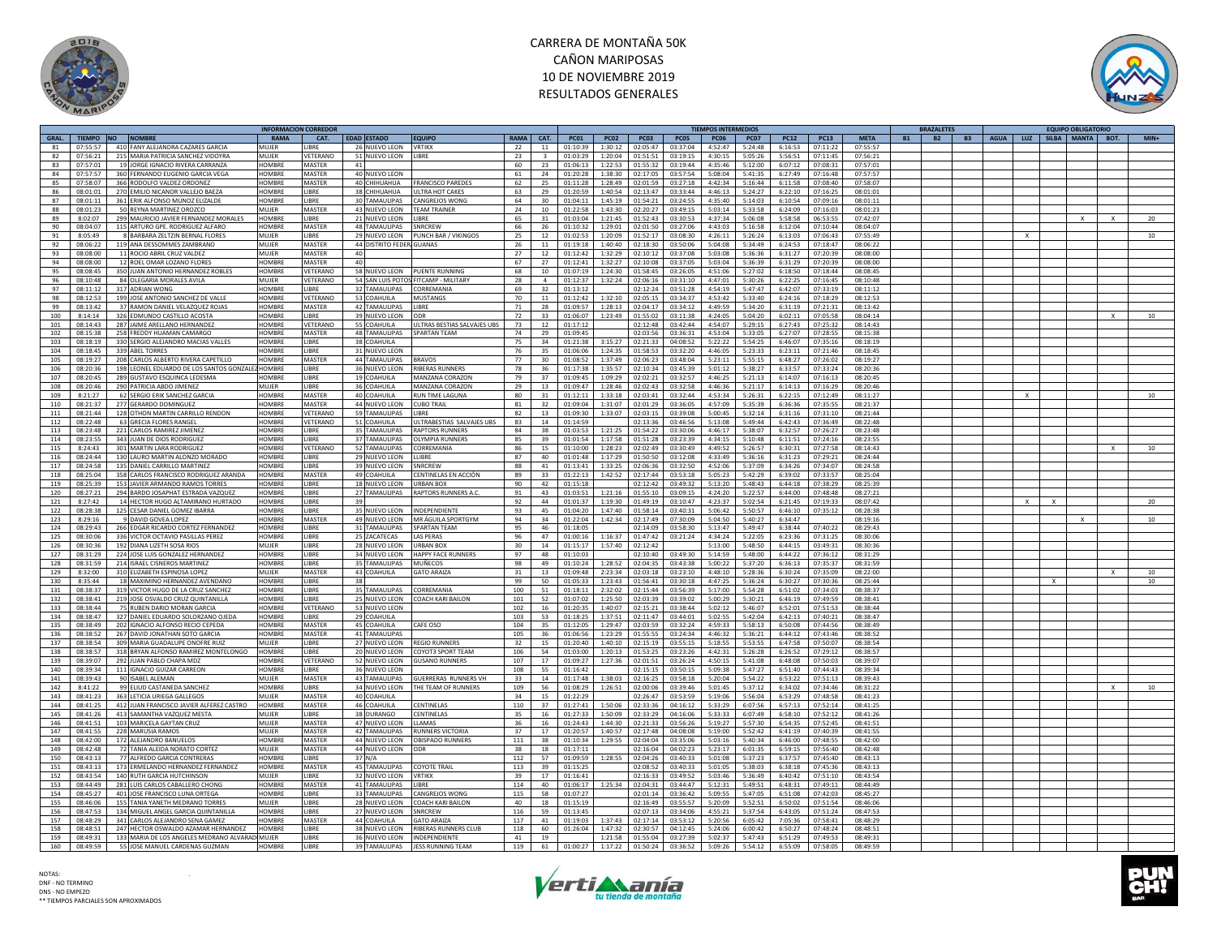# CARRERA DE MONTAÑA 50K
## CAÑON MARIPOSAS
## 10 DE NOVIEMBRE 2019
## RESULTADOS GENERALES

| INFORMACION CORREDOR | | | | | | | | | | | TIEMPOS INTERMEDIOS | | | | | | | | | BRAZALETES | | | EQUIPO OBLIGATORIO | | | | | |
|---|---|---|---|---|---|---|---|---|---|---|---|---|---|---|---|---|---|---|---|---|---|---|---|---|---|---|---|---|
| GRAL. | TIEMPO | NO | NOMBRE | RAMA | CAT. | EDAD | ESTADO | EQUIPO | RAMA | CAT. | PC01 | PC02 | PC03 | PC05 | PC06 | PC07 | PC12 | PC13 | META | B1 | B2 | B3 | AGUA | LUZ | SILBA | MANTA | BOT. | MIN+ |
| 81 | 07:55:57 | 410 | FANY ALEJANDRA CAZARES GARCIA | MUJER | LIBRE | 26 | NUEVO LEON | VRTIKX | 22 | 11 | 01:10:39 | 1:30:12 | 02:05:47 | 03:37:04 | 4:52:47 | 5:24:48 | 6:16:53 | 07:11:22 | 07:55:57 | | | | | | | | | |
| 82 | 07:56:21 | 215 | MARIA PATRICIA SANCHEZ VIDOYRA | MUJER | VETERANO | 51 | NUEVO LEON | LIBRE | 23 | 3 | 01:03:29 | 1:20:04 | 01:51:51 | 03:19:15 | 4:30:15 | 5:05:26 | 5:56:51 | 07:11:45 | 07:56:21 | | | | | | | | | |
| 83 | 07:57:01 | 19 | JORGE IGNACIO RIVERA CARRANZA | HOMBRE | MASTER | 41 | | | 60 | 23 | 01:06:13 | 1:22:53 | 01:55:32 | 03:19:44 | 4:35:46 | 5:12:00 | 6:07:12 | 07:08:31 | 07:57:01 | | | | | | | | | |
| 84 | 07:57:57 | 360 | FERNANDO EUGENIO GARCIA VEGA | HOMBRE | MASTER | 40 | NUEVO LEON | | 61 | 24 | 01:20:28 | 1:38:30 | 02:17:05 | 03:57:54 | 5:08:04 | 5:41:35 | 6:27:49 | 07:16:48 | 07:57:57 | | | | | | | | | |
| 85 | 07:58:07 | 366 | RODOLFO VALDEZ ORDONEZ | HOMBRE | MASTER | 40 | CHIHUAHUA | FRANCISCO PAREDES | 62 | 25 | 01:11:28 | 1:28:49 | 02:01:59 | 03:27:18 | 4:42:34 | 5:16:44 | 6:11:58 | 07:08:40 | 07:58:07 | | | | | | | | | |
| 86 | 08:01:01 | 270 | EMILIO NICANOR VALLEJO BAEZA | HOMBRE | LIBRE | 38 | CHIHUAHUA | ULTRA HOT CAKES | 63 | 29 | 01:20:59 | 1:40:54 | 02:13:47 | 03:33:44 | 4:46:13 | 5:24:27 | 6:22:10 | 07:16:25 | 08:01:01 | | | | | | | | | |
| 87 | 08:01:11 | 361 | ERIK ALFONSO MUNOZ ELIZALDE | HOMBRE | LIBRE | 30 | TAMAULIPAS | CANGREJOS WONG | 64 | 30 | 01:04:11 | 1:45:19 | 01:54:21 | 03:24:55 | 4:35:40 | 5:14:03 | 6:10:54 | 07:09:16 | 08:01:11 | | | | | | | | | |
| 88 | 08:01:23 | 50 | REYNA MARTINEZ OROZCO | MUJER | MASTER | 43 | NUEVO LEON | TEAM TRAINER | 24 | 10 | 01:22:58 | 1:43:30 | 02:20:27 | 03:49:15 | 5:03:14 | 5:33:58 | 6:24:09 | 07:16:03 | 08:01:23 | | | | | | | | | |
| 89 | 8:02:07 | 299 | MAURICIO JAVIER FERNANDEZ MORALES | HOMBRE | LIBRE | 21 | NUEVO LEON | LIBRE | 65 | 31 | 01:03:04 | 1:21:45 | 01:52:43 | 03:30:53 | 4:37:34 | 5:06:08 | 5:58:58 | 06:53:55 | 07:42:07 | | | | | | | X | X | 20 |
| 90 | 08:04:07 | 115 | ARTURO GPE. RODRIGUEZ ALFARO | HOMBRE | MASTER | 48 | TAMAULIPAS | SNRCREW | 66 | 26 | 01:10:32 | 1:29:01 | 02:01:50 | 03:27:06 | 4:43:03 | 5:16:58 | 6:12:04 | 07:10:44 | 08:04:07 | | | | | | | | | |
| 91 | 8:05:49 | 8 | BARBARA ZELTZIN BERNAL FLORES | MUJER | LIBRE | 29 | NUEVO LEON | PUNCH BAR / VIKINGOS | 25 | 12 | 01:02:53 | 1:20:09 | 01:52:17 | 03:08:30 | 4:26:11 | 5:26:24 | 6:13:03 | 07:06:43 | 07:55:49 | | | | X | | | | | 10 |
| 92 | 08:06:22 | 119 | ANA DESSOMMES ZAMBRANO | MUJER | MASTER | 44 | DISTRITO FEDER | GUANAS | 26 | 11 | 01:19:18 | 1:40:40 | 02:18:30 | 03:50:06 | 5:04:08 | 5:34:49 | 6:24:53 | 07:18:47 | 08:06:22 | | | | | | | | | |
| 93 | 08:08:00 | 11 | ROCIO ABRIL CRUZ VALDEZ | MUJER | MASTER | 40 | | | 27 | 12 | 01:12:42 | 1:32:29 | 02:10:12 | 03:37:08 | 5:03:08 | 5:36:36 | 6:31:27 | 07:20:39 | 08:08:00 | | | | | | | | | |
| 94 | 08:08:00 | 12 | ROEL OMAR LOZANO FLORES | HOMBRE | MASTER | 40 | | | 67 | 27 | 01:12:41 | 1:32:27 | 02:10:08 | 03:37:05 | 5:03:04 | 5:36:39 | 6:31:29 | 07:20:39 | 08:08:00 | | | | | | | | | |
| 95 | 08:08:45 | 350 | JUAN ANTONIO HERNANDEZ ROBLES | HOMBRE | VETERANO | 58 | NUEVO LEON | PUENTE RUNNING | 68 | 10 | 01:07:19 | 1:24:30 | 01:58:45 | 03:26:05 | 4:51:06 | 5:27:02 | 6:18:50 | 07:18:44 | 08:08:45 | | | | | | | | | |
| 96 | 08:10:48 | 84 | OLEGARIA MORALES AVILA | MUJER | VETERANO | 54 | SAN LUIS POTOS | FITCAMP - MILITARY | 28 | 4 | 01:12:37 | 1:32:24 | 02:06:16 | 03:31:10 | 4:47:01 | 5:30:26 | 6:22:25 | 07:16:45 | 08:10:48 | | | | | | | | | |
| 97 | 08:11:12 | 317 | ADRIAN WONG | HOMBRE | LIBRE | 32 | TAMAULIPAS | CORREMANIA | 69 | 32 | 01:13:12 | | 02:12:24 | 03:51:28 | 4:54:19 | 5:47:47 | 6:42:07 | 07:33:19 | 08:11:12 | | | | | | | | | |
| 98 | 08:12:53 | 199 | JOSE ANTONIO SANCHEZ DE VALLE | HOMBRE | VETERANO | 53 | COAHUILA | MUSTANGS | 70 | 11 | 01:12:42 | 1:32:10 | 02:05:15 | 03:34:37 | 4:53:42 | 5:33:40 | 6:24:16 | 07:18:29 | 08:12:53 | | | | | | | | | |
| 99 | 08:13:42 | 37 | RAMON DANIEL VELAZQUEZ ROJAS | HOMBRE | MASTER | 42 | TAMAULIPAS | LIBRE | 71 | 28 | 01:09:57 | 1:28:13 | 02:04:17 | 03:34:12 | 4:49:59 | 5:34:20 | 6:31:19 | 07:21:31 | 08:13:42 | | | | | | | | | |
| 100 | 8:14:14 | 326 | EDMUNDO CASTILLO ACOSTA | HOMBRE | LIBRE | 39 | NUEVO LEON | ODR | 72 | 33 | 01:06:07 | 1:23:49 | 01:55:02 | 03:11:38 | 4:24:05 | 5:04:20 | 6:02:11 | 07:05:58 | 08:04:14 | | | | | | | X | | 10 |
| 101 | 08:14:43 | 287 | JAIME ARELLANO HERNANDEZ | HOMBRE | VETERANO | 55 | COAHUILA | ULTRAS BESTIAS SALVAJES UBS | 73 | 12 | 01:17:12 | | 02:12:48 | 03:42:44 | 4:54:07 | 5:29:15 | 6:27:43 | 07:25:32 | 08:14:43 | | | | | | | | | |
| 102 | 08:15:38 | 258 | FREDDY HUAMAN CAMARGO | HOMBRE | MASTER | 48 | TAMAULIPAS | SPARTAN TEAM | 74 | 29 | 01:09:45 | | 02:03:56 | 03:36:31 | 4:53:04 | 5:33:05 | 6:27:07 | 07:28:55 | 08:15:38 | | | | | | | | | |
| 103 | 08:18:19 | 330 | SERGIO ALEJANDRO MACIAS VALLES | HOMBRE | LIBRE | 38 | COAHUILA | | 75 | 34 | 01:21:38 | 3:15:27 | 02:21:33 | 04:08:52 | 5:22:22 | 5:54:25 | 6:46:07 | 07:35:16 | 08:18:19 | | | | | | | | | |
| 104 | 08:18:45 | 339 | ABEL TORRES | HOMBRE | LIBRE | 31 | NUEVO LEON | | 76 | 35 | 01:06:06 | 1:24:35 | 01:58:53 | 03:32:20 | 4:46:05 | 5:23:33 | 6:23:11 | 07:21:46 | 08:18:45 | | | | | | | | | |
| 105 | 08:19:27 | 208 | CARLOS ALBERTO RIVERA CAPETILLO | HOMBRE | MASTER | 44 | TAMAULIPAS | BRAVOS | 77 | 30 | 01:08:52 | 1:37:49 | 02:06:23 | 03:48:04 | 5:23:11 | 5:55:15 | 6:48:27 | 07:26:02 | 08:19:27 | | | | | | | | | |
| 106 | 08:20:36 | 198 | LEONEL EDUARDO DE LOS SANTOS GONZALEZ | HOMBRE | LIBRE | 36 | NUEVO LEON | RIBERAS RUNNERS | 78 | 36 | 01:17:38 | 1:35:57 | 02:10:34 | 03:45:39 | 5:01:12 | 5:38:27 | 6:33:57 | 07:33:24 | 08:20:36 | | | | | | | | | |
| 107 | 08:20:45 | 289 | GUSTAVO ESQUINCA LEDESMA | HOMBRE | LIBRE | 19 | COAHUILA | MANZANA CORAZON | 79 | 37 | 01:09:45 | 1:09:29 | 02:02:21 | 03:32:57 | 4:46:25 | 5:21:13 | 6:14:07 | 07:16:13 | 08:20:45 | | | | | | | | | |
| 108 | 08:20:46 | 290 | PATRICIA ABDO JIMENEZ | MUJER | LIBRE | 36 | COAHUILA | MANZANA CORAZON | 29 | 13 | 01:09:47 | 1:28:46 | 02:02:43 | 03:32:58 | 4:46:36 | 5:21:17 | 6:14:13 | 07:16:29 | 08:20:46 | | | | | | | | | |
| 109 | 8:21:27 | 62 | SERGIO ERIK SANCHEZ GARCIA | HOMBRE | MASTER | 40 | COAHUILA | RUN TIME LAGUNA | 80 | 31 | 01:12:11 | 1:33:18 | 02:03:41 | 03:32:44 | 4:53:34 | 5:26:31 | 6:22:15 | 07:12:49 | 08:11:27 | | | | X | | | | | 10 |
| 110 | 08:21:37 | 277 | GERARDO DOMINGUEZ | HOMBRE | MASTER | 44 | NUEVO LEON | CUBO TRAIL | 81 | 32 | 01:09:04 | 1:31:07 | 02:01:29 | 03:36:05 | 4:57:09 | 5:35:39 | 6:36:36 | 07:35:55 | 08:21:37 | | | | | | | | | |
| 111 | 08:21:44 | 128 | OTHON MARTIN CARRILLO RENDON | HOMBRE | VETERANO | 59 | TAMAULIPAS | LIBRE | 82 | 13 | 01:09:30 | 1:33:07 | 02:03:15 | 03:39:08 | 5:00:45 | 5:32:14 | 6:31:16 | 07:31:10 | 08:21:44 | | | | | | | | | |
| 112 | 08:22:48 | 63 | GRECIA FLORES RANGEL | HOMBRE | VETERANO | 51 | COAHUILA | ULTRABESTIAS SALVAJES UBS | 83 | 14 | 01:14:59 | | 02:13:36 | 03:46:56 | 5:13:08 | 5:49:44 | 6:42:43 | 07:36:49 | 08:22:48 | | | | | | | | | |
| 113 | 08:23:48 | 221 | CARLOS RAMIREZ JIMENEZ | HOMBRE | LIBRE | 35 | TAMAULIPAS | RAPTORS RUNNERS | 84 | 38 | 01:03:53 | 1:21:25 | 01:54:22 | 03:30:06 | 4:46:17 | 5:38:07 | 6:32:57 | 07:26:27 | 08:23:48 | | | | | | | | | |
| 114 | 08:23:55 | 343 | JUAN DE DIOS RODRIGUEZ | HOMBRE | LIBRE | 37 | TAMAULIPAS | OLYMPIA RUNNERS | 85 | 39 | 01:01:54 | 1:17:58 | 01:51:28 | 03:23:39 | 4:34:15 | 5:10:48 | 6:11:51 | 07:24:16 | 08:23:55 | | | | | | | | | |
| 115 | 8:24:43 | 301 | MARTIN LARA RODRIGUEZ | HOMBRE | VETERANO | 52 | TAMAULIPAS | CORREMANIA | 86 | 15 | 01:10:00 | 1:28:23 | 02:02:49 | 03:30:49 | 4:49:52 | 5:26:57 | 6:30:31 | 07:27:58 | 08:14:43 | | | | | | | | X | 10 |
| 116 | 08:24:44 | 130 | LAURO MARTIN ALONZO MORADO | HOMBRE | LIBRE | 29 | NUEVO LEON | LLIBRE | 87 | 40 | 01:01:48 | 1:17:29 | 01:50:50 | 03:12:08 | 4:33:49 | 5:36:16 | 6:31:23 | 07:29:21 | 08:24:44 | | | | | | | | | |
| 117 | 08:24:58 | 135 | DANIEL CARRILLO MARTINEZ | HOMBRE | LIBRE | 39 | NUEVO LEON | SNRCREW | 88 | 41 | 01:13:41 | 1:33:25 | 02:06:36 | 03:32:50 | 4:52:06 | 5:37:09 | 6:34:26 | 07:34:07 | 08:24:58 | | | | | | | | | |
| 118 | 08:25:04 | 358 | CARLOS FRANCISCO RODRIGUEZ ARANDA | HOMBRE | MASTER | 49 | COAHUILA | CENTINELAS EN ACCIÓN | 89 | 33 | 01:22:13 | 1:42:52 | 02:17:44 | 03:53:18 | 5:05:23 | 5:42:29 | 6:39:02 | 07:33:57 | 08:25:04 | | | | | | | | | |
| 119 | 08:25:39 | 153 | JAVIER ARMANDO RAMOS TORRES | HOMBRE | LIBRE | 18 | NUEVO LEON | URBAN BOX | 90 | 42 | 01:15:18 | | 02:12:42 | 03:49:32 | 5:13:20 | 5:48:43 | 6:44:18 | 07:38:29 | 08:25:39 | | | | | | | | | |
| 120 | 08:27:21 | 294 | BARDO JOSAPHAT ESTRADA VAZQUEZ | HOMBRE | LIBRE | 27 | TAMAULIPAS | RAPTORS RUNNERS A.C. | 91 | 43 | 01:03:51 | 1:21:16 | 01:55:10 | 03:09:15 | 4:24:20 | 5:22:57 | 6:44:00 | 07:48:48 | 08:27:21 | | | | | | | | | |
| 121 | 8:27:42 | 14 | HECTOR HUGO ALTAMIRANO HURTADO | HOMBRE | LIBRE | 39 | | | 92 | 44 | 01:01:37 | 1:19:30 | 01:49:19 | 03:10:47 | 4:23:37 | 5:02:54 | 6:21:45 | 07:19:33 | 08:07:42 | | | | X | X | | | | 20 |
| 122 | 08:28:38 | 125 | CESAR DANIEL GOMEZ IBARRA | HOMBRE | LIBRE | 35 | NUEVO LEON | INDEPENDIENTE | 93 | 45 | 01:04:20 | 1:47:40 | 01:58:14 | 03:40:31 | 5:06:42 | 5:50:57 | 6:46:10 | 07:35:12 | 08:28:38 | | | | | | | | | |
| 123 | 8:29:16 | 9 | DAVID GOVEA LOPEZ | HOMBRE | MASTER | 49 | NUEVO LEON | MR ÁGUILA SPORTGYM | 94 | 34 | 01:22:04 | 1:42:34 | 02:17:49 | 07:30:09 | 5:04:50 | 5:40:27 | 6:34:47 | | 08:19:16 | | | | | | | X | | 10 |
| 124 | 08:29:43 | 266 | EDGAR RICARDO CORTEZ FERNANDEZ | HOMBRE | LIBRE | 31 | TAMAULIPAS | SPARTAN TEAM | 95 | 46 | 01:18:05 | | 02:14:09 | 03:58:30 | 5:13:47 | 5:49:47 | 6:38:44 | 07:40:22 | 08:29:43 | | | | | | | | | |
| 125 | 08:30:06 | 336 | VICTOR OCTAVIO PASILLAS PEREZ | HOMBRE | LIBRE | 25 | ZACATECAS | LAS PERAS | 96 | 47 | 01:00:16 | 1:16:37 | 01:47:42 | 03:21:24 | 4:34:24 | 5:22:05 | 6:23:36 | 07:31:25 | 08:30:06 | | | | | | | | | |
| 126 | 08:30:36 | 192 | DIANA LIZETH SOSA RIOS | MUJER | LIBRE | 28 | NUEVO LEON | URBAN BOX | 30 | 14 | 01:15:17 | 1:57:40 | 02:12:42 | | 5:13:00 | 5:48:50 | 6:44:15 | 03:49:31 | 08:30:36 | | | | | | | | | |
| 127 | 08:31:29 | 224 | JOSE LUIS GONZALEZ HERNANDEZ | HOMBRE | LIBRE | 34 | NUEVO LEON | HAPPY FACE RUNNERS | 97 | 48 | 01:10:03 | | 02:10:40 | 03:49:30 | 5:14:59 | 5:48:00 | 6:44:22 | 07:36:12 | 08:31:29 | | | | | | | | | |
| 128 | 08:31:59 | 214 | ISRAEL CISNEROS MARTINEZ | HOMBRE | LIBRE | 35 | TAMAULIPAS | MUÑECOS | 98 | 49 | 01:10:24 | 1:28:52 | 02:04:35 | 03:43:38 | 5:00:22 | 5:37:20 | 6:36:13 | 07:35:37 | 08:31:59 | | | | | | | | | |
| 129 | 8:32:00 | 310 | ELIZABETH ESPINOSA LOPEZ | MUJER | MASTER | 43 | COAHUILA | GATO ARAIZA | 31 | 13 | 01:09:48 | 2:23:34 | 02:03:18 | 03:23:10 | 4:48:10 | 5:28:36 | 6:30:24 | 07:35:09 | 08:22:00 | | | | | | | | X | 10 |
| 130 | 8:35:44 | 18 | MAXIMINO HERNANDEZ AVENDANO | HOMBRE | LIBRE | 38 | | | 99 | 50 | 01:05:33 | 1:23:43 | 01:56:41 | 03:30:18 | 4:47:25 | 5:36:24 | 6:30:27 | 07:30:36 | 08:25:44 | | | | | X | | | | 10 |
| 131 | 08:38:37 | 319 | VICTOR HUGO DE LA CRUZ SANCHEZ | HOMBRE | LIBRE | 35 | TAMAULIPAS | CORREMANIA | 100 | 51 | 01:18:11 | 2:32:02 | 02:15:44 | 03:56:39 | 5:17:00 | 5:54:28 | 6:51:02 | 07:34:03 | 08:38:37 | | | | | | | | | |
| 132 | 08:38:41 | 219 | JOSE OSVALDO CRUZ QUINTANILLA | HOMBRE | LIBRE | 25 | NUEVO LEON | COACH KARI BAILON | 101 | 52 | 01:07:02 | 1:25:50 | 02:03:39 | 03:39:02 | 5:00:29 | 5:30:21 | 6:46:19 | 07:49:59 | 08:38:41 | | | | | | | | | |
| 133 | 08:38:44 | 75 | RUBEN DARIO MORAN GARCIA | HOMBRE | VETERANO | 53 | NUEVO LEON | | 102 | 16 | 01:20:35 | 1:40:07 | 02:15:21 | 03:38:44 | 5:02:12 | 5:46:07 | 6:52:01 | 07:51:53 | 08:38:44 | | | | | | | | | |
| 134 | 08:38:47 | 327 | DANIEL EDUARDO SOLORZANO OJEDA | HOMBRE | LIBRE | 29 | COAHUILA | | 103 | 53 | 01:18:25 | 1:37:51 | 02:11:47 | 03:44:01 | 5:02:55 | 5:42:04 | 6:42:13 | 07:40:21 | 08:38:47 | | | | | | | | | |
| 135 | 08:38:49 | 202 | IGNACIO ALFONSO RECIO CEPEDA | HOMBRE | MASTER | 45 | COAHUILA | CAFE OSO | 104 | 35 | 01:12:05 | 1:29:47 | 02:03:59 | 03:32:24 | 4:59:33 | 5:58:13 | 6:50:08 | 07:44:56 | 08:38:49 | | | | | | | | | |
| 136 | 08:38:52 | 267 | DAVID JONATHAN SOTO GARCIA | HOMBRE | MASTER | 41 | TAMAULIPAS | | 105 | 36 | 01:06:56 | 1:23:29 | 01:55:55 | 03:24:34 | 4:46:32 | 5:36:21 | 6:44:12 | 07:43:46 | 08:38:52 | | | | | | | | | |
| 137 | 08:38:54 | 309 | MARIA GUADALUPE ONOFRE RUIZ | MUJER | LIBRE | 27 | NUEVO LEON | REGIO RUNNERS | 32 | 15 | 01:20:40 | 1:40:10 | 02:15:19 | 03:55:15 | 5:18:55 | 5:53:55 | 6:47:58 | 07:50:07 | 08:38:54 | | | | | | | | | |
| 138 | 08:38:57 | 318 | BRYAN ALFONSO RAMIREZ MONTELONGO | HOMBRE | LIBRE | 20 | NUEVO LEON | COYOT3 SPORT TEAM | 106 | 54 | 01:03:00 | 1:20:13 | 01:53:25 | 03:23:26 | 4:42:31 | 5:26:28 | 6:26:52 | 07:29:12 | 08:38:57 | | | | | | | | | |
| 139 | 08:39:07 | 292 | JUAN PABLO CHAPA MDZ | HOMBRE | VETERANO | 52 | NUEVO LEON | GUSANO RUNNERS | 107 | 17 | 01:09:27 | 1:27:36 | 02:01:51 | 03:26:24 | 4:50:15 | 5:41:08 | 6:48:08 | 07:50:03 | 08:39:07 | | | | | | | | | |
| 140 | 08:39:34 | 111 | IGNACIO GUIZAR CARREON | HOMBRE | LIBRE | 36 | NUEVO LEON | | 108 | 55 | 01:16:42 | | 02:15:15 | 03:50:15 | 5:09:38 | 5:47:27 | 6:51:40 | 07:44:43 | 08:39:34 | | | | | | | | | |
| 141 | 08:39:43 | 90 | ISABEL ALEMAN | MUJER | MASTER | 43 | TAMAULIPAS | GUERRERAS RUNNERS VH | 33 | 14 | 01:17:48 | 1:38:03 | 02:16:25 | 03:58:18 | 5:20:04 | 5:54:22 | 6:53:22 | 07:51:13 | 08:39:43 | | | | | | | | | |
| 142 | 8:41:22 | 99 | ELIUD CASTANEDA SANCHEZ | HOMBRE | LIBRE | 34 | NUEVO LEON | THE TEAM OF RUNNERS | 109 | 56 | 01:08:29 | 1:26:51 | 02:00:06 | 03:39:46 | 5:01:45 | 5:37:12 | 6:34:02 | 07:34:46 | 08:31:22 | | | | | | | | X | 10 |
| 143 | 08:41:23 | 363 | LETICIA URIEGA GALLEGOS | MUJER | MASTER | 40 | COAHUILA | | 34 | 15 | 01:22:29 | | 02:26:47 | 03:53:59 | 5:19:06 | 5:56:04 | 6:53:29 | 07:48:58 | 08:41:23 | | | | | | | | | |
| 144 | 08:41:25 | 412 | JUAN FRANCISCO JAVIER ALFEREZ CASTRO | HOMBRE | MASTER | 46 | COAHUILA | CENTINELAS | 110 | 37 | 01:27:41 | 1:50:06 | 02:33:36 | 04:16:12 | 5:33:29 | 6:07:56 | 6:57:13 | 07:52:14 | 08:41:25 | | | | | | | | | |
| 145 | 08:41:26 | 413 | SAMANTHA VAZQUEZ MESTA | MUJER | LIBRE | 38 | DURANGO | CENTINELAS | 35 | 16 | 01:27:39 | 1:50:09 | 02:33:29 | 04:16:06 | 5:33:33 | 6:07:49 | 6:58:10 | 07:52:12 | 08:41:26 | | | | | | | | | |
| 146 | 08:41:51 | 103 | MARICELA GAYTAN CRUZ | MUJER | MASTER | 47 | NUEVO LEON | LLAMAS | 36 | 16 | 01:24:43 | 1:44:30 | 02:21:33 | 03:56:26 | 5:19:27 | 5:57:30 | 6:54:35 | 07:52:45 | 08:41:51 | | | | | | | | | |
| 147 | 08:41:55 | 228 | MARUSIA RAMOS | MUJER | MASTER | 42 | TAMAULIPAS | RUNNERS VICTORIA | 37 | 17 | 01:20:57 | 1:40:57 | 02:17:48 | 04:08:08 | 5:19:00 | 5:52:42 | 6:41:19 | 07:40:39 | 08:41:55 | | | | | | | | | |
| 148 | 08:42:00 | 172 | ALEJANDRO BANUELOS | HOMBRE | MASTER | 44 | NUEVO LEON | OBISPADO RUNNERS | 111 | 38 | 01:10:34 | 1:29:55 | 02:04:04 | 03:35:06 | 5:03:16 | 5:40:34 | 6:46:00 | 07:48:55 | 08:42:00 | | | | | | | | | |
| 149 | 08:42:48 | 72 | TANIA ALEIDA NORATO CORTEZ | MUJER | MASTER | 44 | NUEVO LEON | ODR | 38 | 18 | 01:17:11 | | 02:16:04 | 04:02:23 | 5:23:17 | 6:01:35 | 6:59:15 | 07:56:40 | 08:42:48 | | | | | | | | | |
| 150 | 08:43:13 | 77 | ALFREDO GARCIA CONTRERAS | HOMBRE | LIBRE | 37 | N/A | | 112 | 57 | 01:09:59 | 1:28:55 | 02:04:26 | 03:40:33 | 5:01:08 | 5:37:23 | 6:37:57 | 07:45:40 | 08:43:13 | | | | | | | | | |
| 151 | 08:43:13 | 173 | ERMELANDO HERNANDEZ FERNANDEZ | HOMBRE | MASTER | 45 | TAMAULIPAS | COYOTE TRAIL | 113 | 39 | 01:15:25 | | 02:08:52 | 03:40:33 | 5:01:05 | 5:38:03 | 6:38:18 | 07:45:36 | 08:43:13 | | | | | | | | | |
| 152 | 08:43:54 | 140 | RUTH GARCIA HUTCHINSON | MUJER | LIBRE | 32 | NUEVO LEON | VRTIKX | 39 | 17 | 01:16:41 | | 02:16:33 | 03:49:52 | 5:03:46 | 5:36:49 | 6:40:42 | 07:51:10 | 08:43:54 | | | | | | | | | |
| 153 | 08:44:49 | 281 | LUIS CARLOS CABALLERO CHONG | HOMBRE | MASTER | 41 | TAMAULIPAS | LIBRE | 114 | 40 | 01:06:17 | 1:25:34 | 02:04:31 | 03:44:47 | 5:12:31 | 5:49:51 | 6:48:31 | 07:49:11 | 08:44:49 | | | | | | | | | |
| 154 | 08:45:27 | 401 | JOSE FRANCISCO LUNA ORTEGA | HOMBRE | LIBRE | 33 | TAMAULIPAS | CANGREJOS WONG | 115 | 58 | 01:07:27 | | 02:01:14 | 03:36:42 | 5:09:55 | 5:47:05 | 6:51:08 | 07:42:03 | 08:45:27 | | | | | | | | | |
| 155 | 08:46:06 | 155 | TANIA YANETH MEDRANO TORRES | MUJER | LIBRE | 28 | NUEVO LEON | COACH KARI BAILON | 40 | 18 | 01:15:19 | | 02:16:49 | 03:55:57 | 5:20:09 | 5:52:51 | 6:50:02 | 07:51:54 | 08:46:06 | | | | | | | | | |
| 156 | 08:47:53 | 134 | MIGUEL ANGEL GARCIA QUINTANILLA | HOMBRE | LIBRE | 27 | NUEVO LEON | SNRCREW | 116 | 59 | 01:13:45 | | 02:07:13 | 03:34:06 | 4:55:21 | 5:37:54 | 6:43:05 | 07:51:24 | 08:47:53 | | | | | | | | | |
| 157 | 08:48:29 | 341 | CARLOS ALEJANDRO SENA GAMEZ | HOMBRE | MASTER | 44 | COAHUILA | GATO ARAIZA | 117 | 41 | 01:19:03 | 1:37:43 | 02:17:14 | 03:53:12 | 5:20:56 | 6:05:42 | 7:05:36 | 07:58:41 | 08:48:29 | | | | | | | | | |
| 158 | 08:48:51 | 247 | HECTOR OSWALDO AZAMAR HERNANDEZ | HOMBRE | LIBRE | 38 | NUEVO LEON | RIBERAS RUNNERS CLUB | 118 | 60 | 01:26:04 | 1:47:32 | 02:30:57 | 04:12:45 | 5:24:06 | 6:00:42 | 6:50:27 | 07:48:24 | 08:48:51 | | | | | | | | | |
| 159 | 08:49:31 | 133 | MARIA DE LOS ANGELES MEDRANO ALVARADO | MUJER | LIBRE | 36 | NUEVO LEON | INDEPENDIENTE | 41 | 19 | | 1:21:58 | 01:55:04 | 03:27:39 | 5:02:37 | 5:47:43 | 6:51:29 | 07:49:53 | 08:49:31 | | | | | | | | | |
| 160 | 08:49:59 | 55 | JOSE MANUEL CARDENAS GUZMAN | HOMBRE | LIBRE | 39 | TAMAULIPAS | JESS RUNNING TEAM | 119 | 61 | 01:00:27 | 1:17:22 | 01:50:24 | 03:36:52 | 5:09:26 | 5:54:12 | 6:55:09 | 07:58:05 | 08:49:59 | | | | | | | | | |

NOTAS:
DNF - NO TERMINO
DNS - NO EMPEZO
** TIEMPOS PARCIALES SON APROXIMADOS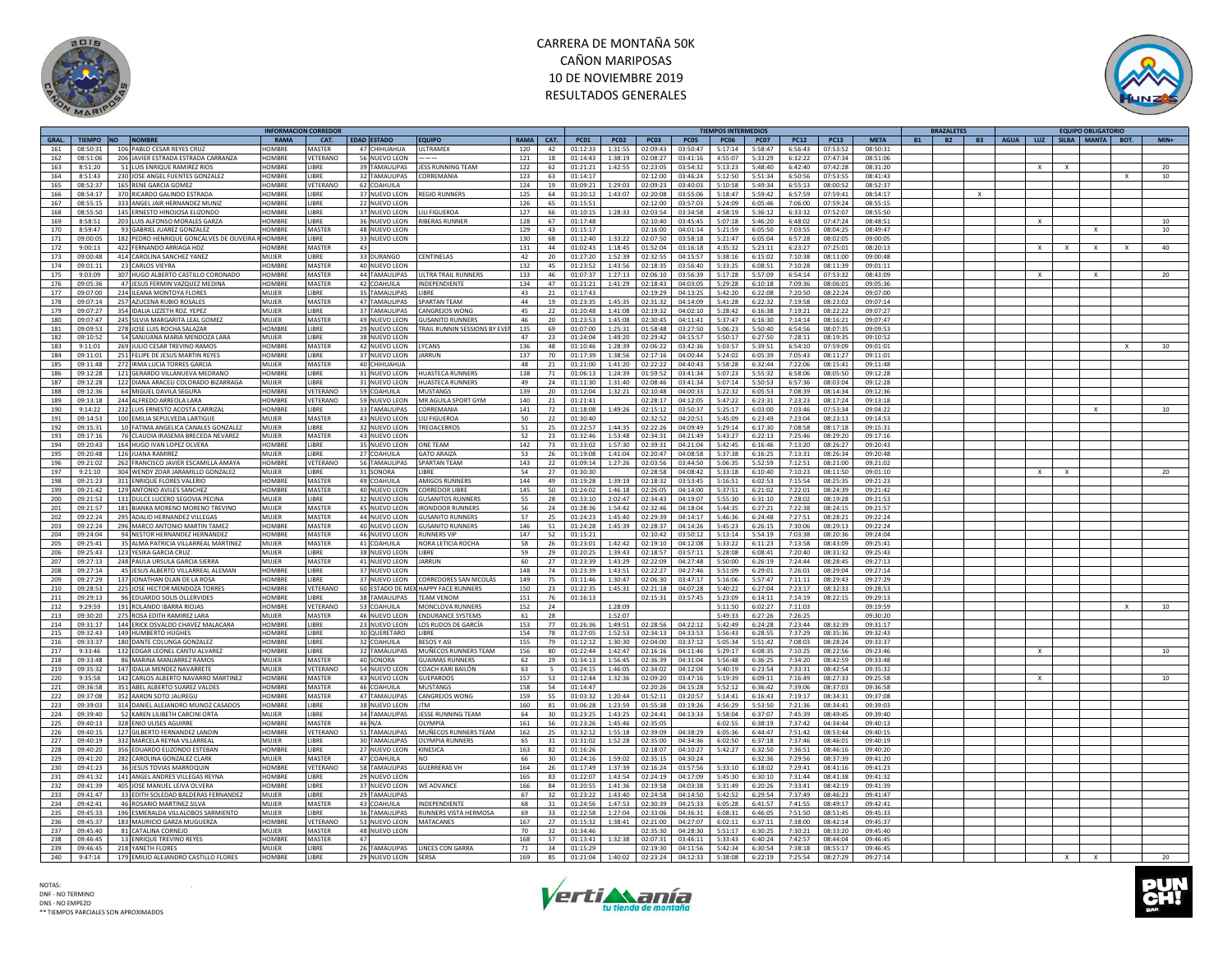# CARRERA DE MONTAÑA 50K
## CAÑON MARIPOSAS
## 10 DE NOVIEMBRE 2019
## RESULTADOS GENERALES

| INFORMACION CORREDOR | | | | | | | | | | | TIEMPOS INTERMEDIOS | | | | | | | | | BRAZALETES | | | EQUIPO OBLIGATORIO | | | | | |
|---|---|---|---|---|---|---|---|---|---|---|---|---|---|---|---|---|---|---|---|---|---|---|---|---|---|---|---|---|
| GRAL. | TIEMPO | NO | NOMBRE | RAMA | CAT. | EDAD | ESTADO | EQUIPO | RAMA | CAT. | PC01 | PC02 | PC03 | PC05 | PC06 | PC07 | PC12 | PC13 | META | B1 | B2 | B3 | AGUA | LUZ | SILBA | MANTA | BOT. | MIN+ |
| 161 | 08:50:31 | 106 | PABLO CESAR REYES CRUZ | HOMBRE | MASTER | 47 | CHIHUAHUA | ULTRAMEX | 120 | 42 | 01:12:33 | 1:31:55 | 02:09:43 | 03:50:47 | 5:17:14 | 5:58:47 | 6:56:43 | 07:53:52 | 08:50:31 | | | | | | | | | |
| 162 | 08:51:06 | 206 | JAVIER ESTRADA ESTRADA CARRANZA | HOMBRE | VETERANO | 56 | NUEVO LEON | ---- | 121 | 18 | 01:14:43 | 1:38:19 | 02:08:27 | 03:41:16 | 4:55:07 | 5:33:29 | 6:32:22 | 07:47:34 | 08:51:06 | | | | | | | | | |
| 163 | 8:51:20 | 51 | LUIS ENRIQUE RAMIREZ RIOS | HOMBRE | LIBRE | 39 | TAMAULIPAS | JESS RUNNING TEAM | 122 | 62 | 01:21:21 | 1:42:55 | 02:23:05 | 03:54:32 | 5:13:23 | 5:48:40 | 6:42:40 | 07:42:28 | 08:31:20 | | | | | X | X | | | 20 |
| 164 | 8:51:43 | 230 | JOSE ANGEL FUENTES GONZALEZ | HOMBRE | LIBRE | 32 | TAMAULIPAS | CORREMANIA | 123 | 63 | 01:14:17 | | 02:12:00 | 03:46:24 | 5:12:50 | 5:51:34 | 6:50:56 | 07:53:55 | 08:41:43 | | | | | | | | X | 10 |
| 165 | 08:52:37 | 165 | RENE GARCIA GOMEZ | HOMBRE | VETERANO | 62 | COAHUILA | | 124 | 19 | 01:09:21 | 1:29:03 | 02:09:23 | 03:40:03 | 5:10:58 | 5:49:34 | 6:55:13 | 08:00:52 | 08:52:37 | | | | | | | | | |
| 166 | 08:54:17 | 370 | RICARDO GALINDO ESTRADA | HOMBRE | LIBRE | 37 | NUEVO LEON | REGIO RUNNERS | 125 | 64 | 01:20:12 | 1:43:07 | 02:20:08 | 03:55:06 | 5:18:47 | 5:59:42 | 6:57:59 | 07:59:41 | 08:54:17 | | X | | | | | | | |
| 167 | 08:55:15 | 333 | ANGEL JAIR HERNANDEZ MUNIZ | HOMBRE | LIBRE | 22 | NUEVO LEON | | 126 | 65 | 01:15:51 | | 02:12:00 | 03:57:03 | 5:24:09 | 6:05:46 | 7:06:00 | 07:59:24 | 08:55:15 | | | | | | | | | |
| 168 | 08:55:50 | 145 | ERNESTO HINOJOSA ELIZONDO | HOMBRE | LIBRE | 37 | NUEVO LEON | LILI FIGUEROA | 127 | 66 | 01:10:15 | 1:28:33 | 02:03:54 | 03:34:58 | 4:58:19 | 5:36:12 | 6:33:32 | 07:52:07 | 08:55:50 | | | | | | | | | |
| 169 | 8:58:51 | 203 | LUIS ALFONSO MORALES GARZA | HOMBRE | LIBRE | 36 | NUEVO LEON | RIBERAS RUNNER | 128 | 67 | 01:17:48 | | 02:10:40 | 03:45:45 | 5:07:18 | 5:46:20 | 6:48:02 | 07:47:24 | 08:48:51 | | | | | X | | | | 10 |
| 170 | 8:59:47 | 93 | GABRIEL JUAREZ GONZALEZ | HOMBRE | MASTER | 48 | NUEVO LEON | | 129 | 43 | 01:15:17 | | 02:16:00 | 04:01:14 | 5:21:59 | 6:05:50 | 7:03:55 | 08:04:25 | 08:49:47 | | | | | | | X | | 10 |
| 171 | 09:00:05 | 182 | PEDRO HENRIQUE GONCALVES DE OLIVEIRA R | HOMBRE | LIBRE | 33 | NUEVO LEON | | 130 | 68 | 01:12:40 | 1:33:22 | 02:07:50 | 03:58:18 | 5:21:47 | 6:05:04 | 6:57:28 | 08:02:05 | 09:00:05 | | | | | | | | | |
| 172 | 9:00:13 | 422 | FERNANDO ARRIAGA HDZ | HOMBRE | MASTER | 43 | | | 131 | 44 | 01:02:43 | 1:18:45 | 01:52:04 | 03:16:18 | 4:35:32 | 5:23:11 | 6:23:27 | 07:25:01 | 08:20:13 | | | | | X | X | X | X | 40 |
| 173 | 09:00:48 | 414 | CAROLINA SANCHEZ YANEZ | MUJER | LIBRE | 33 | DURANGO | CENTINELAS | 42 | 20 | 01:27:20 | 1:52:39 | 02:32:55 | 04:15:57 | 5:38:16 | 6:15:02 | 7:10:38 | 08:11:00 | 09:00:48 | | | | | | | | | |
| 174 | 09:01:11 | 23 | CARLOS VIEYRA | HOMBRE | MASTER | 40 | NUEVO LEON | | 132 | 45 | 01:23:52 | 1:43:56 | 02:18:35 | 03:56:40 | 5:33:25 | 6:08:51 | 7:10:28 | 08:11:39 | 09:01:11 | | | | | | | | | |
| 175 | 9:03:09 | 307 | HUGO ALBERTO CASTILLO CORONADO | HOMBRE | MASTER | 44 | TAMAULIPAS | ULTRA TRAIL RUNNERS | 133 | 46 | 01:07:37 | 1:27:13 | 02:06:10 | 03:56:39 | 5:17:28 | 5:57:09 | 6:54:14 | 07:53:32 | 08:43:09 | | | | | X | | X | | 20 |
| 176 | 09:05:36 | 47 | JESUS FERMIN VAZQUEZ MEDINA | HOMBRE | MASTER | 42 | COAHUILA | INDEPENDIENTE | 134 | 47 | 01:21:21 | 1:41:29 | 02:18:43 | 04:03:05 | 5:29:28 | 6:10:18 | 7:09:36 | 08:06:01 | 09:05:36 | | | | | | | | | |
| 177 | 09:07:00 | 234 | ILEANA MONTOYA FLORES | MUJER | LIBRE | 35 | TAMAULIPAS | LIBRE | 43 | 21 | 01:17:43 | | 02:19:29 | 04:13:25 | 5:42:20 | 6:22:08 | 7:20:50 | 08:22:24 | 09:07:00 | | | | | | | | | |
| 178 | 09:07:14 | 257 | AZUCENA RUBIO ROSALES | MUJER | MASTER | 47 | TAMAULIPAS | SPARTAN TEAM | 44 | 19 | 01:23:35 | 1:45:35 | 02:31:32 | 04:14:09 | 5:41:28 | 6:22:32 | 7:19:58 | 08:23:02 | 09:07:14 | | | | | | | | | |
| 179 | 09:07:27 | 354 | IDALIA LIZZETH RDZ. YEPEZ | MUJER | LIBRE | 37 | TAMAULIPAS | CANGREJOS WONG | 45 | 22 | 01:20:48 | 1:41:08 | 02:19:32 | 04:02:10 | 5:28:42 | 6:16:38 | 7:19:21 | 08:22:22 | 09:07:27 | | | | | | | | | |
| 180 | 09:07:47 | 245 | SILVIA MARGARITA LEAL GOMEZ | MUJER | MASTER | 49 | NUEVO LEON | GUSANITO RUNNERS | 46 | 20 | 01:23:53 | 1:45:08 | 02:30:45 | 04:11:41 | 5:37:47 | 6:16:30 | 7:14:14 | 08:16:21 | 09:07:47 | | | | | | | | | |
| 181 | 09:09:53 | 278 | JOSE LUIS ROCHA SALAZAR | HOMBRE | LIBRE | 29 | NUEVO LEON | TRAIL RUNNIN SESSIONS BY EVEN | 135 | 69 | 01:07:00 | 1:25:31 | 01:58:48 | 03:27:50 | 5:06:23 | 5:50:40 | 6:54:56 | 08:07:35 | 09:09:53 | | | | | | | | | |
| 182 | 09:10:52 | 54 | SANJUANA MARIA MENDOZA LARA | MUJER | LIBRE | 38 | NUEVO LEON | | 47 | 23 | 01:24:04 | 1:49:20 | 02:29:42 | 04:15:57 | 5:50:17 | 6:27:50 | 7:28:11 | 08:19:35 | 09:10:52 | | | | | | | | | |
| 183 | 9:11:01 | 269 | JULIO CESAR TREVINO RAMOS | HOMBRE | MASTER | 42 | NUEVO LEON | LYCANS | 136 | 48 | 01:10:46 | 1:28:39 | 02:06:22 | 03:42:36 | 5:03:57 | 5:39:51 | 6:54:10 | 07:59:09 | 09:01:01 | | | | | | | | X | 10 |
| 184 | 09:11:01 | 251 | FELIPE DE JESUS MARTIN REYES | HOMBRE | LIBRE | 37 | NUEVO LEON | JARRUN | 137 | 70 | 01:17:39 | 1:38:56 | 02:17:16 | 04:00:44 | 5:24:02 | 6:05:39 | 7:05:43 | 08:11:27 | 09:11:01 | | | | | | | | | |
| 185 | 09:11:48 | 272 | IRMA LUCIA TORRES GARCIA | MUJER | MASTER | 40 | CHIHUAHUA | | 48 | 21 | 01:21:00 | 1:41:20 | 02:22:22 | 04:40:43 | 5:58:28 | 6:32:44 | 7:22:06 | 08:15:41 | 09:11:48 | | | | | | | | | |
| 186 | 09:12:28 | 121 | GERARDO VILLANUEVA MEDRANO | HOMBRE | LIBRE | 31 | NUEVO LEON | HUASTECA RUNNERS | 138 | 71 | 01:06:13 | 1:24:39 | 01:59:52 | 03:41:34 | 5:07:23 | 5:55:32 | 6:58:06 | 08:05:50 | 09:12:28 | | | | | | | | | |
| 187 | 09:12:28 | 122 | DIANA ARACELI COLORADO BIZARRAGA | MUJER | LIBRE | 31 | NUEVO LEON | HUASTECA RUNNERS | 49 | 24 | 01:11:30 | 1:31:40 | 02:08:46 | 03:41:34 | 5:07:14 | 5:50:53 | 6:57:36 | 08:03:04 | 09:12:28 | | | | | | | | | |
| 188 | 09:12:36 | 64 | MIGUEL DAVILA SEGURA | HOMBRE | VETERANO | 59 | COAHUILA | MUSTANGS | 139 | 20 | 01:12:04 | 1:32:21 | 02:10:48 | 04:00:33 | 5:22:32 | 6:05:53 | 7:08:39 | 08:14:34 | 09:12:36 | | | | | | | | | |
| 189 | 09:13:18 | 244 | ALFREDO ARREOLA LARA | HOMBRE | VETERANO | 59 | NUEVO LEON | MR AGUILA SPORT GYM | 140 | 21 | 01:21:41 | | 02:28:17 | 04:12:05 | 5:47:22 | 6:23:31 | 7:23:23 | 08:17:24 | 09:13:18 | | | | | | | | | |
| 190 | 9:14:22 | 232 | LUIS ERNESTO ACOSTA CARRIZAL | HOMBRE | LIBRE | 33 | TAMAULIPAS | CORREMANIA | 141 | 72 | 01:18:08 | 1:49:26 | 02:15:12 | 03:50:37 | 5:25:17 | 6:03:00 | 7:03:46 | 07:53:34 | 09:04:22 | | | | | | | X | | 10 |
| 191 | 09:14:53 | 100 | EMILIA SEPULVEDA LARTIGUE | MUJER | MASTER | 43 | NUEVO LEON | LILI FIGUEROA | 50 | 22 | 01:30:40 | | 02:32:52 | 04:20:51 | 5:45:09 | 6:23:49 | 7:23:04 | 08:23:13 | 09:14:53 | | | | | | | | | |
| 192 | 09:15:31 | 10 | FATIMA ANGELICA CANALES GONZALEZ | MUJER | LIBRE | 32 | NUEVO LEON | TREOACERROS | 51 | 25 | 01:22:57 | 1:44:35 | 02:22:26 | 04:09:49 | 5:29:14 | 6:17:30 | 7:08:58 | 08:17:18 | 09:15:31 | | | | | | | | | |
| 193 | 09:17:16 | 76 | CLAUDIA IRASEMA BRECEDA NEVAREZ | MUJER | MASTER | 43 | NUEVO LEON | | 52 | 23 | 01:32:46 | 1:53:48 | 02:34:31 | 04:21:49 | 5:43:27 | 6:22:13 | 7:25:46 | 08:29:20 | 09:17:16 | | | | | | | | | |
| 194 | 09:20:43 | 164 | HUGO IVAN LOPEZ OLVERA | HOMBRE | LIBRE | 35 | NUEVO LEON | ONE TEAM | 142 | 73 | 01:33:02 | 1:57:30 | 02:39:31 | 04:21:04 | 5:42:45 | 6:16:46 | 7:13:20 | 08:26:27 | 09:20:43 | | | | | | | | | |
| 195 | 09:20:48 | 126 | JUANA RAMIREZ | MUJER | LIBRE | 27 | COAHUILA | GATO ARAIZA | 53 | 26 | 01:19:08 | 1:41:04 | 02:20:47 | 04:08:58 | 5:37:38 | 6:16:25 | 7:13:31 | 08:26:34 | 09:20:48 | | | | | | | | | |
| 196 | 09:21:02 | 262 | FRANCISCO JAVIER ESCAMILLA AMAYA | HOMBRE | VETERANO | 56 | TAMAULIPAS | SPARTAN TEAM | 143 | 22 | 01:09:14 | 1:27:26 | 02:03:56 | 03:44:50 | 5:06:35 | 5:52:59 | 7:12:51 | 08:21:00 | 09:21:02 | | | | | | | | | |
| 197 | 9:21:10 | 304 | WENDY ZOAR JARAMILLO GONZALEZ | MUJER | LIBRE | 31 | SONORA | LIBRE | 54 | 27 | 01:30:30 | | 02:28:58 | 04:08:42 | 5:33:18 | 6:10:40 | 7:10:23 | 08:11:50 | 09:01:10 | | | | | X | X | | | 20 |
| 198 | 09:21:23 | 311 | ENRIQUE FLORES VALERIO | HOMBRE | MASTER | 49 | COAHUILA | AMIGOS RUNNERS | 144 | 49 | 01:19:28 | 1:39:19 | 02:18:32 | 03:53:45 | 5:16:51 | 6:02:53 | 7:15:54 | 08:25:35 | 09:21:23 | | | | | | | | | |
| 199 | 09:21:42 | 129 | ANTONIO AVILES SANCHEZ | HOMBRE | MASTER | 40 | NUEVO LEON | CORREDOR LIBRE | 145 | 50 | 01:24:02 | 1:46:18 | 02:26:05 | 04:14:00 | 5:37:51 | 6:21:02 | 7:22:01 | 08:24:39 | 09:21:42 | | | | | | | | | |
| 200 | 09:21:53 | 131 | DULCE LUCERO SEGOVIA PECINA | MUJER | LIBRE | 32 | NUEVO LEON | GUSANITOS RUNNERS | 55 | 28 | 01:33:10 | 2:02:47 | 02:34:43 | 04:19:07 | 5:55:30 | 6:31:10 | 7:28:02 | 08:19:28 | 09:21:53 | | | | | | | | | |
| 201 | 09:21:57 | 181 | BIANKA MORENO MORENO TREVINO | MUJER | MASTER | 45 | NUEVO LEON | IRONDOOR RUNNERS | 56 | 24 | 01:28:36 | 1:54:42 | 02:32:46 | 04:18:04 | 5:44:35 | 6:27:21 | 7:22:38 | 08:24:15 | 09:21:57 | | | | | | | | | |
| 202 | 09:22:24 | 295 | ADALID HERNANDEZ VILLEGAS | MUJER | MASTER | 44 | NUEVO LEON | GUSANITO RUNNERS | 57 | 25 | 01:24:23 | 1:45:40 | 02:29:39 | 04:14:17 | 5:46:36 | 6:24:48 | 7:27:51 | 08:28:21 | 09:22:24 | | | | | | | | | |
| 203 | 09:22:24 | 296 | MARCO ANTONIO MARTIN TAMEZ | HOMBRE | MASTER | 40 | NUEVO LEON | GUSANITO RUNNERS | 146 | 51 | 01:24:28 | 1:45:39 | 02:28:37 | 04:14:26 | 5:45:23 | 6:26:15 | 7:30:06 | 08:29:13 | 09:22:24 | | | | | | | | | |
| 204 | 09:24:04 | 94 | NESTOR HERNANDEZ HERNANDEZ | HOMBRE | MASTER | 46 | NUEVO LEON | RUNNERS VIP | 147 | 52 | 01:15:21 | | 02:10:42 | 03:50:12 | 5:13:14 | 5:54:19 | 7:03:38 | 08:20:36 | 09:24:04 | | | | | | | | | |
| 205 | 09:25:41 | 35 | ALMA PATRICIA VILLARREAL MARTINEZ | MUJER | MASTER | 41 | COAHUILA | NORA LETICIA ROCHA | 58 | 26 | 01:23:01 | 1:42:42 | 02:19:10 | 04:12:08 | 5:33:22 | 6:11:23 | 7:13:58 | 08:43:09 | 09:25:41 | | | | | | | | | |
| 206 | 09:25:43 | 123 | YESIKA GARCIA CRUZ | MUJER | LIBRE | 38 | NUEVO LEON | LIBRE | 59 | 29 | 01:20:25 | 1:39:43 | 02:18:57 | 03:57:11 | 5:28:08 | 6:08:41 | 7:20:40 | 08:31:32 | 09:25:43 | | | | | | | | | |
| 207 | 09:27:13 | 248 | PAULA URSULA GARCIA SIERRA | MUJER | MASTER | 41 | NUEVO LEON | JARRUN | 60 | 27 | 01:23:39 | 1:43:29 | 02:22:09 | 04:27:48 | 5:50:00 | 6:26:19 | 7:24:44 | 08:28:45 | 09:27:13 | | | | | | | | | |
| 208 | 09:27:14 | 45 | JESUS ALBERTO VILLARREAL ALEMAN | HOMBRE | LIBRE | 37 | NUEVO LEON | | 148 | 74 | 01:23:39 | 1:43:51 | 02:22:27 | 04:27:46 | 5:51:09 | 6:29:01 | 7:26:01 | 08:29:04 | 09:27:14 | | | | | | | | | |
| 209 | 09:27:29 | 137 | JONATHAN OLAN DE LA ROSA | HOMBRE | LIBRE | 37 | NUEVO LEON | CORREDORES SAN NICOLÁS | 149 | 75 | 01:11:46 | 1:30:47 | 02:06:30 | 03:47:17 | 5:16:06 | 5:57:47 | 7:11:11 | 08:29:43 | 09:27:29 | | | | | | | | | |
| 210 | 09:28:53 | 225 | JOSE HECTOR MENDOZA TORRES | HOMBRE | VETERANO | 60 | ESTADO DE MEX | HAPPY FACE RUNNERS | 150 | 23 | 01:22:35 | 1:45:31 | 02:21:18 | 04:07:28 | 5:40:22 | 6:27:04 | 7:23:17 | 08:32:33 | 09:28:53 | | | | | | | | | |
| 211 | 09:29:13 | 96 | EDUARDO SOLIS OLLERVIDES | HOMBRE | LIBRE | 38 | TAMAULIPAS | TEAM VENOM | 151 | 76 | 01:16:13 | | 02:15:31 | 03:57:45 | 5:23:09 | 6:14:11 | 7:14:19 | 08:22:15 | 09:29:13 | | | | | | | | | |
| 212 | 9:29:59 | 191 | ROLANDO IBARRA RIOJAS | HOMBRE | VETERANO | 53 | COAHUILA | MONCLOVA RUNNERS | 152 | 24 | | 1:28:09 | | | 5:11:50 | 6:02:27 | 7:11:03 | | 09:19:59 | | | | | | | | X | 10 |
| 213 | 09:30:20 | 275 | ROSA EDITH RAMIREZ LARA | MUJER | MASTER | 46 | NUEVO LEON | ENDURANCE SYSTEMS | 61 | 28 | | 1:52:07 | | | 5:49:33 | 6:27:26 | 7:26:25 | | 09:30:20 | | | | | | | | | |
| 214 | 09:31:17 | 144 | ERICK OSVALDO CHAVEZ MALACARA | HOMBRE | LIBRE | 23 | NUEVO LEON | LOS RUDOS DE GARCÍA | 153 | 77 | 01:26:36 | 1:49:51 | 02:28:56 | 04:22:12 | 5:42:49 | 6:24:28 | 7:23:44 | 08:32:39 | 09:31:17 | | | | | | | | | |
| 215 | 09:32:43 | 149 | HUMBERTO HUGHES | HOMBRE | LIBRE | 30 | QUERETARO | LIBRE | 154 | 78 | 01:27:05 | 1:52:53 | 02:34:13 | 04:33:53 | 5:56:43 | 6:28:55 | 7:37:29 | 08:35:36 | 09:32:43 | | | | | | | | | |
| 216 | 09:33:37 | 180 | DANTE COLUNGA GONZALEZ | HOMBRE | LIBRE | 32 | COAHUILA | BESOS Y ASI | 155 | 79 | 01:12:12 | 1:30:30 | 02:04:00 | 03:37:12 | 5:05:34 | 5:51:42 | 7:08:03 | 08:28:24 | 09:33:37 | | | | | | | | | |
| 217 | 9:33:46 | 132 | EDGAR LEONEL CANTU ALVAREZ | HOMBRE | LIBRE | 32 | TAMAULIPAS | MUÑECOS RUNNERS TEAM | 156 | 80 | 01:22:44 | 1:42:47 | 02:16:16 | 04:11:46 | 5:29:17 | 6:08:35 | 7:10:25 | 08:22:56 | 09:23:46 | | | | | X | | | | 10 |
| 218 | 09:33:48 | 86 | MARINA MANJARREZ RAMOS | MUJER | MASTER | 40 | SONORA | GUAIMAS RUNNERS | 62 | 29 | 01:34:13 | 1:56:45 | 02:36:39 | 04:31:04 | 5:56:48 | 6:36:25 | 7:34:20 | 08:42:59 | 09:33:48 | | | | | | | | | |
| 219 | 09:35:32 | 147 | IDALIA MENDEZ NAVARRETE | MUJER | VETERANO | 54 | NUEVO LEON | COACH KARI BAILÓN | 63 | 5 | 01:24:15 | 1:46:05 | 02:34:02 | 04:12:04 | 5:40:19 | 6:23:54 | 7:33:31 | 08:42:54 | 09:35:32 | | | | | | | | | |
| 220 | 9:35:58 | 142 | CARLOS ALBERTO NAVARRO MARTINEZ | HOMBRE | MASTER | 43 | NUEVO LEON | GUEPARDOS | 157 | 53 | 01:12:44 | 1:32:36 | 02:09:20 | 03:47:16 | 5:19:39 | 6:09:11 | 7:16:49 | 08:27:33 | 09:25:58 | | | | | X | | | | 10 |
| 221 | 09:36:58 | 351 | ABEL ALBERTO SUAREZ VALDES | HOMBRE | MASTER | 46 | COAHUILA | MUSTANGS | 158 | 54 | 01:14:47 | | 02:20:26 | 04:15:28 | 5:52:12 | 6:36:42 | 7:39:06 | 08:37:03 | 09:36:58 | | | | | | | | | |
| 222 | 09:37:08 | 352 | AARON SOTO JAUREGU | HOMBRE | MASTER | 47 | TAMAULIPAS | CANGREJOS WONG | 159 | 55 | 01:03:32 | 1:20:44 | 01:52:11 | 03:20:57 | 5:14:41 | 6:16:43 | 7:19:17 | 08:34:31 | 09:37:08 | | | | | | | | | |
| 223 | 09:39:03 | 314 | DANIEL ALEJANDRO MUNOZ CASADOS | HOMBRE | LIBRE | 38 | NUEVO LEON | JTM | 160 | 81 | 01:06:28 | 1:23:59 | 01:55:38 | 03:19:26 | 4:56:29 | 5:53:50 | 7:21:36 | 08:34:41 | 09:39:03 | | | | | | | | | |
| 224 | 09:39:40 | 52 | KAREN LILIBETH CARCINI ORTA | MUJER | LIBRE | 34 | TAMAULIPAS | JESSE RUNNING TEAM | 64 | 30 | 01:23:25 | 1:43:25 | 02:24:41 | 04:13:33 | 5:58:04 | 6:37:07 | 7:45:39 | 08:49:45 | 09:39:40 | | | | | | | | | |
| 225 | 09:40:13 | 328 | ENIO ULISES AGUIRRE | HOMBRE | MASTER | 46 | N/A | OLYMPIA | 161 | 56 | 01:23:26 | 1:45:46 | 02:35:05 | | 6:02:55 | 6:38:19 | 7:37:42 | 08:34:44 | 09:40:13 | | | | | | | | | |
| 226 | 09:40:15 | 127 | GILBERTO FERNANDEZ LANDIN | HOMBRE | VETERANO | 51 | TAMAULIPAS | MUÑECOS RUNNERS TEAM | 162 | 25 | 01:32:12 | 1:55:18 | 02:39:09 | 04:38:29 | 6:05:36 | 6:44:47 | 7:51:42 | 08:53:44 | 09:40:15 | | | | | | | | | |
| 227 | 09:40:19 | 332 | MARCELA REYNA VILLARREAL | MUJER | LIBRE | 30 | TAMAULIPAS | OLYMPIA RUNNERS | 65 | 31 | 01:31:02 | 1:52:28 | 02:35:00 | 04:34:36 | 6:02:50 | 6:37:18 | 7:37:46 | 08:46:01 | 09:40:19 | | | | | | | | | |
| 228 | 09:40:20 | 356 | EDUARDO ELIZONDO ESTEBAN | HOMBRE | LIBRE | 27 | NUEVO LEON | KINESICA | 163 | 82 | 01:16:26 | | 02:18:07 | 04:10:27 | 5:42:27 | 6:32:50 | 7:36:51 | 08:46:16 | 09:40:20 | | | | | | | | | |
| 229 | 09:41:20 | 282 | CAROLINA GONZALEZ CLARK | MUJER | MASTER | 47 | COAHUILA | NO | 66 | 30 | 01:24:16 | 1:59:02 | 02:35:15 | 04:30:24 | | 6:32:36 | 7:29:56 | 08:37:39 | 09:41:20 | | | | | | | | | |
| 230 | 09:41:23 | 36 | JESUS TOVIAS MARROQUIN | HOMBRE | VETERANO | 58 | TAMAULIPAS | GUERRERAS VH | 164 | 26 | 01:17:49 | 1:37:39 | 02:16:24 | 03:57:56 | 5:33:10 | 6:18:02 | 7:29:41 | 08:41:16 | 09:41:23 | | | | | | | | | |
| 231 | 09:41:32 | 141 | ANGEL ANDRES VILLEGAS REYNA | HOMBRE | LIBRE | 29 | NUEVO LEON | | 165 | 83 | 01:22:07 | 1:43:54 | 02:24:19 | 04:17:09 | 5:45:30 | 6:30:10 | 7:31:44 | 08:41:38 | 09:41:32 | | | | | | | | | |
| 232 | 09:41:39 | 405 | JOSE MANUEL LEIVA OLVERA | HOMBRE | LIBRE | 37 | NUEVO LEON | WE ADVANCE | 166 | 84 | 01:20:55 | 1:41:36 | 02:19:58 | 04:03:38 | 5:31:49 | 6:20:26 | 7:33:41 | 08:42:19 | 09:41:39 | | | | | | | | | |
| 233 | 09:41:47 | 33 | EDITH SOLEDAD BALDERAS FERNANDEZ | MUJER | LIBRE | 29 | TAMAULIPAS | | 67 | 32 | 01:23:22 | 1:43:40 | 02:24:58 | 04:14:50 | 5:42:52 | 6:29:54 | 7:37:49 | 08:46:23 | 09:41:47 | | | | | | | | | |
| 234 | 09:42:41 | 46 | ROSARIO MARTINEZ SILVA | MUJER | MASTER | 43 | COAHUILA | INDEPENDIENTE | 68 | 31 | 01:24:56 | 1:47:53 | 02:30:39 | 04:25:33 | 6:05:28 | 6:41:57 | 7:41:55 | 08:49:17 | 09:42:41 | | | | | | | | | |
| 235 | 09:45:33 | 196 | ESMERALDA VILLALOBOS SARMIENTO | MUJER | LIBRE | 36 | TAMAULIPAS | RUNNERS VISTA HERMOSA | 69 | 33 | 01:22:58 | 1:27:04 | 02:33:06 | 04:36:31 | 6:08:31 | 6:46:05 | 7:51:50 | 08:51:45 | 09:45:33 | | | | | | | | | |
| 236 | 09:45:37 | 183 | MAURICIO GARZA MUGUERZA | HOMBRE | VETERANO | 53 | NUEVO LEON | MATACANES | 167 | 27 | 01:15:32 | 1:38:41 | 02:21:00 | 04:27:07 | 6:02:11 | 6:37:11 | 7:38:00 | 08:42:14 | 09:45:37 | | | | | | | | | |
| 237 | 09:45:40 | 81 | CATALINA CORNEJO | MUJER | MASTER | 48 | NUEVO LEON | | 70 | 32 | 01:34:46 | | 02:35:30 | 04:28:30 | 5:51:17 | 6:30:25 | 7:30:21 | 08:33:20 | 09:45:40 | | | | | | | | | |
| 238 | 09:46:45 | 13 | ENRIQUE TREVINO REYES | HOMBRE | MASTER | 47 | | | 168 | 57 | 01:13:41 | 1:32:38 | 02:07:31 | 03:46:11 | 5:33:43 | 6:40:24 | 7:42:57 | 08:44:04 | 09:46:45 | | | | | | | | | |
| 239 | 09:46:45 | 218 | YANETH FLORES | MUJER | LIBRE | 26 | TAMAULIPAS | LINCES CON GARRA | 71 | 34 | 01:15:29 | | 02:19:30 | 04:11:56 | 5:42:34 | 6:30:54 | 7:38:18 | 08:55:17 | 09:46:45 | | | | | | | | | |
| 240 | 9:47:14 | 179 | EMILIO ALEJANDRO CASTILLO FLORES | HOMBRE | LIBRE | 29 | NUEVO LEON | SERSA | 169 | 85 | 01:21:04 | 1:40:02 | 02:23:24 | 04:12:33 | 5:38:08 | 6:22:19 | 7:25:54 | 08:27:29 | 09:27:14 | | | | | | X | X | | 20 |

NOTAS:
DNF - NO TERMINO
DNS - NO EMPEZO
** TIEMPOS PARCIALES SON APROXIMADOS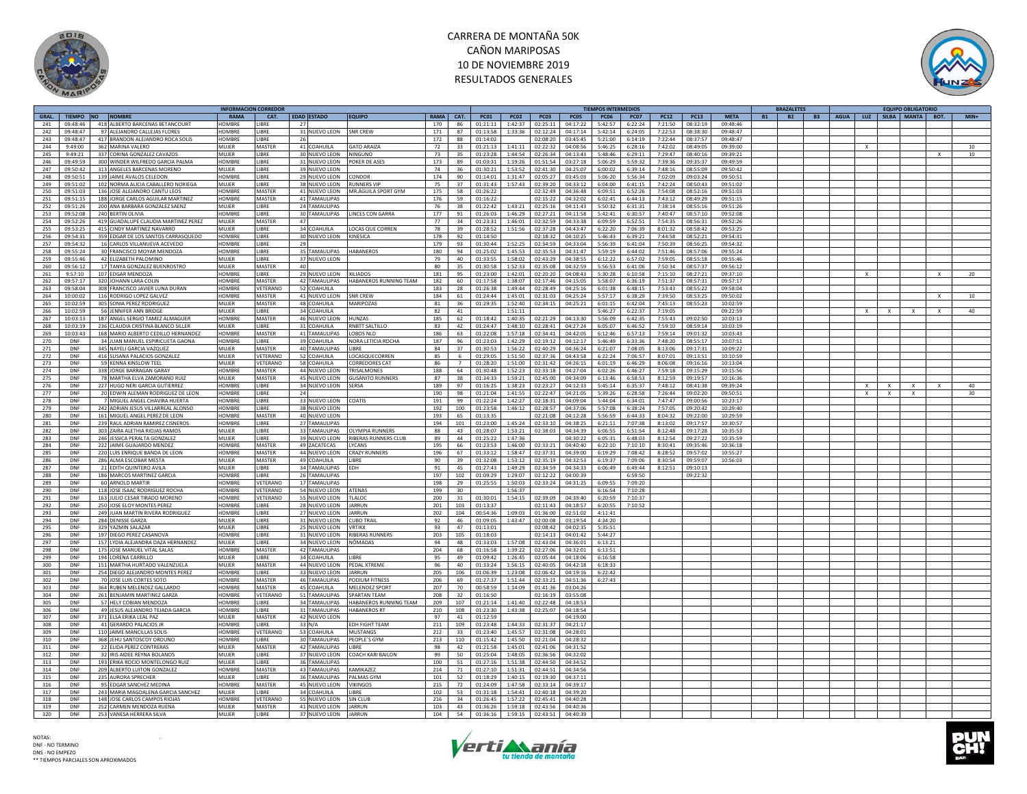# CARRERA DE MONTAÑA 50K
## CAÑON MARIPOSAS
## 10 DE NOVIEMBRE 2019
## RESULTADOS GENERALES

| INFORMACION CORREDOR | | | | | | | | | | | TIEMPOS INTERMEDIOS | | | | | | | | | BRAZALETES | | | EQUIPO OBLIGATORIO | | | | | |
|---|---|---|---|---|---|---|---|---|---|---|---|---|---|---|---|---|---|---|---|---|---|---|---|---|---|---|---|---|
| GRAL. | TIEMPO | NO | NOMBRE | RAMA | CAT. | EDAD | ESTADO | EQUIPO | RAMA | CAT. | PC01 | PC02 | PC03 | PC05 | PC06 | PC07 | PC12 | PC13 | META | B1 | B2 | B3 | AGUA | LUZ | SILBA | MANTA | BOT. | MIN+ |
| 241 | 09:48:46 | 418 | ALBERTO BARCENAS BETANCOURT | HOMBRE | LIBRE | 27 | | | 170 | 86 | 01:21:11 | 1:42:37 | 02:25:11 | 04:17:22 | 5:42:57 | 6:22:24 | 7:21:50 | 08:32:19 | 09:48:46 | | | | | | | | | |
| 242 | 09:48:47 | 97 | ALEJANDRO CALLEJAS FLORES | HOMBRE | LIBRE | 31 | NUEVO LEON | SNR CREW | 171 | 87 | 01:13:58 | 1:33:36 | 02:12:24 | 04:17:14 | 5:42:14 | 6:24:05 | 7:22:53 | 08:38:30 | 09:48:47 | | | | | | | | | |
| 243 | 09:48:47 | 417 | BRANDON ALEJANDRO ROCA SOLIS | HOMBRE | LIBRE | 26 | | | 172 | 88 | 01:14:02 | | 02:08:20 | 03:45:45 | 5:21:00 | 6:14:19 | 7:22:44 | 08:37:57 | 09:48:47 | | | | | | | | | |
| 244 | 9:49:00 | 362 | MARINA VALERO | MUJER | MASTER | 41 | COAHUILA | GATO ARAIZA | 72 | 33 | 01:21:13 | 1:41:11 | 02:22:32 | 04:08:56 | 5:46:25 | 6:28:16 | 7:42:02 | 08:49:05 | 09:39:00 | | | | | X | | | | 10 |
| 245 | 9:49:21 | 337 | CORINA GONZALEZ CAVAZOS | MUJER | LIBRE | 30 | NUEVO LEON | NINGUNO | 73 | 35 | 01:23:28 | 1:44:54 | 02:26:34 | 04:13:43 | 5:48:46 | 6:29:11 | 7:29:47 | 08:40:16 | 09:39:21 | | | | | | | | X | 10 |
| 246 | 09:49:59 | 300 | WINDER WILFREDO GARCIA PALMA | HOMBRE | LIBRE | 31 | NUEVO LEON | POKER DE ASES | 173 | 89 | 01:03:31 | 1:19:26 | 01:51:54 | 03:27:18 | 5:06:29 | 5:59:32 | 7:39:36 | 09:35:37 | 09:49:59 | | | | | | | | | |
| 247 | 09:50:42 | 313 | ANGELES BARCENAS MORENO | MUJER | LIBRE | 39 | NUEVO LEON | | 74 | 36 | 01:30:21 | 1:53:52 | 02:41:30 | 04:25:07 | 6:00:02 | 6:39:14 | 7:48:16 | 08:55:09 | 09:50:42 | | | | | | | | | |
| 248 | 09:50:51 | 139 | JAIME AVALOS CELEDON | HOMBRE | LIBRE | 29 | NUEVO LEON | CONDOR | 174 | 90 | 01:14:01 | 1:31:47 | 02:05:27 | 03:45:03 | 5:06:20 | 5:56:34 | 7:02:09 | 09:03:24 | 09:50:51 | | | | | | | | | |
| 249 | 09:51:02 | 102 | NORMA ALICIA CABALLERO NORIEGA | MUJER | LIBRE | 38 | NUEVO LEON | RUNNERS VIP | 75 | 37 | 01:31:43 | 1:57:43 | 02:39:20 | 04:33:12 | 6:04:00 | 6:41:15 | 7:42:24 | 08:50:43 | 09:51:02 | | | | | | | | | |
| 250 | 09:51:03 | 136 | JOSE ALEJANDRO CANTU LEOS | HOMBRE | MASTER | 41 | NUEVO LEON | MR.AGUILA SPORT GYM | 175 | 58 | 01:26:22 | | 02:32:49 | 04:36:48 | 6:09:51 | 6:52:26 | 7:54:08 | 08:52:16 | 09:51:03 | | | | | | | | | |
| 251 | 09:51:15 | 188 | JORGE CARLOS AGUILAR MARTINEZ | HOMBRE | MASTER | 41 | TAMAULIPAS | | 176 | 59 | 01:16:22 | | 02:15:22 | 04:32:02 | 6:02:41 | 6:44:13 | 7:43:12 | 08:49:29 | 09:51:15 | | | | | | | | | |
| 252 | 09:51:26 | 200 | ANA BARBARA GONZALEZ SAENZ | MUJER | LIBRE | 24 | TAMAULIPAS | | 76 | 38 | 01:22:42 | 1:43:21 | 02:25:16 | 04:11:43 | 5:50:32 | 6:31:31 | 7:38:14 | 08:55:16 | 09:51:26 | | | | | | | | | |
| 253 | 09:52:08 | 240 | BERTIN OLIVIA | HOMBRE | LIBRE | 30 | TAMAULIPAS | LINCES CON GARRA | 177 | 91 | 01:26:03 | 1:46:29 | 02:27:21 | 04:11:58 | 5:42:41 | 6:30:57 | 7:40:47 | 08:57:10 | 09:52:08 | | | | | | | | | |
| 254 | 09:52:26 | 419 | GUADALUPE CLAUDIA MARTINEZ PEREZ | MUJER | MASTER | 47 | | | 77 | 34 | 01:23:31 | 1:46:01 | 02:32:59 | 04:33:38 | 6:09:59 | 6:52:51 | 7:54:35 | 08:56:31 | 09:52:26 | | | | | | | | | |
| 255 | 09:53:25 | 415 | CINDY MARTINEZ NAVARRO | MUJER | LIBRE | 34 | COAHUILA | LOCAS QUE CORREN | 78 | 39 | 01:28:52 | 1:51:56 | 02:37:28 | 04:43:47 | 6:22:20 | 7:06:39 | 8:01:32 | 08:58:42 | 09:53:25 | | | | | | | | | |
| 256 | 09:54:31 | 359 | EDGAR DE LOS SANTOS CARRASQUEDO | HOMBRE | LIBRE | 30 | NUEVO LEON | KINESICA | 178 | 92 | 01:14:50 | | 02:18:32 | 04:10:25 | 5:46:43 | 6:39:21 | 7:44:58 | 08:52:21 | 09:54:31 | | | | | | | | | |
| 257 | 09:54:32 | 16 | CARLOS VILLANUEVA ACEVEDO | HOMBRE | LIBRE | 29 | | | 179 | 93 | 01:30:44 | 1:52:25 | 02:34:59 | 04:33:04 | 5:56:39 | 6:41:04 | 7:50:39 | 08:56:25 | 09:54:32 | | | | | | | | | |
| 258 | 09:55:24 | 30 | FRANCISCO MOYAR MENDOZA | HOMBRE | LIBRE | 35 | TAMAULIPAS | HABANEROS | 180 | 94 | 01:25:02 | 1:45:53 | 02:35:53 | 04:31:47 | 5:59:19 | 6:44:02 | 7:51:46 | 08:57:06 | 09:55:24 | | | | | | | | | |
| 259 | 09:55:46 | 42 | ELIZABETH PALOMINO | MUJER | LIBRE | 37 | NUEVO LEON | | 79 | 40 | 01:33:55 | 1:58:02 | 02:43:29 | 04:38:55 | 6:12:22 | 6:57:02 | 7:59:05 | 08:55:18 | 09:55:46 | | | | | | | | | |
| 260 | 09:56:12 | 17 | TANYA GONZALEZ BUENROSTRO | MUJER | MASTER | 40 | | | 80 | 35 | 01:30:58 | 1:52:33 | 02:35:08 | 04:32:59 | 5:56:53 | 6:41:06 | 7:50:34 | 08:57:37 | 09:56:12 | | | | | | | | | |
| 261 | 9:57:10 | 107 | EDGAR MENDOZA | HOMBRE | LIBRE | 29 | NUEVO LEON | XILIADOS | 181 | 95 | 01:23:00 | 1:42:01 | 02:20:20 | 04:08:43 | 5:30:28 | 6:10:58 | 7:15:10 | 08:27:21 | 09:37:10 | | | | | X | | | X | 20 |
| 262 | 09:57:17 | 320 | JOHANN LARA COLIN | HOMBRE | MASTER | 42 | TAMAULIPAS | HABANEROS RUNNING TEAM | 182 | 60 | 01:17:58 | 1:38:07 | 02:17:46 | 04:15:05 | 5:58:07 | 6:36:19 | 7:51:37 | 08:57:31 | 09:57:17 | | | | | | | | | |
| 263 | 09:58:04 | 308 | FRANCISCO JAVIER LUNA DURAN | HOMBRE | VETERANO | 52 | COAHUILA | | 183 | 28 | 01:26:38 | 1:49:44 | 02:28:49 | 04:25:16 | 6:01:38 | 6:48:15 | 7:53:43 | 08:55:22 | 09:58:04 | | | | | | | | | |
| 264 | 10:00:02 | 116 | RODRIGO LOPEZ GALVEZ | HOMBRE | MASTER | 41 | NUEVO LEON | SNR CREW | 184 | 61 | 01:24:44 | 1:45:01 | 02:31:03 | 04:25:24 | 5:57:17 | 6:38:29 | 7:39:50 | 08:53:25 | 09:50:02 | | | | | | | | X | 10 |
| 265 | 10:02:59 | 305 | SONIA PEREZ RODRIGUEZ | MUJER | MASTER | 48 | COAHUILA | MARIPOZAS | 81 | 36 | 01:29:35 | 1:52:40 | 02:34:15 | 04:25:21 | 6:01:15 | 6:42:04 | 7:45:13 | 08:55:23 | 10:02:59 | | | | | | | | | |
| 266 | 10:02:59 | 56 | JENNIFER ANN BRIDGE | MUJER | LIBRE | 34 | COAHUILA | | 82 | 41 | | 1:51:11 | | | 5:46:27 | 6:22:37 | 7:19:05 | | 09:22:59 | | | | | X | X | X | X | 40 |
| 267 | 10:03:13 | 187 | ANGEL SERGIO TAMEZ ALMAGUER | HOMBRE | MASTER | 46 | NUEVO LEON | HUNZAS | 185 | 62 | 01:18:42 | 1:40:35 | 02:21:29 | 04:13:30 | 5:56:09 | 6:42:35 | 7:55:43 | 09:02:50 | 10:03:13 | | | | | | | | | |
| 268 | 10:03:19 | 236 | CLAUDIA CRISTINA BLANCO SILLER | MUJER | LIBRE | 31 | COAHUILA | RNBTT SALTILLO | 83 | 42 | 01:24:47 | 1:48:10 | 02:28:41 | 04:27:24 | 6:05:07 | 6:46:52 | 7:59:10 | 08:59:14 | 10:03:19 | | | | | | | | | |
| 269 | 10:03:43 | 168 | MARIO ALBERTO CEDILLO HERNANDEZ | HOMBRE | MASTER | 41 | TAMAULIPAS | LOBOS NLD | 186 | 63 | 01:22:08 | 1:57:18 | 02:34:41 | 04:42:05 | 6:12:46 | 6:57:13 | 7:59:14 | 09:01:32 | 10:03:43 | | | | | | | | | |
| 270 | DNF | 34 | JUAN MANUEL ESPIRICUETA GAONA | HOMBRE | LIBRE | 39 | COAHUILA | NORA LETICIA ROCHA | 187 | 96 | 01:23:03 | 1:42:29 | 02:19:12 | 04:12:17 | 5:46:49 | 6:33:36 | 7:48:20 | 08:55:17 | 10:07:51 | | | | | | | | | |
| 271 | DNF | 345 | NAYELI GARCIA VAZQUEZ | MUJER | MASTER | 40 | TAMAULIPAS | LIBRE | 84 | 37 | 01:30:53 | 1:56:22 | 02:40:29 | 04:36:24 | 6:21:07 | 7:08:05 | 8:13:06 | 09:17:31 | 10:09:22 | | | | | | | | | |
| 272 | DNF | 416 | SUSANA PALACIOS GONZALEZ | MUJER | VETERANO | 52 | COAHUILA | LOCASQUECORREN | 85 | 6 | 01:29:05 | 1:51:50 | 02:37:36 | 04:43:58 | 6:22:24 | 7:06:57 | 8:07:01 | 09:13:51 | 10:10:59 | | | | | | | | | |
| 273 | DNF | 59 | KENNA KINSLOW TEEL | MUJER | VETERANO | 58 | COAHUILA | CORREDORES CAT | 86 | 7 | 01:28:20 | 1:51:00 | 02:31:42 | 04:26:15 | 6:01:19 | 6:46:29 | 8:06:08 | 09:16:16 | 10:13:04 | | | | | | | | | |
| 274 | DNF | 338 | JORGE BARRAGAN GARAY | HOMBRE | MASTER | 44 | NUEVO LEON | TRISALMONES | 188 | 64 | 01:30:48 | 1:52:23 | 02:33:18 | 04:27:04 | 6:02:26 | 6:46:27 | 7:59:18 | 09:15:29 | 10:15:56 | | | | | | | | | |
| 275 | DNF | 78 | MARTHA ELVA ZAMORANO RUIZ | MUJER | MASTER | 45 | NUEVO LEON | GUSANITO RUNNERS | 87 | 38 | 01:34:33 | 1:59:21 | 02:45:00 | 04:34:09 | 6:13:46 | 6:58:53 | 8:12:59 | 09:19:57 | 10:16:36 | | | | | | | | | |
| 276 | DNF | 227 | HUGO NERI GARCIA GUTIERREZ | HOMBRE | LIBRE | 34 | NUEVO LEON | SERSA | 189 | 97 | 01:16:25 | 1:38:23 | 02:23:27 | 04:12:33 | 5:45:14 | 6:35:37 | 7:48:12 | 08:41:38 | 09:39:24 | | | | | X | X | X | X | 40 |
| 277 | DNF | 20 | EDWIN ALEMAN RODRIGUEZ DE LEON | HOMBRE | LIBRE | 24 | | | 190 | 98 | 01:21:04 | 1:41:55 | 02:22:47 | 04:21:05 | 5:39:26 | 6:28:58 | 7:26:44 | 09:02:20 | 09:50:51 | | | | | X | X | X | | 30 |
| 278 | DNF | 7 | MIGUEL ANGEL CHAVIRA HUERTA | HOMBRE | LIBRE | 33 | NUEVO LEON | COATIS | 191 | 99 | 01:22:24 | 1:42:27 | 02:18:31 | 04:09:04 | 5:44:04 | 6:34:01 | 7:47:47 | 09:00:56 | 10:23:17 | | | | | | | | | |
| 279 | DNF | 242 | ADRIAN JESUS VILLARREAL ALONSO | HOMBRE | LIBRE | 38 | NUEVO LEON | | 192 | 100 | 01:23:58 | 1:46:12 | 02:28:57 | 04:37:06 | 5:57:08 | 6:38:24 | 7:57:05 | 09:20:42 | 10:29:40 | | | | | | | | | |
| 280 | DNF | 161 | MIGUEL ANGEL PEREZ DE LEON | HOMBRE | MASTER | 40 | NUEVO LEON | | 193 | 65 | 01:13:35 | | 02:21:08 | 04:12:28 | 5:56:59 | 6:44:33 | 8:04:32 | 09:22:00 | 10:29:59 | | | | | | | | | |
| 281 | DNF | 239 | RAUL ADRIAN RAMIREZ CISNEROS | HOMBRE | LIBRE | 27 | TAMAULIPAS | | 194 | 101 | 01:23:00 | 1:45:24 | 02:33:10 | 04:38:25 | 6:21:11 | 7:07:38 | 8:13:02 | 09:17:57 | 10:30:57 | | | | | | | | | |
| 282 | DNF | 303 | ZAIRA ALETHIA RIOJAS RAMOS | MUJER | LIBRE | 33 | TAMAULIPAS | OLYMPIA RUNNERS | 88 | 43 | 01:28:07 | 1:53:21 | 02:38:03 | 04:34:39 | 6:06:55 | 6:51:54 | 8:12:48 | 09:17:28 | 10:35:53 | | | | | | | | | |
| 283 | DNF | 246 | JESSICA PERALTA GONZALEZ | MUJER | LIBRE | 39 | NUEVO LEON | RIBERAS RUNNERS CLUB | 89 | 44 | 01:25:22 | 1:47:36 | | 04:30:22 | 6:05:31 | 6:48:03 | 8:12:54 | 09:27:22 | 10:35:59 | | | | | | | | | |
| 284 | DNF | 222 | JAIME GUAJARDO MENDEZ | HOMBRE | MASTER | 49 | ZACATECAS | LYCANS | 195 | 66 | 01:23:53 | 1:46:00 | 02:33:21 | 04:40:40 | 6:22:10 | 7:10:10 | 8:30:41 | 09:35:46 | 10:36:18 | | | | | | | | | |
| 285 | DNF | 220 | LUIS ENRIQUE BANDA DE LEON | HOMBRE | MASTER | 44 | NUEVO LEON | CRAZY RUNNERS | 196 | 67 | 01:33:12 | 1:58:47 | 02:37:31 | 04:39:00 | 6:19:29 | 7:08:42 | 8:28:52 | 09:57:02 | 10:55:27 | | | | | | | | | |
| 286 | DNF | 286 | ALMA ESCOBAR MESTA | MUJER | MASTER | 49 | COAHUILA | LIBRE | 90 | 39 | 01:32:08 | 1:53:12 | 02:35:19 | 04:32:53 | 6:19:37 | 7:09:06 | 8:30:54 | 09:59:07 | 10:56:03 | | | | | | | | | |
| 287 | DNF | 21 | EDITH QUINTERO AVILA | MUJER | LIBRE | 34 | TAMAULIPAS | EDH | 91 | 45 | 01:27:43 | 1:49:29 | 02:34:59 | 04:34:33 | 6:06:49 | 6:49:44 | 8:12:51 | 09:10:13 | | | | | | | | | | |
| 288 | DNF | 186 | MARCOS MARTINEZ GARCIA | HOMBRE | LIBRE | 26 | TAMAULIPAS | | 197 | 102 | 01:09:29 | 1:29:07 | 02:12:22 | 04:00:39 | | 6:59:50 | | 09:22:32 | | | | | | | | | | |
| 289 | DNF | 60 | ARNOLD MARTIR | HOMBRE | VETERANO | 17 | TAMAULIPAS | | 198 | 29 | 01:25:55 | 1:50:03 | 02:33:24 | 04:31:25 | 6:09:55 | 7:09:20 | | | | | | | | | | | | |
| 290 | DNF | 118 | JOSE ISAAC RODRIGUEZ ROCHA | HOMBRE | VETERANO | 54 | NUEVO LEON | ATENAS | 199 | 30 | | 1:56:37 | | | 6:16:54 | 7:10:28 | | | | | | | | | | | | |
| 291 | DNF | 163 | JULIO CESAR TIRADO MORENO | HOMBRE | VETERANO | 55 | NUEVO LEON | TLALOC | 200 | 31 | 01:30:01 | 1:54:15 | 02:39:09 | 04:39:40 | 6:20:59 | 7:10:37 | | | | | | | | | | | | |
| 292 | DNF | 250 | JOSE ELOY MONTES PEREZ | HOMBRE | LIBRE | 28 | NUEVO LEON | JARRUN | 201 | 103 | 01:13:37 | | 02:11:43 | 04:18:57 | 6:20:55 | 7:10:52 | | | | | | | | | | | | |
| 293 | DNF | 249 | JUAN MARTIN RIVERA RODRIGUEZ | HOMBRE | LIBRE | 27 | NUEVO LEON | JARRUN | 202 | 104 | 00:54:36 | 1:09:03 | 01:36:00 | 02:51:02 | 4:11:41 | | | | | | | | | | | | | |
| 294 | DNF | 284 | DENISSE GARZA | MUJER | LIBRE | 31 | NUEVO LEON | CUBO TRAIL | 92 | 46 | 01:09:05 | 1:43:47 | 02:00:08 | 03:19:54 | 4:34:20 | | | | | | | | | | | | | |
| 295 | DNF | 329 | YAZMIN SALAZAR | MUJER | LIBRE | 25 | NUEVO LEON | VRTIKX | 93 | 47 | 01:13:01 | | 02:08:42 | 04:02:35 | 5:35:51 | | | | | | | | | | | | | |
| 296 | DNF | 197 | DIEGO PEREZ CASANOVA | HOMBRE | LIBRE | 31 | NUEVO LEON | RIBERAS RUNNERS | 203 | 105 | 01:18:03 | | 02:14:13 | 04:01:42 | 5:44:27 | | | | | | | | | | | | | |
| 297 | DNF | 157 | LYDIA ALEJANDRA DAZA HERNANDEZ | MUJER | LIBRE | 34 | NUEVO LEON | NÓMADAS | 94 | 48 | 01:33:03 | 1:57:08 | 02:43:04 | 04:36:01 | 6:13:21 | | | | | | | | | | | | | |
| 298 | DNF | 175 | JOSE MANUEL VITAL SALAS | HOMBRE | MASTER | 42 | TAMAULIPAS | | 204 | 68 | 01:16:58 | 1:39:22 | 02:27:06 | 04:32:01 | 6:13:51 | | | | | | | | | | | | | |
| 299 | DNF | 194 | LORENA CARRILLO | MUJER | LIBRE | 34 | COAHUILA | LIBRE | 95 | 49 | 01:09:42 | 1:26:45 | 02:05:44 | 04:18:06 | 6:16:58 | | | | | | | | | | | | | |
| 300 | DNF | 151 | MARTHA HURTADO VALENZUELA | MUJER | MASTER | 44 | NUEVO LEON | PEDAL XTREME | 96 | 40 | 01:33:24 | 1:56:15 | 02:40:05 | 04:42:18 | 6:18:33 | | | | | | | | | | | | | |
| 301 | DNF | 254 | DIEGO ALEJANDRO MONTES PEREZ | HOMBRE | LIBRE | 33 | NUEVO LEON | JARRUN | 205 | 106 | 01:06:39 | 1:23:08 | 02:06:42 | 04:19:16 | 6:22:42 | | | | | | | | | | | | | |
| 302 | DNF | 70 | JOSE LUIS CORTES SOTO | HOMBRE | MASTER | 46 | TAMAULIPAS | PODIUM FITNESS | 206 | 69 | 01:27:37 | 1:51:44 | 02:33:21 | 04:51:36 | 6:27:43 | | | | | | | | | | | | | |
| 303 | DNF | 364 | RUBEN MELENDEZ GALLARDO | HOMBRE | MASTER | 45 | COAHUILA | MELENDEZ SPORT | 207 | 70 | 00:58:59 | 1:14:09 | 01:41:36 | 03:04:26 | | | | | | | | | | | | | | |
| 304 | DNF | 261 | BENJAMIN MARTINEZ GARZA | HOMBRE | VETERANO | 51 | TAMAULIPAS | SPARTAN TEAM | 208 | 32 | 01:16:50 | | 02:16:19 | 03:55:08 | | | | | | | | | | | | | | |
| 305 | DNF | 57 | HELY COBIAN MENDOZA | HOMBRE | LIBRE | 34 | TAMAULIPAS | HABANEROS RUNNING TEAM | 209 | 107 | 01:21:14 | 1:41:40 | 02:22:48 | 04:18:53 | | | | | | | | | | | | | | |
| 306 | DNF | 49 | JESUS ALEJANDRO TEJADA GARCIA | HOMBRE | LIBRE | 31 | TAMAULIPAS | HABANEROS RT | 210 | 108 | 01:23:30 | 1:43:38 | 02:25:07 | 04:18:54 | | | | | | | | | | | | | | |
| 307 | DNF | 371 | ELSA ERIKA LEAL PAZ | MUJER | MASTER | 42 | NUEVO LEON | | 97 | 41 | 01:12:59 | | | 04:19:00 | | | | | | | | | | | | | | |
| 308 | DNF | 41 | GERARDO PALACIOS JR | HOMBRE | LIBRE | 33 | N/A | EDH FIGHT TEAM | 211 | 109 | 01:23:48 | 1:44:33 | 02:31:37 | 04:21:17 | | | | | | | | | | | | | | |
| 309 | DNF | 110 | JAIME MANCILLAS SOLIS | HOMBRE | VETERANO | 53 | COAHUILA | MUSTANGS | 212 | 33 | 01:23:40 | 1:45:57 | 02:31:08 | 04:28:01 | | | | | | | | | | | | | | |
| 310 | DNF | 368 | JEHU SANTOSCOY ORDUNO | HOMBRE | LIBRE | 30 | TAMAULIPAS | PEOPLE´S GYM | 213 | 110 | 01:15:42 | 1:45:50 | 02:21:04 | 04:28:32 | | | | | | | | | | | | | | |
| 311 | DNF | 22 | ELIDA PEREZ CONTRERAS | MUJER | MASTER | 42 | TAMAULIPAS | LIBRE | 98 | 42 | 01:21:58 | 1:45:01 | 02:41:06 | 04:31:52 | | | | | | | | | | | | | | |
| 312 | DNF | 32 | IRIS AIDEE REYNA BOLANOS | MUJER | LIBRE | 37 | NUEVO LEON | COACH KARI BAILON | 99 | 50 | 01:25:04 | 1:48:05 | 02:36:56 | 04:32:02 | | | | | | | | | | | | | | |
| 313 | DNF | 193 | ERIKA ROCIO MONTELONGO RUIZ | MUJER | LIBRE | 36 | TAMAULIPAS | | 100 | 51 | 01:27:16 | 1:51:38 | 02:44:50 | 04:34:52 | | | | | | | | | | | | | | |
| 314 | DNF | 209 | ALBERTO LUITON GONZALEZ | HOMBRE | MASTER | 43 | TAMAULIPAS | KAMIKAZE | 214 | 71 | 01:27:10 | 1:51:31 | 02:44:51 | 04:34:56 | | | | | | | | | | | | | | |
| 315 | DNF | 235 | AURORA SPRECHER | MUJER | LIBRE | 36 | TAMAULIPAS | PALMAS GYM | 101 | 52 | 01:18:29 | 1:40:15 | 02:19:30 | 04:37:11 | | | | | | | | | | | | | | |
| 316 | DNF | 95 | EDGAR SANCHEZ MEDINA | HOMBRE | MASTER | 45 | NUEVO LEON | VIKINGOS | 215 | 72 | 01:24:09 | 1:47:58 | 02:33:14 | 04:39:17 | | | | | | | | | | | | | | |
| 317 | DNF | 243 | MARIA MAGDALENA GARCIA SANCHEZ | MUJER | LIBRE | 34 | COAHUILA | LIBRE | 102 | 53 | 01:31:18 | 1:54:41 | 02:40:18 | 04:39:20 | | | | | | | | | | | | | | |
| 318 | DNF | 148 | JOSE CARLOS CAMPOS RIOJAS | HOMBRE | VETERANO | 55 | NUEVO LEON | SIN CLUB | 216 | 34 | 01:26:45 | 1:57:22 | 02:45:41 | 04:40:28 | | | | | | | | | | | | | | |
| 319 | DNF | 252 | CARMEN MENDOZA RUENA | MUJER | MASTER | 41 | NUEVO LEON | JARRUN | 103 | 43 | 01:36:26 | 1:59:18 | 02:43:56 | 04:40:36 | | | | | | | | | | | | | | |
| 320 | DNF | 253 | VANESA HERRERA SILVA | MUJER | LIBRE | 37 | NUEVO LEON | JARRUN | 104 | 54 | 01:36:16 | 1:59:15 | 02:43:51 | 04:40:39 | | | | | | | | | | | | | | |

NOTAS:
DNF - NO TERMINO
DNS - NO EMPEZO
** TIEMPOS PARCIALES SON APROXIMADOS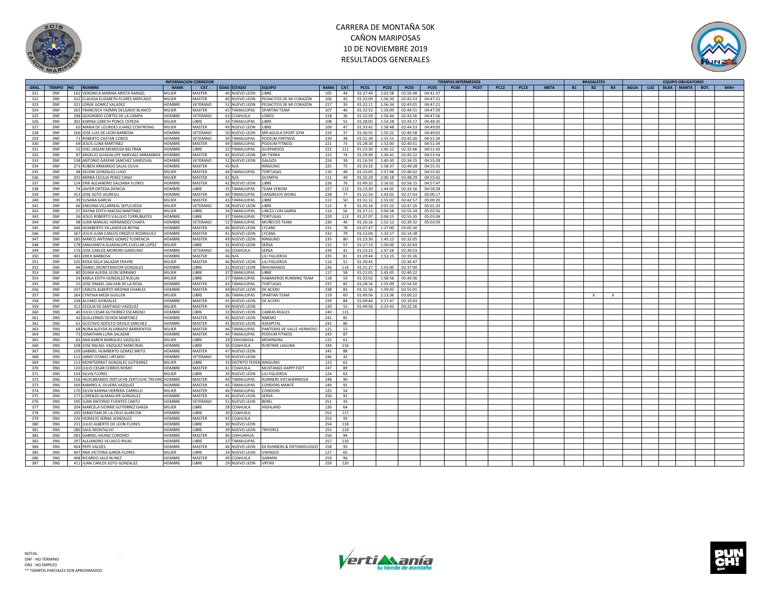# CARRERA DE MONTAÑA 50K
## CAÑON MARIPOSAS
## 10 DE NOVIEMBRE 2019
## RESULTADOS GENERALES

| | | INFORMACION CORREDOR | | | | | | | | | TIEMPOS INTERMEDIOS | | | | | | | | | | | BRAZALETES | | | EQUIPO OBLIGATORIO | | | | | |
|---|---|---|---|---|---|---|---|---|---|---|---|---|---|---|---|---|---|---|---|---|---|---|---|---|---|---|---|---|---|---|
| GRAL. | TIEMPO | NO | NOMBRE | RAMA | CAT. | EDAD | ESTADO | EQUIPO | RAMA | CAT. | PC01 | PC02 | PC03 | PC05 | PC06 | PC07 | PC12 | PC13 | META | B1 | B2 | B3 | AGUA | LUZ | SILBA | MANTA | BOT. | MIN+ |
| 321 | DNF | 162 | VERONICA MARINA ARISTA RANGEL | MUJER | MASTER | 40 | NUEVO LEON | LIBRE | 105 | 44 | 01:37:44 | 2:02:58 | 02:50:48 | 04:41:37 | | | | | | | | | | | | | | |
| 322 | DNF | 322 | CLAUDIA ELIZABETH FLORES MERCADO | MUJER | MASTER | 40 | NUEVO LEON | PEDACITOS DE MI CORAZÓN | 106 | 45 | 01:32:09 | 1:56:30 | 02:42:53 | 04:47:21 | | | | | | | | | | | | | | |
| 323 | DNF | 321 | JORGE GOMEZ VALADEZ | HOMBRE | VETERANO | 52 | NUEVO LEON | PEDACITOS DE MI CORAZÓN | 217 | 35 | 01:32:11 | 1:56:34 | 02:43:01 | 04:47:21 | | | | | | | | | | | | | | |
| 324 | DNF | 265 | FRANCISCA YAZMIN DELGADO BLANCO | MUJER | MASTER | 42 | TAMAULIPAS | SPARTAN TEAM | 107 | 46 | 01:32:52 | 1:59:09 | 02:49:51 | 04:47:29 | | | | | | | | | | | | | | |
| 325 | DNF | 298 | GERONIMO CORTES DE LA CAMPA | HOMBRE | VETERANO | 63 | COAHUILA | LOBOS | 218 | 36 | 01:32:59 | 1:56:44 | 02:43:56 | 04:47:56 | | | | | | | | | | | | | | |
| 326 | DNF | 302 | KARINA LIZBETH PONCE CEPEDA | MUJER | LIBRE | 34 | TAMAULIPAS | LIBRE | 108 | 55 | 01:28:05 | 1:54:28 | 02:43:17 | 04:48:35 | | | | | | | | | | | | | | |
| 327 | DNF | 65 | MARIA DE LOURDES JUAREZ CONTRERAS | MUJER | MASTER | 49 | NUEVO LEON | LIBRE | 109 | 47 | 01:33:42 | 1:58:48 | 02:44:53 | 04:49:00 | | | | | | | | | | | | | | |
| 328 | DNF | 166 | JOSE LUIS DE LEON BARBOSA | HOMBRE | VETERANO | 50 | NUEVO LEON | MR.AGUILA SPORT GYM | 219 | 37 | 01:30:55 | 1:55:22 | 02:40:58 | 04:49:01 | | | | | | | | | | | | | | |
| 329 | DNF | 71 | ROBERTO CASTAN COBOS | HOMBRE | VETERANO | 50 | TAMAULIPAS | PODIUM FINTNESS | 220 | 38 | 01:31:39 | 1:55:51 | 02:42:20 | 04:51:34 | | | | | | | | | | | | | | |
| 330 | DNF | 69 | JESUS LUNA MARTINEZ | HOMBRE | MASTER | 49 | TAMAULIPAS | PODIUM FITNESS | 221 | 73 | 01:28:16 | 1:52:00 | 02:40:51 | 04:51:34 | | | | | | | | | | | | | | |
| 331 | DNF | 53 | JOEL JASSAN MENDOZA BELTRAN | HOMBRE | LIBRE | 32 | TAMAULIPAS | GUEPARDOS | 222 | 111 | 01:23:30 | 1:45:12 | 02:32:46 | 04:51:43 | | | | | | | | | | | | | | |
| 332 | DNF | 87 | ARGELIO GUADALUPE NARVAEZ ARRAMBIDE | HOMBRE | MASTER | 45 | NUEVO LEON | MI TIERRA | 223 | 74 | 01:29:49 | 1:56:41 | 02:45:22 | 04:53:54 | | | | | | | | | | | | | | |
| 333 | DNF | 138 | ANTONIO GASPAR SANCHEZ SANDOVAL | HOMBRE | VETERANO | 52 | NUEVO LEON | GALGOS | 224 | 39 | 01:16:59 | 1:40:30 | 02:34:25 | 04:55:28 | | | | | | | | | | | | | | |
| 334 | DNF | 273 | RUBEN ARMANDO SALAS OLIVA | HOMBRE | MASTER | 43 | N/A | NINGUNO | 225 | 75 | 01:33:32 | 1:58:37 | 02:49:28 | 04:55:31 | | | | | | | | | | | | | | |
| 335 | DNF | 48 | SELENE GONZALEZ LUGO | MUJER | MASTER | 44 | TAMAULIPAS | TORTUGAS | 110 | 48 | 01:33:05 | 1:57:48 | 02:46:02 | 04:55:42 | | | | | | | | | | | | | | |
| 336 | DNF | 325 | MIRNA CECILIA PEREZ CANO | MUJER | MASTER | 41 | N/A | OLYMPIA | 111 | 49 | 01:35:29 | 2:00:18 | 02:48:29 | 04:55:42 | | | | | | | | | | | | | | |
| 337 | DNF | 124 | ERIK ALEJANDRO SALDANA FLORES | HOMBRE | MASTER | 42 | NUEVO LEON | LIBRE | 226 | 76 | 01:49:32 | 2:16:01 | 02:56:15 | 04:57:47 | | | | | | | | | | | | | | |
| 338 | DNF | 74 | JAVIER ORTEGA DENICIA | HOMBRE | LIBRE | 35 | TAMAULIPAS | TEAM VENOM | 227 | 112 | 01:23:30 | 1:44:05 | 02:33:16 | 04:58:28 | | | | | | | | | | | | | | |
| 339 | DNF | 353 | JOSE SOTO JAUREGU | HOMBRE | MASTER | 44 | TAMAULIPAS | CANGREJOS WONG | 228 | 77 | 01:22:54 | 1:43:01 | 02:27:03 | 05:00:17 | | | | | | | | | | | | | | |
| 340 | DNF | 39 | SUSANA GARCIA | MUJER | MASTER | 43 | TAMAULIPAS | LIBRE | 112 | 50 | 01:31:12 | 1:55:02 | 02:42:57 | 05:00:20 | | | | | | | | | | | | | | |
| 341 | DNF | 66 | ENEDINA VILLARREAL SEPULVEDA | MUJER | VETERANO | 58 | NUEVO LEON | LIBRE | 113 | 8 | 01:35:16 | 2:01:52 | 02:47:35 | 05:01:33 | | | | | | | | | | | | | | |
| 342 | DNF | 27 | DAYNA EDITH MACIAS MARTINEZ | MUJER | LIBRE | 34 | TAMAULIPAS | LINCES CON GARRA | 114 | 56 | 01:37:11 | 2:04:58 | 02:55:34 | 05:02:56 | | | | | | | | | | | | | | |
| 343 | DNF | 26 | JESUS ROBERTO VALLEJO TURRUBIATES | HOMBRE | LIBRE | 37 | TAMAULIPAS | TORTUGAS | 229 | 113 | 01:37:07 | 2:04:15 | 02:55:35 | 05:03:04 | | | | | | | | | | | | | | |
| 344 | DNF | 98 | JUAN MANUEL HERNANDEZ CHAPA | HOMBRE | VETERANO | 52 | TAMAULIPAS | MUÑECOS TEAM | 230 | 40 | 01:26:16 | 1:52:12 | 02:39:32 | 05:03:59 | | | | | | | | | | | | | | |
| 345 | DNF | 344 | HUMBERTO VILLANUEVA REYNA | HOMBRE | MASTER | 46 | NUEVO LEON | LYCANS | 231 | 78 | 01:07:47 | 1:27:00 | 02:05:30 | | | | | | | | | | | | | | | |
| 346 | DNF | 367 | JESUS JUAN CARLOS OROZCO RODRIGUEZ | HOMBRE | MASTER | 41 | NUEVO LEON | LYCANS | 232 | 79 | 01:13:04 | 1:33:17 | 02:14:38 | | | | | | | | | | | | | | | |
| 347 | DNF | 185 | MARCO ANTONIO GOMEZ FLORENCIA | HOMBRE | MASTER | 49 | NUEVO LEON | NINGUNO | 233 | 80 | 01:23:30 | 1:45:12 | 02:32:05 | | | | | | | | | | | | | | | |
| 348 | DNF | 178 | SANJUANITA GUADALUPE CUELLAR LOPEZ | MUJER | LIBRE | 35 | NUEVO LEON | SERSA | 115 | 57 | 01:27:13 | 1:50:00 | 02:32:43 | | | | | | | | | | | | | | | |
| 349 | DNF | 176 | JOSE CARLOS MORENO GARDUNO | HOMBRE | VETERANO | 56 | COAHUILA | SERSA | 234 | 41 | 01:23:23 | 1:47:28 | 02:34:53 | | | | | | | | | | | | | | | |
| 350 | DNF | 403 | ERICK BARBOSA | HOMBRE | MASTER | 46 | N/A | LILI FIGUEROA | 235 | 81 | 01:29:44 | 1:53:25 | 02:35:26 | | | | | | | | | | | | | | | |
| 351 | DNF | 105 | ROSA ISELA SALAZAR FRAYRE | MUJER | MASTER | 46 | NUEVO LEON | LILI FIGUEROA | 116 | 51 | 01:30:45 | | 02:36:47 | | | | | | | | | | | | | | | |
| 352 | DNF | 44 | DANIEL MONTEMAYOR GONZALEZ | HOMBRE | LIBRE | 31 | NUEVO LEON | INHUMANOS | 236 | 114 | 01:31:27 | 1:55:00 | 02:37:00 | | | | | | | | | | | | | | | |
| 353 | DNF | 80 | DUMA ALEIDA LEON SERRANO | MUJER | LIBRE | 37 | TAMAULIPAS | LIBRE | 117 | 58 | 01:22:01 | 1:45:05 | 02:40:22 | | | | | | | | | | | | | | | |
| 354 | DNF | 24 | KARLA EDITH GONZALEZ RUELAS | MUJER | LIBRE | 37 | TAMAULIPAS | HABANEROS RUNNING TEAM | 118 | 59 | 01:33:02 | 1:58:56 | 02:49:36 | | | | | | | | | | | | | | | |
| 355 | DNF | 25 | JOSE ISMAEL GALVAN DE LA ROSA | HOMBRE | MASTER | 43 | TAMAULIPAS | TORTUGAS | 237 | 82 | 01:28:16 | 1:55:09 | 02:54:50 | | | | | | | | | | | | | | | |
| 356 | DNF | 237 | CARLOS ALBERTO MEDINA CHARLES | HOMBRE | MASTER | 49 | NUEVO LEON | DE ACERO | 238 | 83 | 01:31:56 | 1:59:42 | 02:55:01 | | | | | | | | | | | | | | | |
| 357 | DNF | 264 | CYNTHIA MEZA GUILLEN | MUJER | LIBRE | 36 | TAMAULIPAS | SPARTAN TEAM | 119 | 60 | 01:49:56 | 2:13:36 | 03:00:22 | | | | | | | | | X | X | | | | | |
| 358 | DNF | 238 | ALVARO GONZALEZ | HOMBRE | MASTER | 45 | NUEVO LEON | DE ACERO | 239 | 84 | 01:49:44 | 2:17:47 | 03:10:03 | | | | | | | | | | | | | | | |
| 359 | DNF | 312 | CECILIA DE SANTIAGO VAZQUEZ | MUJER | MASTER | 44 | NUEVO LEON | | 120 | 52 | 01:49:56 | 2:23:43 | 03:22:26 | | | | | | | | | | | | | | | |
| 360 | DNS | 40 | JULIO CESAR GUTIERREZ ESCARENO | HOMBRE | LIBRE | 33 | NUEVO LEON | CABRAS REALES | 240 | 115 | | | | | | | | | | | | | | | | | | |
| 361 | DNS | 43 | GUILLERMO OCHOA MARTINEZ | HOMBRE | MASTER | 45 | NUEVO LEON | NNEMO | 241 | 85 | | | | | | | | | | | | | | | | | | |
| 362 | DNS | 61 | GUSTAVO ADOLFO DAVILA SANCHEZ | HOMBRE | MASTER | 45 | NUEVO LEON | 42KAPITAL | 242 | 86 | | | | | | | | | | | | | | | | | | |
| 363 | DNS | 68 | NORA ALEYDA ALVARADO BARRIENTOS | MUJER | MASTER | 46 | TAMAULIPAS | PANTERAS DE VALLE HERMOSO | 121 | 53 | | | | | | | | | | | | | | | | | | |
| 364 | DNS | 73 | JONATHAN LUNA SALAZAR | HOMBRE | MASTER | 44 | TAMAULIPAS | PODIUM FITNESS | 243 | 87 | | | | | | | | | | | | | | | | | | |
| 365 | DNS | 82 | ANA KAREN MARQUEZ VAZQUEZ | MUJER | LIBRE | 29 | CHIHUAHUA | MOHINORA | 122 | 61 | | | | | | | | | | | | | | | | | | |
| 366 | DNS | 108 | JOSE RAFAEL VAZQUEZ MANCINAS | HOMBRE | LIBRE | 36 | COAHUILA | RUNTIME LAGUNA | 244 | 116 | | | | | | | | | | | | | | | | | | |
| 367 | DNS | 109 | GABRIEL HUMBERTO GOMEZ BRITO | HOMBRE | MASTER | 47 | NUEVO LEON | | 245 | 88 | | | | | | | | | | | | | | | | | | |
| 368 | DNS | 112 | JAIME OTANEZ URTADO | HOMBRE | VETERANO | 59 | NUEVO LEON | | 246 | 42 | | | | | | | | | | | | | | | | | | |
| 369 | DNS | 113 | MONTSERRAT GONZALEZ GUTIERREZ | MUJER | LIBRE | 33 | DISTRITO FEDER | NINGUNO | 123 | 62 | | | | | | | | | | | | | | | | | | |
| 370 | DNS | 120 | JULIO CESAR CERROS ROMO | HOMBRE | MASTER | 41 | COAHUILA | MUSTANGS HAPPY FEET | 247 | 89 | | | | | | | | | | | | | | | | | | |
| 371 | DNS | 154 | SILVIA FLORES | MUJER | LIBRE | 39 | NUEVO LEON | LILI FIGUEROA | 124 | 63 | | | | | | | | | | | | | | | | | | |
| 372 | DNS | 156 | HEDILBRANDO ZERTUCHE ZERTUCHE TREVINO | HOMBRE | MASTER | 49 | TAMAULIPAS | RUNNERS VISTAHERMOSA | 248 | 90 | | | | | | | | | | | | | | | | | | |
| 373 | DNS | 169 | RAMIRO A. OLVERA VAZQUEZ | HOMBRE | MASTER | 45 | TAMAULIPAS | CONDORS MANTE | 249 | 91 | | | | | | | | | | | | | | | | | | |
| 374 | DNS | 170 | SILVIA KARINA HERRERA CARRILLO | MUJER | MASTER | 46 | TAMAULIPAS | CONDORS | 125 | 54 | | | | | | | | | | | | | | | | | | |
| 375 | DNS | 177 | LORENZO ALMAGUER GONZALEZ | HOMBRE | MASTER | 45 | NUEVO LEON | SERSA | 250 | 92 | | | | | | | | | | | | | | | | | | |
| 376 | DNS | 195 | JUAN ANTONIO FUENTES CANTU | HOMBRE | VETERANO | 51 | NUEVO LEON | BEREL | 251 | 43 | | | | | | | | | | | | | | | | | | |
| 377 | DNS | 204 | MARCELA IVONNE GUTIERREZ GARZA | MUJER | LIBRE | 28 | COAHUILA | HIGHLAND | 126 | 64 | | | | | | | | | | | | | | | | | | |
| 378 | DNS | 205 | SEBASTIAN DE LA CRUZ ALARCON | HOMBRE | LIBRE | 30 | COAHUILA | | 252 | 117 | | | | | | | | | | | | | | | | | | |
| 379 | DNS | 226 | HORACIO SERNA GONZALEZ | HOMBRE | MASTER | 43 | COAHUILA | | 253 | 93 | | | | | | | | | | | | | | | | | | |
| 380 | DNS | 231 | JULIO ALBERTO DE LEON FLORES | HOMBRE | LIBRE | 30 | NUEVO LEON | | 254 | 118 | | | | | | | | | | | | | | | | | | |
| 381 | DNS | 280 | SAUL MONTALVO | HOMBRE | LIBRE | 39 | NUEVO LEON | TRIFORCE | 255 | 119 | | | | | | | | | | | | | | | | | | |
| 382 | DNS | 283 | GABRIEL MUNIZ CORDERO | HOMBRE | MASTER | 40 | CHIHUAHUA | | 256 | 94 | | | | | | | | | | | | | | | | | | |
| 383 | DNS | 297 | ALEJANDRO VELASCO RIVAS | HOMBRE | LIBRE | 37 | TAMAULIPAS | | 257 | 120 | | | | | | | | | | | | | | | | | | |
| 384 | DNS | 404 | PEPE VALDES | HOMBRE | MASTER | 46 | NUEVO LEON | EX RUNNERS & ENTOMOLOGOS | 258 | 95 | | | | | | | | | | | | | | | | | | |
| 385 | DNS | 407 | ANA VICTORIA GARZA FLORES | MUJER | LIBRE | 34 | NUEVO LEON | VIKINGOS | 127 | 65 | | | | | | | | | | | | | | | | | | |
| 386 | DNS | 408 | RICARDO SALA NUNEZ | HOMBRE | MASTER | 49 | COAHUILA | GARMIN | 259 | 96 | | | | | | | | | | | | | | | | | | |
| 387 | DNS | 411 | JUAN CARLOS SOTO GONZALEZ | HOMBRE | LIBRE | 29 | NUEVO LEON | VRTIKX | 259 | 120 | | | | | | | | | | | | | | | | | | |

NOTAS:
DNF - NO TERMINO
DNS - NO EMPEZO
** TIEMPOS PARCIALES SON APROXIMADOS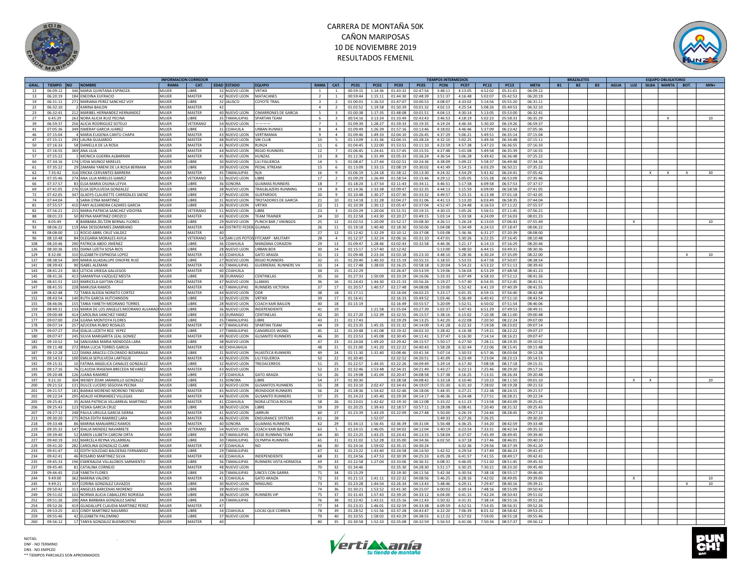# CARRERA DE MONTAÑA 50K
## CAÑON MARIPOSAS
## 10 DE NOVIEMBRE 2019
## RESULTADOS FEMENIL

| INFORMACION CORREDOR | | | | | | | | | | | TIEMPOS INTERMEDIOS | | | | | | | | | | BRAZALETES | | | EQUIPO OBLIGATORIO | | | | | |
|---|---|---|---|---|---|---|---|---|---|---|---|---|---|---|---|---|---|---|---|---|---|---|---|---|---|---|---|---|---|
| GRAL. | TIEMPO | NO | NOMBRE | RAMA | CAT. | EDAD | ESTADO | EQUIPO | RAMA | CAT. | PC01 | PC02 | PC03 | PC05 | PC06 | PC07 | PC12 | PC13 | META | B1 | B2 | B3 | AGUA | LUZ | SILBA | MANTA | BOT. | MIN+ |
| 12 | 06:09:12 | 346 | MARIA QUINTANA ESPINOZA | MUJER | LIBRE | 32 | NUEVO LEON | VRTIKX | 1 | 1 | 00:59:15 | 1:14:36 | 01:43:32 | 02:47:54 | 3:48:11 | 4:13:05 | 4:52:02 | 05:31:01 | 06:09:12 | | | | | | | | | |
| 13 | 06:20:19 | 184 | ENEDINA EUFRACIO | MUJER | MASTER | 42 | NUEVO LEON | MATACANES | 2 | 1 | 00:59:44 | 1:15:11 | 01:44:30 | 02:48:39 | 3:51:37 | 4:16:48 | 5:02:07 | 05:42:53 | 06:20:19 | | | | | | | | | |
| 19 | 06:31:11 | 271 | MARIANA PEREZ SANCHEZ VOY | MUJER | LIBRE | 32 | JALISCO | COYOTE TRAIL | 3 | 2 | 01:00:01 | 1:16:53 | 01:47:07 | 03:00:53 | 4:08:07 | 4:33:02 | 5:14:56 | 05:55:20 | 06:31:11 | | | | | | | | | |
| 22 | 06:32:10 | 2 | KARINA BAILON | MUJER | MASTER | 42 | | | 4 | 2 | 01:02:52 | 1:19:58 | 01:50:39 | 03:01:32 | 4:02:13 | 4:25:54 | 5:08:26 | 05:49:53 | 06:32:10 | | | | | | | | | |
| 23 | 06:32:41 | 212 | MARIBEL HERNANDEZ HERNANDEZ | MUJER | MASTER | 40 | NUEVO LEON | CIMARRONES DE GARCIA | 5 | 3 | 01:00:38 | 1:17:35 | 01:48:08 | 03:01:51 | 4:04:13 | 4:30:14 | 5:13:05 | 05:53:00 | 06:32:41 | | | | | | | | | |
| 27 | 6:45:29 | 263 | NORA ALICIA RUIZ PECINA | MUJER | LIBRE | 35 | TAMAULIPAS | SPARTAN TEAM | 6 | 3 | 00:54:16 | 3:13:24 | 01:33:49 | 02:43:43 | 3:46:53 | 4:18:19 | 5:02:23 | 05:58:33 | 06:35:29 | | | | | | | X | | 10 |
| 39 | 06:59:37 | 256 | ALICIA RODRIGUEZ SOTELO | MUJER | VETERANO | 54 | NUEVO LEON | ———— | 7 | 1 | 01:09:39 | 1:28:27 | 01:59:33 | 03:19:35 | 4:19:24 | 4:46:34 | 5:30:20 | 06:19:26 | 06:59:37 | | | | | | | | | |
| 41 | 07:05:36 | 349 | ISMERAY GARCIA JUAREZ | MUJER | LIBRE | 31 | COAHUILA | URBAN RUNNES | 8 | 4 | 01:09:49 | 1:26:39 | 01:57:16 | 03:13:46 | 4:18:02 | 4:46:46 | 5:37:09 | 06:23:42 | 07:05:36 | | | | | | | | | |
| 46 | 07:15:04 | 4 | MARIA EUGENIA CANTU CHAPA | MUJER | MASTER | 43 | NUEVO LEON | VERTIMANIA | 9 | 4 | 01:09:46 | 1:49:33 | 02:04:10 | 03:26:45 | 4:37:29 | 5:06:21 | 5:49:51 | 06:35:14 | 07:15:04 | | | | | | | | | |
| 47 | 07:15:11 | 293 | LAURA GUAJARDO | MUJER | MASTER | 48 | NUEVO LEON | SIN CLUB | 10 | 5 | 01:13:09 | 1:31:36 | 02:04:15 | 03:28:24 | 4:32:10 | 5:02:25 | 5:49:34 | 06:34:48 | 07:15:11 | | | | | | | | | |
| 50 | 07:16:33 | 58 | DANIELLA DE LA ROSA | MUJER | MASTER | 41 | NUEVO LEON | RUN24 | 11 | 6 | 01:04:45 | 1:22:00 | 01:53:51 | 03:11:10 | 4:23:59 | 4:57:38 | 5:47:23 | 06:36:55 | 07:16:33 | | | | | | | | | |
| 51 | 07:16:55 | 369 | ANA LILIA | MUJER | MASTER | 44 | NUEVO LEON | REGIO RUNNERS | 12 | 7 | 01:06:45 | 1:24:41 | 01:57:45 | 03:15:55 | 4:27:48 | 5:01:08 | 5:49:58 | 06:35:39 | 07:16:55 | | | | | | | | | |
| 57 | 07:25:22 | 1 | MONICA GUERRA ALBARRAN | MUJER | MASTER | 45 | NUEVO LEON | HUNZAS | 13 | 8 | 01:12:36 | 1:31:49 | 02:05:33 | 03:26:24 | 4:36:54 | 5:06:28 | 5:49:42 | 06:36:48 | 07:25:22 | | | | | | | | | |
| 60 | 07:34:16 | 174 | LYDIA MUNOZ MIRELES | MUJER | LIBRE | 30 | NUEVO LEON | LILI FIGUEROA | 14 | 5 | 01:08:47 | 1:27:44 | 02:02:51 | 03:24:36 | 4:38:09 | 5:09:22 | 5:58:37 | 06:49:48 | 07:34:16 | | | | | | | | | |
| 61 | 07:35:22 | 29 | ZAMARA YARENI DE LA ROSA BERMAN | MUJER | LIBRE | 39 | NUEVO LEON | PEDAL XTREAM | 15 | 6 | 01:13:09 | 1:33:15 | 02:08:19 | 03:30:02 | 4:41:49 | 5:14:15 | 6:03:29 | 06:50:21 | 07:35:22 | | | | | | | | | |
| 62 | 7:35:42 | 316 | ERICKA CERVANTES BARRERA | MUJER | MASTER | 45 | TAMAULIPAS | N/A | 16 | 9 | 01:06:19 | 1:24:18 | 01:58:12 | 03:13:30 | 4:24:32 | 4:54:29 | 5:41:42 | 06:24:41 | 07:05:42 | | | | | | X | X | X | 30 |
| 64 | 07:35:46 | 274 | ANA LILIA MIRELES GAMEZ | MUJER | VETERANO | 51 | NUEVO LEON | LIBRE | 17 | 2 | 01:09:29 | 1:26:49 | 01:58:54 | 03:15:46 | 4:29:12 | 5:05:05 | 5:55:28 | 06:53:09 | 07:35:46 | | | | | | | | | |
| 66 | 07:37:57 | 83 | ELSA MARIA OSUNA LEYVA | MUJER | LIBRE | 36 | SONORA | GUAIMAS RUNNERS | 18 | 7 | 01:18:24 | 1:37:54 | 02:11:43 | 03:34:11 | 4:46:51 | 5:17:58 | 6:09:58 | 06:57:53 | 07:37:57 | | | | | | | | | |
| 69 | 07:41:05 | 276 | ELSA SEPULVEDA GONZALEZ | MUJER | LIBRE | 38 | NUEVO LEON | TRAILBLAZERS RUNNING | 19 | 8 | 01:14:36 | 1:33:38 | 02:09:47 | 03:32:35 | 4:44:13 | 5:15:59 | 6:09:00 | 06:58:58 | 07:41:05 | | | | | | | | | |
| 72 | 07:42:05 | 347 | GLADYS CLAUDETTE CARRIZALES SAENZ | MUJER | LIBRE | 27 | NUEVO LEON | GUEPARDOS | 20 | 9 | 01:10:48 | 1:30:27 | 02:07:30 | 03:33:32 | 4:49:57 | 5:23:15 | 6:13:38 | 07:01:18 | 07:42:05 | | | | | | | | | |
| 74 | 07:44:04 | 3 | SARAI EYNA MARTINEZ | MUJER | LIBRE | 31 | NUEVO LEON | TROTADORES DE GARCÍA | 21 | 10 | 01:14:18 | 1:31:28 | 02:04:27 | 03:31:06 | 4:41:13 | 5:13:20 | 6:03:49 | 06:58:35 | 07:44:04 | | | | | | | | | |
| 81 | 07:55:57 | 410 | FANY ALEJANDRA CAZARES GARCIA | MUJER | LIBRE | 26 | NUEVO LEON | VRTIKX | 22 | 11 | 01:10:39 | 1:30:12 | 02:05:47 | 03:37:04 | 4:52:47 | 5:24:48 | 6:16:53 | 07:11:22 | 07:55:57 | | | | | | | | | |
| 82 | 07:56:21 | 215 | MARIA PATRICIA SANCHEZ VIDOYRA | MUJER | VETERANO | 51 | NUEVO LEON | LIBRE | 23 | 3 | 01:03:29 | 1:20:04 | 01:51:51 | 03:19:15 | 4:30:15 | 5:05:26 | 5:56:51 | 07:11:45 | 07:56:21 | | | | | | | | | |
| 88 | 08:01:23 | 50 | REYNA MARTINEZ OROZCO | MUJER | MASTER | 43 | NUEVO LEON | TEAM TRAINER | 24 | 10 | 01:22:58 | 1:43:30 | 02:20:27 | 03:49:15 | 5:03:14 | 5:33:58 | 6:24:09 | 07:16:03 | 08:01:23 | | | | | | | | | |
| 91 | 8:05:49 | 8 | BARBARA ZELTZIN BERNAL FLORES | MUJER | LIBRE | 29 | NUEVO LEON | PUNCH BAR / VIKINGOS | 25 | 12 | 01:02:53 | 1:20:09 | 01:52:17 | 03:08:30 | 4:26:11 | 5:26:24 | 6:13:03 | 07:06:43 | 07:55:49 | | | | | X | | | | 10 |
| 92 | 08:06:22 | 119 | ANA DESSOMMES ZAMBRANO | MUJER | MASTER | 44 | DISTRITO FEDERAL | GUANAS | 26 | 11 | 01:19:18 | 1:40:40 | 02:18:30 | 03:50:06 | 5:04:08 | 5:34:49 | 6:24:53 | 07:18:47 | 08:06:22 | | | | | | | | | |
| 93 | 08:08:00 | 11 | ROCIO ABRIL CRUZ VALDEZ | MUJER | MASTER | 40 | | | 27 | 12 | 01:12:42 | 1:32:29 | 02:10:12 | 03:37:08 | 5:03:08 | 5:36:36 | 6:31:27 | 07:20:39 | 08:08:00 | | | | | | | | | |
| 96 | 08:10:48 | 84 | OLEGARIA MORALES AVILA | MUJER | VETERANO | 54 | SAN LUIS POTOSI | FITCAMP - MILITARY | 28 | 4 | 01:12:37 | 1:32:24 | 02:06:16 | 03:31:10 | 4:47:01 | 5:30:26 | 6:22:25 | 07:16:45 | 08:10:48 | | | | | | | | | |
| 108 | 08:20:46 | 290 | PATRICIA ABDO JIMENEZ | MUJER | LIBRE | 36 | COAHUILA | MANZANA CORAZON | 29 | 13 | 01:09:47 | 1:28:46 | 02:02:43 | 03:32:58 | 4:46:36 | 5:21:17 | 6:14:13 | 07:16:29 | 08:20:46 | | | | | | | | | |
| 126 | 08:30:36 | 192 | DIANA LIZETH SOSA RIOS | MUJER | LIBRE | 28 | NUEVO LEON | URBAN BOX | 30 | 14 | 01:15:17 | 1:57:40 | 02:12:42 | | 5:13:00 | 5:48:50 | 6:44:15 | 03:49:31 | 08:30:36 | | | | | | | | | |
| 129 | 8:32:00 | 310 | ELIZABETH ESPINOSA LOPEZ | MUJER | MASTER | 43 | COAHUILA | GATO ARAIZA | 31 | 13 | 01:09:48 | 2:23:34 | 02:03:18 | 03:23:10 | 4:48:10 | 5:28:36 | 6:30:24 | 07:35:09 | 08:22:00 | | | | | | | | X | 10 |
| 137 | 08:38:54 | 309 | MARIA GUADALUPE ONOFRE RUIZ | MUJER | LIBRE | 27 | NUEVO LEON | REGIO RUNNERS | 32 | 15 | 01:20:40 | 1:40:10 | 02:15:19 | 03:55:15 | 5:18:55 | 5:53:55 | 6:47:58 | 07:50:07 | 08:38:54 | | | | | | | | | |
| 141 | 08:39:43 | 90 | ISABEL ALEMAN | MUJER | MASTER | 43 | TAMAULIPAS | GUERRERAS RUNNERS VH | 33 | 14 | 01:17:48 | 1:38:03 | 02:16:25 | 03:58:18 | 5:20:04 | 5:54:22 | 6:53:22 | 07:51:13 | 08:39:43 | | | | | | | | | |
| 143 | 08:41:23 | 363 | LETICIA URIEGA GALLEGOS | MUJER | MASTER | 40 | COAHUILA | | 34 | 15 | 01:22:29 | | 02:26:47 | 03:53:59 | 5:19:06 | 5:56:04 | 6:53:29 | 07:48:58 | 08:41:23 | | | | | | | | | |
| 145 | 08:41:26 | 413 | SAMANTHA VAZQUEZ MESTA | MUJER | LIBRE | 38 | DURANGO | CENTINELAS | 35 | 16 | 01:27:33 | 1:50:09 | 02:33:29 | 04:16:06 | 5:33:33 | 6:07:49 | 6:58:10 | 07:52:12 | 08:41:26 | | | | | | | | | |
| 146 | 08:41:51 | 103 | MARICELA GAYTAN CRUZ | MUJER | MASTER | 47 | NUEVO LEON | LLAMAS | 36 | 16 | 01:24:43 | 1:44:30 | 02:21:33 | 03:56:26 | 5:19:27 | 5:57:30 | 6:54:35 | 07:52:45 | 08:41:51 | | | | | | | | | |
| 147 | 08:41:55 | 228 | MARUSIA RAMOS | MUJER | MASTER | 42 | TAMAULIPAS | RUNNERS VICTORIA | 37 | 17 | 01:20:57 | 1:40:57 | 02:17:48 | 04:08:08 | 5:19:00 | 5:52:42 | 6:41:19 | 07:40:39 | 08:41:55 | | | | | | | | | |
| 149 | 08:42:48 | 72 | TANIA ALEIDA NORATO CORTEZ | MUJER | MASTER | 44 | NUEVO LEON | ODR | 38 | 18 | 01:17:11 | | 02:16:04 | 04:02:23 | 5:23:17 | 6:01:35 | 6:59:15 | 07:56:40 | 08:42:48 | | | | | | | | | |
| 152 | 08:43:54 | 140 | RUTH GARCIA HUTCHINSON | MUJER | LIBRE | 32 | NUEVO LEON | VRTIKX | 39 | 17 | 01:16:41 | | 02:16:33 | 03:49:52 | 5:03:46 | 5:36:49 | 6:40:42 | 07:51:10 | 08:43:54 | | | | | | | | | |
| 155 | 08:46:06 | 155 | TANIA YANETH MEDRANO TORRES | MUJER | LIBRE | 28 | NUEVO LEON | COACH KARI BAILON | 40 | 18 | 01:15:19 | | 02:16:49 | 03:55:57 | 5:20:09 | 5:52:51 | 6:50:02 | 07:51:54 | 08:46:06 | | | | | | | | | |
| 159 | 08:49:31 | 133 | MARIA DE LOS ANGELES MEDRANO ALVARADO | MUJER | LIBRE | 36 | NUEVO LEON | INDEPENDIENTE | 41 | 19 | | 1:21:58 | 01:55:04 | 03:27:39 | 5:02:37 | 5:47:43 | 6:51:29 | 07:49:53 | 08:49:31 | | | | | | | | | |
| 173 | 09:00:48 | 414 | CAROLINA SANCHEZ YANEZ | MUJER | LIBRE | 33 | DURANGO | CENTINELAS | 42 | 20 | 01:27:20 | 1:52:39 | 02:32:55 | 04:15:57 | 5:38:16 | 6:15:02 | 7:10:38 | 08:11:00 | 09:00:48 | | | | | | | | | |
| 177 | 09:07:00 | 234 | ILEANA MONTOYA FLORES | MUJER | LIBRE | 35 | TAMAULIPAS | LIBRE | 43 | 21 | 01:17:43 | | 02:19:29 | 04:13:25 | 5:42:20 | 6:22:08 | 7:20:50 | 08:22:24 | 09:07:00 | | | | | | | | | |
| 178 | 09:07:14 | 257 | AZUCENA RUBIO ROSALES | MUJER | MASTER | 47 | TAMAULIPAS | SPARTAN TEAM | 44 | 19 | 01:23:35 | 1:45:35 | 02:31:32 | 04:14:09 | 5:41:28 | 6:22:32 | 7:19:58 | 08:23:02 | 09:07:14 | | | | | | | | | |
| 179 | 09:07:27 | 354 | IDALIA LIZZETH RDZ. YEPEZ | MUJER | LIBRE | 37 | TAMAULIPAS | CANGREJOS WONG | 45 | 22 | 01:20:48 | 1:41:08 | 02:19:32 | 04:02:10 | 5:28:42 | 6:16:38 | 7:19:21 | 08:22:22 | 09:07:27 | | | | | | | | | |
| 180 | 09:07:47 | 245 | SILVIA MARGARITA LEAL GOMEZ | MUJER | MASTER | 49 | NUEVO LEON | GUSANITO RUNNERS | 46 | 20 | 01:23:53 | 1:45:08 | 02:30:45 | 04:11:41 | 5:37:47 | 6:16:30 | 7:14:14 | 08:16:21 | 09:07:47 | | | | | | | | | |
| 182 | 09:10:52 | 54 | SANJUANA MARIA MENDOZA LARA | MUJER | LIBRE | 38 | NUEVO LEON | | 47 | 23 | 01:24:04 | 1:49:20 | 02:29:42 | 04:15:57 | 5:50:17 | 6:27:50 | 7:28:11 | 08:19:35 | 09:10:52 | | | | | | | | | |
| 185 | 09:11:48 | 272 | IRMA LUCIA TORRES GARCIA | MUJER | MASTER | 40 | CHIHUAHUA | | 48 | 21 | 01:21:00 | 1:41:20 | 02:22:22 | 04:40:43 | 5:58:28 | 6:32:44 | 7:22:06 | 08:15:41 | 09:11:48 | | | | | | | | | |
| 187 | 09:12:28 | 122 | DIANA ARACELI COLORADO BIZARRAGA | MUJER | LIBRE | 31 | NUEVO LEON | HUASTECA RUNNERS | 49 | 24 | 01:11:30 | 1:31:40 | 02:08:46 | 03:41:34 | 5:07:14 | 5:50:53 | 6:57:36 | 08:03:04 | 09:12:28 | | | | | | | | | |
| 191 | 09:14:53 | 100 | EMILIA SEPULVEDA LARTIGUE | MUJER | MASTER | 43 | NUEVO LEON | LILI FIGUEROA | 50 | 22 | 01:30:40 | | 02:32:52 | 04:20:51 | 5:45:09 | 6:23:49 | 7:23:04 | 08:23:13 | 09:14:53 | | | | | | | | | |
| 192 | 09:15:31 | 10 | FATIMA ANGELICA CANALES GONZALEZ | MUJER | LIBRE | 32 | NUEVO LEON | TREOACERROS | 51 | 25 | 01:22:57 | 1:44:35 | 02:22:26 | 04:09:49 | 5:29:14 | 6:17:30 | 7:08:58 | 08:17:18 | 09:15:31 | | | | | | | | | |
| 193 | 09:17:16 | 76 | CLAUDIA IRASEMA BRECEDA NEVAREZ | MUJER | MASTER | 43 | NUEVO LEON | | 52 | 23 | 01:32:46 | 1:53:48 | 02:34:31 | 04:21:49 | 5:43:27 | 6:22:13 | 7:25:46 | 08:29:20 | 09:17:16 | | | | | | | | | |
| 195 | 09:20:48 | 126 | JUANA RAMIREZ | MUJER | LIBRE | 27 | COAHUILA | GATO ARAIZA | 53 | 26 | 01:19:08 | 1:41:04 | 02:20:47 | 04:08:58 | 5:37:38 | 6:16:25 | 7:13:31 | 08:26:34 | 09:20:48 | | | | | | | | | |
| 197 | 9:21:10 | 304 | WENDY ZOAR JARAMILLO GONZALEZ | MUJER | LIBRE | 31 | SONORA | LIBRE | 54 | 27 | 01:30:30 | | 02:28:58 | 04:08:42 | 5:33:18 | 6:10:40 | 7:10:23 | 08:11:50 | 09:01:10 | | | | | X | X | | | 20 |
| 200 | 09:21:53 | 131 | DULCE LUCERO SEGOVIA PECINA | MUJER | LIBRE | 32 | NUEVO LEON | GUSANITOS RUNNERS | 55 | 28 | 01:33:10 | 2:02:47 | 02:34:43 | 04:19:07 | 5:55:30 | 6:31:10 | 7:28:02 | 08:19:28 | 09:21:53 | | | | | | | | | |
| 201 | 09:21:57 | 181 | BIANKA MORENO MORENO TREVINO | MUJER | MASTER | 45 | NUEVO LEON | IRONDOOR RUNNERS | 56 | 24 | 01:28:36 | 1:54:42 | 02:32:46 | 04:18:04 | 5:44:35 | 6:27:21 | 7:22:38 | 08:24:15 | 09:21:57 | | | | | | | | | |
| 202 | 09:22:24 | 295 | ADALID HERNANDEZ VILLEGAS | MUJER | MASTER | 44 | NUEVO LEON | GUSANITO RUNNERS | 57 | 25 | 01:24:23 | 1:45:40 | 02:29:39 | 04:14:17 | 5:46:36 | 6:24:48 | 7:27:51 | 08:28:21 | 09:22:24 | | | | | | | | | |
| 205 | 09:25:41 | 35 | ALMA PATRICIA VILLARREAL MARTINEZ | MUJER | MASTER | 41 | COAHUILA | NORA LETICIA ROCHA | 58 | 26 | 01:23:01 | 1:42:42 | 02:19:10 | 04:12:08 | 5:33:22 | 6:11:23 | 7:13:58 | 08:43:09 | 09:25:41 | | | | | | | | | |
| 206 | 09:25:43 | 123 | YESIKA GARCIA CRUZ | MUJER | LIBRE | 38 | NUEVO LEON | LIBRE | 59 | 29 | 01:20:25 | 1:39:43 | 02:18:57 | 03:57:11 | 5:28:08 | 6:08:41 | 7:20:40 | 08:31:32 | 09:25:43 | | | | | | | | | |
| 207 | 09:27:13 | 248 | PAULA URSULA GARCIA SIERRA | MUJER | MASTER | 41 | NUEVO LEON | JARRUN | 60 | 27 | 01:23:39 | 1:43:29 | 02:22:09 | 04:27:48 | 5:50:00 | 6:26:19 | 7:24:44 | 08:28:45 | 09:27:13 | | | | | | | | | |
| 213 | 09:30:20 | 275 | ROSA EDITH RAMIREZ LARA | MUJER | MASTER | 46 | NUEVO LEON | ENDURANCE SYSTEMS | 61 | 28 | | 1:52:07 | | | 5:49:33 | 6:27:26 | 7:26:25 | | 09:30:20 | | | | | | | | | |
| 218 | 09:33:48 | 86 | MARINA MANJARREZ RAMOS | MUJER | MASTER | 40 | SONORA | GUAIMAS RUNNERS | 62 | 29 | 01:34:13 | 1:56:45 | 02:36:39 | 04:31:04 | 5:56:48 | 6:36:25 | 7:34:20 | 08:42:59 | 09:33:48 | | | | | | | | | |
| 219 | 09:35:32 | 147 | IDALIA MENDEZ NAVARRETE | MUJER | VETERANO | 54 | NUEVO LEON | COACH KARI BAILÓN | 63 | 5 | 01:24:15 | 1:46:05 | 02:34:02 | 04:12:04 | 5:40:19 | 6:23:54 | 7:33:31 | 08:42:54 | 09:35:32 | | | | | | | | | |
| 224 | 09:39:40 | 52 | KAREN LILIBETH CARCINI ORTA | MUJER | LIBRE | 34 | TAMAULIPAS | JESSE RUNNING TEAM | 64 | 30 | 01:23:25 | 1:43:25 | 02:24:41 | 04:13:33 | 5:58:04 | 6:37:07 | 7:45:39 | 08:49:45 | 09:39:40 | | | | | | | | | |
| 227 | 09:40:19 | 332 | MARCELA REYNA VILLARREAL | MUJER | LIBRE | 30 | TAMAULIPAS | OLYMPIA RUNNERS | 65 | 31 | 01:31:02 | 1:52:28 | 02:35:00 | 04:34:36 | 6:02:50 | 6:37:18 | 7:37:46 | 08:46:01 | 09:40:19 | | | | | | | | | |
| 229 | 09:41:20 | 282 | CAROLINA GONZALEZ CLARK | MUJER | MASTER | 47 | COAHUILA | NO | 66 | 30 | 01:24:16 | 1:59:02 | 02:35:15 | 04:30:24 | | 6:32:36 | 7:29:56 | 08:37:39 | 09:41:20 | | | | | | | | | |
| 233 | 09:41:47 | 33 | EDITH SOLEDAD BALDERAS FERNANDEZ | MUJER | LIBRE | 29 | TAMAULIPAS | | 67 | 32 | 01:23:22 | 1:43:40 | 02:24:58 | 04:14:50 | 5:42:52 | 6:29:54 | 7:37:49 | 08:46:23 | 09:41:47 | | | | | | | | | |
| 234 | 09:42:41 | 46 | ROSARIO MARTINEZ SILVA | MUJER | MASTER | 43 | COAHUILA | INDEPENDIENTE | 68 | 31 | 01:24:56 | 1:47:53 | 02:30:39 | 04:25:33 | 6:05:28 | 6:41:57 | 7:41:55 | 08:49:17 | 09:42:41 | | | | | | | | | |
| 235 | 09:45:33 | 196 | ESMERALDA VILLALOBOS SARMIENTO | MUJER | LIBRE | 36 | TAMAULIPAS | RUNNERS VISTA HERMOSA | 69 | 33 | 01:22:58 | 1:27:04 | 02:23:06 | 04:36:31 | 6:08:31 | 6:46:05 | 7:51:50 | 08:51:45 | 09:45:33 | | | | | | | | | |
| 237 | 09:45:40 | 81 | CATALINA CORNEJO | MUJER | MASTER | 48 | NUEVO LEON | | 70 | 32 | 01:34:46 | | 02:35:30 | 04:28:30 | 5:51:17 | 6:30:25 | 7:30:21 | 08:33:20 | 09:45:40 | | | | | | | | | |
| 239 | 09:46:45 | 218 | YANETH FLORES | MUJER | LIBRE | 26 | TAMAULIPAS | LINCES CON GARRA | 71 | 34 | 01:15:29 | | 02:19:30 | 04:11:56 | 5:42:34 | 6:30:54 | 7:38:18 | 08:55:17 | 09:46:45 | | | | | | | | | |
| 244 | 9:49:00 | 362 | MARINA VALERO | MUJER | MASTER | 41 | COAHUILA | GATO ARAIZA | 72 | 33 | 01:21:13 | 1:41:11 | 02:22:32 | 04:08:56 | 5:46:25 | 6:28:16 | 7:42:02 | 08:49:05 | 09:39:00 | | | | | X | | | | 10 |
| 245 | 9:49:21 | 337 | CORINA GONZALEZ CAVAZOS | MUJER | LIBRE | 30 | NUEVO LEON | NINGUNO | 73 | 35 | 01:23:28 | 1:44:54 | 02:26:34 | 04:13:43 | 5:48:46 | 6:29:11 | 7:29:47 | 08:40:16 | 09:39:21 | | | | | | | | X | 10 |
| 247 | 09:50:42 | 313 | ANGELES BARCENAS MORENO | MUJER | LIBRE | 39 | NUEVO LEON | | 74 | 36 | 01:30:21 | 1:53:52 | 02:41:30 | 04:25:07 | 6:00:02 | 6:39:14 | 7:48:16 | 08:55:09 | 09:50:42 | | | | | | | | | |
| 249 | 09:51:02 | 102 | NORMA ALICIA CABALLERO NORIEGA | MUJER | LIBRE | 38 | NUEVO LEON | RUNNERS VIP | 75 | 37 | 01:31:43 | 1:57:43 | 02:39:20 | 04:33:12 | 6:04:00 | 6:41:15 | 7:42:24 | 08:50:43 | 09:51:02 | | | | | | | | | |
| 252 | 09:51:26 | 200 | ANA BARBARA GONZALEZ SAENZ | MUJER | LIBRE | 24 | TAMAULIPAS | | 76 | 38 | 01:22:42 | 1:43:21 | 02:25:16 | 04:11:43 | 5:50:32 | 6:31:31 | 7:38:14 | 08:55:16 | 09:51:26 | | | | | | | | | |
| 254 | 09:52:26 | 419 | GUADALUPE CLAUDIA MARTINEZ PEREZ | MUJER | MASTER | 47 | | | 77 | 34 | 01:23:31 | 1:46:01 | 02:32:59 | 04:33:38 | 6:09:59 | 6:52:51 | 7:54:35 | 08:56:31 | 09:52:26 | | | | | | | | | |
| 255 | 09:53:25 | 415 | CINDY MARTINEZ NAVARRO | MUJER | LIBRE | 34 | COAHUILA | LOCAS QUE CORREN | 78 | 39 | 01:28:52 | 1:51:56 | 02:37:28 | 04:43:47 | 6:22:20 | 7:06:39 | 8:01:32 | 08:58:42 | 09:53:25 | | | | | | | | | |
| 259 | 09:55:46 | 42 | ELIZABETH PALOMINO | MUJER | LIBRE | 37 | NUEVO LEON | | 79 | 40 | 01:33:55 | 1:58:02 | 02:43:29 | 04:38:55 | 6:12:22 | 6:57:02 | 7:59:05 | 08:55:18 | 09:55:46 | | | | | | | | | |
| 260 | 09:56:12 | 17 | TANYA GONZALEZ BUENROSTRO | MUJER | MASTER | 40 | | | 80 | 35 | 01:30:58 | 1:52:33 | 02:35:08 | 04:32:59 | 5:56:53 | 6:41:06 | 7:50:34 | 08:57:37 | 09:56:12 | | | | | | | | | |

NOTAS:
DNF - NO TERMINO
DNS - NO EMPEZO
** TIEMPOS PARCIALES SON APROXIMADOS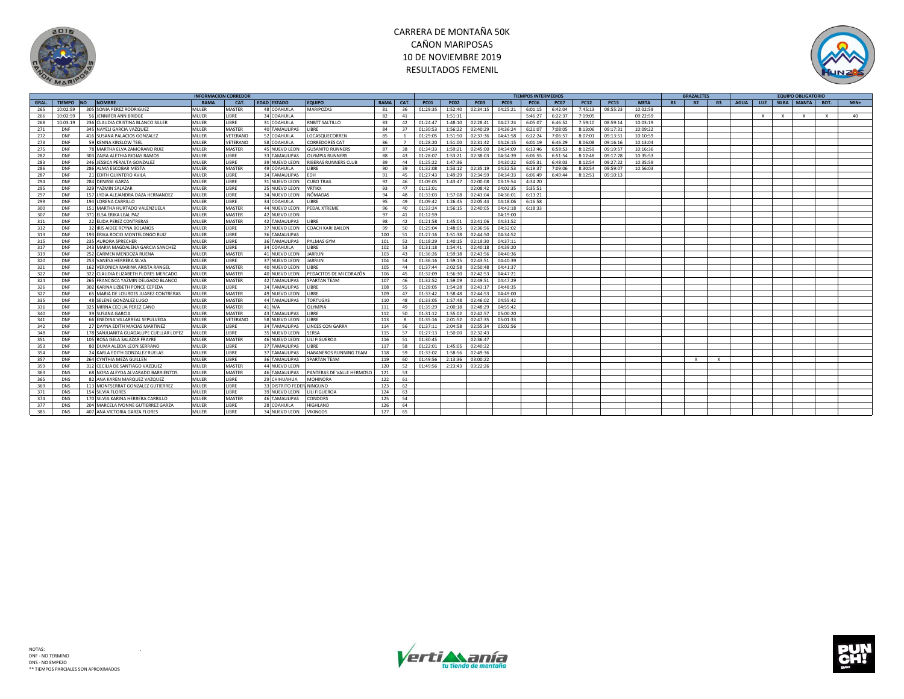# CARRERA DE MONTAÑA 50K
## CAÑON MARIPOSAS
## 10 DE NOVIEMBRE 2019
## RESULTADOS FEMENIL

| INFORMACION CORREDOR | | | | | | | | | | | TIEMPOS INTERMEDIOS | | | | | | | | | | BRAZALETES | | | EQUIPO OBLIGATORIO | | | | | |
|---|---|---|---|---|---|---|---|---|---|---|---|---|---|---|---|---|---|---|---|---|---|---|---|---|---|---|---|---|---|
| GRAL. | TIEMPO | NO | NOMBRE | RAMA | CAT. | EDAD | ESTADO | EQUIPO | RAMA | CAT. | PC01 | PC02 | PC03 | PC05 | PC06 | PC07 | PC12 | PC13 | META | B1 | B2 | B3 | AGUA | LUZ | SILBA | MANTA | BOT. | MIN+ |
| 265 | 10:02:59 | 305 | SONIA PEREZ RODRIGUEZ | MUJER | MASTER | 48 | COAHUILA | MARIPOZAS | 81 | 36 | 01:29:35 | 1:52:40 | 02:34:15 | 04:25:21 | 6:01:15 | 6:42:04 | 7:45:13 | 08:55:23 | 10:02:59 | | | | | | | | | |
| 266 | 10:02:59 | 56 | JENNIFER ANN BRIDGE | MUJER | LIBRE | 34 | COAHUILA | | 82 | 41 | | 1:51:11 | | | 5:46:27 | 6:22:37 | 7:19:05 | | 09:22:59 | | | | | X | X | X | X | 40 |
| 268 | 10:03:19 | 236 | CLAUDIA CRISTINA BLANCO SILLER | MUJER | LIBRE | 31 | COAHUILA | RNBTT SALTILLO | 83 | 42 | 01:24:47 | 1:48:10 | 02:28:41 | 04:27:24 | 6:05:07 | 6:46:52 | 7:59:10 | 08:59:14 | 10:03:19 | | | | | | | | | |
| 271 | DNF | 345 | NAYELI GARCIA VAZQUEZ | MUJER | MASTER | 40 | TAMAULIPAS | LIBRE | 84 | 37 | 01:30:53 | 1:56:22 | 02:40:29 | 04:36:24 | 6:21:07 | 7:08:05 | 8:13:06 | 09:17:31 | 10:09:22 | | | | | | | | | |
| 272 | DNF | 416 | SUSANA PALACIOS GONZALEZ | MUJER | VETERANO | 52 | COAHUILA | LOCASQUECORREN | 85 | 6 | 01:29:05 | 1:51:50 | 02:37:36 | 04:43:58 | 6:22:24 | 7:06:57 | 8:07:01 | 09:13:51 | 10:10:59 | | | | | | | | | |
| 273 | DNF | 59 | KENNA KINSLOW TEEL | MUJER | VETERANO | 58 | COAHUILA | CORREDORES CAT | 86 | 7 | 01:28:20 | 1:51:00 | 02:31:42 | 04:26:15 | 6:01:19 | 6:46:29 | 8:06:08 | 09:16:16 | 10:13:04 | | | | | | | | | |
| 275 | DNF | 78 | MARTHA ELVA ZAMORANO RUIZ | MUJER | MASTER | 45 | NUEVO LEON | GUSANITO RUNNERS | 87 | 38 | 01:34:33 | 1:59:21 | 02:45:00 | 04:34:09 | 6:13:46 | 6:58:53 | 8:12:59 | 09:19:57 | 10:16:36 | | | | | | | | | |
| 282 | DNF | 303 | ZAIRA ALETHIA RIOJAS RAMOS | MUJER | LIBRE | 33 | TAMAULIPAS | OLYMPIA RUNNERS | 88 | 43 | 01:28:07 | 1:53:21 | 02:38:03 | 04:34:39 | 6:06:55 | 6:51:54 | 8:12:48 | 09:17:28 | 10:35:53 | | | | | | | | | |
| 283 | DNF | 246 | JESSICA PERALTA GONZALEZ | MUJER | LIBRE | 39 | NUEVO LEON | RIBERAS RUNNERS CLUB | 89 | 44 | 01:25:22 | 1:47:36 | | 04:30:22 | 6:05:31 | 6:48:03 | 8:12:54 | 09:27:22 | 10:35:59 | | | | | | | | | |
| 286 | DNF | 286 | ALMA ESCOBAR MESTA | MUJER | MASTER | 49 | COAHUILA | LIBRE | 90 | 39 | 01:32:08 | 1:53:12 | 02:35:19 | 04:32:53 | 6:19:37 | 7:09:06 | 8:30:54 | 09:59:07 | 10:56:03 | | | | | | | | | |
| 287 | DNF | 21 | EDITH QUINTERO AVILA | MUJER | LIBRE | 34 | TAMAULIPAS | EDH | 91 | 45 | 01:27:43 | 1:49:29 | 02:34:59 | 04:34:33 | 6:06:49 | 6:49:44 | 8:12:51 | 09:10:13 | | | | | | | | | | |
| 294 | DNF | 284 | DENISSE GARZA | MUJER | LIBRE | 31 | NUEVO LEON | CUBO TRAIL | 92 | 46 | 01:09:05 | 1:43:47 | 02:00:08 | 03:19:54 | 4:34:20 | | | | | | | | | | | | | |
| 295 | DNF | 329 | YAZMIN SALAZAR | MUJER | LIBRE | 25 | NUEVO LEON | VRTIKX | 93 | 47 | 01:13:01 | | 02:08:42 | 04:02:35 | 5:35:51 | | | | | | | | | | | | | |
| 297 | DNF | 157 | LYDIA ALEJANDRA DAZA HERNANDEZ | MUJER | LIBRE | 34 | NUEVO LEON | NÓMADAS | 94 | 48 | 01:33:03 | 1:57:08 | 02:43:04 | 04:36:01 | 6:13:21 | | | | | | | | | | | | | |
| 299 | DNF | 194 | LORENA CARRILLO | MUJER | LIBRE | 34 | COAHUILA | LIBRE | 95 | 49 | 01:09:42 | 1:26:45 | 02:05:44 | 04:18:06 | 6:16:58 | | | | | | | | | | | | | |
| 300 | DNF | 151 | MARTHA HURTADO VALENZUELA | MUJER | MASTER | 44 | NUEVO LEON | PEDAL XTREME | 96 | 40 | 01:33:24 | 1:56:15 | 02:40:05 | 04:42:18 | 6:18:33 | | | | | | | | | | | | | |
| 307 | DNF | 371 | ELSA ERIKA LEAL PAZ | MUJER | MASTER | 42 | NUEVO LEON | | 97 | 41 | 01:12:59 | | | 04:19:00 | | | | | | | | | | | | | | |
| 311 | DNF | 22 | ELIDA PEREZ CONTRERAS | MUJER | MASTER | 42 | TAMAULIPAS | LIBRE | 98 | 42 | 01:21:58 | 1:45:01 | 02:41:06 | 04:31:52 | | | | | | | | | | | | | | |
| 312 | DNF | 32 | IRIS AIDEE REYNA BOLANOS | MUJER | LIBRE | 37 | NUEVO LEON | COACH KARI BAILON | 99 | 50 | 01:25:04 | 1:48:05 | 02:36:56 | 04:32:02 | | | | | | | | | | | | | | |
| 313 | DNF | 193 | ERIKA ROCIO MONTELONGO RUIZ | MUJER | LIBRE | 36 | TAMAULIPAS | | 100 | 51 | 01:27:16 | 1:51:38 | 02:44:50 | 04:34:52 | | | | | | | | | | | | | | |
| 315 | DNF | 235 | AURORA SPRECHER | MUJER | LIBRE | 36 | TAMAULIPAS | PALMAS GYM | 101 | 52 | 01:18:29 | 1:40:15 | 02:19:30 | 04:37:11 | | | | | | | | | | | | | | |
| 317 | DNF | 243 | MARIA MAGDALENA GARCIA SANCHEZ | MUJER | LIBRE | 34 | COAHUILA | LIBRE | 102 | 53 | 01:31:18 | 1:54:41 | 02:40:18 | 04:39:20 | | | | | | | | | | | | | | |
| 319 | DNF | 252 | CARMEN MENDOZA RUENA | MUJER | MASTER | 41 | NUEVO LEON | JARRUN | 103 | 43 | 01:36:26 | 1:59:18 | 02:43:56 | 04:40:36 | | | | | | | | | | | | | | |
| 320 | DNF | 253 | VANESA HERRERA SILVA | MUJER | LIBRE | 37 | NUEVO LEON | JARRUN | 104 | 54 | 01:36:16 | 1:59:15 | 02:43:51 | 04:40:39 | | | | | | | | | | | | | | |
| 321 | DNF | 162 | VERONICA MARINA ARISTA RANGEL | MUJER | MASTER | 40 | NUEVO LEON | LIBRE | 105 | 44 | 01:37:44 | 2:02:58 | 02:50:48 | 04:41:37 | | | | | | | | | | | | | | |
| 322 | DNF | 322 | CLAUDIA ELIZABETH FLORES MERCADO | MUJER | MASTER | 40 | NUEVO LEON | PEDACITOS DE MI CORAZÓN | 106 | 45 | 01:32:09 | 1:56:30 | 02:42:53 | 04:47:21 | | | | | | | | | | | | | | |
| 324 | DNF | 265 | FRANCISCA YAZMIN DELGADO BLANCO | MUJER | MASTER | 42 | TAMAULIPAS | SPARTAN TEAM | 107 | 46 | 01:32:52 | 1:59:09 | 02:49:51 | 04:47:29 | | | | | | | | | | | | | | |
| 326 | DNF | 302 | KARINA LIZBETH PONCE CEPEDA | MUJER | LIBRE | 34 | TAMAULIPAS | LIBRE | 108 | 55 | 01:28:05 | 1:54:28 | 02:43:17 | 04:48:35 | | | | | | | | | | | | | | |
| 327 | DNF | 65 | MARIA DE LOURDES JUAREZ CONTRERAS | MUJER | MASTER | 49 | NUEVO LEON | LIBRE | 109 | 47 | 01:33:42 | 1:58:48 | 02:44:53 | 04:49:00 | | | | | | | | | | | | | | |
| 335 | DNF | 48 | SELENE GONZALEZ LUGO | MUJER | MASTER | 44 | TAMAULIPAS | TORTUGAS | 110 | 48 | 01:33:05 | 1:57:48 | 02:46:02 | 04:55:42 | | | | | | | | | | | | | | |
| 336 | DNF | 325 | MIRNA CECILIA PEREZ CANO | MUJER | MASTER | 41 | N/A | OLYMPIA | 111 | 49 | 01:35:29 | 2:00:18 | 02:48:29 | 04:55:42 | | | | | | | | | | | | | | |
| 340 | DNF | 39 | SUSANA GARCIA | MUJER | MASTER | 43 | TAMAULIPAS | LIBRE | 112 | 50 | 01:31:12 | 1:55:02 | 02:42:57 | 05:00:20 | | | | | | | | | | | | | | |
| 341 | DNF | 66 | ENEDINA VILLARREAL SEPULVEDA | MUJER | VETERANO | 58 | NUEVO LEON | LIBRE | 113 | 8 | 01:35:16 | 2:01:52 | 02:47:35 | 05:01:33 | | | | | | | | | | | | | | |
| 342 | DNF | 27 | DAYNA EDITH MACIAS MARTINEZ | MUJER | LIBRE | 34 | TAMAULIPAS | LINCES CON GARRA | 114 | 56 | 01:37:11 | 2:04:58 | 02:55:34 | 05:02:56 | | | | | | | | | | | | | | |
| 348 | DNF | 178 | SANJUANITA GUADALUPE CUELLAR LOPEZ | MUJER | LIBRE | 35 | NUEVO LEON | SERSA | 115 | 57 | 01:27:13 | 1:50:00 | 02:32:43 | | | | | | | | | | | | | | | |
| 351 | DNF | 105 | ROSA ISELA SALAZAR FRAYRE | MUJER | MASTER | 46 | NUEVO LEON | LILI FIGUEROA | 116 | 51 | 01:30:45 | | 02:36:47 | | | | | | | | | | | | | | | |
| 353 | DNF | 80 | DUMA ALEIDA LEON SERRANO | MUJER | LIBRE | 37 | TAMAULIPAS | LIBRE | 117 | 58 | 01:22:01 | 1:45:05 | 02:40:22 | | | | | | | | | | | | | | | |
| 354 | DNF | 24 | KARLA EDITH GONZALEZ RUELAS | MUJER | LIBRE | 37 | TAMAULIPAS | HABANEROS RUNNING TEAM | 118 | 59 | 01:33:02 | 1:58:56 | 02:49:36 | | | | | | | | | | | | | | | |
| 357 | DNF | 264 | CYNTHIA MEZA GUILLEN | MUJER | LIBRE | 36 | TAMAULIPAS | SPARTAN TEAM | 119 | 60 | 01:49:56 | 2:13:36 | 03:00:22 | | | | | | | | X | X | | | | | | |
| 359 | DNF | 312 | CECILIA DE SANTIAGO VAZQUEZ | MUJER | MASTER | 44 | NUEVO LEON | | 120 | 52 | 01:49:56 | 2:23:43 | 03:22:26 | | | | | | | | | | | | | | | |
| 363 | DNS | 68 | NORA ALEYDA ALVARADO BARRIENTOS | MUJER | MASTER | 46 | TAMAULIPAS | PANTERAS DE VALLE HERMOSO | 121 | 53 | | | | | | | | | | | | | | | | | | |
| 365 | DNS | 82 | ANA KAREN MARQUEZ VAZQUEZ | MUJER | LIBRE | 29 | CHIHUAHUA | MOHINORA | 122 | 61 | | | | | | | | | | | | | | | | | | |
| 369 | DNS | 113 | MONTSERRAT GONZALEZ GUTIERREZ | MUJER | LIBRE | 33 | DISTRITO FEDER | NINGUNO | 123 | 62 | | | | | | | | | | | | | | | | | | |
| 371 | DNS | 154 | SILVIA FLORES | MUJER | LIBRE | 39 | NUEVO LEON | LILI FIGUEROA | 124 | 63 | | | | | | | | | | | | | | | | | | |
| 374 | DNS | 170 | SILVIA KARINA HERRERA CARRILLO | MUJER | MASTER | 46 | TAMAULIPAS | CONDORS | 125 | 54 | | | | | | | | | | | | | | | | | | |
| 377 | DNS | 204 | MARCELA IVONNE GUTIERREZ GARZA | MUJER | LIBRE | 28 | COAHUILA | HIGHLAND | 126 | 64 | | | | | | | | | | | | | | | | | | |
| 385 | DNS | 407 | ANA VICTORIA GARZA FLORES | MUJER | LIBRE | 34 | NUEVO LEON | VIKINGOS | 127 | 65 | | | | | | | | | | | | | | | | | | |

NOTAS:
DNF - NO TERMINO
DNS - NO EMPEZO
** TIEMPOS PARCIALES SON APROXIMADOS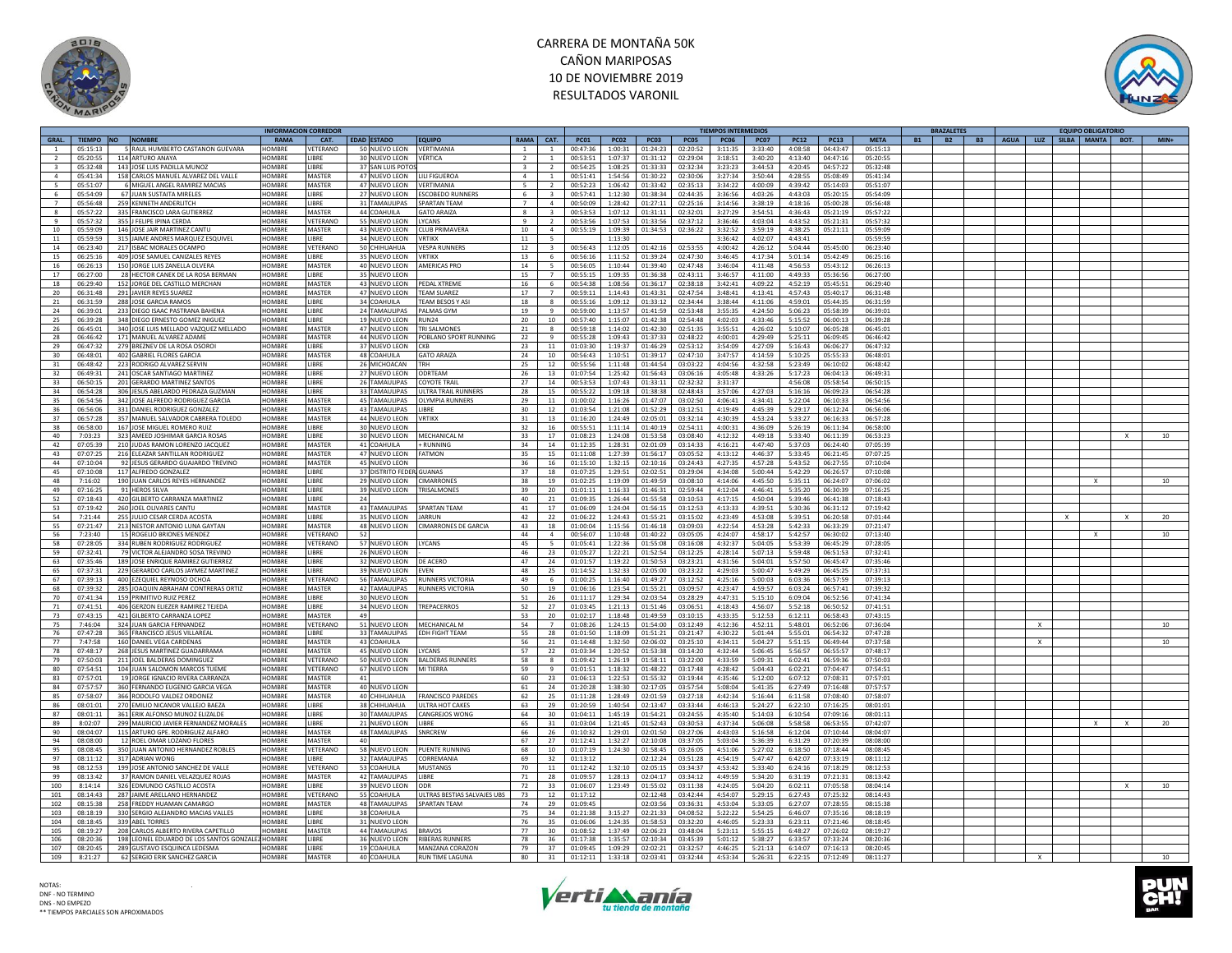# CARRERA DE MONTAÑA 50K
## CAÑON MARIPOSAS
## 10 DE NOVIEMBRE 2019
## RESULTADOS VARONIL

| INFORMACION CORREDOR | | | | | | | | | | | TIEMPOS INTERMEDIOS | | | | | | | | | | BRAZALETES | | | EQUIPO OBLIGATORIO | | | | | |
|---|---|---|---|---|---|---|---|---|---|---|---|---|---|---|---|---|---|---|---|---|---|---|---|---|---|---|---|---|---|
| GRAL. | TIEMPO | NO | NOMBRE | RAMA | CAT. | EDAD | ESTADO | EQUIPO | RAMA | CAT. | PC01 | PC02 | PC03 | PC04 | PC05 | PC06 | PC07 | PC12 | PC13 | META | B1 | B2 | B3 | AGUA | LUZ | SILBA | MANTA | BOT. | MIN+ |
| 1 | 05:15:13 | 5 | RAUL HUMBERTO CASTANON GUEVARA | HOMBRE | VETERANO | 50 | NUEVO LEON | VERTIMANIA | 1 | 1 | 00:47:36 | 1:00:31 | 01:24:23 | 02:20:52 | 3:11:35 | 3:33:40 | 4:08:58 | 04:43:47 | | 05:15:13 | | | | | | | | | |
| 2 | 05:20:55 | 114 | ARTURO ANAYA | HOMBRE | LIBRE | 30 | NUEVO LEON | VÉRTICA | 2 | 1 | 00:53:51 | 1:07:37 | 01:31:12 | 02:29:04 | 3:18:51 | 3:40:20 | 4:13:40 | 04:47:16 | | 05:20:55 | | | | | | | | | |
| 3 | 05:32:48 | 143 | JOSE LUIS PADILLA MUNOZ | HOMBRE | LIBRE | 37 | SAN LUIS POTOS | | 3 | 2 | 00:54:25 | 1:08:25 | 01:33:33 | 02:32:34 | 3:23:23 | 3:44:53 | 4:20:45 | 04:57:22 | | 05:32:48 | | | | | | | | | |
| 4 | 05:41:34 | 158 | CARLOS MANUEL ALVAREZ DEL VALLE | HOMBRE | MASTER | 47 | NUEVO LEON | LILI FIGUEROA | 4 | 1 | 00:51:41 | 1:54:56 | 01:30:22 | 02:30:06 | 3:27:34 | 3:50:44 | 4:28:55 | 05:08:49 | | 05:41:34 | | | | | | | | | |
| 5 | 05:51:07 | 6 | MIGUEL ANGEL RAMIREZ MACIAS | HOMBRE | MASTER | 47 | NUEVO LEON | VERTIMANIA | 5 | 2 | 00:52:23 | 1:06:42 | 01:33:42 | 02:35:13 | 3:34:22 | 4:00:09 | 4:39:42 | 05:14:03 | | 05:51:07 | | | | | | | | | |
| 6 | 05:54:09 | 67 | JUAN SUSTAITA MIRELES | HOMBRE | LIBRE | 27 | NUEVO LEON | ESCOBEDO RUNNERS | 6 | 3 | 00:57:41 | 1:12:30 | 01:38:34 | 02:44:35 | 3:36:56 | 4:03:26 | 4:43:03 | 05:20:15 | | 05:54:09 | | | | | | | | | |
| 7 | 05:56:48 | 259 | KENNETH ANDERLITCH | HOMBRE | LIBRE | 31 | TAMAULIPAS | SPARTAN TEAM | 7 | 4 | 00:50:09 | 1:28:42 | 01:27:11 | 02:25:16 | 3:14:56 | 3:38:19 | 4:18:16 | 05:00:28 | | 05:56:48 | | | | | | | | | |
| 8 | 05:57:22 | 335 | FRANCISCO LARA GUTIERREZ | HOMBRE | MASTER | 44 | COAHUILA | GATO ARAIZA | 8 | 3 | 00:53:53 | 1:07:12 | 01:31:11 | 02:32:01 | 3:27:29 | 3:54:51 | 4:36:43 | 05:21:19 | | 05:57:22 | | | | | | | | | |
| 9 | 05:57:32 | 355 | J FELIPE IPINA CERDA | HOMBRE | VETERANO | 55 | NUEVO LEON | LYCANS | 9 | 2 | 00:53:56 | 1:07:53 | 01:33:56 | 02:37:12 | 3:36:46 | 4:03:04 | 4:43:52 | 05:21:31 | | 05:57:32 | | | | | | | | | |
| 10 | 05:59:09 | 146 | JOSE JAIR MARTINEZ CANTU | HOMBRE | MASTER | 43 | NUEVO LEON | CLUB PRIMAVERA | 10 | 4 | 00:55:19 | 1:09:39 | 01:34:53 | 02:36:22 | 3:32:52 | 3:59:19 | 4:38:25 | 05:21:11 | | 05:59:09 | | | | | | | | | |
| 11 | 05:59:59 | 315 | JAIME ANDRES MARQUEZ ESQUIVEL | HOMBRE | LIBRE | 34 | NUEVO LEON | VRTIKX | 11 | 5 | | 1:13:30 | | | | 3:36:42 | 4:02:07 | 4:43:41 | | 05:59:59 | | | | | | | | | |
| 14 | 06:23:40 | 217 | ISBAC MORALES OCAMPO | HOMBRE | VETERANO | 50 | CHIHUAHUA | VESPA RUNNERS | 12 | 3 | 00:56:43 | 1:12:05 | 01:42:16 | 02:53:55 | 4:00:42 | 4:26:12 | 5:04:44 | 05:45:00 | | 06:23:40 | | | | | | | | | |
| 15 | 06:25:16 | 409 | JOSE SAMUEL CANIZALES REYES | HOMBRE | LIBRE | 35 | NUEVO LEON | VRTIKX | 13 | 6 | 00:56:16 | 1:11:52 | 01:39:24 | 02:47:30 | 3:46:45 | 4:17:34 | 5:01:14 | 05:42:49 | | 06:25:16 | | | | | | | | | |
| 16 | 06:26:13 | 150 | JORGE LUIS ZANELLA OLVERA | HOMBRE | MASTER | 40 | NUEVO LEON | AMERICAS PRO | 14 | 5 | 00:56:05 | 1:10:44 | 01:39:40 | 02:47:48 | 3:46:04 | 4:11:48 | 4:56:53 | 05:43:12 | | 06:26:13 | | | | | | | | | |
| 17 | 06:27:00 | 28 | HECTOR CANEK DE LA ROSA BERMAN | HOMBRE | LIBRE | 35 | NUEVO LEON | | 15 | 7 | 00:55:15 | 1:09:35 | 01:36:38 | 02:43:11 | 3:46:57 | 4:11:00 | 4:49:33 | 05:36:56 | | 06:27:00 | | | | | | | | | |
| 18 | 06:29:40 | 152 | JORGE DEL CASTILLO MERCHAN | HOMBRE | MASTER | 43 | NUEVO LEON | PEDAL XTREME | 16 | 6 | 00:54:38 | 1:08:56 | 01:36:17 | 02:38:18 | 3:42:41 | 4:09:22 | 4:52:19 | 05:45:51 | | 06:29:40 | | | | | | | | | |
| 20 | 06:31:48 | 291 | JAVIER REYES SUAREZ | HOMBRE | MASTER | 47 | NUEVO LEON | TEAM SUAREZ | 17 | 7 | 00:59:11 | 1:14:43 | 01:43:31 | 02:47:54 | 3:48:41 | 4:13:41 | 4:57:43 | 05:40:17 | | 06:31:48 | | | | | | | | | |
| 21 | 06:31:59 | 288 | JOSE GARCIA RAMOS | HOMBRE | LIBRE | 34 | COAHUILA | TEAM BESOS Y ASI | 18 | 8 | 00:55:16 | 1:09:12 | 01:33:12 | 02:34:44 | 3:38:44 | 4:11:06 | 4:59:01 | 05:44:35 | | 06:31:59 | | | | | | | | | |
| 24 | 06:39:01 | 233 | DIEGO ISAAC PASTRANA BAHENA | HOMBRE | LIBRE | 24 | TAMAULIPAS | PALMAS GYM | 19 | 9 | 00:59:00 | 1:13:57 | 01:41:59 | 02:53:48 | 3:55:35 | 4:24:50 | 5:06:23 | 05:58:39 | | 06:39:01 | | | | | | | | | |
| 25 | 06:39:28 | 348 | DIEGO ERNESTO GOMEZ INIGUEZ | HOMBRE | LIBRE | 19 | NUEVO LEON | RUN24 | 20 | 10 | 00:57:40 | 1:15:07 | 01:42:38 | 02:54:48 | 4:02:03 | 4:33:46 | 5:15:52 | 06:00:13 | | 06:39:28 | | | | | | | | | |
| 26 | 06:45:01 | 340 | JOSE LUIS MELLADO VAZQUEZ MELLADO | HOMBRE | MASTER | 47 | NUEVO LEON | TRI SALMONES | 21 | 8 | 00:59:18 | 1:14:02 | 01:42:20 | 02:51:35 | 3:55:51 | 4:26:02 | 5:10:07 | 06:05:28 | | 06:45:01 | | | | | | | | | |
| 28 | 06:46:42 | 171 | MANUEL ALVAREZ ADAME | HOMBRE | MASTER | 44 | NUEVO LEON | POBLANO SPORT RUNNING | 22 | 9 | 00:55:28 | 1:09:43 | 01:37:33 | 02:48:22 | 4:00:01 | 4:29:49 | 5:25:11 | 06:09:45 | | 06:46:42 | | | | | | | | | |
| 29 | 06:47:32 | 279 | BREZNEV DE LA ROSA OSOROI | HOMBRE | LIBRE | 37 | NUEVO LEON | CKB | 23 | 11 | 01:03:30 | 1:19:37 | 01:49:26 | 02:53:12 | 3:54:09 | 4:27:09 | 5:16:43 | 06:06:27 | | 06:47:32 | | | | | | | | | |
| 30 | 06:48:01 | 402 | GABRIEL FLORES GARCIA | HOMBRE | MASTER | 48 | COAHUILA | GATO ARAIZA | 24 | 10 | 00:56:43 | 1:10:51 | 01:39:17 | 02:47:10 | 3:47:57 | 4:14:59 | 5:10:25 | 05:55:33 | | 06:48:01 | | | | | | | | | |
| 31 | 06:48:42 | 223 | RODRIGO ALVAREZ SERVIN | HOMBRE | LIBRE | 26 | MICHOACAN | TRH | 25 | 12 | 00:55:56 | 1:11:48 | 01:44:54 | 03:03:22 | 4:04:56 | 4:32:58 | 5:23:49 | 06:10:02 | | 06:48:42 | | | | | | | | | |
| 32 | 06:49:31 | 241 | OSCAR SANTIAGO MARTINEZ | HOMBRE | LIBRE | 27 | NUEVO LEON | ODRTEAM | 26 | 13 | 01:07:54 | 1:25:42 | 01:56:43 | 03:06:16 | 4:05:48 | 4:33:26 | 5:17:23 | 06:04:13 | | 06:49:31 | | | | | | | | | |
| 33 | 06:50:15 | 201 | GERARDO MARTINEZ SANTOS | HOMBRE | LIBRE | 26 | TAMAULIPAS | COYOTE TRAIL | 27 | 14 | 00:53:53 | 1:07:43 | 01:33:11 | 02:32:32 | 3:31:37 | | 4:56:08 | 05:58:54 | | 06:50:15 | | | | | | | | | |
| 34 | 06:54:28 | 306 | JESUS ABELARDO PEDRAZA GUZMAN | HOMBRE | LIBRE | 33 | TAMAULIPAS | ULTRA TRAIL RUNNERS | 28 | 15 | 00:55:22 | 1:09:18 | 01:38:38 | 02:48:43 | 3:57:06 | 4:27:03 | 5:16:16 | 06:09:23 | | 06:54:28 | | | | | | | | | |
| 35 | 06:54:56 | 342 | JOSE ALFREDO RODRIGUEZ GARCIA | HOMBRE | MASTER | 45 | TAMAULIPAS | OLYMPIA RUNNERS | 29 | 11 | 01:00:02 | 1:16:26 | 01:47:07 | 03:02:50 | 4:06:41 | 4:34:41 | 5:22:04 | 06:10:33 | | 06:54:56 | | | | | | | | | |
| 36 | 06:56:06 | 331 | DANIEL RODRIGUEZ GONZALEZ | HOMBRE | MASTER | 43 | TAMAULIPAS | LIBRE | 30 | 12 | 01:03:54 | 1:21:08 | 01:52:29 | 03:12:51 | 4:19:49 | 4:45:39 | 5:29:17 | 06:12:24 | | 06:56:06 | | | | | | | | | |
| 37 | 06:57:28 | 357 | MANUEL SALVADOR CABRERA TOLEDO | HOMBRE | MASTER | 44 | NUEVO LEON | VRTIKX | 31 | 13 | 01:16:20 | 1:24:49 | 02:05:01 | 03:32:14 | 4:30:39 | 4:53:24 | 5:33:27 | 06:16:33 | | 06:57:28 | | | | | | | | | |
| 38 | 06:58:00 | 167 | JOSE MIGUEL ROMERO RUIZ | HOMBRE | LIBRE | 30 | NUEVO LEON | | 32 | 16 | 00:55:51 | 1:11:14 | 01:40:19 | 02:54:11 | 4:00:31 | 4:36:09 | 5:26:19 | 06:11:34 | | 06:58:00 | | | | | | | | | |
| 40 | 7:03:23 | 323 | AMEED JOSHIMAR GARCIA ROSAS | HOMBRE | LIBRE | 30 | NUEVO LEON | MECHANICAL M | 33 | 17 | 01:08:23 | 1:24:08 | 01:53:58 | 03:08:40 | 4:12:32 | 4:49:18 | 5:33:40 | 06:11:39 | | 06:53:23 | | | | | | | | X | 10 |
| 42 | 07:05:39 | 210 | JUDAS RAMON LORENZO JACQUEZ | HOMBRE | MASTER | 41 | COAHUILA | + RUNNING | 34 | 14 | 01:12:35 | 1:28:31 | 02:01:09 | 03:14:33 | 4:16:21 | 4:47:40 | 5:37:03 | 06:24:40 | | 07:05:39 | | | | | | | | | |
| 43 | 07:07:25 | 216 | ELEAZAR SANTILLAN RODRIGUEZ | HOMBRE | MASTER | 47 | NUEVO LEON | FATMON | 35 | 15 | 01:11:08 | 1:27:39 | 01:56:17 | 03:05:52 | 4:13:12 | 4:46:37 | 5:33:45 | 06:21:45 | | 07:07:25 | | | | | | | | | |
| 44 | 07:10:04 | 92 | JESUS GERARDO GUAJARDO TREVINO | HOMBRE | MASTER | 45 | NUEVO LEON | | 36 | 16 | 01:15:10 | 1:32:15 | 02:10:16 | 03:24:43 | 4:27:35 | 4:57:28 | 5:43:52 | 06:27:55 | | 07:10:04 | | | | | | | | | |
| 45 | 07:10:08 | 117 | ALFREDO GONZALEZ | HOMBRE | LIBRE | 37 | DISTRITO FEDER | GUANAS | 37 | 18 | 01:07:25 | 1:29:51 | 02:02:51 | 03:29:04 | 4:34:08 | 5:00:44 | 5:42:29 | 06:26:57 | | 07:10:08 | | | | | | | | | |
| 48 | 7:16:02 | 190 | JUAN CARLOS REYES HERNANDEZ | HOMBRE | LIBRE | 29 | NUEVO LEON | CIMARRONES | 38 | 19 | 01:02:25 | 1:19:09 | 01:49:59 | 03:08:10 | 4:14:06 | 4:45:50 | 5:35:11 | 06:24:07 | | 07:06:02 | | | | | | | X | | 10 |
| 49 | 07:16:25 | 91 | HEROS SILVA | HOMBRE | LIBRE | 39 | NUEVO LEON | TRISALMONES | 39 | 20 | 01:01:11 | 1:16:33 | 01:46:31 | 02:59:44 | 4:12:04 | 4:46:41 | 5:35:20 | 06:30:39 | | 07:16:25 | | | | | | | | | |
| 52 | 07:18:43 | 420 | GILBERTO CARRANZA MARTINEZ | HOMBRE | LIBRE | 24 | | | 40 | 21 | 01:09:35 | 1:26:44 | 01:55:58 | 03:10:53 | 4:17:15 | 4:50:04 | 5:39:46 | 06:41:38 | | 07:18:43 | | | | | | | | | |
| 53 | 07:19:42 | 260 | JOEL OLIVARES CANTU | HOMBRE | MASTER | 43 | TAMAULIPAS | SPARTAN TEAM | 41 | 17 | 01:06:09 | 1:24:04 | 01:56:15 | 03:12:53 | 4:13:33 | 4:39:51 | 5:30:36 | 06:31:12 | | 07:19:42 | | | | | | | | | |
| 54 | 7:21:44 | 255 | JULIO CESAR CERDA ACOSTA | HOMBRE | LIBRE | 35 | NUEVO LEON | JARRUN | 42 | 22 | 01:06:22 | 1:24:43 | 01:55:21 | 03:15:02 | 4:23:49 | 4:53:08 | 5:39:51 | 06:20:58 | | 07:01:44 | | | | | X | | | X | 20 |
| 55 | 07:21:47 | 213 | NESTOR ANTONIO LUNA GAYTAN | HOMBRE | MASTER | 48 | NUEVO LEON | CIMARRONES DE GARCIA | 43 | 18 | 01:00:04 | 1:15:56 | 01:46:18 | 03:09:03 | 4:22:54 | 4:53:28 | 5:42:33 | 06:33:29 | | 07:21:47 | | | | | | | | | |
| 56 | 7:23:40 | 15 | ROGELIO BRIONES MENDEZ | HOMBRE | VETERANO | 52 | | | 44 | 4 | 00:56:07 | 1:10:48 | 01:40:22 | 03:05:05 | 4:24:07 | 4:58:17 | 5:42:57 | 06:30:02 | | 07:13:40 | | | | | | | X | | 10 |
| 58 | 07:28:05 | 334 | RUBEN RODRIGUEZ RODRIGUEZ | HOMBRE | VETERANO | 57 | NUEVO LEON | LYCANS | 45 | 5 | 01:05:41 | 1:22:36 | 01:55:08 | 03:16:08 | 4:32:37 | 5:04:05 | 5:53:39 | 06:45:29 | | 07:28:05 | | | | | | | | | |
| 59 | 07:32:41 | 79 | VICTOR ALEJANDRO SOSA TREVINO | HOMBRE | LIBRE | 26 | NUEVO LEON | | 46 | 23 | 01:05:27 | 1:22:21 | 01:52:54 | 03:12:25 | 4:28:14 | 5:07:13 | 5:59:48 | 06:51:53 | | 07:32:41 | | | | | | | | | |
| 63 | 07:35:46 | 189 | JOSE ENRIQUE RAMIREZ GUTIERREZ | HOMBRE | LIBRE | 32 | NUEVO LEON | DE ACERO | 47 | 24 | 01:01:57 | 1:19:22 | 01:50:53 | 03:23:21 | 4:31:56 | 5:04:01 | 5:57:50 | 06:45:47 | | 07:35:46 | | | | | | | | | |
| 65 | 07:37:31 | 229 | GERARDO CARLOS JAYMEZ MARTINEZ | HOMBRE | LIBRE | 39 | NUEVO LEON | EVEN | 48 | 25 | 01:14:52 | 1:32:33 | 02:05:00 | 03:23:22 | 4:29:03 | 5:00:47 | 5:49:29 | 06:45:25 | | 07:37:31 | | | | | | | | | |
| 67 | 07:39:13 | 400 | EZEQUIEL REYNOSO OCHOA | HOMBRE | VETERANO | 56 | TAMAULIPAS | RUNNERS VICTORIA | 49 | 6 | 01:00:25 | 1:16:40 | 01:49:27 | 03:12:52 | 4:25:16 | 5:00:03 | 6:03:36 | 06:57:59 | | 07:39:13 | | | | | | | | | |
| 68 | 07:39:32 | 285 | JOAQUIN ABRAHAM CONTRERAS ORTIZ | HOMBRE | MASTER | 42 | TAMAULIPAS | RUNNERS VICTORIA | 50 | 19 | 01:06:16 | 1:23:54 | 01:55:21 | 03:09:57 | 4:23:47 | 4:59:57 | 6:03:24 | 06:57:41 | | 07:39:32 | | | | | | | | | |
| 70 | 07:41:34 | 159 | PRIMITIVO RUIZ PEREZ | HOMBRE | LIBRE | 30 | NUEVO LEON | | 51 | 26 | 01:11:17 | 1:29:34 | 02:03:54 | 03:28:29 | 4:47:31 | 5:15:10 | 6:09:04 | 06:52:56 | | 07:41:34 | | | | | | | | | |
| 71 | 07:41:51 | 406 | GERZON ELIEZER RAMIREZ TEJEDA | HOMBRE | LIBRE | 34 | NUEVO LEON | TREPACERROS | 52 | 27 | 01:03:45 | 1:21:13 | 01:51:46 | 03:06:51 | 4:18:43 | 4:56:07 | 5:52:18 | 06:50:52 | | 07:41:51 | | | | | | | | | |
| 73 | 07:43:15 | 421 | GILBERTO CARRANZA LOPEZ | HOMBRE | MASTER | 49 | | | 53 | 20 | 01:02:17 | 1:18:48 | 01:49:59 | 03:10:15 | 4:33:35 | 5:12:53 | 6:12:11 | 06:58:43 | | 07:43:15 | | | | | | | | | |
| 75 | 7:46:04 | 324 | JUAN GARCIA FERNANDEZ | HOMBRE | VETERANO | 51 | NUEVO LEON | MECHANICAL M | 54 | 7 | 01:08:26 | 1:24:15 | 01:54:00 | 03:12:49 | 4:12:36 | 4:52:11 | 5:48:01 | 06:52:06 | | 07:36:04 | | | | X | | | | | 10 |
| 76 | 07:47:28 | 365 | FRANCISCO JESUS VILLAREAL | HOMBRE | LIBRE | 33 | TAMAULIPAS | EDH FIGHT TEAM | 55 | 28 | 01:01:50 | 1:18:09 | 01:51:21 | 03:21:47 | 4:30:22 | 5:01:44 | 5:55:01 | 06:54:32 | | 07:47:28 | | | | | | | | | |
| 77 | 7:47:58 | 160 | DANIEL VEGA CARDENAS | HOMBRE | MASTER | 43 | COAHUILA | | 56 | 21 | 01:14:48 | 1:32:50 | 02:06:02 | 03:25:10 | 4:34:11 | 5:04:27 | 5:51:15 | 06:49:44 | | 07:37:58 | | | | X | | | | | 10 |
| 78 | 07:48:17 | 268 | JESUS MARTINEZ GUADARRAMA | HOMBRE | MASTER | 45 | NUEVO LEON | LYCANS | 57 | 22 | 01:03:34 | 1:20:52 | 01:53:38 | 03:14:20 | 4:32:44 | 5:06:45 | 5:56:57 | 06:55:57 | | 07:48:17 | | | | | | | | | |
| 79 | 07:50:03 | 211 | JOEL BALDERAS DOMINGUEZ | HOMBRE | VETERANO | 50 | NUEVO LEON | BALDERAS RUNNERS | 58 | 8 | 01:09:42 | 1:26:19 | 01:58:11 | 03:22:00 | 4:33:59 | 5:09:31 | 6:02:41 | 06:59:36 | | 07:50:03 | | | | | | | | | |
| 80 | 07:54:51 | 104 | JUAN SALOMON MARCOS TUEME | HOMBRE | VETERANO | 67 | NUEVO LEON | MI TIERRA | 59 | 9 | 01:01:51 | 1:18:32 | 01:48:22 | 03:17:48 | 4:28:42 | 5:04:43 | 6:02:21 | 07:04:47 | | 07:54:51 | | | | | | | | | |
| 83 | 07:57:01 | 19 | JORGE IGNACIO RIVERA CARRANZA | HOMBRE | MASTER | 41 | | | 60 | 23 | 01:06:13 | 1:22:53 | 01:55:32 | 03:19:44 | 4:35:46 | 5:12:00 | 6:07:12 | 07:08:31 | | 07:57:01 | | | | | | | | | |
| 84 | 07:57:57 | 360 | FERNANDO EUGENIO GARCIA VEGA | HOMBRE | MASTER | 40 | NUEVO LEON | | 61 | 24 | 01:20:28 | 1:38:30 | 02:17:05 | 03:57:54 | 5:08:04 | 5:41:35 | 6:27:49 | 07:16:48 | | 07:57:57 | | | | | | | | | |
| 85 | 07:58:07 | 366 | RODOLFO VALDEZ ORDONEZ | HOMBRE | MASTER | 40 | CHIHUAHUA | FRANCISCO PAREDES | 62 | 25 | 01:11:28 | 1:28:49 | 02:01:59 | 03:27:18 | 4:42:34 | 5:16:44 | 6:11:58 | 07:08:40 | | 07:58:07 | | | | | | | | | |
| 86 | 08:01:01 | 270 | EMILIO NICANOR VALLEJO BAEZA | HOMBRE | LIBRE | 38 | CHIHUAHUA | ULTRA HOT CAKES | 63 | 29 | 01:20:59 | 1:40:54 | 02:13:47 | 03:33:44 | 4:46:13 | 5:24:27 | 6:22:10 | 07:16:25 | | 08:01:01 | | | | | | | | | |
| 87 | 08:01:11 | 361 | ERIK ALFONSO MUNOZ ELIZALDE | HOMBRE | LIBRE | 30 | TAMAULIPAS | CANGREJOS WONG | 64 | 30 | 01:04:11 | 1:45:19 | 01:54:21 | 03:24:55 | 4:35:40 | 5:14:03 | 6:10:54 | 07:09:16 | | 08:01:11 | | | | | | | | | |
| 89 | 8:02:07 | 299 | MAURICIO JAVIER FERNANDEZ MORALES | HOMBRE | LIBRE | 21 | NUEVO LEON | LIBRE | 65 | 31 | 01:03:04 | 1:21:45 | 01:52:43 | 03:30:53 | 4:37:34 | 5:06:08 | 5:58:58 | 06:53:55 | | 07:42:07 | | | | | | | X | X | 20 |
| 90 | 08:04:07 | 115 | ARTURO GPE. RODRIGUEZ ALFARO | HOMBRE | MASTER | 48 | TAMAULIPAS | SNRCREW | 66 | 26 | 01:10:32 | 1:29:01 | 02:01:50 | 03:27:06 | 4:43:03 | 5:16:58 | 6:12:04 | 07:10:44 | | 08:04:07 | | | | | | | | | |
| 94 | 08:08:00 | 12 | ROEL OMAR LOZANO FLORES | HOMBRE | MASTER | 40 | | | 67 | 27 | 01:12:41 | 1:32:27 | 02:10:08 | 03:37:05 | 5:03:04 | 5:36:39 | 6:31:29 | 07:20:39 | | 08:08:00 | | | | | | | | | |
| 95 | 08:08:45 | 350 | JUAN ANTONIO HERNANDEZ ROBLES | HOMBRE | VETERANO | 58 | NUEVO LEON | PUENTE RUNNING | 68 | 10 | 01:07:19 | 1:24:30 | 01:58:45 | 03:26:05 | 4:51:06 | 5:27:02 | 6:18:50 | 07:18:44 | | 08:08:45 | | | | | | | | | |
| 97 | 08:11:12 | 317 | ADRIAN WONG | HOMBRE | LIBRE | 32 | TAMAULIPAS | CORREMANIA | 69 | 32 | 01:13:12 | | 02:12:24 | 03:51:28 | 4:54:19 | 5:47:47 | 6:42:07 | 07:33:19 | | 08:11:12 | | | | | | | | | |
| 98 | 08:12:53 | 199 | JOSE ANTONIO SANCHEZ DE VALLE | HOMBRE | VETERANO | 53 | COAHUILA | MUSTANGS | 70 | 11 | 01:12:42 | 1:32:10 | 02:05:15 | 03:34:37 | 4:53:42 | 5:33:40 | 6:24:16 | 07:18:29 | | 08:12:53 | | | | | | | | | |
| 99 | 08:13:42 | 37 | RAMON DANIEL VELAZQUEZ ROJAS | HOMBRE | MASTER | 42 | TAMAULIPAS | LIBRE | 71 | 28 | 01:09:57 | 1:28:13 | 02:04:17 | 03:34:12 | 4:49:59 | 5:34:20 | 6:31:19 | 07:21:31 | | 08:13:42 | | | | | | | | | |
| 100 | 8:14:14 | 326 | EDMUNDO CASTILLO ACOSTA | HOMBRE | LIBRE | 39 | NUEVO LEON | ODR | 72 | 33 | 01:06:07 | 1:23:49 | 01:55:02 | 03:11:38 | 4:24:05 | 5:04:20 | 6:02:11 | 07:05:58 | | 08:04:14 | | | | | | | | X | 10 |
| 101 | 08:14:43 | 287 | JAIME ARELLANO HERNANDEZ | HOMBRE | VETERANO | 55 | COAHUILA | ULTRAS BESTIAS SALVAJES UBS | 73 | 12 | 01:17:12 | | 02:12:48 | 03:42:44 | 4:54:07 | 5:29:15 | 6:27:43 | 07:25:32 | | 08:14:43 | | | | | | | | | |
| 102 | 08:15:38 | 258 | FREDDY HUAMAN CAMARGO | HOMBRE | MASTER | 48 | TAMAULIPAS | SPARTAN TEAM | 74 | 29 | 01:09:45 | | 02:03:56 | 03:36:31 | 4:53:04 | 5:33:05 | 6:27:07 | 07:28:55 | | 08:15:38 | | | | | | | | | |
| 103 | 08:18:19 | 330 | SERGIO ALEJANDRO MACIAS VALLES | HOMBRE | LIBRE | 38 | COAHUILA | | 75 | 34 | 01:21:38 | 3:15:27 | 02:21:33 | 04:08:52 | 5:22:22 | 5:54:25 | 6:46:07 | 07:35:16 | | 08:18:19 | | | | | | | | | |
| 104 | 08:18:45 | 339 | ABEL TORRES | HOMBRE | LIBRE | 31 | NUEVO LEON | | 76 | 35 | 01:06:06 | 1:24:35 | 01:58:53 | 03:32:20 | 4:46:05 | 5:23:33 | 6:23:11 | 07:21:46 | | 08:18:45 | | | | | | | | | |
| 105 | 08:19:27 | 208 | CARLOS ALBERTO RIVERA CAPETILLO | HOMBRE | MASTER | 44 | TAMAULIPAS | BRAVOS | 77 | 30 | 01:08:52 | 1:37:49 | 02:06:23 | 03:48:04 | 5:23:11 | 5:55:15 | 6:48:27 | 07:26:02 | | 08:19:27 | | | | | | | | | |
| 106 | 08:20:36 | 198 | LEONEL EDUARDO DE LOS SANTOS GONZALEZ | HOMBRE | LIBRE | 36 | NUEVO LEON | RIBERAS RUNNERS | 78 | 36 | 01:17:38 | 1:36:57 | 02:10:34 | 03:45:39 | 5:01:12 | 5:38:27 | 6:33:57 | 07:33:24 | | 08:20:36 | | | | | | | | | |
| 107 | 08:20:45 | 289 | GUSTAVO ESQUINCA LEDESMA | HOMBRE | LIBRE | 19 | COAHUILA | MANZANA CORAZON | 79 | 37 | 01:09:45 | 1:09:29 | 02:02:21 | 03:32:57 | 4:46:25 | 5:21:13 | 6:14:07 | 07:16:13 | | 08:20:45 | | | | | | | | | |
| 109 | 8:21:27 | 62 | SERGIO ERIK SANCHEZ GARCIA | HOMBRE | MASTER | 40 | COAHUILA | RUN TIME LAGUNA | 80 | 31 | 01:12:11 | 1:33:18 | 02:03:41 | 03:32:44 | 4:53:34 | 5:26:31 | 6:22:15 | 07:12:49 | | 08:11:27 | | | | X | | | | | 10 |

NOTAS:
DNF - NO TERMINO
DNS - NO EMPEZO
** TIEMPOS PARCIALES SON APROXIMADOS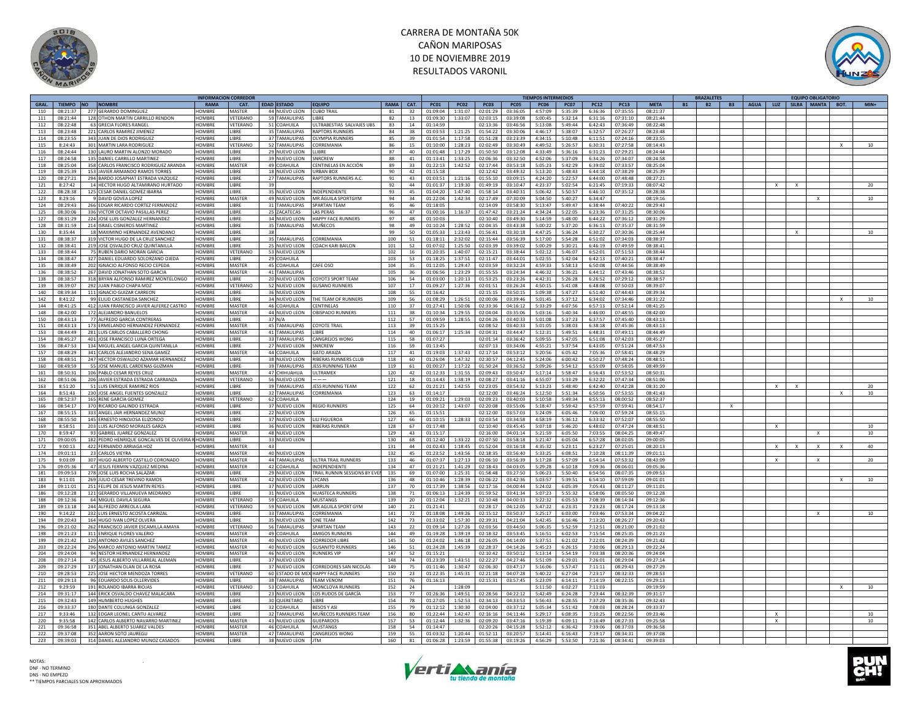# CARRERA DE MONTAÑA 50K
## CAÑON MARIPOSAS
## 10 DE NOVIEMBRE 2019
## RESULTADOS VARONIL

| INFORMACION CORREDOR | | | | | | | | | | | TIEMPOS INTERMEDIOS | | | | | | | | | BRAZALETES | | | EQUIPO OBLIGATORIO | | | | | |
|---|---|---|---|---|---|---|---|---|---|---|---|---|---|---|---|---|---|---|---|---|---|---|---|---|---|---|---|---|
| GRAL. | TIEMPO | NO | NOMBRE | RAMA | CAT. | EDAD | ESTADO | EQUIPO | RAMA | CAT. | PC01 | PC02 | PC03 | PC05 | PC06 | PC07 | PC12 | PC13 | META | B1 | B2 | B3 | AGUA | LUZ | SILBA | MANTA | BOT. | MIN+ |
| 110 | 08:21:37 | 277 | GERARDO DOMINGUEZ | HOMBRE | MASTER | 44 | NUEVO LEON | CUBO TRAIL | 81 | 32 | 01:09:04 | 1:31:07 | 02:01:29 | 03:36:05 | 4:57:09 | 5:35:39 | 6:36:36 | 07:35:55 | 08:21:37 | | | | | | | | | |
| 111 | 08:21:44 | 128 | OTHON MARTIN CARRILLO RENDON | HOMBRE | VETERANO | 59 | TAMAULIPAS | LIBRE | 82 | 13 | 01:09:30 | 1:33:07 | 02:03:15 | 03:39:08 | 5:00:45 | 5:32:14 | 6:31:16 | 07:31:10 | 08:21:44 | | | | | | | | | |
| 112 | 08:22:48 | 63 | GRECIA FLORES RANGEL | HOMBRE | VETERANO | 51 | COAHUILA | ULTRABESTIAS SALVAJES UBS | 83 | 14 | 01:14:59 | | 02:13:36 | 03:46:56 | 5:13:08 | 5:49:44 | 6:42:43 | 07:36:49 | 08:22:48 | | | | | | | | | |
| 113 | 08:23:48 | 221 | CARLOS RAMIREZ JIMENEZ | HOMBRE | LIBRE | 35 | TAMAULIPAS | RAPTORS RUNNERS | 84 | 38 | 01:03:53 | 1:21:25 | 01:54:22 | 03:30:06 | 4:46:17 | 5:38:07 | 6:32:57 | 07:26:27 | 08:23:48 | | | | | | | | | |
| 114 | 08:23:55 | 343 | JUAN DE DIOS RODRIGUEZ | HOMBRE | LIBRE | 37 | TAMAULIPAS | OLYMPIA RUNNERS | 85 | 39 | 01:01:54 | 1:17:58 | 01:51:28 | 03:23:39 | 4:34:15 | 5:10:48 | 6:11:51 | 07:24:16 | 08:23:55 | | | | | | | | | |
| 115 | 8:24:43 | 301 | MARTIN LARA RODRIGUEZ | HOMBRE | VETERANO | 52 | TAMAULIPAS | CORREMANIA | 86 | 15 | 01:10:00 | 1:28:23 | 02:02:49 | 03:30:49 | 4:49:52 | 5:26:57 | 6:30:31 | 07:27:58 | 08:14:43 | | | | | | | | X | 10 |
| 116 | 08:24:44 | 130 | LAURO MARTIN ALONZO MORADO | HOMBRE | LIBRE | 29 | NUEVO LEON | LLIBRE | 87 | 40 | 01:01:48 | 1:17:29 | 01:50:50 | 03:12:08 | 4:33:49 | 5:36:16 | 6:31:23 | 07:29:21 | 08:24:44 | | | | | | | | | |
| 117 | 08:24:58 | 135 | DANIEL CARRILLO MARTINEZ | HOMBRE | LIBRE | 39 | NUEVO LEON | SNRCREW | 88 | 41 | 01:13:41 | 1:33:25 | 02:06:36 | 03:32:50 | 4:52:06 | 5:37:09 | 6:34:26 | 07:34:07 | 08:24:58 | | | | | | | | | |
| 118 | 08:25:04 | 358 | CARLOS FRANCISCO RODRIGUEZ ARANDA | HOMBRE | MASTER | 49 | COAHUILA | CENTINELAS EN ACCIÓN | 89 | 33 | 01:22:13 | 1:42:52 | 02:17:44 | 03:53:18 | 5:05:23 | 5:42:29 | 6:39:02 | 07:33:57 | 08:25:04 | | | | | | | | | |
| 119 | 08:25:39 | 153 | JAVIER ARMANDO RAMOS TORRES | HOMBRE | LIBRE | 18 | NUEVO LEON | URBAN BOX | 90 | 42 | 01:15:18 | | 02:12:42 | 03:49:32 | 5:13:20 | 5:48:43 | 6:44:18 | 07:38:29 | 08:25:39 | | | | | | | | | |
| 120 | 08:27:21 | 294 | BARDO JOSAPHAT ESTRADA VAZQUEZ | HOMBRE | LIBRE | 27 | TAMAULIPAS | RAPTORS RUNNERS A.C. | 91 | 43 | 01:03:51 | 1:21:16 | 01:55:10 | 03:09:15 | 4:24:20 | 5:22:57 | 6:44:00 | 07:48:48 | 08:27:21 | | | | | | | | | |
| 121 | 8:27:42 | 14 | HECTOR HUGO ALTAMIRANO HURTADO | HOMBRE | LIBRE | 39 | | | 92 | 44 | 01:01:37 | 1:19:30 | 01:49:19 | 03:10:47 | 4:23:37 | 5:02:54 | 6:21:45 | 07:19:33 | 08:07:42 | | | | | X | X | | | 20 |
| 122 | 08:28:38 | 125 | CESAR DANIEL GOMEZ IBARRA | HOMBRE | LIBRE | 35 | NUEVO LEON | INDEPENDIENTE | 93 | 45 | 01:04:20 | 1:47:40 | 01:58:14 | 03:40:31 | 5:06:42 | 5:50:57 | 6:46:10 | 07:35:12 | 08:28:38 | | | | | | | | | |
| 123 | 8:29:16 | 9 | DAVID GOVEA LOPEZ | HOMBRE | MASTER | 49 | NUEVO LEON | MR ÁGUILA SPORTGYM | 94 | 34 | 01:22:04 | 1:42:34 | 02:17:49 | 07:30:09 | 5:04:50 | 5:40:27 | 6:34:47 | | 08:19:16 | | | | | | | X | | 10 |
| 124 | 08:29:43 | 266 | EDGAR RICARDO CORTEZ FERNANDEZ | HOMBRE | LIBRE | 31 | TAMAULIPAS | SPARTAN TEAM | 95 | 46 | 01:18:05 | | 02:14:09 | 03:58:30 | 5:13:47 | 5:49:47 | 6:38:44 | 07:40:22 | 08:29:43 | | | | | | | | | |
| 125 | 08:30:06 | 336 | VICTOR OCTAVIO PASILLAS PEREZ | HOMBRE | LIBRE | 25 | ZACATECAS | LAS PERAS | 96 | 47 | 01:00:16 | 1:16:37 | 01:47:42 | 03:21:24 | 4:34:24 | 5:22:05 | 6:23:36 | 07:31:25 | 08:30:06 | | | | | | | | | |
| 127 | 08:31:29 | 224 | JOSE LUIS GONZALEZ HERNANDEZ | HOMBRE | LIBRE | 34 | NUEVO LEON | HAPPY FACE RUNNERS | 97 | 48 | 01:10:03 | | 02:10:40 | 03:49:30 | 5:14:59 | 5:48:00 | 6:44:22 | 07:36:12 | 08:31:29 | | | | | | | | | |
| 128 | 08:31:59 | 214 | ISRAEL CISNEROS MARTINEZ | HOMBRE | LIBRE | 35 | TAMAULIPAS | MUÑECOS | 98 | 49 | 01:10:24 | 1:28:52 | 02:04:35 | 03:43:38 | 5:00:22 | 5:37:20 | 6:36:13 | 07:35:37 | 08:31:59 | | | | | | | | | |
| 130 | 8:35:44 | 18 | MAXIMINO HERNANDEZ AVENDANO | HOMBRE | LIBRE | 38 | | | 99 | 50 | 01:05:33 | 1:23:43 | 01:56:41 | 03:30:18 | 4:47:25 | 5:36:24 | 6:30:27 | 07:30:36 | 08:25:44 | | | | | | X | | | 10 |
| 131 | 08:38:37 | 319 | VICTOR HUGO DE LA CRUZ SANCHEZ | HOMBRE | LIBRE | 35 | TAMAULIPAS | CORREMANIA | 100 | 51 | 01:18:11 | 2:32:02 | 02:15:44 | 03:56:39 | 5:17:00 | 5:54:28 | 6:51:02 | 07:34:03 | 08:38:37 | | | | | | | | | |
| 132 | 08:38:41 | 219 | JOSE OSVALDO CRUZ QUINTANILLA | HOMBRE | LIBRE | 25 | NUEVO LEON | COACH KARI BAILON | 101 | 52 | 01:07:02 | 1:25:50 | 02:03:39 | 03:39:02 | 5:00:29 | 5:30:21 | 6:46:19 | 07:49:59 | 08:38:41 | | | | | | | | | |
| 133 | 08:38:44 | 75 | RUBEN DARIO MORAN GARCIA | HOMBRE | VETERANO | 53 | NUEVO LEON | | 102 | 16 | 01:20:35 | 1:40:07 | 02:15:21 | 03:38:44 | 5:02:12 | 5:46:07 | 6:52:01 | 07:51:53 | 08:38:44 | | | | | | | | | |
| 134 | 08:38:47 | 327 | DANIEL EDUARDO SOLORZANO OJEDA | HOMBRE | LIBRE | 29 | COAHUILA | | 103 | 53 | 01:18:25 | 1:37:51 | 02:11:47 | 03:44:01 | 5:02:55 | 5:42:04 | 6:42:13 | 07:40:21 | 08:38:47 | | | | | | | | | |
| 135 | 08:38:49 | 202 | IGNACIO ALFONSO RECIO CEPEDA | HOMBRE | MASTER | 45 | COAHUILA | CAFE OSO | 104 | 35 | 01:12:05 | 1:29:47 | 02:03:59 | 03:32:24 | 4:59:33 | 5:58:13 | 6:50:08 | 07:44:56 | 08:38:49 | | | | | | | | | |
| 136 | 08:38:52 | 267 | DAVID JONATHAN SOTO GARCIA | HOMBRE | MASTER | 41 | TAMAULIPAS | | 105 | 36 | 01:06:56 | 1:23:29 | 01:55:55 | 03:24:34 | 4:46:32 | 5:36:21 | 6:44:12 | 07:43:46 | 08:38:52 | | | | | | | | | |
| 138 | 08:38:57 | 318 | BRYAN ALFONSO RAMIREZ MONTELONGO | HOMBRE | LIBRE | 20 | NUEVO LEON | COYOT3 SPORT TEAM | 106 | 54 | 01:03:00 | 1:20:13 | 01:53:25 | 03:23:26 | 4:42:31 | 5:26:28 | 6:26:52 | 07:29:12 | 08:38:57 | | | | | | | | | |
| 139 | 08:39:07 | 292 | JUAN PABLO CHAPA MDZ | HOMBRE | VETERANO | 52 | NUEVO LEON | GUSANO RUNNERS | 107 | 17 | 01:09:27 | 1:27:36 | 02:01:51 | 03:26:24 | 4:50:15 | 5:41:08 | 6:48:08 | 07:50:03 | 08:39:07 | | | | | | | | | |
| 140 | 08:39:34 | 111 | IGNACIO GUIZAR CARREON | HOMBRE | LIBRE | 36 | NUEVO LEON | | 108 | 55 | 01:16:42 | | 02:15:15 | 03:50:15 | 5:09:38 | 5:47:27 | 6:51:40 | 07:44:43 | 08:39:34 | | | | | | | | | |
| 142 | 8:41:22 | 99 | ELIUD CASTANEDA SANCHEZ | HOMBRE | LIBRE | 34 | NUEVO LEON | THE TEAM OF RUNNERS | 109 | 56 | 01:08:29 | 1:26:51 | 02:00:06 | 03:39:46 | 5:01:45 | 5:37:12 | 6:34:02 | 07:34:46 | 08:31:22 | | | | | | | | X | 10 |
| 144 | 08:41:25 | 412 | JUAN FRANCISCO JAVIER ALFEREZ CASTRO | HOMBRE | MASTER | 46 | COAHUILA | CENTINELAS | 110 | 37 | 01:27:41 | 1:50:06 | 02:33:36 | 04:16:12 | 5:33:29 | 6:07:56 | 6:57:13 | 07:52:14 | 08:41:25 | | | | | | | | | |
| 148 | 08:42:00 | 172 | ALEJANDRO BANUELOS | HOMBRE | MASTER | 44 | NUEVO LEON | OBISPADO RUNNERS | 111 | 38 | 01:10:34 | 1:29:55 | 02:04:04 | 03:35:06 | 5:03:16 | 5:40:34 | 6:46:00 | 07:48:55 | 08:42:00 | | | | | | | | | |
| 150 | 08:43:13 | 77 | ALFREDO GARCIA CONTRERAS | HOMBRE | LIBRE | 37 | N/A | | 112 | 57 | 01:09:59 | 1:28:55 | 02:04:26 | 03:40:33 | 5:01:08 | 5:37:23 | 6:37:57 | 07:45:40 | 08:43:13 | | | | | | | | | |
| 151 | 08:43:13 | 173 | ERMELANDO HERNANDEZ FERNANDEZ | HOMBRE | MASTER | 45 | TAMAULIPAS | COYOTE TRAIL | 113 | 39 | 01:15:25 | | 02:08:52 | 03:40:33 | 5:01:05 | 5:38:03 | 6:38:18 | 07:45:36 | 08:43:13 | | | | | | | | | |
| 153 | 08:44:49 | 281 | LUIS CARLOS CABALLERO CHONG | HOMBRE | MASTER | 41 | TAMAULIPAS | LIBRE | 114 | 40 | 01:06:17 | 1:25:34 | 02:04:31 | 03:44:47 | 5:12:31 | 5:49:51 | 6:48:31 | 07:49:11 | 08:44:49 | | | | | | | | | |
| 154 | 08:45:27 | 401 | JOSE FRANCISCO LUNA ORTEGA | HOMBRE | LIBRE | 33 | TAMAULIPAS | CANGREJOS WONG | 115 | 58 | 01:07:27 | | 02:01:14 | 03:36:42 | 5:09:55 | 5:47:05 | 6:51:08 | 07:42:03 | 08:45:27 | | | | | | | | | |
| 156 | 08:47:53 | 134 | MIGUEL ANGEL GARCIA QUINTANILLA | HOMBRE | LIBRE | 27 | NUEVO LEON | SNRCREW | 116 | 59 | 01:13:45 | | 02:07:13 | 03:34:06 | 4:55:21 | 5:37:54 | 6:43:05 | 07:51:24 | 08:47:53 | | | | | | | | | |
| 157 | 08:48:29 | 341 | CARLOS ALEJANDRO SENA GAMEZ | HOMBRE | MASTER | 44 | COAHUILA | GATO ARAIZA | 117 | 41 | 01:19:03 | 1:37:43 | 02:17:14 | 03:53:12 | 5:20:56 | 6:05:42 | 7:05:36 | 07:58:41 | 08:48:29 | | | | | | | | | |
| 158 | 08:48:51 | 247 | HECTOR OSWALDO AZAMAR HERNANDEZ | HOMBRE | LIBRE | 38 | NUEVO LEON | RIBERAS RUNNERS CLUB | 118 | 60 | 01:26:04 | 1:47:32 | 02:30:57 | 04:12:45 | 5:24:06 | 6:00:42 | 6:50:27 | 07:48:24 | 08:48:51 | | | | | | | | | |
| 160 | 08:49:59 | 55 | JOSE MANUEL CARDENAS GUZMAN | HOMBRE | LIBRE | 39 | TAMAULIPAS | JESS RUNNING TEAM | 119 | 61 | 01:00:27 | 1:17:22 | 01:50:24 | 03:36:52 | 5:09:26 | 5:54:12 | 6:55:09 | 07:58:05 | 08:49:59 | | | | | | | | | |
| 161 | 08:50:31 | 106 | PABLO CESAR REYES CRUZ | HOMBRE | MASTER | 47 | CHIHUAHUA | ULTRAMEX | 120 | 42 | 01:12:33 | 1:31:55 | 02:09:43 | 03:50:47 | 5:17:14 | 5:58:47 | 6:56:43 | 07:53:52 | 08:50:31 | | | | | | | | | |
| 162 | 08:51:06 | 206 | JAVIER ESTRADA ESTRADA CARRANZA | HOMBRE | VETERANO | 56 | NUEVO LEON | ---- | 121 | 18 | 01:14:43 | 1:38:19 | 02:08:27 | 03:41:16 | 4:55:07 | 5:33:29 | 6:32:22 | 07:47:34 | 08:51:06 | | | | | | | | | |
| 163 | 8:51:20 | 51 | LUIS ENRIQUE RAMIREZ RIOS | HOMBRE | LIBRE | 39 | TAMAULIPAS | JESS RUNNING TEAM | 122 | 62 | 01:21:21 | 1:42:55 | 02:23:05 | 03:54:32 | 5:13:23 | 5:48:40 | 6:42:40 | 07:42:28 | 08:31:20 | | | | | X | X | | | 20 |
| 164 | 8:51:43 | 230 | JOSE ANGEL FUENTES GONZALEZ | HOMBRE | LIBRE | 32 | TAMAULIPAS | CORREMANIA | 123 | 63 | 01:14:17 | | 02:12:00 | 03:46:24 | 5:12:50 | 5:51:34 | 6:50:56 | 07:53:55 | 08:41:43 | | | | | | | | X | 10 |
| 165 | 08:52:37 | 165 | RENE GARCIA GOMEZ | HOMBRE | VETERANO | 62 | COAHUILA | | 124 | 19 | 01:09:21 | 1:29:03 | 02:09:23 | 03:40:03 | 5:10:58 | 5:49:34 | 6:55:13 | 08:00:52 | 08:52:37 | | | | | | | | | |
| 166 | 08:54:17 | 370 | RICARDO GALINDO ESTRADA | HOMBRE | MASTER | 47 | NUEVO LEON | REGIO RUNNERS | 125 | 64 | 01:20:12 | 1:43:07 | 02:20:08 | 03:55:06 | 5:18:47 | 5:59:42 | 6:57:59 | 07:59:41 | 08:54:17 | | | X | | | | | | |
| 167 | 08:55:15 | 333 | ANGEL JAIR HERNANDEZ MUNIZ | HOMBRE | LIBRE | 22 | NUEVO LEON | | 126 | 65 | 01:15:51 | | 02:12:00 | 03:57:03 | 5:24:09 | 6:05:46 | 7:06:00 | 07:59:24 | 08:55:15 | | | | | | | | | |
| 168 | 08:55:50 | 145 | ERNESTO HINOJOSA ELIZONDO | HOMBRE | LIBRE | 37 | NUEVO LEON | LILI FIGUEROA | 127 | 66 | 01:10:15 | 1:28:33 | 02:03:54 | 03:34:58 | 4:58:19 | 5:36:12 | 6:33:32 | 07:52:07 | 08:55:50 | | | | | | | | | |
| 169 | 8:58:51 | 203 | LUIS ALFONSO MORALES GARZA | HOMBRE | LIBRE | 36 | NUEVO LEON | RIBERAS RUNNER | 128 | 67 | 01:17:48 | | 02:10:40 | 03:45:45 | 5:07:18 | 5:46:20 | 6:48:02 | 07:47:24 | 08:48:51 | | | | | X | | | | 10 |
| 170 | 8:59:47 | 93 | GABRIEL JUAREZ GONZALEZ | HOMBRE | MASTER | 48 | NUEVO LEON | | 129 | 43 | 01:15:17 | | 02:16:00 | 04:01:14 | 5:21:59 | 6:05:50 | 7:03:55 | 08:04:25 | 08:49:47 | | | | | | | X | | 10 |
| 171 | 09:00:05 | 182 | PEDRO HENRIQUE GONCALVES DE OLIVEIRA R | HOMBRE | LIBRE | 33 | NUEVO LEON | | 130 | 68 | 01:12:40 | 1:33:22 | 02:07:50 | 03:58:18 | 5:21:47 | 6:05:04 | 6:57:28 | 08:02:05 | 09:00:05 | | | | | | | | | |
| 172 | 9:00:13 | 422 | FERNANDO ARRIAGA HDZ | HOMBRE | MASTER | 43 | | | 131 | 44 | 01:02:43 | 1:18:45 | 01:52:04 | 03:16:18 | 4:35:32 | 5:23:11 | 6:23:27 | 07:25:01 | 08:20:13 | | | | | X | X | X | X | 40 |
| 174 | 09:01:11 | 23 | CARLOS VIEYRA | HOMBRE | MASTER | 40 | NUEVO LEON | | 132 | 45 | 01:23:52 | 1:43:56 | 02:18:35 | 03:56:40 | 5:33:25 | 6:08:51 | 7:10:28 | 08:11:39 | 09:01:11 | | | | | | | | | |
| 175 | 9:03:09 | 307 | HUGO ALBERTO CASTILLO CORONADO | HOMBRE | MASTER | 44 | TAMAULIPAS | ULTRA TRAIL RUNNERS | 133 | 46 | 01:07:37 | 1:27:13 | 02:06:10 | 03:56:39 | 5:17:28 | 5:57:09 | 6:54:14 | 07:53:32 | 08:43:09 | | | | | X | | X | | 20 |
| 176 | 09:05:36 | 47 | JESUS FERMIN VAZQUEZ MEDINA | HOMBRE | MASTER | 42 | COAHUILA | INDEPENDIENTE | 134 | 47 | 01:21:21 | 1:41:29 | 02:18:43 | 04:03:05 | 5:29:28 | 6:10:18 | 7:09:36 | 08:06:01 | 09:05:36 | | | | | | | | | |
| 181 | 09:09:53 | 278 | JOSE LUIS ROCHA SALAZAR | HOMBRE | LIBRE | 29 | NUEVO LEON | TRAIL RUNNIN SESSIONS BY EVE | 135 | 69 | 01:07:00 | 1:25:31 | 01:58:48 | 03:27:50 | 5:06:23 | 5:50:40 | 6:54:56 | 08:07:35 | 09:09:53 | | | | | | | | | |
| 183 | 9:11:01 | 269 | JULIO CESAR TREVINO RAMOS | HOMBRE | MASTER | 42 | NUEVO LEON | LYCANS | 136 | 48 | 01:10:46 | 1:28:39 | 02:06:22 | 03:42:36 | 5:03:57 | 5:39:51 | 6:54:10 | 07:59:09 | 09:01:01 | | | | | | | | X | 10 |
| 184 | 09:11:01 | 251 | FELIPE DE JESUS MARTIN REYES | HOMBRE | LIBRE | 37 | NUEVO LEON | JARRUN | 137 | 70 | 01:17:39 | 1:38:56 | 02:17:16 | 04:00:44 | 5:24:02 | 6:05:39 | 7:05:43 | 08:11:27 | 09:11:01 | | | | | | | | | |
| 186 | 09:12:28 | 121 | GERARDO VILLANUEVA MEDRANO | HOMBRE | LIBRE | 31 | NUEVO LEON | HUASTECA RUNNERS | 138 | 71 | 01:06:13 | 1:24:39 | 01:59:52 | 03:41:34 | 5:07:23 | 5:55:32 | 6:58:06 | 08:05:50 | 09:12:28 | | | | | | | | | |
| 188 | 09:12:36 | 64 | MIGUEL DAVILA SEGURA | HOMBRE | VETERANO | 59 | COAHUILA | MUSTANGS | 139 | 20 | 01:12:04 | 1:32:21 | 02:10:48 | 04:00:33 | 5:22:32 | 6:05:53 | 7:08:39 | 08:14:34 | 09:12:36 | | | | | | | | | |
| 189 | 09:13:18 | 244 | ALFREDO ARREOLA LARA | HOMBRE | VETERANO | 59 | NUEVO LEON | MR AGUILA SPORT GYM | 140 | 21 | 01:21:41 | | 02:28:17 | 04:12:05 | 5:47:22 | 6:23:31 | 7:23:23 | 08:17:24 | 09:13:18 | | | | | | | | | |
| 190 | 9:14:22 | 232 | LUIS ERNESTO ACOSTA CARRIZAL | HOMBRE | LIBRE | 33 | TAMAULIPAS | CORREMANIA | 141 | 72 | 01:18:08 | 1:49:26 | 02:15:12 | 03:50:37 | 5:25:17 | 6:03:00 | 7:03:46 | 07:53:34 | 09:04:22 | | | | | | | X | | 10 |
| 194 | 09:20:43 | 164 | HUGO IVAN LOPEZ OLVERA | HOMBRE | LIBRE | 35 | NUEVO LEON | ONE TEAM | 142 | 73 | 01:33:02 | 1:57:30 | 02:39:31 | 04:21:04 | 5:42:45 | 6:16:46 | 7:13:20 | 08:26:27 | 09:20:43 | | | | | | | | | |
| 196 | 09:21:02 | 262 | FRANCISCO JAVIER ESCAMILLA AMAYA | HOMBRE | VETERANO | 56 | TAMAULIPAS | SPARTAN TEAM | 143 | 22 | 01:09:14 | 1:27:26 | 02:03:56 | 03:44:50 | 5:06:35 | 5:52:59 | 7:12:51 | 08:21:00 | 09:21:02 | | | | | | | | | |
| 198 | 09:21:23 | 311 | ENRIQUE FLORES VALERIO | HOMBRE | MASTER | 49 | COAHUILA | AMIGOS RUNNERS | 144 | 49 | 01:19:28 | 1:39:19 | 02:18:32 | 03:53:45 | 5:16:51 | 6:02:53 | 7:15:54 | 08:25:35 | 09:21:23 | | | | | | | | | |
| 199 | 09:21:42 | 129 | ANTONIO AVILES SANCHEZ | HOMBRE | MASTER | 40 | NUEVO LEON | CORREDOR LIBRE | 145 | 50 | 01:24:02 | 1:46:18 | 02:26:05 | 04:14:00 | 5:37:51 | 6:21:02 | 7:22:01 | 08:24:39 | 09:21:42 | | | | | | | | | |
| 203 | 09:22:24 | 296 | MARCO ANTONIO MARTIN TAMEZ | HOMBRE | MASTER | 40 | NUEVO LEON | GUSANITO RUNNERS | 146 | 51 | 01:24:28 | 1:45:39 | 02:28:37 | 04:14:26 | 5:45:23 | 6:26:15 | 7:30:06 | 08:29:13 | 09:22:24 | | | | | | | | | |
| 204 | 09:24:04 | 94 | NESTOR HERNANDEZ HERNANDEZ | HOMBRE | MASTER | 46 | NUEVO LEON | RUNNERS VIP | 147 | 52 | 01:15:21 | | 02:10:42 | 03:50:12 | 5:13:14 | 5:54:19 | 7:03:38 | 08:20:36 | 09:24:04 | | | | | | | | | |
| 208 | 09:27:14 | 45 | JESUS ALBERTO VILLARREAL ALEMAN | HOMBRE | LIBRE | 37 | NUEVO LEON | | 148 | 74 | 01:23:39 | 1:43:51 | 02:22:27 | 04:27:46 | 5:51:09 | 6:29:01 | 7:26:01 | 08:29:04 | 09:27:14 | | | | | | | | | |
| 209 | 09:27:29 | 137 | JONATHAN OLAN DE LA ROSA | HOMBRE | LIBRE | 37 | NUEVO LEON | CORREDORES SAN NICOLÁS | 149 | 75 | 01:11:46 | 1:30:47 | 02:06:30 | 03:47:17 | 5:16:06 | 5:57:47 | 7:11:11 | 08:29:43 | 09:27:29 | | | | | | | | | |
| 210 | 09:28:53 | 225 | JOSE HECTOR MENDOZA TORRES | HOMBRE | VETERANO | 60 | ESTADO DE MEX | HAPPY FACE RUNNERS | 150 | 23 | 01:22:35 | 1:45:31 | 02:21:18 | 04:07:28 | 5:40:22 | 6:27:04 | 7:23:17 | 08:32:33 | 09:28:53 | | | | | | | | | |
| 211 | 09:29:13 | 96 | EDUARDO SOLIS OLLERVIDES | HOMBRE | LIBRE | 38 | TAMAULIPAS | TEAM VENOM | 151 | 76 | 01:16:13 | | 02:15:31 | 03:57:45 | 5:23:09 | 6:14:11 | 7:14:19 | 08:22:15 | 09:29:13 | | | | | | | | | |
| 212 | 9:29:59 | 191 | ROLANDO IBARRA RIOJAS | HOMBRE | VETERANO | 53 | COAHUILA | MONCLOVA RUNNERS | 152 | 24 | | 1:28:09 | | | 5:11:50 | 6:02:27 | 7:11:03 | | 09:19:59 | | | | | | | | X | 10 |
| 214 | 09:31:17 | 144 | ERICK OSVALDO CHAVEZ MALACARA | HOMBRE | LIBRE | 23 | NUEVO LEON | LOS RUDOS DE GARCÍA | 153 | 77 | 01:26:36 | 1:49:51 | 02:28:56 | 04:22:12 | 5:42:49 | 6:24:28 | 7:23:44 | 08:32:39 | 09:31:17 | | | | | | | | | |
| 215 | 09:32:43 | 149 | HUMBERTO HUGHES | HOMBRE | LIBRE | 30 | QUERETARO | LIBRE | 154 | 78 | 01:27:05 | 1:52:53 | 02:34:13 | 04:33:53 | 5:56:43 | 6:28:55 | 7:37:29 | 08:35:36 | 09:32:43 | | | | | | | | | |
| 216 | 09:33:37 | 180 | DANTE COLUNGA GONZALEZ | HOMBRE | LIBRE | 32 | COAHUILA | BESOS Y ASI | 155 | 79 | 01:12:12 | 1:30:30 | 02:04:00 | 03:37:12 | 5:05:34 | 5:51:42 | 7:08:03 | 08:28:24 | 09:33:37 | | | | | | | | | |
| 217 | 9:33:46 | 132 | EDGAR LEONEL CANTU ALVAREZ | HOMBRE | LIBRE | 32 | TAMAULIPAS | MUÑECOS RUNNERS TEAM | 156 | 80 | 01:22:44 | 1:42:47 | 02:16:16 | 04:11:46 | 5:29:17 | 6:08:35 | 7:10:25 | 08:22:56 | 09:23:46 | | | | | X | | | | 10 |
| 220 | 9:35:58 | 142 | CARLOS ALBERTO NAVARRO MARTINEZ | HOMBRE | MASTER | 43 | NUEVO LEON | GUEPARDOS | 157 | 53 | 01:12:44 | 1:32:36 | 02:09:20 | 03:47:16 | 5:19:39 | 6:09:11 | 7:16:49 | 08:27:33 | 09:25:58 | | | | | X | | | | 10 |
| 221 | 09:36:58 | 351 | ABEL ALBERTO SUAREZ VALDES | HOMBRE | MASTER | 46 | COAHUILA | MUSTANGS | 158 | 54 | 01:14:47 | | 02:20:26 | 04:15:28 | 5:52:12 | 6:36:42 | 7:39:06 | 08:37:03 | 09:36:58 | | | | | | | | | |
| 222 | 09:37:08 | 352 | AARON SOTO JAUREGUI | HOMBRE | MASTER | 47 | TAMAULIPAS | CANGREJOS WONG | 159 | 55 | 01:03:32 | 1:20:44 | 01:52:11 | 03:20:57 | 5:14:41 | 6:16:43 | 7:19:17 | 08:34:31 | 09:37:08 | | | | | | | | | |
| 223 | 09:39:03 | 314 | DANIEL ALEJANDRO MUNOZ CASADOS | HOMBRE | LIBRE | 38 | NUEVO LEON | JTM | 160 | 81 | 01:06:28 | 1:23:59 | 01:55:38 | 03:19:26 | 4:56:29 | 5:53:50 | 7:21:36 | 08:34:41 | 09:39:03 | | | | | | | | | |

NOTAS:
DNF - NO TERMINO
DNS - NO EMPEZO
** TIEMPOS PARCIALES SON APROXIMADOS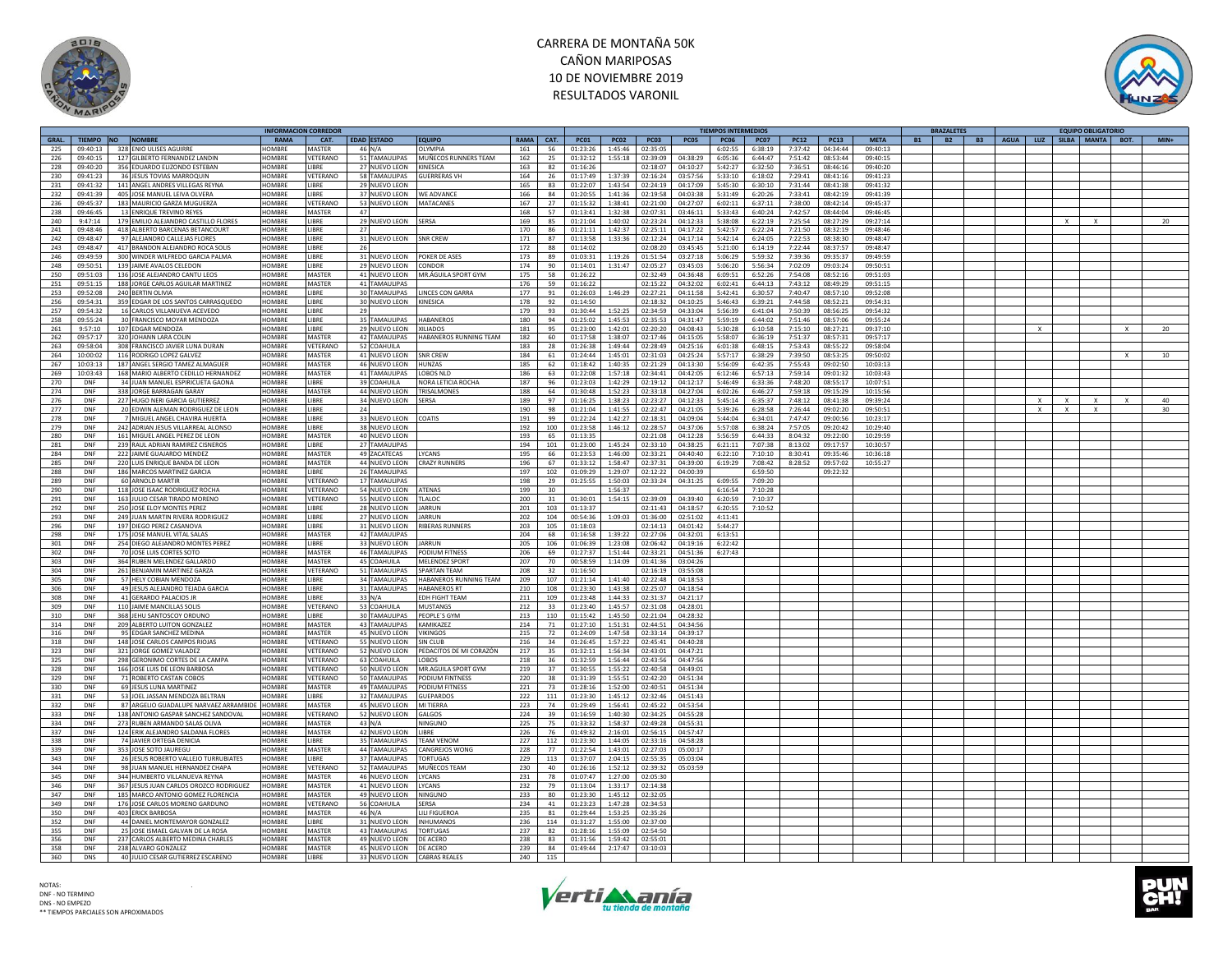# CARRERA DE MONTAÑA 50K
## CAÑON MARIPOSAS
## 10 DE NOVIEMBRE 2019
## RESULTADOS VARONIL

| | | | INFORMACION CORREDOR | | | | | | | | TIEMPOS INTERMEDIOS | | | | | | | | | | | | BRAZALETES | | | EQUIPO OBLIGATORIO | | | | | |
|---|---|---|---|---|---|---|---|---|---|---|---|---|---|---|---|---|---|---|---|---|---|---|---|---|---|---|---|---|---|---|---|
| GRAL. | TIEMPO | NO | NOMBRE | RAMA | CAT. | EDAD | ESTADO | EQUIPO | RAMA | CAT. | PC01 | PC02 | PC03 | PC05 | PC06 | PC07 | PC12 | PC13 | META | B1 | B2 | B3 | AGUA | LUZ | SILBA | MANTA | BOT. | MIN+ |
| 225 | 09:40:13 | 328 | ENIO ULISES AGUIRRE | HOMBRE | MASTER | 46 | N/A | OLYMPIA | 161 | 56 | 01:23:26 | 1:45:46 | 02:35:05 | | 6:02:55 | 6:38:19 | 7:37:42 | 04:34:44 | 09:40:13 | | | | | | | | | |
| 226 | 09:40:15 | 127 | GILBERTO FERNANDEZ LANDIN | HOMBRE | VETERANO | 51 | TAMAULIPAS | MUÑECOS RUNNERS TEAM | 162 | 25 | 01:32:12 | 1:55:18 | 02:39:09 | 04:38:29 | 6:05:36 | 6:44:47 | 7:51:42 | 08:53:44 | 09:40:15 | | | | | | | | | |
| 228 | 09:40:20 | 356 | EDUARDO ELIZONDO ESTEBAN | HOMBRE | LIBRE | 27 | NUEVO LEON | KINESICA | 163 | 82 | 01:16:26 | | 02:18:07 | 04:10:27 | 5:42:27 | 6:32:50 | 7:36:51 | 08:46:16 | 09:40:20 | | | | | | | | | |
| 230 | 09:41:23 | 36 | JESUS TOVIAS MARROQUIN | HOMBRE | VETERANO | 58 | TAMAULIPAS | GUERRERAS VH | 164 | 26 | 01:17:49 | 1:37:39 | 02:16:24 | 03:57:56 | 5:33:10 | 6:18:02 | 7:29:41 | 08:41:16 | 09:41:23 | | | | | | | | | |
| 231 | 09:41:32 | 141 | ANGEL ANDRES VILLEGAS REYNA | HOMBRE | LIBRE | 29 | NUEVO LEON | | 165 | 83 | 01:22:07 | 1:43:54 | 02:24:19 | 04:17:09 | 5:45:30 | 6:30:10 | 7:31:44 | 08:41:38 | 09:41:32 | | | | | | | | | |
| 232 | 09:41:39 | 405 | JOSE MANUEL LEIVA OLVERA | HOMBRE | LIBRE | 37 | NUEVO LEON | WE ADVANCE | 166 | 84 | 01:20:55 | 1:41:36 | 02:19:58 | 04:03:38 | 5:31:49 | 6:20:26 | 7:33:41 | 08:42:19 | 09:41:39 | | | | | | | | | |
| 236 | 09:45:37 | 183 | MAURICIO GARZA MUGUERZA | HOMBRE | VETERANO | 53 | NUEVO LEON | MATACANES | 167 | 27 | 01:15:32 | 1:38:41 | 02:21:00 | 04:27:07 | 6:02:11 | 6:37:11 | 7:38:00 | 08:42:14 | 09:45:37 | | | | | | | | | |
| 238 | 09:46:45 | 13 | ENRIQUE TREVINO REYES | HOMBRE | MASTER | 47 | | | 168 | 57 | 01:13:41 | 1:32:38 | 02:07:31 | 03:46:11 | 5:33:43 | 6:40:24 | 7:42:57 | 08:44:04 | 09:46:45 | | | | | | | | | |
| 240 | 9:47:14 | 179 | EMILIO ALEJANDRO CASTILLO FLORES | HOMBRE | LIBRE | 29 | NUEVO LEON | SERSA | 169 | 85 | 01:21:04 | 1:40:02 | 02:23:24 | 04:12:33 | 5:38:08 | 6:22:19 | 7:25:54 | 08:27:29 | 09:27:14 | | | | | | X | X | | 20 |
| 241 | 09:48:46 | 418 | ALBERTO BARCENAS BETANCOURT | HOMBRE | LIBRE | 27 | | | 170 | 86 | 01:21:11 | 1:42:37 | 02:25:11 | 04:17:22 | 5:42:57 | 6:22:24 | 7:21:50 | 08:32:19 | 09:48:46 | | | | | | | | | |
| 242 | 09:48:47 | 97 | ALEJANDRO CALLEJAS FLORES | HOMBRE | LIBRE | 31 | NUEVO LEON | SNR CREW | 171 | 87 | 01:13:58 | 1:33:36 | 02:12:24 | 04:17:14 | 5:42:14 | 6:24:05 | 7:22:53 | 08:38:30 | 09:48:47 | | | | | | | | | |
| 243 | 09:48:47 | 417 | BRANDON ALEJANDRO ROCA SOLIS | HOMBRE | LIBRE | 26 | | | 172 | 88 | 01:14:02 | | 02:08:20 | 03:45:45 | 5:21:00 | 6:14:19 | 7:22:44 | 08:37:57 | 09:48:47 | | | | | | | | | |
| 246 | 09:49:59 | 300 | WINDER WILFREDO GARCIA PALMA | HOMBRE | LIBRE | 31 | NUEVO LEON | POKER DE ASES | 173 | 89 | 01:03:31 | 1:19:26 | 01:51:54 | 03:27:18 | 5:06:29 | 5:59:32 | 7:39:36 | 09:35:37 | 09:49:59 | | | | | | | | | |
| 248 | 09:50:51 | 139 | JAIME AVALOS CELEDON | HOMBRE | LIBRE | 29 | NUEVO LEON | CONDOR | 174 | 90 | 01:14:01 | 1:31:47 | 02:05:27 | 03:45:03 | 5:06:20 | 5:56:34 | 7:02:09 | 09:03:24 | 09:50:51 | | | | | | | | | |
| 250 | 09:51:03 | 136 | JOSE ALEJANDRO CANTU LEOS | HOMBRE | MASTER | 41 | NUEVO LEON | MR.AGUILA SPORT GYM | 175 | 58 | 01:26:22 | | 02:32:49 | 04:36:48 | 6:09:51 | 6:52:26 | 7:54:08 | 08:52:16 | 09:51:03 | | | | | | | | | |
| 251 | 09:51:15 | 188 | JORGE CARLOS AGUILAR MARTINEZ | HOMBRE | MASTER | 41 | TAMAULIPAS | | 176 | 59 | 01:16:22 | | 02:15:22 | 04:32:02 | 6:02:41 | 6:44:13 | 7:43:12 | 08:49:29 | 09:51:15 | | | | | | | | | |
| 253 | 09:52:08 | 240 | BERTIN OLIVIA | HOMBRE | LIBRE | 30 | TAMAULIPAS | LINCES CON GARRA | 177 | 91 | 01:26:03 | 1:46:29 | 02:27:21 | 04:11:58 | 5:42:41 | 6:30:57 | 7:40:47 | 08:57:10 | 09:52:08 | | | | | | | | | |
| 256 | 09:54:31 | 359 | EDGAR DE LOS SANTOS CARRASQUEDO | HOMBRE | LIBRE | 30 | NUEVO LEON | KINESICA | 178 | 92 | 01:14:50 | | 02:18:32 | 04:10:25 | 5:46:43 | 6:39:21 | 7:44:58 | 08:52:21 | 09:54:31 | | | | | | | | | |
| 257 | 09:54:32 | 16 | CARLOS VILLANUEVA ACEVEDO | HOMBRE | LIBRE | 29 | | | 179 | 93 | 01:30:44 | 1:52:25 | 02:34:59 | 04:33:04 | 5:56:39 | 6:41:04 | 7:50:39 | 08:56:25 | 09:54:32 | | | | | | | | | |
| 258 | 09:55:24 | 30 | FRANCISCO MOYAR MENDOZA | HOMBRE | LIBRE | 35 | TAMAULIPAS | HABANEROS | 180 | 94 | 01:25:02 | 1:45:53 | 02:35:53 | 04:31:47 | 5:59:19 | 6:44:02 | 7:51:46 | 08:57:06 | 09:55:24 | | | | | | | | | |
| 261 | 9:57:10 | 107 | EDGAR MENDOZA | HOMBRE | LIBRE | 29 | NUEVO LEON | XILIADOS | 181 | 95 | 01:23:00 | 1:42:01 | 02:20:20 | 04:08:43 | 5:30:28 | 6:10:58 | 7:15:10 | 08:27:21 | 09:37:10 | | | | | X | | | X | 20 |
| 262 | 09:57:17 | 320 | JOHANN LARA COLIN | HOMBRE | MASTER | 42 | TAMAULIPAS | HABANEROS RUNNING TEAM | 182 | 60 | 01:17:58 | 1:38:07 | 02:17:46 | 04:15:05 | 5:58:07 | 6:36:19 | 7:51:37 | 08:57:31 | 09:57:17 | | | | | | | | | |
| 263 | 09:58:04 | 308 | FRANCISCO JAVIER LUNA DURAN | HOMBRE | VETERANO | 52 | COAHUILA | | 183 | 28 | 01:26:38 | 1:49:44 | 02:28:49 | 04:25:16 | 6:01:38 | 6:48:15 | 7:53:43 | 08:55:22 | 09:58:04 | | | | | | | | | |
| 264 | 10:00:02 | 116 | RODRIGO LOPEZ GALVEZ | HOMBRE | MASTER | 41 | NUEVO LEON | SNR CREW | 184 | 61 | 01:24:44 | 1:45:01 | 02:31:03 | 04:25:24 | 5:57:17 | 6:38:29 | 7:39:50 | 08:53:25 | 09:50:02 | | | | | | | | X | 10 |
| 267 | 10:03:13 | 187 | ANGEL SERGIO TAMEZ ALMAGUER | HOMBRE | MASTER | 46 | NUEVO LEON | HUNZAS | 185 | 62 | 01:18:42 | 1:40:35 | 02:21:29 | 04:13:30 | 5:56:09 | 6:42:35 | 7:55:43 | 09:02:50 | 10:03:13 | | | | | | | | | |
| 269 | 10:03:43 | 168 | MARIO ALBERTO CEDILLO HERNANDEZ | HOMBRE | MASTER | 41 | TAMAULIPAS | LOBOS NLD | 186 | 63 | 01:22:08 | 1:57:18 | 02:34:41 | 04:42:05 | 6:12:46 | 6:57:13 | 7:59:14 | 09:01:32 | 10:03:43 | | | | | | | | | |
| 270 | DNF | 34 | JUAN MANUEL ESPIRICUETA GAONA | HOMBRE | LIBRE | 39 | COAHUILA | NORA LETICIA ROCHA | 187 | 96 | 01:23:03 | 1:42:29 | 02:19:12 | 04:12:17 | 5:46:49 | 6:33:36 | 7:48:20 | 08:55:17 | 10:07:51 | | | | | | | | | |
| 274 | DNF | 338 | JORGE BARRAGAN GARAY | HOMBRE | MASTER | 44 | NUEVO LEON | TRISALMONES | 188 | 64 | 01:30:48 | 1:52:23 | 02:33:18 | 04:27:04 | 6:02:26 | 6:46:27 | 7:59:18 | 09:15:29 | 10:15:56 | | | | | | | | | |
| 276 | DNF | 227 | HUGO NERI GARCIA GUTIERREZ | HOMBRE | LIBRE | 34 | NUEVO LEON | SERSA | 189 | 97 | 01:16:25 | 1:38:23 | 02:23:27 | 04:12:33 | 5:45:14 | 6:35:37 | 7:48:12 | 08:41:38 | 09:39:24 | | | | | X | X | X | X | 40 |
| 277 | DNF | 20 | EDWIN ALEMAN RODRIGUEZ DE LEON | HOMBRE | LIBRE | 24 | | | 190 | 98 | 01:21:04 | 1:41:55 | 02:22:47 | 04:21:05 | 5:39:26 | 6:28:58 | 7:26:44 | 09:02:20 | 09:50:51 | | | | | X | X | X | | 30 |
| 278 | DNF | 7 | MIGUEL ANGEL CHAVIRA HUERTA | HOMBRE | LIBRE | 33 | NUEVO LEON | COATIS | 191 | 99 | 01:22:24 | 1:42:27 | 02:18:31 | 04:09:04 | 5:44:04 | 6:34:01 | 7:47:47 | 09:00:56 | 10:23:17 | | | | | | | | | |
| 279 | DNF | 242 | ADRIAN JESUS VILLARREAL ALONSO | HOMBRE | LIBRE | 38 | NUEVO LEON | | 192 | 100 | 01:23:58 | 1:46:12 | 02:28:57 | 04:37:06 | 5:57:08 | 6:38:24 | 7:57:05 | 09:20:42 | 10:29:40 | | | | | | | | | |
| 280 | DNF | 161 | MIGUEL ANGEL PEREZ DE LEON | HOMBRE | MASTER | 40 | NUEVO LEON | | 193 | 65 | 01:13:35 | | 02:21:08 | 04:12:28 | 5:56:59 | 6:44:33 | 8:04:32 | 09:22:00 | 10:29:59 | | | | | | | | | |
| 281 | DNF | 239 | RAUL ADRIAN RAMIREZ CISNEROS | HOMBRE | LIBRE | 27 | TAMAULIPAS | | 194 | 101 | 01:23:00 | 1:45:24 | 02:33:10 | 04:38:25 | 6:21:11 | 7:07:38 | 8:13:02 | 09:17:57 | 10:30:57 | | | | | | | | | |
| 284 | DNF | 222 | JAIME GUAJARDO MENDEZ | HOMBRE | MASTER | 49 | ZACATECAS | LYCANS | 195 | 66 | 01:23:53 | 1:46:00 | 02:33:21 | 04:40:40 | 6:22:10 | 7:10:10 | 8:30:41 | 09:35:46 | 10:36:18 | | | | | | | | | |
| 285 | DNF | 220 | LUIS ENRIQUE BANDA DE LEON | HOMBRE | MASTER | 44 | NUEVO LEON | CRAZY RUNNERS | 196 | 67 | 01:33:12 | 1:58:47 | 02:37:31 | 04:39:00 | 6:19:29 | 7:08:42 | 8:28:52 | 09:57:02 | 10:55:27 | | | | | | | | | |
| 288 | DNF | 186 | MARCOS MARTINEZ GARCIA | HOMBRE | LIBRE | 26 | TAMAULIPAS | | 197 | 102 | 01:09:29 | 1:29:07 | 02:12:22 | 04:00:39 | | 6:59:50 | | 09:22:32 | | | | | | | | | | |
| 289 | DNF | 60 | ARNOLD MARTIR | HOMBRE | VETERANO | 17 | TAMAULIPAS | | 198 | 29 | 01:25:55 | 1:50:03 | 02:33:24 | 04:31:25 | 6:09:55 | 7:09:20 | | | | | | | | | | | | |
| 290 | DNF | 118 | JOSE ISAAC RODRIGUEZ ROCHA | HOMBRE | VETERANO | 54 | NUEVO LEON | ATENAS | 199 | 30 | | 1:56:37 | | | 6:16:54 | 7:10:28 | | | | | | | | | | | | |
| 291 | DNF | 163 | JULIO CESAR TIRADO MORENO | HOMBRE | VETERANO | 55 | NUEVO LEON | TLALOC | 200 | 31 | 01:30:01 | 1:54:15 | 02:39:09 | 04:39:40 | 6:20:59 | 7:10:37 | | | | | | | | | | | | |
| 292 | DNF | 250 | JOSE ELOY MONTES PEREZ | HOMBRE | LIBRE | 28 | NUEVO LEON | JARRUN | 201 | 103 | 01:13:37 | | 02:11:43 | 04:18:57 | 6:20:55 | 7:10:52 | | | | | | | | | | | | |
| 293 | DNF | 249 | JUAN MARTIN RIVERA RODRIGUEZ | HOMBRE | LIBRE | 27 | NUEVO LEON | JARRUN | 202 | 104 | 00:54:36 | 1:09:03 | 01:36:00 | 02:51:02 | 4:11:41 | | | | | | | | | | | | | |
| 296 | DNF | 197 | DIEGO PEREZ CASANOVA | HOMBRE | LIBRE | 31 | NUEVO LEON | RIBERAS RUNNERS | 203 | 105 | 01:18:03 | | 02:14:13 | 04:01:42 | 5:44:27 | | | | | | | | | | | | | |
| 298 | DNF | 175 | JOSE MANUEL VITAL SALAS | HOMBRE | MASTER | 42 | TAMAULIPAS | | 204 | 68 | 01:16:58 | 1:39:22 | 02:27:06 | 04:32:01 | 6:13:51 | | | | | | | | | | | | | |
| 301 | DNF | 254 | DIEGO ALEJANDRO MONTES PEREZ | HOMBRE | LIBRE | 33 | NUEVO LEON | JARRUN | 205 | 106 | 01:06:39 | 1:23:08 | 02:06:42 | 04:19:16 | 6:22:42 | | | | | | | | | | | | | |
| 302 | DNF | 70 | JOSE LUIS CORTES SOTO | HOMBRE | MASTER | 46 | TAMAULIPAS | PODIUM FITNESS | 206 | 69 | 01:27:37 | 1:51:44 | 02:33:21 | 04:51:36 | 6:27:43 | | | | | | | | | | | | | |
| 303 | DNF | 364 | RUBEN MELENDEZ GALLARDO | HOMBRE | MASTER | 45 | COAHUILA | MELENDEZ SPORT | 207 | 70 | 00:58:59 | 1:14:09 | 01:41:36 | 03:04:26 | | | | | | | | | | | | | | |
| 304 | DNF | 261 | BENJAMIN MARTINEZ GARZA | HOMBRE | VETERANO | 51 | TAMAULIPAS | SPARTAN TEAM | 208 | 32 | 01:16:50 | | 02:16:19 | 03:55:08 | | | | | | | | | | | | | | |
| 305 | DNF | 57 | HELY COBIAN MENDOZA | HOMBRE | LIBRE | 34 | TAMAULIPAS | HABANEROS RUNNING TEAM | 209 | 107 | 01:21:14 | 1:41:40 | 02:22:48 | 04:18:53 | | | | | | | | | | | | | | |
| 306 | DNF | 49 | JESUS ALEJANDRO TEJADA GARCIA | HOMBRE | LIBRE | 31 | TAMAULIPAS | HABANEROS RT | 210 | 108 | 01:23:30 | 1:43:38 | 02:25:07 | 04:18:54 | | | | | | | | | | | | | | |
| 308 | DNF | 41 | GERARDO PALACIOS JR | HOMBRE | LIBRE | 33 | N/A | EDH FIGHT TEAM | 211 | 109 | 01:23:48 | 1:44:33 | 02:31:37 | 04:21:17 | | | | | | | | | | | | | | |
| 309 | DNF | 110 | JAIME MANCILLAS SOLIS | HOMBRE | VETERANO | 53 | COAHUILA | MUSTANGS | 212 | 33 | 01:23:40 | 1:45:57 | 02:31:08 | 04:28:01 | | | | | | | | | | | | | | |
| 310 | DNF | 368 | JEHU SANTOSCOY ORDUNO | HOMBRE | LIBRE | 30 | TAMAULIPAS | PEOPLE´S GYM | 213 | 110 | 01:15:42 | 1:45:50 | 02:21:04 | 04:28:32 | | | | | | | | | | | | | | |
| 314 | DNF | 209 | ALBERTO LUITON GONZALEZ | HOMBRE | MASTER | 43 | TAMAULIPAS | KAMIKAZEZ | 214 | 71 | 01:27:10 | 1:51:31 | 02:44:51 | 04:34:56 | | | | | | | | | | | | | | |
| 316 | DNF | 95 | EDGAR SANCHEZ MEDINA | HOMBRE | MASTER | 45 | NUEVO LEON | VIKINGOS | 215 | 72 | 01:24:09 | 1:47:58 | 02:33:14 | 04:39:17 | | | | | | | | | | | | | | |
| 318 | DNF | 148 | JOSE CARLOS CAMPOS RIOJAS | HOMBRE | VETERANO | 55 | NUEVO LEON | SIN CLUB | 216 | 34 | 01:26:45 | 1:57:22 | 02:45:41 | 04:40:28 | | | | | | | | | | | | | | |
| 323 | DNF | 321 | JORGE GOMEZ VALADEZ | HOMBRE | VETERANO | 52 | NUEVO LEON | PEDACITOS DE MI CORAZÓN | 217 | 35 | 01:32:11 | 1:56:34 | 02:43:01 | 04:47:21 | | | | | | | | | | | | | | |
| 325 | DNF | 298 | GERONIMO CORTES DE LA CAMPA | HOMBRE | VETERANO | 63 | COAHUILA | LOBOS | 218 | 36 | 01:32:59 | 1:56:44 | 02:43:56 | 04:47:56 | | | | | | | | | | | | | | |
| 328 | DNF | 166 | JOSE LUIS DE LEON BARBOSA | HOMBRE | VETERANO | 50 | NUEVO LEON | MR.AGUILA SPORT GYM | 219 | 37 | 01:30:55 | 1:55:22 | 02:40:58 | 04:49:01 | | | | | | | | | | | | | | |
| 329 | DNF | 71 | ROBERTO CASTAN COBOS | HOMBRE | VETERANO | 50 | TAMAULIPAS | PODIUM FINTNESS | 220 | 38 | 01:31:39 | 1:55:51 | 02:42:20 | 04:51:34 | | | | | | | | | | | | | | |
| 330 | DNF | 69 | JESUS LUNA MARTINEZ | HOMBRE | MASTER | 49 | TAMAULIPAS | PODIUM FITNESS | 221 | 73 | 01:28:16 | 1:52:00 | 02:40:51 | 04:51:34 | | | | | | | | | | | | | | |
| 331 | DNF | 53 | JOEL JASSAN MENDOZA BELTRAN | HOMBRE | LIBRE | 32 | TAMAULIPAS | GUEPARDOS | 222 | 111 | 01:23:30 | 1:45:12 | 02:32:46 | 04:51:43 | | | | | | | | | | | | | | |
| 332 | DNF | 87 | ARGELIO GUADALUPE NARVAEZ ARRAMBIDE | HOMBRE | MASTER | 45 | NUEVO LEON | MI TIERRA | 223 | 74 | 01:29:49 | 1:56:41 | 02:45:22 | 04:53:54 | | | | | | | | | | | | | | |
| 333 | DNF | 138 | ANTONIO GASPAR SANCHEZ SANDOVAL | HOMBRE | VETERANO | 52 | NUEVO LEON | GALGOS | 224 | 39 | 01:16:59 | 1:40:30 | 02:34:25 | 04:55:28 | | | | | | | | | | | | | | |
| 334 | DNF | 273 | RUBEN ARMANDO SALAS OLIVA | HOMBRE | MASTER | 43 | N/A | NINGUNO | 225 | 75 | 01:33:32 | 1:58:37 | 02:49:28 | 04:55:31 | | | | | | | | | | | | | | |
| 337 | DNF | 124 | ERIK ALEJANDRO SALDANA FLORES | HOMBRE | MASTER | 42 | NUEVO LEON | LIBRE | 226 | 76 | 01:49:32 | 2:16:01 | 02:56:15 | 04:57:47 | | | | | | | | | | | | | | |
| 338 | DNF | 74 | JAVIER ORTEGA DENICIA | HOMBRE | LIBRE | 35 | TAMAULIPAS | TEAM VENOM | 227 | 112 | 01:23:30 | 1:44:05 | 02:33:16 | 04:58:28 | | | | | | | | | | | | | | |
| 339 | DNF | 353 | JOSE SOTO JAUREGU | HOMBRE | MASTER | 44 | TAMAULIPAS | CANGREJOS WONG | 228 | 77 | 01:22:54 | 1:43:01 | 02:27:03 | 05:00:17 | | | | | | | | | | | | | | |
| 343 | DNF | 26 | JESUS ROBERTO VALLEJO TURRUBIATES | HOMBRE | LIBRE | 37 | TAMAULIPAS | TORTUGAS | 229 | 113 | 01:37:07 | 2:04:15 | 02:55:35 | 05:03:04 | | | | | | | | | | | | | | |
| 344 | DNF | 98 | JUAN MANUEL HERNANDEZ CHAPA | HOMBRE | VETERANO | 52 | TAMAULIPAS | MUÑECOS TEAM | 230 | 40 | 01:26:16 | 1:52:12 | 02:39:32 | 05:03:59 | | | | | | | | | | | | | | |
| 345 | DNF | 344 | HUMBERTO VILLANUEVA REYNA | HOMBRE | MASTER | 46 | NUEVO LEON | LYCANS | 231 | 78 | 01:07:47 | 1:27:00 | 02:05:30 | | | | | | | | | | | | | | | |
| 346 | DNF | 367 | JESUS JUAN CARLOS OROZCO RODRIGUEZ | HOMBRE | MASTER | 41 | NUEVO LEON | LYCANS | 232 | 79 | 01:13:04 | 1:33:17 | 02:14:38 | | | | | | | | | | | | | | | |
| 347 | DNF | 185 | MARCO ANTONIO GOMEZ FLORENCIA | HOMBRE | MASTER | 49 | NUEVO LEON | NINGUNO | 233 | 80 | 01:23:30 | 1:45:12 | 02:32:05 | | | | | | | | | | | | | | | |
| 349 | DNF | 176 | JOSE CARLOS MORENO GARDUNO | HOMBRE | VETERANO | 56 | COAHUILA | SERSA | 234 | 41 | 01:23:23 | 1:47:28 | 02:34:53 | | | | | | | | | | | | | | | |
| 350 | DNF | 403 | ERICK BARBOSA | HOMBRE | MASTER | 46 | N/A | LILI FIGUEROA | 235 | 81 | 01:29:44 | 1:53:25 | 02:35:26 | | | | | | | | | | | | | | | |
| 352 | DNF | 44 | DANIEL MONTEMAYOR GONZALEZ | HOMBRE | LIBRE | 31 | NUEVO LEON | INHUMANOS | 236 | 114 | 01:31:27 | 1:55:00 | 02:37:00 | | | | | | | | | | | | | | | |
| 355 | DNF | 25 | JOSE ISMAEL GALVAN DE LA ROSA | HOMBRE | MASTER | 43 | TAMAULIPAS | TORTUGAS | 237 | 82 | 01:28:16 | 1:55:09 | 02:54:50 | | | | | | | | | | | | | | | |
| 356 | DNF | 237 | CARLOS ALBERTO MEDINA CHARLES | HOMBRE | MASTER | 49 | NUEVO LEON | DE ACERO | 238 | 83 | 01:31:56 | 1:59:42 | 02:55:01 | | | | | | | | | | | | | | | |
| 358 | DNF | 238 | ALVARO GONZALEZ | HOMBRE | MASTER | 45 | NUEVO LEON | DE ACERO | 239 | 84 | 01:49:44 | 2:17:47 | 03:10:03 | | | | | | | | | | | | | | | |
| 360 | DNS | 40 | JULIO CESAR GUTIERREZ ESCARENO | HOMBRE | LIBRE | 33 | NUEVO LEON | CABRAS REALES | 240 | 115 | | | | | | | | | | | | | | | | | | |

NOTAS:
DNF - NO TERMINO
DNS - NO EMPEZO
** TIEMPOS PARCIALES SON APROXIMADOS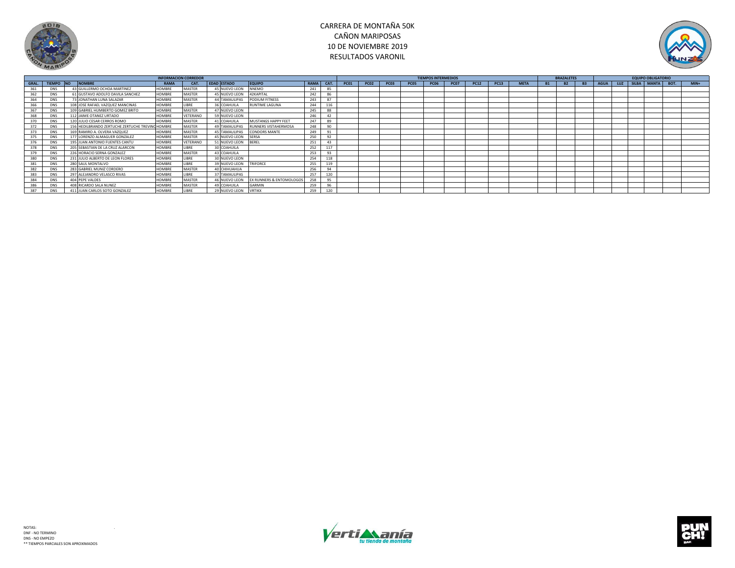# CARRERA DE MONTAÑA 50K
## CAÑON MARIPOSAS
## 10 DE NOVIEMBRE 2019
## RESULTADOS VARONIL

| INFORMACION CORREDOR | | | | | | | | | | | TIEMPOS INTERMEDIOS | | | | | | | | | BRAZALETES | | | EQUIPO OBLIGATORIO | | | | | |
|---|---|---|---|---|---|---|---|---|---|---|---|---|---|---|---|---|---|---|---|---|---|---|---|---|---|---|---|---|
| GRAL. | TIEMPO | NO | NOMBRE | RAMA | CAT. | EDAD | ESTADO | EQUIPO | RAMA | CAT. | PC01 | PC02 | PC03 | PC05 | PC06 | PC07 | PC12 | PC13 | META | B1 | B2 | B3 | AGUA | LUZ | SILBA | MANTA | BOT. | MIN+ |
| 361 | DNS | 43 | GUILLERMO OCHOA MARTINEZ | HOMBRE | MASTER | 45 | NUEVO LEON | NNEMO | 241 | 85 | | | | | | | | | | | | | | | | | | |
| 362 | DNS | 61 | GUSTAVO ADOLFO DAVILA SANCHEZ | HOMBRE | MASTER | 45 | NUEVO LEON | 42KAPITAL | 242 | 86 | | | | | | | | | | | | | | | | | | |
| 364 | DNS | 73 | JONATHAN LUNA SALAZAR | HOMBRE | MASTER | 44 | TAMAULIPAS | PODIUM FITNESS | 243 | 87 | | | | | | | | | | | | | | | | | | |
| 366 | DNS | 108 | JOSE RAFAEL VAZQUEZ MANCINAS | HOMBRE | LIBRE | 36 | COAHUILA | RUNTIME LAGUNA | 244 | 116 | | | | | | | | | | | | | | | | | | |
| 367 | DNS | 109 | GABRIEL HUMBERTO GOMEZ BRITO | HOMBRE | MASTER | 47 | NUEVO LEON | | 245 | 88 | | | | | | | | | | | | | | | | | | |
| 368 | DNS | 112 | JAIME OTANEZ URTADO | HOMBRE | VETERANO | 59 | NUEVO LEON | | 246 | 42 | | | | | | | | | | | | | | | | | | |
| 370 | DNS | 120 | JULIO CESAR CERROS ROMO | HOMBRE | MASTER | 41 | COAHUILA | MUSTANGS HAPPY FEET | 247 | 89 | | | | | | | | | | | | | | | | | | |
| 372 | DNS | 156 | HEDILBRANDO ZERTUCHE ZERTUCHE TREVINO | HOMBRE | MASTER | 49 | TAMAULIPAS | RUNNERS VISTAHERMOSA | 248 | 90 | | | | | | | | | | | | | | | | | | |
| 373 | DNS | 169 | RAMIRO A. OLVERA VAZQUEZ | HOMBRE | MASTER | 45 | TAMAULIPAS | CONDORS MANTE | 249 | 91 | | | | | | | | | | | | | | | | | | |
| 375 | DNS | 177 | LORENZO ALMAGUER GONZALEZ | HOMBRE | MASTER | 45 | NUEVO LEON | SERSA | 250 | 92 | | | | | | | | | | | | | | | | | | |
| 376 | DNS | 195 | JUAN ANTONIO FUENTES CANTU | HOMBRE | VETERANO | 51 | NUEVO LEON | BEREL | 251 | 43 | | | | | | | | | | | | | | | | | | |
| 378 | DNS | 205 | SEBASTIAN DE LA CRUZ ALARCON | HOMBRE | LIBRE | 30 | COAHUILA | | 252 | 117 | | | | | | | | | | | | | | | | | | |
| 379 | DNS | 226 | HORACIO SERNA GONZALEZ | HOMBRE | MASTER | 43 | COAHUILA | | 253 | 93 | | | | | | | | | | | | | | | | | | |
| 380 | DNS | 231 | JULIO ALBERTO DE LEON FLORES | HOMBRE | LIBRE | 30 | NUEVO LEON | | 254 | 118 | | | | | | | | | | | | | | | | | | |
| 381 | DNS | 280 | SAUL MONTALVO | HOMBRE | LIBRE | 39 | NUEVO LEON | TRIFORCE | 255 | 119 | | | | | | | | | | | | | | | | | | |
| 382 | DNS | 283 | GABRIEL MUNIZ CORDERO | HOMBRE | MASTER | 40 | CHIHUAHUA | | 256 | 94 | | | | | | | | | | | | | | | | | | |
| 383 | DNS | 297 | ALEJANDRO VELASCO RIVAS | HOMBRE | LIBRE | 37 | TAMAULIPAS | | 257 | 120 | | | | | | | | | | | | | | | | | | |
| 384 | DNS | 404 | PEPE VALDES | HOMBRE | MASTER | 46 | NUEVO LEON | EX RUNNERS & ENTOMOLOGOS | 258 | 95 | | | | | | | | | | | | | | | | | | |
| 386 | DNS | 408 | RICARDO SALA NUNEZ | HOMBRE | MASTER | 49 | COAHUILA | GARMIN | 259 | 96 | | | | | | | | | | | | | | | | | | |
| 387 | DNS | 411 | JUAN CARLOS SOTO GONZALEZ | HOMBRE | LIBRE | 29 | NUEVO LEON | VRTIKX | 259 | 120 | | | | | | | | | | | | | | | | | | |

NOTAS:
DNF - NO TERMINO
DNS - NO EMPEZO
** TIEMPOS PARCIALES SON APROXIMADOS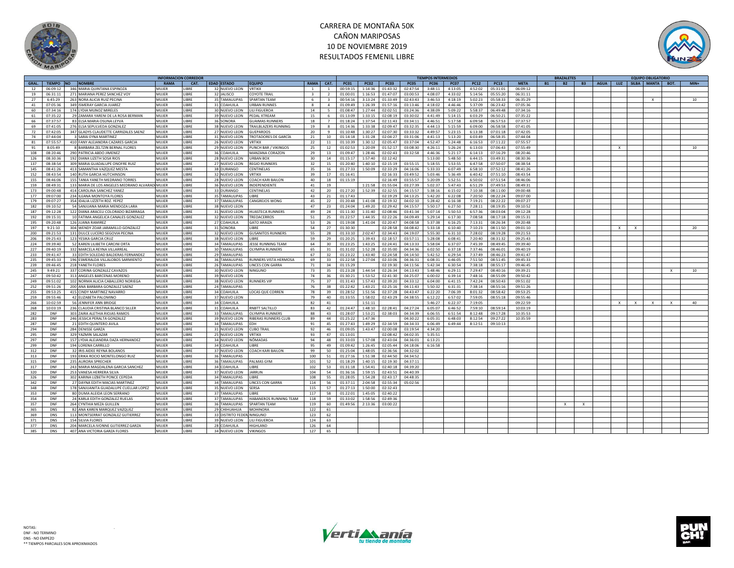# CARRERA DE MONTAÑA 50K
## CAÑON MARIPOSAS
## 10 DE NOVIEMBRE 2019
## RESULTADOS FEMENIL LIBRE

| | | INFORMACION CORREDOR | | | | | | | | | TIEMPOS INTERMEDIOS | | | | | | | | | | BRAZALETES | | | EQUIPO OBLIGATORIO | | | | | | |
|---|---|---|---|---|---|---|---|---|---|---|---|---|---|---|---|---|---|---|---|---|---|---|---|---|---|---|---|---|---|---|
| GRAL. | TIEMPO | NO | NOMBRE | RAMA | CAT. | EDAD | ESTADO | EQUIPO | RAMA | CAT. | PC01 | PC02 | PC03 | PC05 | PC06 | PC07 | PC12 | PC13 | META | B1 | B2 | B3 | AGUA | LUZ | SILBA | MANTA | BOT. | MIN+ |
| 12 | 06:09:12 | 346 | MARIA QUINTANA ESPINOZA | MUJER | LIBRE | 32 | NUEVO LEON | VRTIKX | 1 | 1 | 00:59:15 | 1:14:36 | 01:43:32 | 02:47:54 | 3:48:11 | 4:13:05 | 4:52:02 | 05:31:01 | 06:09:12 | | | | | | | | | |
| 19 | 06:31:11 | 271 | MARIANA PEREZ SANCHEZ VOY | MUJER | LIBRE | 32 | JALISCO | COYOTE TRAIL | 3 | 2 | 01:00:01 | 1:16:53 | 01:47:07 | 03:00:53 | 4:08:07 | 4:33:02 | 5:14:56 | 05:55:20 | 06:31:11 | | | | | | | | | |
| 27 | 6:45:29 | 263 | NORA ALICIA RUIZ PECINA | MUJER | LIBRE | 35 | TAMAULIPAS | SPARTAN TEAM | 6 | 3 | 00:54:16 | 3:13:24 | 01:33:49 | 02:43:43 | 3:46:53 | 4:18:19 | 5:02:23 | 05:58:33 | 06:35:29 | | | | | | | X | | 10 |
| 41 | 07:05:36 | 349 | ISMERAY GARCIA JUAREZ | MUJER | LIBRE | 31 | COAHUILA | URBAN RUNNES | 8 | 4 | 01:09:49 | 1:26:39 | 01:57:16 | 03:13:46 | 4:18:02 | 4:46:46 | 5:37:09 | 06:23:42 | 07:05:36 | | | | | | | | | |
| 60 | 07:34:16 | 174 | LYDIA MUNOZ MIRELES | MUJER | LIBRE | 30 | NUEVO LEON | LILI FIGUEROA | 14 | 5 | 01:08:47 | 1:27:44 | 02:02:51 | 03:24:36 | 4:38:09 | 5:09:22 | 5:58:37 | 06:49:48 | 07:34:16 | | | | | | | | | |
| 61 | 07:35:22 | 29 | ZAMARA YARENI DE LA ROSA BERMAN | MUJER | LIBRE | 39 | NUEVO LEON | PEDAL XTREAM | 15 | 6 | 01:13:09 | 1:33:15 | 02:08:19 | 03:30:02 | 4:41:49 | 5:14:15 | 6:03:29 | 06:50:21 | 07:35:22 | | | | | | | | | |
| 66 | 07:37:57 | 83 | ELSA MARIA OSUNA LEYVA | MUJER | LIBRE | 36 | SONORA | GUAIMAS RUNNERS | 18 | 7 | 01:18:24 | 1:37:54 | 02:11:43 | 03:34:11 | 4:46:51 | 5:17:58 | 6:09:58 | 06:57:53 | 07:37:57 | | | | | | | | | |
| 69 | 07:41:05 | 276 | ELSA SEPULVEDA GONZALEZ | MUJER | LIBRE | 38 | NUEVO LEON | TRAILBLAZERS RUNNING | 19 | 8 | 01:14:36 | 1:33:38 | 02:09:47 | 03:32:35 | 4:44:13 | 5:15:59 | 6:09:00 | 06:58:58 | 07:41:05 | | | | | | | | | |
| 72 | 07:42:05 | 347 | GLADYS CLAUDETTE CARRIZALES SAENZ | MUJER | LIBRE | 27 | NUEVO LEON | GUEPARDOS | 20 | 9 | 01:10:48 | 1:30:27 | 02:07:30 | 03:33:32 | 4:49:57 | 5:23:15 | 6:13:38 | 07:01:18 | 07:42:05 | | | | | | | | | |
| 74 | 07:44:04 | 3 | SARAI EYNA MARTINEZ | MUJER | LIBRE | 31 | NUEVO LEON | TROTADORES DE GARCIA | 21 | 10 | 01:14:18 | 1:31:28 | 02:04:27 | 03:31:06 | 4:41:13 | 5:13:20 | 6:03:49 | 06:58:35 | 07:44:04 | | | | | | | | | |
| 81 | 07:55:57 | 410 | FANY ALEJANDRA CAZARES GARCIA | MUJER | LIBRE | 26 | NUEVO LEON | VRTIKX | 22 | 11 | 01:10:39 | 1:30:12 | 02:05:47 | 03:37:04 | 4:52:47 | 5:24:48 | 6:16:53 | 07:11:22 | 07:55:57 | | | | | | | | | |
| 91 | 8:05:49 | 8 | BARBARA ZELTZIN BERNAL FLORES | MUJER | LIBRE | 29 | NUEVO LEON | PUNCH BAR / VIKINGOS | 25 | 12 | 01:02:53 | 1:20:09 | 01:52:17 | 03:08:30 | 4:26:11 | 5:26:24 | 6:13:03 | 07:06:43 | 07:55:49 | | | | | X | | | | 10 |
| 108 | 08:20:46 | 290 | PATRICIA ABDO JIMENEZ | MUJER | LIBRE | 36 | COAHUILA | MANZANA CORAZON | 29 | 13 | 01:09:47 | 1:28:46 | 02:02:43 | 03:32:58 | 4:46:36 | 5:21:17 | 6:14:13 | 07:16:29 | 08:20:46 | | | | | | | | | |
| 126 | 08:30:36 | 192 | DIANA LIZETH SOSA RIOS | MUJER | LIBRE | 28 | NUEVO LEON | URBAN BOX | 30 | 14 | 01:15:17 | 1:57:40 | 02:12:42 | | 5:13:00 | 5:48:50 | 6:44:15 | 03:49:31 | 08:30:36 | | | | | | | | | |
| 137 | 08:38:54 | 309 | MARIA GUADALUPE ONOFRE RUIZ | MUJER | LIBRE | 27 | NUEVO LEON | REGIO RUNNERS | 32 | 15 | 01:20:40 | 1:40:10 | 02:15:19 | 03:55:15 | 5:18:55 | 5:53:55 | 6:47:58 | 07:50:07 | 08:38:54 | | | | | | | | | |
| 145 | 08:41:26 | 413 | SAMANTHA VAZQUEZ MESTA | MUJER | LIBRE | 38 | DURANGO | CENTINELAS | 35 | 16 | 01:27:33 | 1:50:09 | 02:33:29 | 04:16:06 | 5:33:33 | 6:07:49 | 6:58:10 | 07:52:12 | 08:41:26 | | | | | | | | | |
| 152 | 08:43:54 | 140 | RUTH GARCIA HUTCHINSON | MUJER | LIBRE | 32 | NUEVO LEON | VRTIKX | 39 | 17 | 01:16:41 | | 02:16:33 | 03:49:52 | 5:03:46 | 5:36:49 | 6:40:42 | 07:51:10 | 08:43:54 | | | | | | | | | |
| 155 | 08:46:06 | 155 | TANIA YANETH MEDRANO TORRES | MUJER | LIBRE | 28 | NUEVO LEON | COACH KARI BAILON | 40 | 18 | 01:15:19 | | 02:16:49 | 03:55:57 | 5:20:09 | 5:52:51 | 6:50:02 | 07:51:54 | 08:46:06 | | | | | | | | | |
| 159 | 08:49:31 | 133 | MARIA DE LOS ANGELES MEDRANO ALVARADO | MUJER | LIBRE | 36 | NUEVO LEON | INDEPENDIENTE | 41 | 19 | | 1:21:58 | 01:55:04 | 03:27:39 | 5:02:37 | 5:47:43 | 6:51:29 | 07:49:53 | 08:49:31 | | | | | | | | | |
| 173 | 09:00:48 | 414 | CAROLINA SANCHEZ YANEZ | MUJER | LIBRE | 33 | DURANGO | CENTINELAS | 42 | 20 | 01:27:20 | 1:52:39 | 02:32:55 | 04:15:57 | 5:38:16 | 6:15:02 | 7:10:38 | 08:11:00 | 09:00:48 | | | | | | | | | |
| 177 | 09:07:00 | 234 | ILEANA MONTOYA FLORES | MUJER | LIBRE | 35 | TAMAULIPAS | LIBRE | 43 | 21 | 01:17:43 | | 02:19:29 | 04:13:25 | 5:42:20 | 6:22:08 | 7:20:50 | 08:22:24 | 09:07:00 | | | | | | | | | |
| 179 | 09:07:27 | 354 | IDALIA LIZZETH RDZ. YEPEZ | MUJER | LIBRE | 37 | TAMAULIPAS | CANGREJOS WONG | 45 | 22 | 01:20:48 | 1:41:08 | 02:19:32 | 04:02:10 | 5:28:42 | 6:16:38 | 7:19:21 | 08:22:22 | 09:07:27 | | | | | | | | | |
| 182 | 09:10:52 | 54 | SANJUANA MARIA MENDOZA LARA | MUJER | LIBRE | 38 | NUEVO LEON | | 47 | 23 | 01:24:04 | 1:49:20 | 02:29:42 | 04:15:57 | 5:50:17 | 6:27:50 | 7:28:11 | 08:19:35 | 09:10:52 | | | | | | | | | |
| 187 | 09:12:28 | 122 | DIANA ARACELI COLORADO BIZARRAGA | MUJER | LIBRE | 31 | NUEVO LEON | HUASTECA RUNNERS | 49 | 24 | 01:11:30 | 1:31:40 | 02:08:46 | 03:41:34 | 5:07:14 | 5:50:53 | 6:57:36 | 08:03:04 | 09:12:28 | | | | | | | | | |
| 192 | 09:15:31 | 10 | FATIMA ANGELICA CANALES GONZALEZ | MUJER | LIBRE | 32 | NUEVO LEON | TREOACERROS | 51 | 25 | 01:22:57 | 1:44:35 | 02:22:26 | 04:09:49 | 5:29:14 | 6:17:30 | 7:08:58 | 08:17:18 | 09:15:31 | | | | | | | | | |
| 195 | 09:20:48 | 126 | JUANA RAMIREZ | MUJER | LIBRE | 27 | COAHUILA | GATO ARAIZA | 53 | 26 | 01:19:08 | 1:41:04 | 02:20:47 | 04:08:58 | 5:37:38 | 6:16:25 | 7:13:31 | 08:26:34 | 09:20:48 | | | | | | | | | |
| 197 | 9:21:10 | 304 | WENDY ZOAR JARAMILLO GONZALEZ | MUJER | LIBRE | 31 | SONORA | LIBRE | 54 | 27 | 01:30:30 | | 02:28:58 | 04:08:42 | 5:33:18 | 6:10:40 | 7:10:23 | 08:11:50 | 09:01:10 | | | | | X | X | | | 20 |
| 200 | 09:21:53 | 131 | DULCE LUCERO SEGOVIA PECINA | MUJER | LIBRE | 32 | NUEVO LEON | GUSANITOS RUNNERS | 55 | 28 | 01:33:10 | 2:02:47 | 02:34:43 | 04:19:07 | 5:55:30 | 6:31:10 | 7:28:02 | 08:19:28 | 09:21:53 | | | | | | | | | |
| 206 | 09:25:43 | 123 | YESIKA GARCIA CRUZ | MUJER | LIBRE | 38 | NUEVO LEON | LIBRE | 59 | 29 | 01:20:25 | 1:39:43 | 02:18:57 | 03:57:11 | 5:28:08 | 6:08:41 | 7:20:40 | 08:31:32 | 09:25:43 | | | | | | | | | |
| 224 | 09:39:40 | 52 | KAREN LILIBETH CARCINI ORTA | MUJER | LIBRE | 34 | TAMAULIPAS | JESSE RUNNING TEAM | 64 | 30 | 01:23:25 | 1:43:25 | 02:24:41 | 04:13:33 | 5:58:04 | 6:37:07 | 7:45:39 | 08:49:45 | 09:39:40 | | | | | | | | | |
| 227 | 09:40:19 | 332 | MARCELA REYNA VILLARREAL | MUJER | LIBRE | 30 | TAMAULIPAS | OLYMPIA RUNNERS | 65 | 31 | 01:31:02 | 1:52:28 | 02:35:00 | 04:34:36 | 6:02:50 | 6:37:18 | 7:37:46 | 08:46:01 | 09:40:19 | | | | | | | | | |
| 233 | 09:41:47 | 33 | EDITH SOLEDAD BALDERAS FERNANDEZ | MUJER | LIBRE | 29 | TAMAULIPAS | | 67 | 32 | 01:23:22 | 1:43:40 | 02:24:58 | 04:14:50 | 5:42:52 | 6:29:54 | 7:37:49 | 08:46:23 | 09:41:47 | | | | | | | | | |
| 235 | 09:45:33 | 196 | ESMERALDA VILLALOBOS SARMIENTO | MUJER | LIBRE | 36 | TAMAULIPAS | RUNNERS VISTA HERMOSA | 69 | 33 | 01:22:58 | 1:27:04 | 02:33:06 | 04:36:31 | 6:08:31 | 6:46:05 | 7:51:50 | 08:51:45 | 09:45:33 | | | | | | | | | |
| 239 | 09:46:45 | 218 | YANETH FLORES | MUJER | LIBRE | 26 | TAMAULIPAS | LINCES CON GARRA | 71 | 34 | 01:15:29 | | 02:19:30 | 04:11:56 | 5:42:34 | 6:30:54 | 7:38:18 | 08:55:17 | 09:46:45 | | | | | | | | | |
| 245 | 9:49:21 | 337 | CORINA GONZALEZ CAVAZOS | MUJER | LIBRE | 30 | NUEVO LEON | NINGUNO | 73 | 35 | 01:23:28 | 1:44:54 | 02:26:34 | 04:13:43 | 5:48:46 | 6:29:11 | 7:29:47 | 08:40:16 | 09:39:21 | | | | | | | | X | 10 |
| 247 | 09:50:42 | 313 | ANGELES BARCENAS MORENO | MUJER | LIBRE | 39 | NUEVO LEON | | 74 | 36 | 01:30:21 | 1:53:52 | 02:41:30 | 04:25:07 | 6:00:02 | 6:39:14 | 7:48:16 | 08:55:09 | 09:50:42 | | | | | | | | | |
| 249 | 09:51:02 | 102 | NORMA ALICIA CABALLERO NORIEGA | MUJER | LIBRE | 38 | NUEVO LEON | RUNNERS VIP | 75 | 37 | 01:31:43 | 1:57:43 | 02:39:20 | 04:33:12 | 6:04:00 | 6:41:15 | 7:42:24 | 08:50:43 | 09:51:02 | | | | | | | | | |
| 252 | 09:51:26 | 200 | ANA BARBARA GONZALEZ SAENZ | MUJER | LIBRE | 24 | TAMAULIPAS | | 76 | 38 | 01:22:42 | 1:43:21 | 02:25:16 | 04:11:43 | 5:50:32 | 6:31:31 | 7:38:14 | 08:55:16 | 09:51:26 | | | | | | | | | |
| 255 | 09:53:25 | 415 | CINDY MARTINEZ NAVARRO | MUJER | LIBRE | 34 | COAHUILA | LOCAS QUE CORREN | 78 | 39 | 01:28:52 | 1:51:56 | 02:37:28 | 04:43:47 | 6:22:20 | 7:06:39 | 8:01:32 | 08:58:42 | 09:53:25 | | | | | | | | | |
| 259 | 09:55:46 | 42 | ELIZABETH PALOMINO | MUJER | LIBRE | 37 | NUEVO LEON | | 79 | 40 | 01:33:55 | 1:58:02 | 02:43:29 | 04:38:55 | 6:12:22 | 6:57:02 | 7:59:05 | 08:55:18 | 09:55:46 | | | | | | | | | |
| 266 | 10:02:59 | 56 | JENNIFER ANN BRIDGE | MUJER | LIBRE | 34 | COAHUILA | | 82 | 41 | | 1:51:11 | | | 5:46:27 | 6:22:37 | 7:19:05 | | 09:22:59 | | | | | X | X | X | X | 40 |
| 268 | 10:03:19 | 236 | CLAUDIA CRISTINA BLANCO SILLER | MUJER | LIBRE | 31 | COAHUILA | RNBTT SALTILLO | 83 | 42 | 01:24:47 | 1:48:10 | 02:28:41 | 04:27:24 | 6:05:07 | 6:46:52 | 7:59:10 | 08:59:14 | 10:03:19 | | | | | | | | | |
| 282 | DNF | 303 | ZAIRA ALETHIA RIOJAS RAMOS | MUJER | LIBRE | 33 | TAMAULIPAS | OLYMPIA RUNNERS | 88 | 43 | 01:28:07 | 1:53:21 | 02:38:03 | 04:34:39 | 6:06:55 | 6:51:54 | 8:12:48 | 09:17:28 | 10:35:53 | | | | | | | | | |
| 283 | DNF | 246 | JESSICA PERALTA GONZALEZ | MUJER | LIBRE | 39 | NUEVO LEON | RIBERAS RUNNERS CLUB | 89 | 44 | 01:25:22 | 1:47:36 | | 04:30:22 | 6:05:31 | 6:48:03 | 8:12:54 | 09:27:22 | 10:35:59 | | | | | | | | | |
| 287 | DNF | 21 | EDITH QUINTERO AVILA | MUJER | LIBRE | 34 | TAMAULIPAS | EDH | 91 | 45 | 01:27:43 | 1:49:29 | 02:34:59 | 04:34:33 | 6:06:49 | 6:49:44 | 8:12:51 | 09:10:13 | | | | | | | | | | |
| 294 | DNF | 284 | DENISSE GARZA | MUJER | LIBRE | 31 | NUEVO LEON | CUBO TRAIL | 92 | 46 | 01:09:05 | 1:43:47 | 02:00:08 | 03:19:54 | 4:34:20 | | | | | | | | | | | | | |
| 295 | DNF | 329 | YAZMIN SALAZAR | MUJER | LIBRE | 25 | NUEVO LEON | VRTIKX | 93 | 47 | 01:13:01 | | 02:08:42 | 04:02:35 | 5:35:51 | | | | | | | | | | | | | |
| 297 | DNF | 157 | LYDIA ALEJANDRA DAZA HERNANDEZ | MUJER | LIBRE | 34 | NUEVO LEON | NÓMADAS | 94 | 48 | 01:33:03 | 1:57:08 | 02:43:04 | 04:36:01 | 6:13:21 | | | | | | | | | | | | | |
| 299 | DNF | 194 | LORENA CARRILLO | MUJER | LIBRE | 34 | COAHUILA | LIBRE | 95 | 49 | 01:09:42 | 1:26:45 | 02:05:44 | 04:18:06 | 6:16:58 | | | | | | | | | | | | | |
| 312 | DNF | 32 | IRIS AIDEE REYNA BOLANOS | MUJER | LIBRE | 37 | NUEVO LEON | COACH KARI BAILON | 99 | 50 | 01:25:04 | 1:48:05 | 02:36:56 | 04:32:02 | | | | | | | | | | | | | | |
| 313 | DNF | 193 | ERIKA ROCIO MONTELONGO RUIZ | MUJER | LIBRE | 36 | TAMAULIPAS | | 100 | 51 | 01:27:16 | 1:51:38 | 02:44:50 | 04:34:52 | | | | | | | | | | | | | | |
| 315 | DNF | 235 | AURORA SPRECHER | MUJER | LIBRE | 36 | TAMAULIPAS | PALMAS GYM | 101 | 52 | 01:18:29 | 1:40:15 | 02:19:30 | 04:37:11 | | | | | | | | | | | | | | |
| 317 | DNF | 243 | MARIA MAGDALENA GARCIA SANCHEZ | MUJER | LIBRE | 34 | COAHUILA | LIBRE | 102 | 53 | 01:31:18 | 1:54:41 | 02:40:18 | 04:39:20 | | | | | | | | | | | | | | |
| 320 | DNF | 253 | VANESA HERRERA SILVA | MUJER | LIBRE | 37 | NUEVO LEON | JARRUN | 104 | 54 | 01:36:16 | 1:59:15 | 02:43:51 | 04:40:39 | | | | | | | | | | | | | | |
| 326 | DNF | 302 | KARINA LIZBETH PONCE CEPEDA | MUJER | LIBRE | 34 | TAMAULIPAS | LIBRE | 108 | 55 | 01:28:05 | 1:54:28 | 02:43:17 | 04:48:35 | | | | | | | | | | | | | | |
| 342 | DNF | 27 | DAYNA EDITH MACIAS MARTINEZ | MUJER | LIBRE | 34 | TAMAULIPAS | LINCES CON GARRA | 114 | 56 | 01:37:11 | 2:04:58 | 02:55:34 | 05:02:56 | | | | | | | | | | | | | | |
| 348 | DNF | 178 | SANJUANITA GUADALUPE CUELLAR LOPEZ | MUJER | LIBRE | 35 | NUEVO LEON | SERSA | 115 | 57 | 01:27:13 | 1:50:00 | 02:32:43 | | | | | | | | | | | | | | | |
| 353 | DNF | 80 | DUMA ALEIDA LEON SERRANO | MUJER | LIBRE | 37 | TAMAULIPAS | LIBRE | 117 | 58 | 01:22:01 | 1:45:05 | 02:40:22 | | | | | | | | | | | | | | | |
| 354 | DNF | 24 | KARLA EDITH GONZALEZ RUELAS | MUJER | LIBRE | 37 | TAMAULIPAS | HABANEROS RUNNING TEAM | 118 | 59 | 01:33:02 | 1:58:56 | 02:49:36 | | | | | | | | | | | | | | | |
| 357 | DNF | 264 | CYNTHIA MEZA GUILLEN | MUJER | LIBRE | 36 | TAMAULIPAS | SPARTAN TEAM | 119 | 60 | 01:49:56 | 2:13:36 | 03:00:22 | | | | | | | | X | X | | | | | | |
| 365 | DNS | 82 | ANA KAREN MARQUEZ VAZQUEZ | MUJER | LIBRE | 29 | CHIHUAHUA | MOHINORA | 122 | 61 | | | | | | | | | | | | | | | | | | |
| 369 | DNS | 113 | MONTSERRAT GONZALEZ GUTIERREZ | MUJER | LIBRE | 33 | DISTRITO FEDERAL | NINGUNO | 123 | 62 | | | | | | | | | | | | | | | | | | |
| 371 | DNS | 154 | SILVIA FLORES | MUJER | LIBRE | 39 | NUEVO LEON | LILI FIGUEROA | 124 | 63 | | | | | | | | | | | | | | | | | | |
| 377 | DNS | 204 | MARCELA IVONNE GUTIERREZ GARZA | MUJER | LIBRE | 28 | COAHUILA | HIGHLAND | 126 | 64 | | | | | | | | | | | | | | | | | | |
| 385 | DNS | 407 | ANA VICTORIA GARZA FLORES | MUJER | LIBRE | 34 | NUEVO LEON | VIKINGOS | 127 | 65 | | | | | | | | | | | | | | | | | | |

NOTAS:
DNF - NO TERMINO
DNS - NO EMPEZO
** TIEMPOS PARCIALES SON APROXIMADOS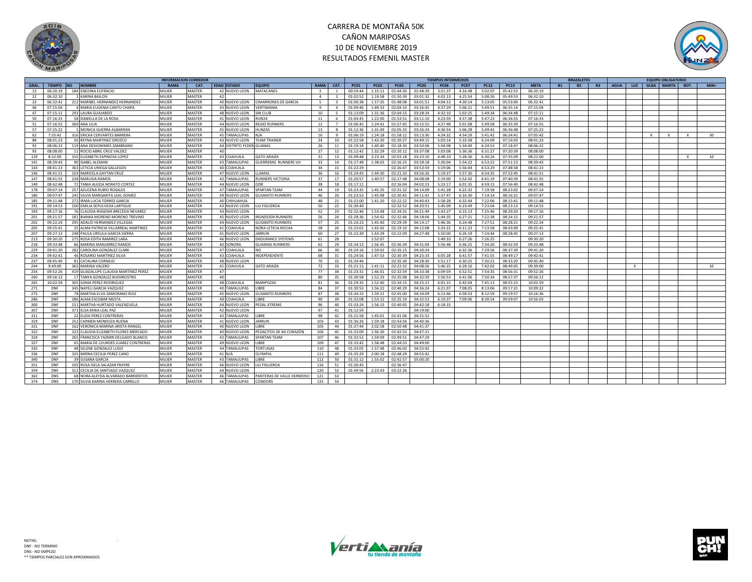# CARRERA DE MONTAÑA 50K
## CAÑON MARIPOSAS
### 10 DE NOVIEMBRE 2019
### RESULTADOS FEMENIL MASTER

| INFORMACION CORREDOR | | | | | | | | | | | TIEMPOS INTERMEDIOS | | | | | | | | | BRAZALETES | | | EQUIPO OBLIGATORIO | | | | | |
|---|---|---|---|---|---|---|---|---|---|---|---|---|---|---|---|---|---|---|---|---|---|---|---|---|---|---|---|---|
| GRAL. | TIEMPO | NO | NOMBRE | RAMA | CAT. | EDAD | ESTADO | EQUIPO | RAMA | CAT. | PC01 | PC02 | PC03 | PC05 | PC06 | PC07 | PC12 | PC13 | META | B1 | B2 | B3 | AGUA | LUZ | SILBA | MANTA | BOT. | MIN+ |
| 13 | 06:20:19 | 184 | ENEDINA EUFRACIO | MUJER | MASTER | 42 | NUEVO LEON | MATACANES | 2 | 1 | 00:59:44 | 1:15:11 | 01:44:30 | 02:48:39 | 3:51:37 | 4:16:48 | 5:02:07 | 05:42:53 | 06:20:19 | | | | | | | | | |
| 22 | 06:32:10 | 2 | KARINA BAILON | MUJER | MASTER | 42 | | | 4 | 2 | 01:02:52 | 1:19:58 | 01:50:39 | 03:01:32 | 4:02:13 | 4:25:54 | 5:08:26 | 05:49:53 | 06:32:10 | | | | | | | | | |
| 23 | 06:32:41 | 212 | MARIBEL HERNANDEZ HERNANDEZ | MUJER | MASTER | 40 | NUEVO LEON | CIMARRONES DE GARCIA | 5 | 3 | 01:00:38 | 1:17:35 | 01:48:08 | 03:01:51 | 4:04:13 | 4:30:14 | 5:13:05 | 05:53:00 | 06:32:41 | | | | | | | | | |
| 46 | 07:15:04 | 4 | MARIA EUGENIA CANTU CHAPA | MUJER | MASTER | 43 | NUEVO LEON | VERTIMANIA | 9 | 4 | 01:09:46 | 1:49:33 | 02:04:10 | 03:26:45 | 4:37:29 | 5:06:21 | 5:49:51 | 06:35:14 | 07:15:04 | | | | | | | | | |
| 47 | 07:15:11 | 293 | LAURA GUAJARDO | MUJER | MASTER | 48 | NUEVO LEON | SIN CLUB | 10 | 5 | 01:13:09 | 1:31:36 | 02:04:15 | 03:28:24 | 4:32:10 | 5:02:25 | 5:49:34 | 06:34:48 | 07:15:11 | | | | | | | | | |
| 50 | 07:16:33 | 58 | DANIELLA DE LA ROSA | MUJER | MASTER | 41 | NUEVO LEON | RUN24 | 11 | 6 | 01:04:45 | 1:22:00 | 01:53:51 | 03:11:10 | 4:23:59 | 4:57:38 | 5:47:23 | 06:36:55 | 07:16:33 | | | | | | | | | |
| 51 | 07:16:55 | 369 | ANA LILIA | MUJER | MASTER | 44 | NUEVO LEON | REGIO RUNNERS | 12 | 7 | 01:06:45 | 1:24:41 | 01:57:45 | 03:15:55 | 4:27:48 | 5:01:08 | 5:49:58 | 06:35:39 | 07:16:55 | | | | | | | | | |
| 57 | 07:25:22 | 1 | MONICA GUERRA ALBARRAN | MUJER | MASTER | 45 | NUEVO LEON | HUNZAS | 13 | 8 | 01:12:36 | 1:31:49 | 02:05:33 | 03:26:24 | 4:36:54 | 5:06:28 | 5:49:42 | 06:36:48 | 07:25:22 | | | | | | | | | |
| 62 | 7:35:42 | 316 | ERICKA CERVANTES BARRERA | MUJER | MASTER | 45 | TAMAULIPAS | N/A | 16 | 9 | 01:06:19 | 1:24:18 | 01:58:12 | 03:13:30 | 4:24:32 | 4:54:29 | 5:41:42 | 06:24:41 | 07:05:42 | | | | | | X | X | X | 30 |
| 88 | 08:01:23 | 50 | REYNA MARTINEZ OROZCO | MUJER | MASTER | 43 | NUEVO LEON | TEAM TRAINER | 24 | 10 | 01:22:58 | 1:43:30 | 02:20:27 | 03:49:15 | 5:03:14 | 5:33:58 | 6:24:09 | 07:16:03 | 08:01:23 | | | | | | | | | |
| 92 | 08:06:22 | 119 | ANA DESSOMMES ZAMBRANO | MUJER | MASTER | 44 | DISTRITO FEDER | GUANAS | 26 | 11 | 01:19:18 | 1:40:40 | 02:18:30 | 03:50:06 | 5:04:08 | 5:34:49 | 6:24:53 | 07:18:47 | 08:06:22 | | | | | | | | | |
| 93 | 08:08:00 | 11 | ROCIO ABRIL CRUZ VALDEZ | MUJER | MASTER | 40 | | | 27 | 12 | 01:12:42 | 1:32:29 | 02:10:12 | 03:37:08 | 5:03:08 | 5:36:36 | 6:31:27 | 07:20:39 | 08:08:00 | | | | | | | | | |
| 129 | 8:32:00 | 310 | ELIZABETH ESPINOSA LOPEZ | MUJER | MASTER | 43 | COAHUILA | GATO ARAIZA | 31 | 13 | 01:09:48 | 2:23:34 | 02:03:18 | 03:23:10 | 4:48:10 | 5:28:36 | 6:30:24 | 07:35:09 | 08:22:00 | | | | | | | | X | 10 |
| 141 | 08:39:43 | 90 | ISABEL ALEMAN | MUJER | MASTER | 43 | TAMAULIPAS | GUERRERAS RUNNERS VH | 33 | 14 | 01:17:48 | 1:38:03 | 02:16:25 | 03:58:18 | 5:20:04 | 5:54:22 | 6:53:22 | 07:51:13 | 08:39:43 | | | | | | | | | |
| 143 | 08:41:23 | 363 | LETICIA URIEGA GALLEGOS | MUJER | MASTER | 40 | COAHUILA | | 34 | 15 | 01:22:29 | | 02:26:47 | 03:53:59 | 5:19:06 | 5:56:04 | 6:53:29 | 07:48:58 | 08:41:23 | | | | | | | | | |
| 146 | 08:41:51 | 103 | MARICELA GAYTAN CRUZ | MUJER | MASTER | 47 | NUEVO LEON | LLAMAS | 36 | 16 | 01:24:43 | 1:44:30 | 02:21:33 | 03:56:26 | 5:19:27 | 5:57:30 | 6:54:35 | 07:52:45 | 08:41:51 | | | | | | | | | |
| 147 | 08:41:55 | 228 | MARUSIA RAMOS | MUJER | MASTER | 42 | TAMAULIPAS | RUNNERS VICTORIA | 37 | 17 | 01:20:57 | 1:40:57 | 02:17:48 | 04:08:08 | 5:19:00 | 5:52:42 | 6:41:19 | 07:40:39 | 08:41:55 | | | | | | | | | |
| 149 | 08:42:48 | 72 | TANIA ALEIDA NORATO CORTEZ | MUJER | MASTER | 44 | NUEVO LEON | ODR | 38 | 18 | 01:17:11 | | 02:16:04 | 04:02:23 | 5:23:17 | 6:01:35 | 6:59:15 | 07:56:40 | 08:42:48 | | | | | | | | | |
| 178 | 09:07:14 | 257 | AZUCENA RUBIO ROSALES | MUJER | MASTER | 47 | TAMAULIPAS | SPARTAN TEAM | 44 | 19 | 01:23:35 | 1:45:35 | 02:31:32 | 04:14:09 | 5:41:28 | 6:22:32 | 7:19:58 | 08:23:02 | 09:07:14 | | | | | | | | | |
| 180 | 09:07:47 | 245 | SILVIA MARGARITA LEAL GOMEZ | MUJER | MASTER | 49 | NUEVO LEON | GUSANITO RUNNERS | 46 | 20 | 01:23:53 | 1:45:08 | 02:30:45 | 04:11:41 | 5:37:47 | 6:16:30 | 7:14:14 | 08:16:21 | 09:07:47 | | | | | | | | | |
| 185 | 09:11:48 | 272 | IRMA LUCIA TORRES GARCIA | MUJER | MASTER | 40 | CHIHUAHUA | | 48 | 21 | 01:21:00 | 1:41:20 | 02:22:22 | 04:40:43 | 5:58:28 | 6:32:44 | 7:22:06 | 08:15:41 | 09:11:48 | | | | | | | | | |
| 191 | 09:14:53 | 100 | EMILIA SEPULVEDA LARTIGUE | MUJER | MASTER | 43 | NUEVO LEON | LILI FIGUEROA | 50 | 22 | 01:30:40 | | 02:32:52 | 04:20:51 | 5:45:09 | 6:23:49 | 7:23:04 | 08:23:13 | 09:14:53 | | | | | | | | | |
| 193 | 09:17:16 | 76 | CLAUDIA IRASEMA BRECEDA NEVAREZ | MUJER | MASTER | 43 | NUEVO LEON | | 52 | 23 | 01:32:46 | 1:53:48 | 02:34:31 | 04:21:49 | 5:43:27 | 6:22:13 | 7:25:46 | 08:29:20 | 09:17:16 | | | | | | | | | |
| 201 | 09:21:57 | 181 | BIANKA MORENO MORENO TREVINO | MUJER | MASTER | 45 | NUEVO LEON | IRONDOOR RUNNERS | 56 | 24 | 01:28:36 | 1:54:42 | 02:32:46 | 04:18:04 | 5:44:35 | 6:27:21 | 7:22:38 | 08:24:15 | 09:21:57 | | | | | | | | | |
| 202 | 09:22:24 | 295 | ADALID HERNANDEZ VILLEGAS | MUJER | MASTER | 44 | NUEVO LEON | GUSANITO RUNNERS | 57 | 25 | 01:24:23 | 1:45:40 | 02:29:39 | 04:14:17 | 5:46:36 | 6:24:48 | 7:27:51 | 08:28:21 | 09:22:24 | | | | | | | | | |
| 205 | 09:25:41 | 35 | ALMA PATRICIA VILLARREAL MARTINEZ | MUJER | MASTER | 41 | COAHUILA | NORA LETICIA ROCHA | 58 | 26 | 01:23:01 | 1:42:42 | 02:19:10 | 04:12:08 | 5:33:22 | 6:11:23 | 7:13:58 | 08:43:09 | 09:25:41 | | | | | | | | | |
| 207 | 09:27:13 | 248 | PAULA URSULA GARCIA SIERRA | MUJER | MASTER | 41 | NUEVO LEON | JARRUN | 60 | 27 | 01:23:39 | 1:43:29 | 02:22:09 | 04:27:48 | 5:50:00 | 6:26:19 | 7:24:44 | 08:28:45 | 09:27:13 | | | | | | | | | |
| 213 | 09:30:20 | 275 | ROSA EDITH RAMIREZ LARA | MUJER | MASTER | 46 | NUEVO LEON | ENDURANCE SYSTEMS | 61 | 28 | | 1:52:07 | | | 5:49:33 | 6:27:26 | 7:26:25 | | 09:30:20 | | | | | | | | | |
| 218 | 09:33:48 | 86 | MARINA MANJARREZ RAMOS | MUJER | MASTER | 40 | SONORA | GUAIMAS RUNNERS | 62 | 29 | 01:34:13 | 1:56:45 | 02:36:39 | 04:31:04 | 5:56:48 | 6:36:25 | 7:34:20 | 08:42:59 | 09:33:48 | | | | | | | | | |
| 229 | 09:41:20 | 282 | CAROLINA GONZALEZ CLARK | MUJER | MASTER | 47 | COAHUILA | NO | 66 | 30 | 01:24:16 | 1:59:02 | 02:35:15 | 04:30:24 | | 6:32:36 | 7:29:56 | 08:37:39 | 09:41:20 | | | | | | | | | |
| 234 | 09:42:41 | 46 | ROSARIO MARTINEZ SILVA | MUJER | MASTER | 43 | COAHUILA | INDEPENDIENTE | 68 | 31 | 01:24:56 | 1:47:53 | 02:30:39 | 04:25:33 | 6:05:28 | 6:41:57 | 7:41:55 | 08:49:17 | 09:42:41 | | | | | | | | | |
| 237 | 09:45:40 | 81 | CATALINA CORNEJO | MUJER | MASTER | 48 | NUEVO LEON | | 70 | 32 | 01:34:46 | | 02:35:30 | 04:28:30 | 5:51:17 | 6:30:25 | 7:30:21 | 08:33:20 | 09:45:40 | | | | | | | | | |
| 244 | 9:49:00 | 362 | MARINA VALERO | MUJER | MASTER | 41 | COAHUILA | GATO ARAIZA | 72 | 33 | 01:21:13 | 1:41:11 | 02:22:32 | 04:08:56 | 5:46:25 | 6:28:16 | 7:42:02 | 08:49:05 | 09:39:00 | | | | | X | | | | 10 |
| 254 | 09:52:26 | 419 | GUADALUPE CLAUDIA MARTINEZ PEREZ | MUJER | MASTER | 47 | | | 77 | 34 | 01:23:31 | 1:46:01 | 02:32:59 | 04:33:38 | 6:09:59 | 6:52:51 | 7:54:35 | 08:56:31 | 09:52:26 | | | | | | | | | |
| 260 | 09:56:12 | 17 | TANYA GONZALEZ BUENROSTRO | MUJER | MASTER | 40 | | | 80 | 35 | 01:30:58 | 1:52:33 | 02:35:08 | 04:32:59 | 5:56:53 | 6:41:06 | 7:50:34 | 08:57:37 | 09:56:12 | | | | | | | | | |
| 265 | 10:02:59 | 305 | SONIA PEREZ RODRIGUEZ | MUJER | MASTER | 48 | COAHUILA | MARIPOZAS | 81 | 36 | 01:29:35 | 1:52:40 | 02:34:15 | 04:25:21 | 6:01:15 | 6:42:04 | 7:45:13 | 08:55:23 | 10:02:59 | | | | | | | | | |
| 271 | DNF | 345 | NAYELI GARCIA VAZQUEZ | MUJER | MASTER | 40 | TAMAULIPAS | LIBRE | 84 | 37 | 01:30:53 | 1:56:22 | 02:40:29 | 04:36:24 | 6:21:07 | 7:08:05 | 8:13:06 | 09:17:31 | 10:09:22 | | | | | | | | | |
| 275 | DNF | 78 | MARTHA ELVA ZAMORANO RUIZ | MUJER | MASTER | 45 | NUEVO LEON | GUSANITO RUNNERS | 87 | 38 | 01:34:33 | 1:59:21 | 02:45:00 | 04:34:09 | 6:13:46 | 6:58:53 | 8:12:59 | 09:19:57 | 10:16:36 | | | | | | | | | |
| 286 | DNF | 286 | ALMA ESCOBAR MESTA | MUJER | MASTER | 49 | COAHUILA | LIBRE | 90 | 39 | 01:32:08 | 1:53:12 | 02:35:19 | 04:32:53 | 6:19:37 | 7:09:06 | 8:30:54 | 09:59:07 | 10:56:03 | | | | | | | | | |
| 300 | DNF | 151 | MARTHA HURTADO VALENZUELA | MUJER | MASTER | 44 | NUEVO LEON | PEDAL XTREME | 96 | 40 | 01:33:24 | 1:56:15 | 02:40:05 | 04:42:18 | 6:18:33 | | | | | | | | | | | | | |
| 307 | DNF | 371 | ELSA ERIKA LEAL PAZ | MUJER | MASTER | 42 | NUEVO LEON | | 97 | 41 | 01:12:59 | | | 04:19:00 | | | | | | | | | | | | | | |
| 311 | DNF | 22 | ELIDA PEREZ CONTRERAS | MUJER | MASTER | 42 | TAMAULIPAS | LIBRE | 98 | 42 | 01:21:58 | 1:45:01 | 02:41:06 | 04:31:52 | | | | | | | | | | | | | | |
| 319 | DNF | 252 | CARMEN MENDOZA RUENA | MUJER | MASTER | 41 | NUEVO LEON | JARRUN | 103 | 43 | 01:36:26 | 1:59:18 | 02:43:56 | 04:40:36 | | | | | | | | | | | | | | |
| 321 | DNF | 162 | VERONICA MARINA ARISTA RANGEL | MUJER | MASTER | 40 | NUEVO LEON | LIBRE | 105 | 44 | 01:37:44 | 2:02:58 | 02:50:48 | 04:41:37 | | | | | | | | | | | | | | |
| 322 | DNF | 322 | CLAUDIA ELIZABETH FLORES MERCADO | MUJER | MASTER | 40 | NUEVO LEON | PEDACITOS DE MI CORAZÓN | 106 | 45 | 01:32:09 | 1:56:30 | 02:42:53 | 04:47:21 | | | | | | | | | | | | | | |
| 324 | DNF | 265 | FRANCISCA YAZMIN DELGADO BLANCO | MUJER | MASTER | 42 | TAMAULIPAS | SPARTAN TEAM | 107 | 46 | 01:32:52 | 1:59:09 | 02:49:51 | 04:47:29 | | | | | | | | | | | | | | |
| 327 | DNF | 65 | MARIA DE LOURDES JUAREZ CONTRERAS | MUJER | MASTER | 49 | NUEVO LEON | LIBRE | 109 | 47 | 01:33:42 | 1:58:48 | 02:44:53 | 04:49:00 | | | | | | | | | | | | | | |
| 335 | DNF | 48 | SELENE GONZALEZ LUGO | MUJER | MASTER | 44 | TAMAULIPAS | TORTUGAS | 110 | 48 | 01:33:05 | 1:57:48 | 02:46:02 | 04:55:42 | | | | | | | | | | | | | | |
| 336 | DNF | 325 | MIRNA CECILIA PEREZ CANO | MUJER | MASTER | 41 | N/A | OLYMPIA | 111 | 49 | 01:35:29 | 2:00:18 | 02:48:29 | 04:55:42 | | | | | | | | | | | | | | |
| 340 | DNF | 39 | SUSANA GARCIA | MUJER | MASTER | 43 | TAMAULIPAS | LIBRE | 112 | 50 | 01:31:12 | 1:55:02 | 02:42:57 | 05:00:20 | | | | | | | | | | | | | | |
| 351 | DNF | 105 | ROSA ISELA SALAZAR FRAYRE | MUJER | MASTER | 46 | NUEVO LEON | LILI FIGUEROA | 116 | 51 | 01:30:45 | | 02:36:47 | | | | | | | | | | | | | | | |
| 359 | DNF | 312 | CECILIA DE SANTIAGO VAZQUEZ | MUJER | MASTER | 44 | NUEVO LEON | | 120 | 52 | 01:49:56 | 2:23:43 | 03:22:26 | | | | | | | | | | | | | | | |
| 363 | DNS | 68 | NORA ALEYDA ALVARADO BARRIENTOS | MUJER | MASTER | 46 | TAMAULIPAS | PANTERAS DE VALLE HERMOSO | 121 | 53 | | | | | | | | | | | | | | | | | | |
| 374 | DNS | 170 | SILVIA KARINA HERRERA CARRILLO | MUJER | MASTER | 46 | TAMAULIPAS | CONDORS | 125 | 54 | | | | | | | | | | | | | | | | | | |

NOTAS:
DNF - NO TERMINO
DNS - NO EMPEZO
** TIEMPOS PARCIALES SON APROXIMADOS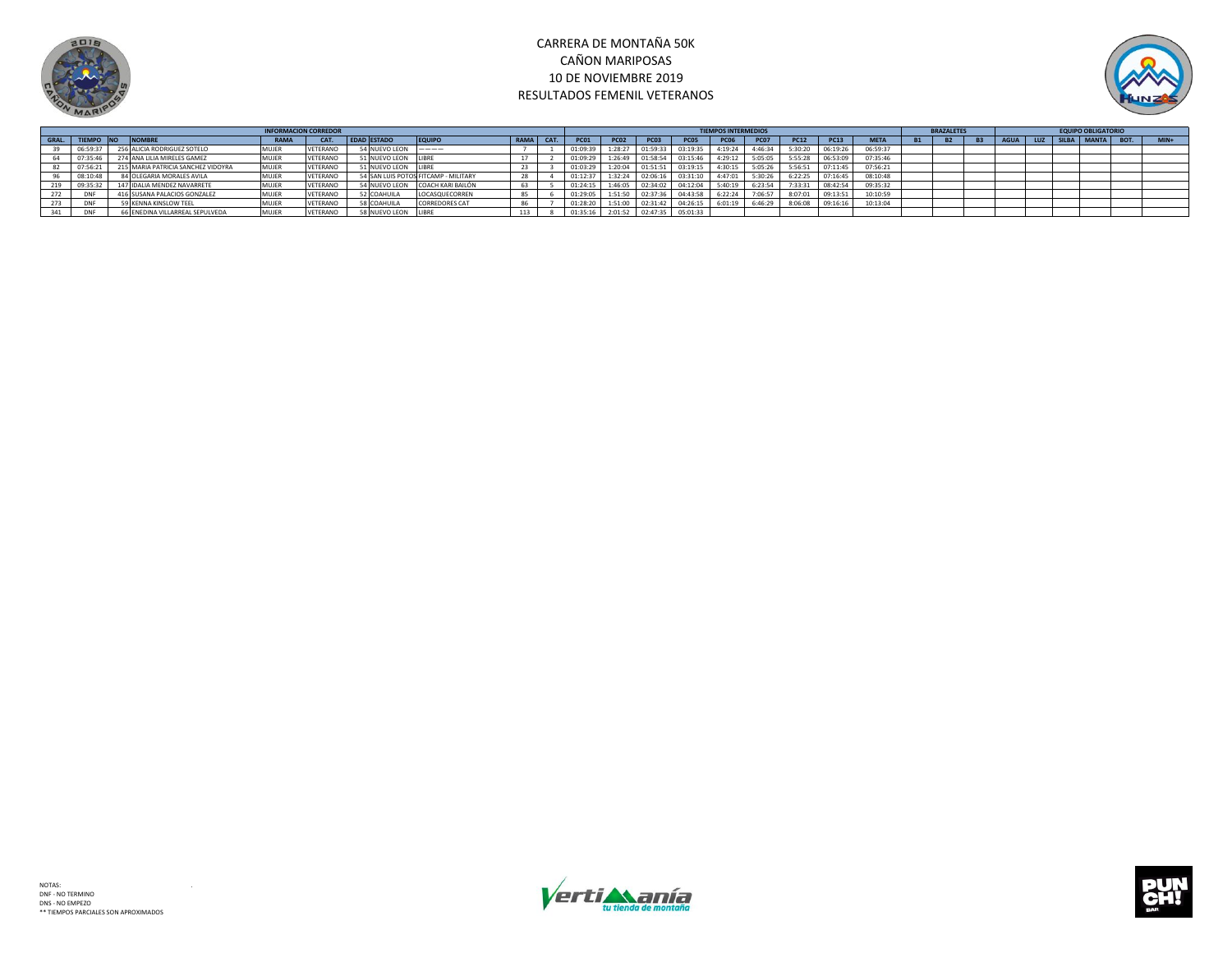# CARRERA DE MONTAÑA 50K
## CAÑON MARIPOSAS
## 10 DE NOVIEMBRE 2019
## RESULTADOS FEMENIL VETERANOS

| INFORMACION CORREDOR | | | | | | | | | | | TIEMPOS INTERMEDIOS | | | | | | | | | | BRAZALETES | | | EQUIPO OBLIGATORIO | | | | | |
|---|---|---|---|---|---|---|---|---|---|---|---|---|---|---|---|---|---|---|---|---|---|---|---|---|---|---|---|---|---|
| GRAL. | TIEMPO | NO | NOMBRE | RAMA | CAT. | EDAD | ESTADO | EQUIPO | RAMA | CAT. | PC01 | PC02 | PC03 | PC05 | PC06 | PC07 | PC12 | PC13 | META | B1 | B2 | B3 | AGUA | LUZ | SILBA | MANTA | BOT. | MIN+ |
| 39 | 06:59:37 | 256 | ALICIA RODRIGUEZ SOTELO | MUJER | VETERANO | 54 | NUEVO LEON | ———— | 7 | 1 | 01:09:39 | 1:28:27 | 01:59:33 | 03:19:35 | 4:19:24 | 4:46:34 | 5:30:20 | 06:19:26 | 06:59:37 | | | | | | | | | |
| 64 | 07:35:46 | 274 | ANA LILIA MIRELES GAMEZ | MUJER | VETERANO | 51 | NUEVO LEON | LIBRE | 17 | 2 | 01:09:29 | 1:26:49 | 01:58:54 | 03:15:46 | 4:29:12 | 5:05:05 | 5:55:28 | 06:53:09 | 07:35:46 | | | | | | | | | |
| 82 | 07:56:21 | 215 | MARIA PATRICIA SANCHEZ VIDOYRA | MUJER | VETERANO | 51 | NUEVO LEON | LIBRE | 23 | 3 | 01:03:29 | 1:20:04 | 01:51:51 | 03:19:15 | 4:30:15 | 5:05:26 | 5:56:51 | 07:11:45 | 07:56:21 | | | | | | | | | |
| 96 | 08:10:48 | 84 | OLEGARIA MORALES AVILA | MUJER | VETERANO | 54 | SAN LUIS POTOS | FITCAMP - MILITARY | 28 | 4 | 01:12:37 | 1:32:24 | 02:06:16 | 03:31:10 | 4:47:01 | 5:30:26 | 6:22:25 | 07:16:45 | 08:10:48 | | | | | | | | | |
| 219 | 09:35:32 | 147 | IDALIA MENDEZ NAVARRETE | MUJER | VETERANO | 54 | NUEVO LEON | COACH KARI BAILÓN | 63 | 5 | 01:24:15 | 1:46:05 | 02:34:02 | 04:12:04 | 5:40:19 | 6:23:54 | 7:33:31 | 08:42:54 | 09:35:32 | | | | | | | | | |
| 272 | DNF | 416 | SUSANA PALACIOS GONZALEZ | MUJER | VETERANO | 52 | COAHUILA | LOCASQUECORREN | 85 | 6 | 01:29:05 | 1:51:50 | 02:37:36 | 04:43:58 | 6:22:24 | 7:06:57 | 8:07:01 | 09:13:51 | 10:10:59 | | | | | | | | | |
| 273 | DNF | 59 | KENNA KINSLOW TEEL | MUJER | VETERANO | 58 | COAHUILA | CORREDORES CAT | 86 | 7 | 01:28:20 | 1:51:00 | 02:31:42 | 04:26:15 | 6:01:19 | 6:46:29 | 8:06:08 | 09:16:16 | 10:13:04 | | | | | | | | | |
| 341 | DNF | 66 | ENEDINA VILLARREAL SEPULVEDA | MUJER | VETERANO | 58 | NUEVO LEON | LIBRE | 113 | 8 | 01:35:16 | 2:01:52 | 02:47:35 | 05:01:33 | | | | | | | | | | | | | | |

NOTAS:
DNF - NO TERMINO
DNS - NO EMPEZO
** TIEMPOS PARCIALES SON APROXIMADOS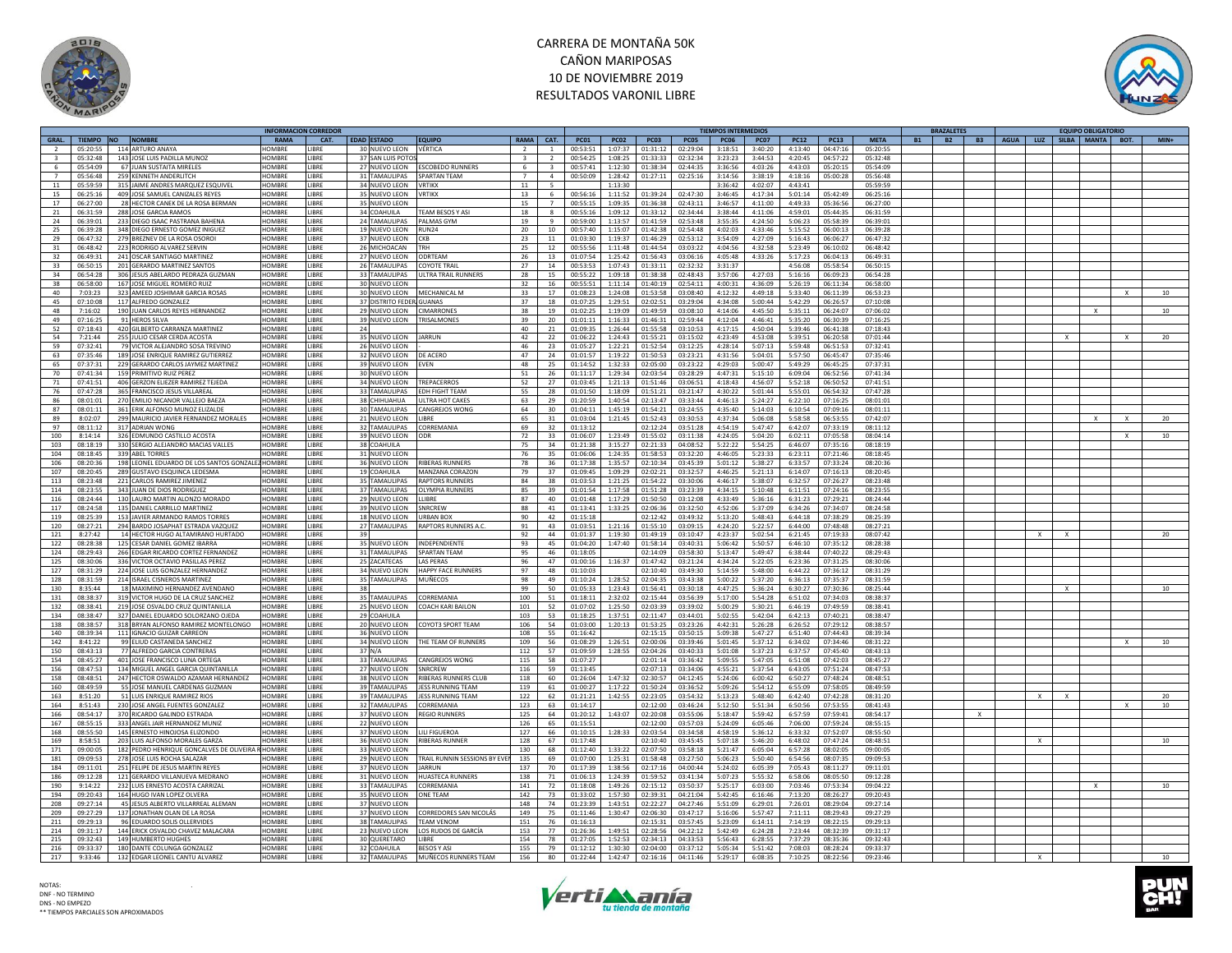# CARRERA DE MONTAÑA 50K
## CAÑON MARIPOSAS
## 10 DE NOVIEMBRE 2019
## RESULTADOS VARONIL LIBRE

| INFORMACION CORREDOR | | | | | | | | | | | TIEMPOS INTERMEDIOS | | | | | | | | | BRAZALETES | | | EQUIPO OBLIGATORIO | | | | | |
|---|---|---|---|---|---|---|---|---|---|---|---|---|---|---|---|---|---|---|---|---|---|---|---|---|---|---|---|---|
| GRAL. | TIEMPO | NO | NOMBRE | RAMA | CAT. | EDAD | ESTADO | EQUIPO | RAMA | CAT. | PC01 | PC02 | PC03 | PC05 | PC06 | PC07 | PC12 | PC13 | META | B1 | B2 | B3 | AGUA | LUZ | SILBA | MANTA | BOT. | MIN+ |
| 2 | 05:20:55 | 114 | ARTURO ANAYA | HOMBRE | LIBRE | 30 | NUEVO LEON | VÉRTICA | 2 | 1 | 00:53:51 | 1:07:37 | 01:31:12 | 02:29:04 | 3:18:51 | 3:40:20 | 4:13:40 | 04:47:16 | 05:20:55 | | | | | | | | | |
| 3 | 05:32:48 | 143 | JOSE LUIS PADILLA MUNOZ | HOMBRE | LIBRE | 37 | SAN LUIS POTOS | | 3 | 2 | 00:54:25 | 1:08:25 | 01:33:33 | 02:32:34 | 3:23:23 | 3:44:53 | 4:20:45 | 04:57:22 | 05:32:48 | | | | | | | | | |
| 6 | 05:54:09 | 67 | JUAN SUSTAITA MIRELES | HOMBRE | LIBRE | 27 | NUEVO LEON | ESCOBEDO RUNNERS | 6 | 3 | 00:57:41 | 1:12:30 | 01:38:34 | 02:44:35 | 3:36:56 | 4:03:26 | 4:43:03 | 05:20:15 | 05:54:09 | | | | | | | | | |
| 7 | 05:56:48 | 259 | KENNETH ANDERLITCH | HOMBRE | LIBRE | 31 | TAMAULIPAS | SPARTAN TEAM | 7 | 4 | 00:50:09 | 1:28:42 | 01:27:11 | 02:25:16 | 3:14:56 | 3:38:19 | 4:18:16 | 05:00:28 | 05:56:48 | | | | | | | | | |
| 11 | 05:59:59 | 315 | JAIME ANDRES MARQUEZ ESQUIVEL | HOMBRE | LIBRE | 34 | NUEVO LEON | VRTIKX | 11 | 5 | | 1:13:30 | | | 3:36:42 | 4:02:07 | 4:43:41 | | 05:59:59 | | | | | | | | | |
| 15 | 06:25:16 | 409 | JOSE SAMUEL CANIZALES REYES | HOMBRE | LIBRE | 35 | NUEVO LEON | VRTIKX | 13 | 6 | 00:56:16 | 1:11:52 | 01:39:24 | 02:47:30 | 3:46:45 | 4:17:34 | 5:01:14 | 05:42:49 | 06:25:16 | | | | | | | | | |
| 17 | 06:27:00 | 28 | HECTOR CANEK DE LA ROSA BERMAN | HOMBRE | LIBRE | 35 | NUEVO LEON | | 15 | 7 | 00:55:15 | 1:09:35 | 01:36:38 | 02:43:11 | 3:46:57 | 4:11:00 | 4:49:33 | 05:36:56 | 06:27:00 | | | | | | | | | |
| 21 | 06:31:59 | 288 | JOSE GARCIA RAMOS | HOMBRE | LIBRE | 34 | COAHUILA | TEAM BESOS Y ASI | 18 | 8 | 00:55:16 | 1:09:12 | 01:33:12 | 02:34:44 | 3:38:44 | 4:11:06 | 4:59:01 | 05:44:35 | 06:31:59 | | | | | | | | | |
| 24 | 06:39:01 | 233 | DIEGO ISAAC PASTRANA BAHENA | HOMBRE | LIBRE | 24 | TAMAULIPAS | PALMAS GYM | 19 | 9 | 00:59:00 | 1:13:57 | 01:41:59 | 02:53:48 | 3:55:35 | 4:24:50 | 5:06:23 | 05:58:39 | 06:39:01 | | | | | | | | | |
| 25 | 06:39:28 | 348 | DIEGO ERNESTO GOMEZ INIGUEZ | HOMBRE | LIBRE | 19 | NUEVO LEON | RUN24 | 20 | 10 | 00:57:40 | 1:15:07 | 01:42:38 | 02:54:48 | 4:02:03 | 4:33:46 | 5:15:52 | 06:00:13 | 06:39:28 | | | | | | | | | |
| 29 | 06:47:32 | 279 | BREZNEV DE LA ROSA OSOROI | HOMBRE | LIBRE | 37 | NUEVO LEON | CKB | 23 | 11 | 01:03:30 | 1:19:37 | 01:46:29 | 02:53:12 | 3:54:09 | 4:27:09 | 5:16:43 | 06:06:27 | 06:47:32 | | | | | | | | | |
| 31 | 06:48:42 | 223 | RODRIGO ALVAREZ SERVIN | HOMBRE | LIBRE | 26 | MICHOACAN | TRH | 25 | 12 | 00:55:56 | 1:11:48 | 01:44:54 | 03:03:22 | 4:04:56 | 4:32:58 | 5:23:49 | 06:10:02 | 06:48:42 | | | | | | | | | |
| 32 | 06:49:31 | 241 | OSCAR SANTIAGO MARTINEZ | HOMBRE | LIBRE | 27 | NUEVO LEON | ODRTEAM | 26 | 13 | 01:07:54 | 1:25:42 | 01:56:43 | 03:06:16 | 4:05:48 | 4:33:26 | 5:17:23 | 06:04:13 | 06:49:31 | | | | | | | | | |
| 33 | 06:50:15 | 201 | GERARDO MARTINEZ SANTOS | HOMBRE | LIBRE | 26 | TAMAULIPAS | COYOTE TRAIL | 27 | 14 | 00:53:53 | 1:07:43 | 01:33:11 | 02:32:32 | 3:31:37 | | 4:56:08 | 05:58:54 | 06:50:15 | | | | | | | | | |
| 34 | 06:54:28 | 306 | JESUS ABELARDO PEDRAZA GUZMAN | HOMBRE | LIBRE | 33 | TAMAULIPAS | ULTRA TRAIL RUNNERS | 28 | 15 | 00:55:22 | 1:09:18 | 01:38:38 | 02:48:43 | 3:57:06 | 4:27:03 | 5:16:16 | 06:09:23 | 06:54:28 | | | | | | | | | |
| 38 | 06:58:00 | 167 | JOSE MIGUEL ROMERO RUIZ | HOMBRE | LIBRE | 30 | NUEVO LEON | | 32 | 16 | 00:55:51 | 1:11:14 | 01:40:19 | 02:54:11 | 4:00:31 | 4:36:09 | 5:26:19 | 06:11:34 | 06:58:00 | | | | | | | | | |
| 40 | 7:03:23 | 323 | AMEED JOSHIMAR GARCIA ROSAS | HOMBRE | LIBRE | 30 | NUEVO LEON | MECHANICAL M | 33 | 17 | 01:08:23 | 1:24:08 | 01:53:58 | 03:08:40 | 4:12:32 | 4:49:18 | 5:33:40 | 06:11:39 | 06:53:23 | | | | | | | | X | 10 |
| 45 | 07:10:08 | 117 | ALFREDO GONZALEZ | HOMBRE | LIBRE | 37 | DISTRITO FEDER | GUANAS | 37 | 18 | 01:07:25 | 1:29:51 | 02:02:51 | 03:29:04 | 4:34:08 | 5:00:44 | 5:42:29 | 06:26:57 | 07:10:08 | | | | | | | | | |
| 48 | 7:16:02 | 190 | JUAN CARLOS REYES HERNANDEZ | HOMBRE | LIBRE | 39 | NUEVO LEON | CIMARRONES | 38 | 19 | 01:02:25 | 1:19:09 | 01:49:59 | 03:08:10 | 4:14:06 | 4:45:50 | 5:35:11 | 06:24:07 | 07:06:02 | | | | | | | X | | 10 |
| 49 | 07:16:25 | 91 | HEROS SILVA | HOMBRE | LIBRE | 39 | NUEVO LEON | TRISALMONES | 39 | 20 | 01:01:11 | 1:16:33 | 01:46:31 | 02:59:44 | 4:12:04 | 4:46:41 | 5:35:20 | 06:30:39 | 07:16:25 | | | | | | | | | |
| 52 | 07:18:43 | 420 | GILBERTO CARRANZA MARTINEZ | HOMBRE | LIBRE | 24 | | | 40 | 21 | 01:09:35 | 1:26:44 | 01:55:58 | 03:10:53 | 4:17:15 | 4:50:04 | 5:39:46 | 06:41:38 | 07:18:43 | | | | | | | | | |
| 54 | 7:21:44 | 255 | JULIO CESAR CERDA ACOSTA | HOMBRE | LIBRE | 35 | NUEVO LEON | JARRUN | 42 | 22 | 01:06:22 | 1:24:43 | 01:55:21 | 03:15:02 | 4:23:49 | 4:53:08 | 5:39:51 | 06:20:58 | 07:01:44 | | | | | | X | | X | 20 |
| 59 | 07:32:41 | 79 | VICTOR ALEJANDRO SOSA TREVINO | HOMBRE | LIBRE | 26 | NUEVO LEON | | 46 | 23 | 01:05:27 | 1:22:21 | 01:52:54 | 03:12:25 | 4:28:14 | 5:07:13 | 5:59:48 | 06:51:53 | 07:32:41 | | | | | | | | | |
| 63 | 07:35:46 | 189 | JOSE ENRIQUE RAMIREZ GUTIERREZ | HOMBRE | LIBRE | 32 | NUEVO LEON | DE ACERO | 47 | 24 | 01:01:57 | 1:19:22 | 01:50:53 | 03:23:21 | 4:31:56 | 5:04:01 | 5:57:50 | 06:45:47 | 07:35:46 | | | | | | | | | |
| 65 | 07:37:31 | 229 | GERARDO CARLOS JAYMEZ MARTINEZ | HOMBRE | LIBRE | 39 | NUEVO LEON | EVEN | 48 | 25 | 01:14:52 | 1:32:33 | 02:05:00 | 03:23:22 | 4:29:03 | 5:00:47 | 5:49:29 | 06:45:25 | 07:37:31 | | | | | | | | | |
| 70 | 07:41:34 | 159 | PRIMITIVO RUIZ PEREZ | HOMBRE | LIBRE | 30 | NUEVO LEON | | 51 | 26 | 01:11:17 | 1:29:34 | 02:03:54 | 03:28:29 | 4:47:31 | 5:15:10 | 6:09:04 | 06:52:56 | 07:41:34 | | | | | | | | | |
| 71 | 07:41:51 | 406 | GERZON ELIEZER RAMIREZ TEJEDA | HOMBRE | LIBRE | 34 | NUEVO LEON | TREPACERROS | 52 | 27 | 01:03:45 | 1:21:13 | 01:51:46 | 03:06:51 | 4:18:43 | 4:56:07 | 5:52:18 | 06:50:52 | 07:41:51 | | | | | | | | | |
| 76 | 07:47:28 | 365 | FRANCISCO JESUS VILLAREAL | HOMBRE | LIBRE | 33 | TAMAULIPAS | EDH FIGHT TEAM | 55 | 28 | 01:01:50 | 1:18:09 | 01:51:21 | 03:21:47 | 4:30:22 | 5:01:44 | 5:55:01 | 06:54:32 | 07:47:28 | | | | | | | | | |
| 86 | 08:01:01 | 270 | EMILIO NICANOR VALLEJO BAEZA | HOMBRE | LIBRE | 38 | CHIHUAHUA | ULTRA HOT CAKES | 63 | 29 | 01:20:59 | 1:40:54 | 02:13:47 | 03:33:44 | 4:46:13 | 5:24:27 | 6:22:10 | 07:16:25 | 08:01:01 | | | | | | | | | |
| 87 | 08:01:11 | 361 | ERIK ALFONSO MUNOZ ELIZALDE | HOMBRE | LIBRE | 30 | TAMAULIPAS | CANGREJOS WONG | 64 | 30 | 01:04:11 | 1:45:19 | 01:54:21 | 03:24:55 | 4:35:40 | 5:14:03 | 6:10:54 | 07:09:16 | 08:01:11 | | | | | | | | | |
| 89 | 8:02:07 | 299 | MAURICIO JAVIER FERNANDEZ MORALES | HOMBRE | LIBRE | 21 | NUEVO LEON | LIBRE | 65 | 31 | 01:03:04 | 1:21:45 | 01:52:43 | 03:30:53 | 4:37:34 | 5:06:08 | 5:58:58 | 06:53:55 | 07:42:07 | | | | | | | X | X | 20 |
| 97 | 08:11:12 | 317 | ADRIAN WONG | HOMBRE | LIBRE | 32 | TAMAULIPAS | CORREMANIA | 69 | 32 | 01:13:12 | | 02:12:24 | 03:51:28 | 4:54:19 | 5:47:47 | 6:42:07 | 07:33:19 | 08:11:12 | | | | | | | | | |
| 100 | 8:14:14 | 326 | EDMUNDO CASTILLO ACOSTA | HOMBRE | LIBRE | 39 | NUEVO LEON | ODR | 72 | 33 | 01:06:07 | 1:23:49 | 01:55:02 | 03:11:38 | 4:24:05 | 5:04:20 | 6:02:11 | 07:05:58 | 08:04:14 | | | | | | | | X | 10 |
| 103 | 08:18:19 | 330 | SERGIO ALEJANDRO MACIAS VALLES | HOMBRE | LIBRE | 38 | COAHUILA | | 75 | 34 | 01:21:38 | 3:15:27 | 02:21:33 | 04:08:52 | 5:22:22 | 5:54:25 | 6:46:07 | 07:35:16 | 08:18:19 | | | | | | | | | |
| 104 | 08:18:45 | 339 | ABEL TORRES | HOMBRE | LIBRE | 31 | NUEVO LEON | | 76 | 35 | 01:06:06 | 1:24:35 | 01:58:53 | 03:32:20 | 4:46:05 | 5:23:33 | 6:23:11 | 07:21:46 | 08:18:45 | | | | | | | | | |
| 106 | 08:20:36 | 198 | LEONEL EDUARDO DE LOS SANTOS GONZALEZ | HOMBRE | LIBRE | 36 | NUEVO LEON | RIBERAS RUNNERS | 78 | 36 | 01:17:38 | 1:35:57 | 02:10:34 | 03:45:39 | 5:01:12 | 5:38:27 | 6:33:57 | 07:33:24 | 08:20:36 | | | | | | | | | |
| 107 | 08:20:45 | 289 | GUSTAVO ESQUINCA LEDESMA | HOMBRE | LIBRE | 19 | COAHUILA | MANZANA CORAZON | 79 | 37 | 01:09:45 | 1:09:29 | 02:02:21 | 03:32:57 | 4:46:25 | 5:21:13 | 6:14:07 | 07:16:13 | 08:20:45 | | | | | | | | | |
| 113 | 08:23:48 | 221 | CARLOS RAMIREZ JIMENEZ | HOMBRE | LIBRE | 35 | TAMAULIPAS | RAPTORS RUNNERS | 84 | 38 | 01:03:53 | 1:21:25 | 01:54:22 | 03:30:06 | 4:46:17 | 5:38:07 | 6:32:57 | 07:26:27 | 08:23:48 | | | | | | | | | |
| 114 | 08:23:55 | 343 | JUAN DE DIOS RODRIGUEZ | HOMBRE | LIBRE | 37 | TAMAULIPAS | OLYMPIA RUNNERS | 85 | 39 | 01:01:54 | 1:17:58 | 01:51:28 | 03:23:39 | 4:34:15 | 5:10:48 | 6:11:51 | 07:24:16 | 08:23:55 | | | | | | | | | |
| 116 | 08:24:44 | 130 | LAURO MARTIN ALONZO MORADO | HOMBRE | LIBRE | 29 | NUEVO LEON | LLIBRE | 87 | 40 | 01:01:48 | 1:17:29 | 01:50:50 | 03:12:08 | 4:33:49 | 5:36:16 | 6:31:23 | 07:29:21 | 08:24:44 | | | | | | | | | |
| 117 | 08:24:58 | 135 | DANIEL CARRILLO MARTINEZ | HOMBRE | LIBRE | 39 | NUEVO LEON | SNRCREW | 88 | 41 | 01:13:41 | 1:33:25 | 02:06:36 | 03:32:50 | 4:52:06 | 5:37:09 | 6:34:26 | 07:34:07 | 08:24:58 | | | | | | | | | |
| 119 | 08:25:39 | 153 | JAVIER ARMANDO RAMOS TORRES | HOMBRE | LIBRE | 18 | NUEVO LEON | URBAN BOX | 90 | 42 | 01:15:18 | | 02:12:42 | 03:49:32 | 5:13:20 | 5:48:43 | 6:44:18 | 07:38:29 | 08:25:39 | | | | | | | | | |
| 120 | 08:27:21 | 294 | BARDO JOSAPHAT ESTRADA VAZQUEZ | HOMBRE | LIBRE | 27 | TAMAULIPAS | RAPTORS RUNNERS A.C. | 91 | 43 | 01:03:51 | 1:21:16 | 01:55:10 | 03:09:15 | 4:24:20 | 5:22:57 | 6:44:00 | 07:48:48 | 08:27:21 | | | | | | | | | |
| 121 | 8:27:42 | 14 | HECTOR HUGO ALTAMIRANO HURTADO | HOMBRE | LIBRE | 39 | | | 92 | 44 | 01:01:37 | 1:19:30 | 01:49:19 | 03:10:47 | 4:23:37 | 5:02:54 | 6:21:45 | 07:19:33 | 08:07:42 | | | | | X | X | | | 20 |
| 122 | 08:28:38 | 125 | CESAR DANIEL GOMEZ IBARRA | HOMBRE | LIBRE | 35 | NUEVO LEON | INDEPENDIENTE | 93 | 45 | 01:04:20 | 1:47:40 | 01:58:14 | 03:40:31 | 5:06:42 | 5:50:57 | 6:46:10 | 07:35:12 | 08:28:38 | | | | | | | | | |
| 124 | 08:29:43 | 266 | EDGAR RICARDO CORTEZ FERNANDEZ | HOMBRE | LIBRE | 31 | TAMAULIPAS | SPARTAN TEAM | 95 | 46 | 01:18:05 | | 02:14:09 | 03:58:30 | 5:13:47 | 5:49:47 | 6:38:44 | 07:40:22 | 08:29:43 | | | | | | | | | |
| 125 | 08:30:06 | 336 | VICTOR OCTAVIO PASILLAS PEREZ | HOMBRE | LIBRE | 25 | ZACATECAS | LAS PERAS | 96 | 47 | 01:00:16 | 1:16:37 | 01:47:42 | 03:21:24 | 4:34:24 | 5:22:05 | 6:23:36 | 07:31:25 | 08:30:06 | | | | | | | | | |
| 127 | 08:31:29 | 224 | JOSE LUIS GONZALEZ HERNANDEZ | HOMBRE | LIBRE | 34 | NUEVO LEON | HAPPY FACE RUNNERS | 97 | 48 | 01:10:03 | | 02:10:40 | 03:49:30 | 5:14:59 | 5:48:00 | 6:44:22 | 07:36:12 | 08:31:29 | | | | | | | | | |
| 128 | 08:31:59 | 214 | ISRAEL CISNEROS MARTINEZ | HOMBRE | LIBRE | 35 | TAMAULIPAS | MUÑECOS | 98 | 49 | 01:10:24 | 1:28:52 | 02:04:35 | 03:43:38 | 5:00:22 | 5:37:20 | 6:36:13 | 07:35:37 | 08:31:59 | | | | | | | | | |
| 130 | 8:35:44 | 18 | MAXIMINO HERNANDEZ AVENDANO | HOMBRE | LIBRE | 38 | | | 99 | 50 | 01:05:33 | 1:23:43 | 01:56:41 | 03:30:18 | 4:47:25 | 5:36:24 | 6:30:27 | 07:30:36 | 08:25:44 | | | | | | X | | | 10 |
| 131 | 08:38:37 | 319 | VICTOR HUGO DE LA CRUZ SANCHEZ | HOMBRE | LIBRE | 35 | TAMAULIPAS | CORREMANIA | 100 | 51 | 01:18:11 | 2:32:02 | 02:15:44 | 03:56:39 | 5:17:00 | 5:54:28 | 6:51:02 | 07:34:03 | 08:38:37 | | | | | | | | | |
| 132 | 08:38:41 | 219 | JOSE OSVALDO CRUZ QUINTANILLA | HOMBRE | LIBRE | 25 | NUEVO LEON | COACH KARI BAILON | 101 | 52 | 01:07:02 | 1:25:50 | 02:03:39 | 03:39:02 | 5:00:29 | 5:30:21 | 6:46:19 | 07:49:59 | 08:38:41 | | | | | | | | | |
| 134 | 08:38:47 | 327 | DANIEL EDUARDO SOLORZANO OJEDA | HOMBRE | LIBRE | 29 | COAHUILA | | 103 | 53 | 01:18:25 | 1:37:51 | 02:11:47 | 03:44:01 | 5:02:55 | 5:42:04 | 6:42:13 | 07:40:21 | 08:38:47 | | | | | | | | | |
| 138 | 08:38:57 | 318 | BRYAN ALFONSO RAMIREZ MONTELONGO | HOMBRE | LIBRE | 20 | NUEVO LEON | COYOT3 SPORT TEAM | 106 | 54 | 01:03:00 | 1:20:13 | 01:53:25 | 03:23:26 | 4:42:31 | 5:26:28 | 6:26:52 | 07:29:12 | 08:38:57 | | | | | | | | | |
| 140 | 08:39:34 | 111 | IGNACIO GUIZAR CARREON | HOMBRE | LIBRE | 36 | NUEVO LEON | | 108 | 55 | 01:16:42 | | 02:15:15 | 03:50:15 | 5:09:38 | 5:47:27 | 6:51:40 | 07:44:43 | 08:39:34 | | | | | | | | | |
| 142 | 8:41:22 | 99 | ELIUD CASTANEDA SANCHEZ | HOMBRE | LIBRE | 34 | NUEVO LEON | THE TEAM OF RUNNERS | 109 | 56 | 01:08:29 | 1:26:51 | 02:00:06 | 03:39:46 | 5:01:45 | 5:37:12 | 6:34:02 | 07:34:46 | 08:31:22 | | | | | | | | X | 10 |
| 150 | 08:43:13 | 77 | ALFREDO GARCIA CONTRERAS | HOMBRE | LIBRE | 37 | N/A | | 112 | 57 | 01:09:59 | 1:28:55 | 02:04:26 | 03:40:33 | 5:01:08 | 5:37:23 | 6:37:57 | 07:45:40 | 08:43:13 | | | | | | | | | |
| 154 | 08:45:27 | 401 | JOSE FRANCISCO LUNA ORTEGA | HOMBRE | LIBRE | 33 | TAMAULIPAS | CANGREJOS WONG | 115 | 58 | 01:07:27 | | 02:01:14 | 03:36:42 | 5:09:55 | 5:47:05 | 6:51:08 | 07:42:03 | 08:45:27 | | | | | | | | | |
| 156 | 08:47:53 | 134 | MIGUEL ANGEL GARCIA QUINTANILLA | HOMBRE | LIBRE | 27 | NUEVO LEON | SNRCREW | 116 | 59 | 01:13:45 | | 02:07:13 | 03:34:06 | 4:55:21 | 5:37:54 | 6:43:05 | 07:51:24 | 08:47:53 | | | | | | | | | |
| 158 | 08:48:51 | 247 | HECTOR OSWALDO AZAMAR HERNANDEZ | HOMBRE | LIBRE | 38 | NUEVO LEON | RIBERAS RUNNERS CLUB | 118 | 60 | 01:26:04 | 1:47:32 | 02:30:57 | 04:12:45 | 5:24:06 | 6:00:42 | 6:50:27 | 07:48:24 | 08:48:51 | | | | | | | | | |
| 160 | 08:49:59 | 55 | JOSE MANUEL CARDENAS GUZMAN | HOMBRE | LIBRE | 39 | TAMAULIPAS | JESS RUNNING TEAM | 119 | 61 | 01:00:27 | 1:17:22 | 01:50:24 | 03:36:52 | 5:09:26 | 5:54:12 | 6:55:09 | 07:58:05 | 08:49:59 | | | | | | | | | |
| 163 | 8:51:20 | 51 | LUIS ENRIQUE RAMIREZ RIOS | HOMBRE | LIBRE | 39 | TAMAULIPAS | JESS RUNNING TEAM | 122 | 62 | 01:21:21 | 1:42:55 | 02:23:05 | 03:54:32 | 5:13:23 | 5:48:40 | 6:42:40 | 07:42:28 | 08:31:20 | | | | | X | X | | | 20 |
| 164 | 8:51:43 | 230 | JOSE ANGEL FUENTES GONZALEZ | HOMBRE | LIBRE | 32 | TAMAULIPAS | CORREMANIA | 123 | 63 | 01:14:17 | | 02:12:00 | 03:46:24 | 5:12:50 | 5:51:34 | 6:50:56 | 07:53:55 | 08:41:43 | | | | | | | | X | 10 |
| 166 | 08:54:17 | 370 | RICARDO GALINDO ESTRADA | HOMBRE | LIBRE | 37 | NUEVO LEON | REGIO RUNNERS | 125 | 64 | 01:20:12 | 1:43:07 | 02:20:08 | 03:55:06 | 5:18:47 | 5:59:42 | 6:57:59 | 07:59:41 | 08:54:17 | | | X | | | | | | |
| 167 | 08:55:15 | 333 | ANGEL JAIR HERNANDEZ MUNIZ | HOMBRE | LIBRE | 22 | NUEVO LEON | | 126 | 65 | 01:15:51 | | 02:12:00 | 03:57:03 | 5:24:09 | 6:05:46 | 7:06:00 | 07:59:24 | 08:55:15 | | | | | | | | | |
| 168 | 08:55:50 | 145 | ERNESTO HINOJOSA ELIZONDO | HOMBRE | LIBRE | 37 | NUEVO LEON | LILI FIGUEROA | 127 | 66 | 01:10:15 | 1:28:33 | 02:03:54 | 03:34:58 | 4:58:19 | 5:36:12 | 6:33:32 | 07:52:07 | 08:55:50 | | | | | | | | | |
| 169 | 8:58:51 | 203 | LUIS ALFONSO MORALES GARZA | HOMBRE | LIBRE | 36 | NUEVO LEON | RIBERAS RUNNER | 128 | 67 | 01:17:48 | | 02:10:40 | 03:45:45 | 5:07:18 | 5:46:20 | 6:48:02 | 07:47:24 | 08:48:51 | | | | | X | | | | 10 |
| 171 | 09:00:05 | 182 | PEDRO HENRIQUE GONCALVES DE OLIVEIRA R | HOMBRE | LIBRE | 33 | NUEVO LEON | | 130 | 68 | 01:12:40 | 1:33:22 | 02:07:50 | 03:58:18 | 5:21:47 | 6:05:04 | 6:57:28 | 08:02:05 | 09:00:05 | | | | | | | | | |
| 181 | 09:09:53 | 278 | JOSE LUIS ROCHA SALAZAR | HOMBRE | LIBRE | 29 | NUEVO LEON | TRAIL RUNNIN SESSIONS BY EVEN | 135 | 69 | 01:07:00 | 1:25:31 | 01:58:48 | 03:27:50 | 5:06:23 | 5:50:40 | 6:54:56 | 08:07:35 | 09:09:53 | | | | | | | | | |
| 184 | 09:11:01 | 251 | FELIPE DE JESUS MARTIN REYES | HOMBRE | LIBRE | 37 | NUEVO LEON | JARRUN | 137 | 70 | 01:17:39 | 1:38:56 | 02:17:16 | 04:00:44 | 5:24:02 | 6:05:39 | 7:05:43 | 08:11:27 | 09:11:01 | | | | | | | | | |
| 186 | 09:12:28 | 121 | GERARDO VILLANUEVA MEDRANO | HOMBRE | LIBRE | 31 | NUEVO LEON | HUASTECA RUNNERS | 138 | 71 | 01:06:13 | 1:24:39 | 01:59:52 | 03:41:34 | 5:07:23 | 5:55:32 | 6:58:06 | 08:05:50 | 09:12:28 | | | | | | | | | |
| 190 | 9:14:22 | 232 | LUIS ERNESTO ACOSTA CARRIZAL | HOMBRE | LIBRE | 33 | TAMAULIPAS | CORREMANIA | 141 | 72 | 01:18:08 | 1:49:26 | 02:15:12 | 03:50:37 | 5:25:17 | 6:03:00 | 7:03:46 | 07:53:34 | 09:04:22 | | | | | | | X | | 10 |
| 194 | 09:20:43 | 164 | HUGO IVAN LOPEZ OLVERA | HOMBRE | LIBRE | 35 | NUEVO LEON | ONE TEAM | 142 | 73 | 01:33:02 | 1:57:30 | 02:39:31 | 04:21:04 | 5:42:45 | 6:16:46 | 7:13:20 | 08:26:27 | 09:20:43 | | | | | | | | | |
| 208 | 09:27:14 | 45 | JESUS ALBERTO VILLARREAL ALEMAN | HOMBRE | LIBRE | 37 | NUEVO LEON | | 148 | 74 | 01:23:39 | 1:43:51 | 02:22:27 | 04:27:46 | 5:51:09 | 6:29:01 | 7:26:01 | 08:29:04 | 09:27:14 | | | | | | | | | |
| 209 | 09:27:29 | 137 | JONATHAN OLAN DE LA ROSA | HOMBRE | LIBRE | 37 | NUEVO LEON | CORREDORES SAN NICOLÁS | 149 | 75 | 01:11:46 | 1:30:47 | 02:06:30 | 03:47:17 | 5:16:06 | 5:57:47 | 7:11:11 | 08:29:43 | 09:27:29 | | | | | | | | | |
| 211 | 09:29:13 | 96 | EDUARDO SOLIS OLLERVIDES | HOMBRE | LIBRE | 38 | TAMAULIPAS | TEAM VENOM | 151 | 76 | 01:16:13 | | 02:15:31 | 03:57:45 | 5:23:09 | 6:14:11 | 7:14:19 | 08:22:15 | 09:29:13 | | | | | | | | | |
| 214 | 09:31:17 | 144 | ERICK OSVALDO CHAVEZ MALACARA | HOMBRE | LIBRE | 23 | NUEVO LEON | LOS RUDOS DE GARCÍA | 153 | 77 | 01:26:36 | 1:49:51 | 02:28:56 | 04:22:12 | 5:42:49 | 6:24:28 | 7:23:44 | 08:32:39 | 09:31:17 | | | | | | | | | |
| 215 | 09:32:43 | 149 | HUMBERTO HUGHES | HOMBRE | LIBRE | 30 | QUERETARO | LIBRE | 154 | 78 | 01:27:05 | 1:52:53 | 02:34:13 | 04:33:53 | 5:56:43 | 6:28:55 | 7:37:29 | 08:35:36 | 09:32:43 | | | | | | | | | |
| 216 | 09:33:37 | 180 | DANTE COLUNGA GONZALEZ | HOMBRE | LIBRE | 32 | COAHUILA | BESOS Y ASI | 155 | 79 | 01:12:12 | 1:30:30 | 02:04:00 | 03:37:12 | 5:05:34 | 5:51:42 | 7:08:03 | 08:28:24 | 09:33:37 | | | | | | | | | |
| 217 | 9:33:46 | 132 | EDGAR LEONEL CANTU ALVAREZ | HOMBRE | LIBRE | 32 | TAMAULIPAS | MUÑECOS RUNNERS TEAM | 156 | 80 | 01:22:44 | 1:42:47 | 02:16:16 | 04:11:46 | 5:29:17 | 6:08:35 | 7:10:25 | 08:22:56 | 09:23:46 | | | | | X | | | | 10 |

NOTAS:
DNF - NO TERMINO
DNS - NO EMPEZO
** TIEMPOS PARCIALES SON APROXIMADOS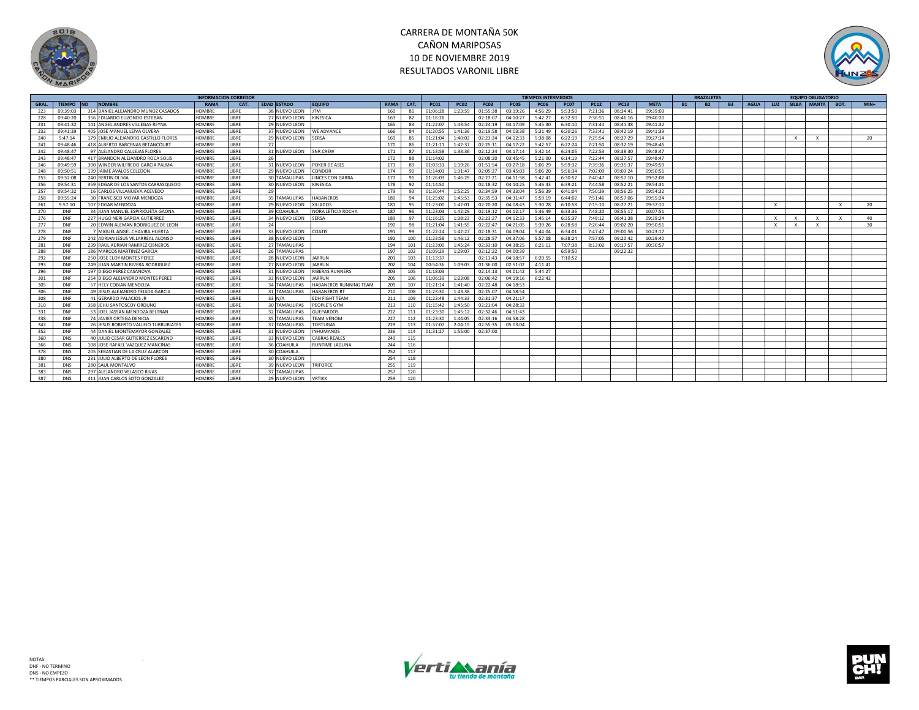# CARRERA DE MONTAÑA 50K
## CAÑON MARIPOSAS
## 10 DE NOVIEMBRE 2019
## RESULTADOS VARONIL LIBRE

| INFORMACION CORREDOR | | | | | | | | | | | TIEMPOS INTERMEDIOS | | | | | | | | | BRAZALETES | | | EQUIPO OBLIGATORIO | | | | | |
|---|---|---|---|---|---|---|---|---|---|---|---|---|---|---|---|---|---|---|---|---|---|---|---|---|---|---|---|---|
| GRAL. | TIEMPO | NO | NOMBRE | RAMA | CAT. | EDAD | ESTADO | EQUIPO | RAMA | CAT. | PC01 | PC02 | PC03 | PC05 | PC06 | PC07 | PC12 | PC13 | META | B1 | B2 | B3 | AGUA | LUZ | SILBA | MANTA | BOT. | MIN+ |
| 223 | 09:39:03 | 314 | DANIEL ALEJANDRO MUNOZ CASADOS | HOMBRE | LIBRE | 38 | NUEVO LEON | JTM | 160 | 81 | 01:06:28 | 1:23:59 | 01:55:38 | 03:19:26 | 4:56:29 | 5:53:50 | 7:21:36 | 08:34:41 | 09:39:03 | | | | | | | | | |
| 228 | 09:40:20 | 356 | EDUARDO ELIZONDO ESTEBAN | HOMBRE | LIBRE | 27 | NUEVO LEON | KINESICA | 163 | 82 | 01:16:26 | | 02:18:07 | 04:10:27 | 5:42:27 | 6:32:50 | 7:36:51 | 08:46:16 | 09:40:20 | | | | | | | | | |
| 231 | 09:41:32 | 141 | ANGEL ANDRES VILLEGAS REYNA | HOMBRE | LIBRE | 29 | NUEVO LEON | | 165 | 83 | 01:22:07 | 1:43:54 | 02:24:19 | 04:17:09 | 5:45:30 | 6:30:10 | 7:31:44 | 08:41:38 | 09:41:32 | | | | | | | | | |
| 232 | 09:41:39 | 405 | JOSE MANUEL LEIVA OLVERA | HOMBRE | LIBRE | 37 | NUEVO LEON | WE ADVANCE | 166 | 84 | 01:20:55 | 1:41:36 | 02:19:58 | 04:03:38 | 5:31:49 | 6:20:26 | 7:33:41 | 08:42:19 | 09:41:39 | | | | | | | | | |
| 240 | 9:47:14 | 179 | EMILIO ALEJANDRO CASTILLO FLORES | HOMBRE | LIBRE | 29 | NUEVO LEON | SERSA | 169 | 85 | 01:21:04 | 1:40:02 | 02:23:24 | 04:12:33 | 5:38:08 | 6:22:19 | 7:25:54 | 08:27:29 | 09:27:14 | | | | | | X | X | | 20 |
| 241 | 09:48:46 | 418 | ALBERTO BARCENAS BETANCOURT | HOMBRE | LIBRE | 27 | | | 170 | 86 | 01:21:11 | 1:42:37 | 02:25:11 | 04:17:22 | 5:42:57 | 6:22:24 | 7:21:50 | 08:32:19 | 09:48:46 | | | | | | | | | |
| 242 | 09:48:47 | 97 | ALEJANDRO CALLEJAS FLORES | HOMBRE | LIBRE | 31 | NUEVO LEON | SNR CREW | 171 | 87 | 01:13:58 | 1:33:36 | 02:12:24 | 04:17:14 | 5:42:14 | 6:24:05 | 7:22:53 | 08:38:30 | 09:48:47 | | | | | | | | | |
| 243 | 09:48:47 | 417 | BRANDON ALEJANDRO ROCA SOLIS | HOMBRE | LIBRE | 26 | | | 172 | 88 | 01:14:02 | | 02:08:20 | 03:45:45 | 5:21:00 | 6:14:19 | 7:22:44 | 08:37:57 | 09:48:47 | | | | | | | | | |
| 246 | 09:49:59 | 300 | WINDER WILFREDO GARCIA PALMA | HOMBRE | LIBRE | 31 | NUEVO LEON | POKER DE ASES | 173 | 89 | 01:03:31 | 1:19:26 | 01:51:54 | 03:27:18 | 5:06:29 | 5:59:32 | 7:39:36 | 09:35:37 | 09:49:59 | | | | | | | | | |
| 248 | 09:50:51 | 139 | JAIME AVALOS CELEDON | HOMBRE | LIBRE | 29 | NUEVO LEON | CONDOR | 174 | 90 | 01:14:01 | 1:31:47 | 02:05:27 | 03:45:03 | 5:06:20 | 5:56:34 | 7:02:09 | 09:03:24 | 09:50:51 | | | | | | | | | |
| 253 | 09:52:08 | 240 | BERTIN OLIVIA | HOMBRE | LIBRE | 30 | TAMAULIPAS | LINCES CON GARRA | 177 | 91 | 01:26:03 | 1:46:29 | 02:27:21 | 04:11:58 | 5:42:41 | 6:30:57 | 7:40:47 | 08:57:10 | 09:52:08 | | | | | | | | | |
| 256 | 09:54:31 | 359 | EDGAR DE LOS SANTOS CARRASQUEDO | HOMBRE | LIBRE | 30 | NUEVO LEON | KINESICA | 178 | 92 | 01:14:50 | | 02:18:32 | 04:10:25 | 5:46:43 | 6:39:21 | 7:44:58 | 08:52:21 | 09:54:31 | | | | | | | | | |
| 257 | 09:54:32 | 16 | CARLOS VILLANUEVA ACEVEDO | HOMBRE | LIBRE | 29 | | | 179 | 93 | 01:30:44 | 1:52:25 | 02:34:59 | 04:33:04 | 5:56:39 | 6:41:04 | 7:50:39 | 08:56:25 | 09:54:32 | | | | | | | | | |
| 258 | 09:55:24 | 30 | FRANCISCO MOYAR MENDOZA | HOMBRE | LIBRE | 35 | TAMAULIPAS | HABANEROS | 180 | 94 | 01:25:02 | 1:45:53 | 02:35:53 | 04:31:47 | 5:59:19 | 6:44:02 | 7:51:46 | 08:57:06 | 09:55:24 | | | | | | | | | |
| 261 | 9:57:10 | 107 | EDGAR MENDOZA | HOMBRE | LIBRE | 29 | NUEVO LEON | XILIADOS | 181 | 95 | 01:23:00 | 1:42:01 | 02:20:20 | 04:08:43 | 5:30:28 | 6:10:58 | 7:15:10 | 08:27:21 | 09:37:10 | | | | | X | | | X | 20 |
| 270 | DNF | 34 | JUAN MANUEL ESPIRICUETA GAONA | HOMBRE | LIBRE | 39 | COAHUILA | NORA LETICIA ROCHA | 187 | 96 | 01:23:03 | 1:42:29 | 02:19:12 | 04:12:17 | 5:46:49 | 6:33:36 | 7:48:20 | 08:55:17 | 10:07:51 | | | | | | | | | |
| 276 | DNF | 227 | HUGO NERI GARCIA GUTIERREZ | HOMBRE | LIBRE | 34 | NUEVO LEON | SERSA | 189 | 97 | 01:16:25 | 1:38:23 | 02:23:27 | 04:12:33 | 5:45:14 | 6:35:37 | 7:48:12 | 08:41:38 | 09:39:24 | | | | | X | X | X | X | 40 |
| 277 | DNF | 20 | EDWIN ALEMAN RODRIGUEZ DE LEON | HOMBRE | LIBRE | 24 | | | 190 | 98 | 01:21:04 | 1:41:55 | 02:22:47 | 04:21:05 | 5:39:26 | 6:28:58 | 7:26:44 | 09:02:20 | 09:50:51 | | | | | X | X | X | | 30 |
| 278 | DNF | 7 | MIGUEL ANGEL CHAVIRA HUERTA | HOMBRE | LIBRE | 33 | NUEVO LEON | COATIS | 191 | 99 | 01:22:24 | 1:42:27 | 02:18:31 | 04:09:04 | 5:44:04 | 6:34:01 | 7:47:47 | 09:00:56 | 10:23:17 | | | | | | | | | |
| 279 | DNF | 242 | ADRIAN JESUS VILLARREAL ALONSO | HOMBRE | LIBRE | 38 | NUEVO LEON | | 192 | 100 | 01:23:58 | 1:46:12 | 02:28:57 | 04:37:06 | 5:57:08 | 6:38:24 | 7:57:05 | 09:20:42 | 10:29:40 | | | | | | | | | |
| 281 | DNF | 239 | RAUL ADRIAN RAMIREZ CISNEROS | HOMBRE | LIBRE | 27 | TAMAULIPAS | | 194 | 101 | 01:23:00 | 1:45:24 | 02:33:10 | 04:38:25 | 6:21:11 | 7:07:38 | 8:13:02 | 09:17:57 | 10:30:57 | | | | | | | | | |
| 288 | DNF | 186 | MARCOS MARTINEZ GARCIA | HOMBRE | LIBRE | 26 | TAMAULIPAS | | 197 | 102 | 01:09:29 | 1:29:07 | 02:12:22 | 04:00:39 | | 6:59:50 | | 09:22:32 | | | | | | | | | | |
| 292 | DNF | 250 | JOSE ELOY MONTES PEREZ | HOMBRE | LIBRE | 28 | NUEVO LEON | JARRUN | 201 | 103 | 01:13:37 | | 02:11:43 | 04:18:57 | 6:20:55 | 7:10:52 | | | | | | | | | | | | |
| 293 | DNF | 249 | JUAN MARTIN RIVERA RODRIGUEZ | HOMBRE | LIBRE | 27 | NUEVO LEON | JARRUN | 202 | 104 | 00:54:36 | 1:09:03 | 01:36:00 | 02:51:02 | 4:11:41 | | | | | | | | | | | | | |
| 296 | DNF | 197 | DIEGO PEREZ CASANOVA | HOMBRE | LIBRE | 31 | NUEVO LEON | RIBERAS RUNNERS | 203 | 105 | 01:18:03 | | 02:14:13 | 04:01:42 | 5:44:27 | | | | | | | | | | | | | |
| 301 | DNF | 254 | DIEGO ALEJANDRO MONTES PEREZ | HOMBRE | LIBRE | 33 | NUEVO LEON | JARRUN | 205 | 106 | 01:06:39 | 1:23:08 | 02:06:42 | 04:19:16 | 6:22:42 | | | | | | | | | | | | | |
| 305 | DNF | 57 | HELY COBIAN MENDOZA | HOMBRE | LIBRE | 34 | TAMAULIPAS | HABANEROS RUNNING TEAM | 209 | 107 | 01:21:14 | 1:41:40 | 02:22:48 | 04:18:53 | | | | | | | | | | | | | | |
| 306 | DNF | 49 | JESUS ALEJANDRO TEJADA GARCIA | HOMBRE | LIBRE | 31 | TAMAULIPAS | HABANEROS RT | 210 | 108 | 01:23:30 | 1:43:38 | 02:25:07 | 04:18:54 | | | | | | | | | | | | | | |
| 308 | DNF | 41 | GERARDO PALACIOS JR | HOMBRE | LIBRE | 33 | N/A | EDH FIGHT TEAM | 211 | 109 | 01:23:48 | 1:44:33 | 02:31:37 | 04:21:17 | | | | | | | | | | | | | | |
| 310 | DNF | 368 | JEHU SANTOSCOY ORDUNO | HOMBRE | LIBRE | 30 | TAMAULIPAS | PEOPLE´S GYM | 213 | 110 | 01:15:42 | 1:45:50 | 02:21:04 | 04:28:32 | | | | | | | | | | | | | | |
| 331 | DNF | 53 | JOEL JASSAN MENDOZA BELTRAN | HOMBRE | LIBRE | 32 | TAMAULIPAS | GUEPARDOS | 222 | 111 | 01:23:30 | 1:45:12 | 02:32:46 | 04:51:43 | | | | | | | | | | | | | | |
| 338 | DNF | 74 | JAVIER ORTEGA DENICIA | HOMBRE | LIBRE | 35 | TAMAULIPAS | TEAM VENOM | 227 | 112 | 01:23:30 | 1:44:05 | 02:33:16 | 04:58:28 | | | | | | | | | | | | | | |
| 343 | DNF | 26 | JESUS ROBERTO VALLEJO TURRUBIATES | HOMBRE | LIBRE | 37 | TAMAULIPAS | TORTUGAS | 229 | 113 | 01:37:07 | 2:04:15 | 02:55:35 | 05:03:04 | | | | | | | | | | | | | | |
| 352 | DNF | 44 | DANIEL MONTEMAYOR GONZALEZ | HOMBRE | LIBRE | 31 | NUEVO LEON | INHUMANOS | 236 | 114 | 01:31:27 | 1:55:00 | 02:37:00 | | | | | | | | | | | | | | | |
| 360 | DNS | 40 | JULIO CESAR GUTIERREZ ESCARENO | HOMBRE | LIBRE | 33 | NUEVO LEON | CABRAS REALES | 240 | 115 | | | | | | | | | | | | | | | | | | |
| 366 | DNS | 108 | JOSE RAFAEL VAZQUEZ MANCINAS | HOMBRE | LIBRE | 36 | COAHUILA | RUNTIME LAGUNA | 244 | 116 | | | | | | | | | | | | | | | | | | |
| 378 | DNS | 205 | SEBASTIAN DE LA CRUZ ALARCON | HOMBRE | LIBRE | 30 | COAHUILA | | 252 | 117 | | | | | | | | | | | | | | | | | | |
| 380 | DNS | 231 | JULIO ALBERTO DE LEON FLORES | HOMBRE | LIBRE | 30 | NUEVO LEON | | 254 | 118 | | | | | | | | | | | | | | | | | | |
| 381 | DNS | 280 | SAUL MONTALVO | HOMBRE | LIBRE | 39 | NUEVO LEON | TRIFORCE | 255 | 119 | | | | | | | | | | | | | | | | | | |
| 383 | DNS | 297 | ALEJANDRO VELASCO RIVAS | HOMBRE | LIBRE | 37 | TAMAULIPAS | | 257 | 120 | | | | | | | | | | | | | | | | | | |
| 387 | DNS | 411 | JUAN CARLOS SOTO GONZALEZ | HOMBRE | LIBRE | 29 | NUEVO LEON | VRTIKX | 259 | 120 | | | | | | | | | | | | | | | | | | |

NOTAS:
DNF - NO TERMINO
DNS - NO EMPEZO
** TIEMPOS PARCIALES SON APROXIMADOS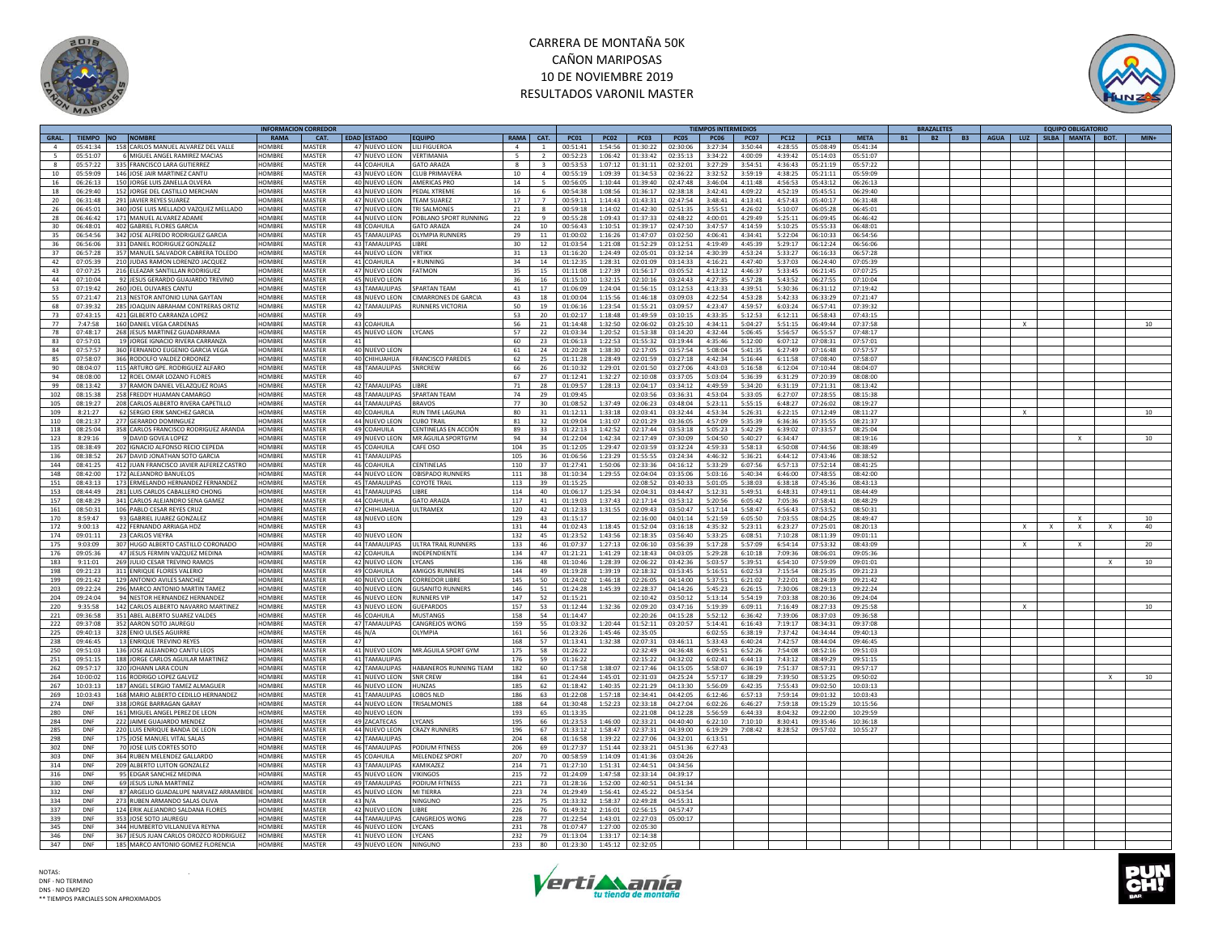# CARRERA DE MONTAÑA 50K
## CAÑON MARIPOSAS
## 10 DE NOVIEMBRE 2019
## RESULTADOS VARONIL MASTER

| GRAL. | TIEMPO | NO | NOMBRE | RAMA | CAT. | EDAD | ESTADO | EQUIPO | RAMA | CAT. | PC01 | PC02 | PC03 | PC05 | PC06 | PC07 | PC12 | PC13 | META | B1 | B2 | B3 | AGUA | LUZ | SILBA | MANTA | BOT. | MIN+ |
|---|---|---|---|---|---|---|---|---|---|---|---|---|---|---|---|---|---|---|---|---|---|---|---|---|---|---|---|---|
| INFORMACION CORREDOR | | | | | | | | | | | TIEMPOS INTERMEDIOS | | | | | | | | | BRAZALETES | | | EQUIPO OBLIGATORIO | | | | | |
| 4 | 05:41:34 | 158 | CARLOS MANUEL ALVAREZ DEL VALLE | HOMBRE | MASTER | 47 | NUEVO LEON | LILI FIGUEROA | 4 | 1 | 00:51:41 | 1:54:56 | 01:30:22 | 02:30:06 | 3:27:34 | 3:50:44 | 4:28:55 | 05:08:49 | 05:41:34 | | | | | | | | | |
| 5 | 05:51:07 | 6 | MIGUEL ANGEL RAMIREZ MACIAS | HOMBRE | MASTER | 47 | NUEVO LEON | VERTIMANIA | 5 | 2 | 00:52:23 | 1:06:42 | 01:33:42 | 02:35:13 | 3:34:22 | 4:00:09 | 4:39:42 | 05:14:03 | 05:51:07 | | | | | | | | | |
| 8 | 05:57:22 | 335 | FRANCISCO LARA GUTIERREZ | HOMBRE | MASTER | 44 | COAHUILA | GATO ARAIZA | 8 | 3 | 00:53:53 | 1:07:12 | 01:31:11 | 02:32:01 | 3:27:29 | 3:54:51 | 4:36:43 | 05:21:19 | 05:57:22 | | | | | | | | | |
| 10 | 05:59:09 | 146 | JOSE JAIR MARTINEZ CANTU | HOMBRE | MASTER | 43 | NUEVO LEON | CLUB PRIMAVERA | 10 | 4 | 00:55:19 | 1:09:39 | 01:34:53 | 02:36:22 | 3:32:52 | 3:59:19 | 4:38:25 | 05:21:11 | 05:59:09 | | | | | | | | | |
| 16 | 06:26:13 | 150 | JORGE LUIS ZANELLA OLVERA | HOMBRE | MASTER | 40 | NUEVO LEON | AMERICAS PRO | 14 | 5 | 00:56:05 | 1:10:44 | 01:39:40 | 02:47:48 | 3:46:04 | 4:11:48 | 4:56:53 | 05:43:12 | 06:26:13 | | | | | | | | | |
| 18 | 06:29:40 | 152 | JORGE DEL CASTILLO MERCHAN | HOMBRE | MASTER | 43 | NUEVO LEON | PEDAL XTREME | 16 | 6 | 00:54:38 | 1:08:56 | 01:36:17 | 02:38:18 | 3:42:41 | 4:09:22 | 4:52:19 | 05:45:51 | 06:29:40 | | | | | | | | | |
| 20 | 06:31:48 | 291 | JAVIER REYES SUAREZ | HOMBRE | MASTER | 47 | NUEVO LEON | TEAM SUAREZ | 17 | 7 | 00:59:11 | 1:14:43 | 01:43:31 | 02:47:54 | 3:48:41 | 4:13:41 | 4:57:43 | 05:40:17 | 06:31:48 | | | | | | | | | |
| 26 | 06:45:01 | 340 | JOSE LUIS MELLADO VAZQUEZ MELLADO | HOMBRE | MASTER | 47 | NUEVO LEON | TRI SALMONES | 21 | 8 | 00:59:18 | 1:14:02 | 01:42:30 | 02:51:35 | 3:55:51 | 4:26:02 | 5:10:07 | 06:05:28 | 06:45:01 | | | | | | | | | |
| 28 | 06:46:42 | 171 | MANUEL ALVAREZ ADAME | HOMBRE | MASTER | 44 | NUEVO LEON | POBLANO SPORT RUNNING | 22 | 9 | 00:55:28 | 1:09:43 | 01:37:33 | 02:48:22 | 4:00:01 | 4:29:49 | 5:25:11 | 06:09:45 | 06:46:42 | | | | | | | | | |
| 30 | 06:48:01 | 402 | GABRIEL FLORES GARCIA | HOMBRE | MASTER | 48 | COAHUILA | GATO ARAIZA | 24 | 10 | 00:56:43 | 1:10:51 | 01:39:17 | 02:47:10 | 3:47:57 | 4:14:59 | 5:10:25 | 05:55:33 | 06:48:01 | | | | | | | | | |
| 35 | 06:54:56 | 342 | JOSE ALFREDO RODRIGUEZ GARCIA | HOMBRE | MASTER | 45 | TAMAULIPAS | OLYMPIA RUNNERS | 29 | 11 | 01:00:02 | 1:16:26 | 01:47:07 | 03:02:50 | 4:06:41 | 4:34:41 | 5:22:04 | 06:10:33 | 06:54:56 | | | | | | | | | |
| 36 | 06:56:06 | 331 | DANIEL RODRIGUEZ GONZALEZ | HOMBRE | MASTER | 43 | TAMAULIPAS | LIBRE | 30 | 12 | 01:03:54 | 1:21:08 | 01:52:29 | 03:12:51 | 4:19:49 | 4:45:39 | 5:29:17 | 06:12:24 | 06:56:06 | | | | | | | | | |
| 37 | 06:57:28 | 357 | MANUEL SALVADOR CABRERA TOLEDO | HOMBRE | MASTER | 44 | NUEVO LEON | VRTIKX | 31 | 13 | 01:16:20 | 1:24:49 | 02:05:01 | 03:32:14 | 4:30:39 | 4:53:24 | 5:33:27 | 06:16:33 | 06:57:28 | | | | | | | | | |
| 42 | 07:05:39 | 210 | JUDAS RAMON LORENZO JACQUEZ | HOMBRE | MASTER | 41 | COAHUILA | + RUNNING | 34 | 14 | 01:12:35 | 1:28:31 | 02:01:09 | 03:14:33 | 4:16:21 | 4:47:40 | 5:37:03 | 06:24:40 | 07:05:39 | | | | | | | | | |
| 43 | 07:07:25 | 216 | ELEAZAR SANTILLAN RODRIGUEZ | HOMBRE | MASTER | 47 | NUEVO LEON | FATMON | 35 | 15 | 01:11:08 | 1:27:39 | 01:56:17 | 03:05:52 | 4:13:12 | 4:46:37 | 5:33:45 | 06:21:45 | 07:07:25 | | | | | | | | | |
| 44 | 07:10:04 | 92 | JESUS GERARDO GUAJARDO TREVINO | HOMBRE | MASTER | 45 | NUEVO LEON | | 36 | 16 | 01:15:10 | 1:32:15 | 02:10:16 | 03:24:43 | 4:27:35 | 4:57:28 | 5:43:52 | 06:27:55 | 07:10:04 | | | | | | | | | |
| 53 | 07:19:42 | 260 | JOEL OLIVARES CANTU | HOMBRE | MASTER | 43 | TAMAULIPAS | SPARTAN TEAM | 41 | 17 | 01:06:09 | 1:24:04 | 01:56:15 | 03:12:53 | 4:13:33 | 4:39:51 | 5:30:36 | 06:31:12 | 07:19:42 | | | | | | | | | |
| 55 | 07:21:47 | 213 | NESTOR ANTONIO LUNA GAYTAN | HOMBRE | MASTER | 48 | NUEVO LEON | CIMARRONES DE GARCIA | 43 | 18 | 01:00:04 | 1:15:56 | 01:46:18 | 03:09:03 | 4:22:54 | 4:53:28 | 5:42:33 | 06:33:29 | 07:21:47 | | | | | | | | | |
| 68 | 07:39:32 | 285 | JOAQUIN ABRAHAM CONTRERAS ORTIZ | HOMBRE | MASTER | 42 | TAMAULIPAS | RUNNERS VICTORIA | 50 | 19 | 01:06:16 | 1:23:54 | 01:55:21 | 03:09:57 | 4:23:47 | 4:59:57 | 6:03:24 | 06:57:41 | 07:39:32 | | | | | | | | | |
| 73 | 07:43:15 | 421 | GILBERTO CARRANZA LOPEZ | HOMBRE | MASTER | 49 | | | 53 | 20 | 01:02:17 | 1:18:48 | 01:49:59 | 03:10:15 | 4:33:35 | 5:12:53 | 6:12:11 | 06:58:43 | 07:43:15 | | | | | | | | | |
| 77 | 7:47:58 | 160 | DANIEL VEGA CARDENAS | HOMBRE | MASTER | 43 | COAHUILA | | 56 | 21 | 01:14:48 | 1:32:50 | 02:06:02 | 03:25:10 | 4:34:11 | 5:04:27 | 5:51:15 | 06:49:44 | 07:37:58 | | | | | X | | | | 10 |
| 78 | 07:48:17 | 268 | JESUS MARTINEZ GUADARRAMA | HOMBRE | MASTER | 45 | NUEVO LEON | LYCANS | 57 | 22 | 01:03:34 | 1:20:52 | 01:53:38 | 03:14:20 | 4:32:44 | 5:06:45 | 5:56:57 | 06:55:57 | 07:48:17 | | | | | | | | | |
| 83 | 07:57:01 | 19 | JORGE IGNACIO RIVERA CARRANZA | HOMBRE | MASTER | 41 | | | 60 | 23 | 01:06:13 | 1:22:53 | 01:55:32 | 03:19:44 | 4:35:46 | 5:12:00 | 6:07:12 | 07:08:31 | 07:57:01 | | | | | | | | | |
| 84 | 07:57:57 | 360 | FERNANDO EUGENIO GARCIA VEGA | HOMBRE | MASTER | 40 | NUEVO LEON | | 61 | 24 | 01:20:28 | 1:38:30 | 02:17:05 | 03:57:54 | 5:08:04 | 5:41:35 | 6:27:49 | 07:16:48 | 07:57:57 | | | | | | | | | |
| 85 | 07:58:07 | 366 | RODOLFO VALDEZ ORDONEZ | HOMBRE | MASTER | 40 | CHIHUAHUA | FRANCISCO PAREDES | 62 | 25 | 01:11:28 | 1:28:49 | 02:01:59 | 03:27:18 | 4:42:34 | 5:16:44 | 6:11:58 | 07:08:40 | 07:58:07 | | | | | | | | | |
| 90 | 08:04:07 | 115 | ARTURO GPE. RODRIGUEZ ALFARO | HOMBRE | MASTER | 48 | TAMAULIPAS | SNRCREW | 66 | 26 | 01:10:32 | 1:29:01 | 02:01:50 | 03:27:06 | 4:43:03 | 5:16:58 | 6:12:04 | 07:10:44 | 08:04:07 | | | | | | | | | |
| 94 | 08:08:00 | 12 | ROEL OMAR LOZANO FLORES | HOMBRE | MASTER | 40 | | | 67 | 27 | 01:12:41 | 1:32:27 | 02:10:08 | 03:37:05 | 5:03:04 | 5:36:39 | 6:31:29 | 07:20:39 | 08:08:00 | | | | | | | | | |
| 99 | 08:13:42 | 37 | RAMON DANIEL VELAZQUEZ ROJAS | HOMBRE | MASTER | 42 | TAMAULIPAS | LIBRE | 71 | 28 | 01:09:57 | 1:28:13 | 02:04:17 | 03:34:12 | 4:49:59 | 5:34:20 | 6:31:19 | 07:21:31 | 08:13:42 | | | | | | | | | |
| 102 | 08:15:38 | 258 | FREDDY HUAMAN CAMARGO | HOMBRE | MASTER | 48 | TAMAULIPAS | SPARTAN TEAM | 74 | 29 | 01:09:45 | | 02:03:56 | 03:36:31 | 4:53:04 | 5:33:05 | 6:27:07 | 07:28:55 | 08:15:38 | | | | | | | | | |
| 105 | 08:19:27 | 208 | CARLOS ALBERTO RIVERA CAPETILLO | HOMBRE | MASTER | 44 | TAMAULIPAS | BRAVOS | 77 | 30 | 01:08:52 | 1:37:49 | 02:06:23 | 03:48:04 | 5:23:11 | 5:55:15 | 6:48:27 | 07:26:02 | 08:19:27 | | | | | | | | | |
| 109 | 8:21:27 | 62 | SERGIO ERIK SANCHEZ GARCIA | HOMBRE | MASTER | 40 | COAHUILA | RUN TIME LAGUNA | 80 | 31 | 01:12:11 | 1:33:18 | 02:03:41 | 03:32:44 | 4:53:34 | 5:26:31 | 6:22:15 | 07:12:49 | 08:11:27 | | | | | X | | | | 10 |
| 110 | 08:21:37 | 277 | GERARDO DOMINGUEZ | HOMBRE | MASTER | 44 | NUEVO LEON | CUBO TRAIL | 81 | 32 | 01:09:04 | 1:31:07 | 02:01:29 | 03:36:05 | 4:57:09 | 5:35:39 | 6:36:36 | 07:35:55 | 08:21:37 | | | | | | | | | |
| 118 | 08:25:04 | 358 | CARLOS FRANCISCO RODRIGUEZ ARANDA | HOMBRE | MASTER | 49 | COAHUILA | CENTINELAS EN ACCIÓN | 89 | 33 | 01:22:13 | 1:42:52 | 02:17:44 | 03:53:18 | 5:05:23 | 5:42:29 | 6:39:02 | 07:33:57 | 08:25:04 | | | | | | | | | |
| 123 | 8:29:16 | 9 | DAVID GOVEA LOPEZ | HOMBRE | MASTER | 49 | NUEVO LEON | MR ÁGUILA SPORTGYM | 94 | 34 | 01:22:04 | 1:42:34 | 02:17:49 | 07:30:09 | 5:04:50 | 5:40:27 | 6:34:47 | | 08:19:16 | | | | | | | X | | 10 |
| 135 | 08:38:49 | 202 | IGNACIO ALFONSO RECIO CEPEDA | HOMBRE | MASTER | 45 | COAHUILA | CAFE OSO | 104 | 35 | 01:12:05 | 1:29:47 | 02:03:59 | 03:32:24 | 4:59:33 | 5:58:13 | 6:50:08 | 07:44:56 | 08:38:49 | | | | | | | | | |
| 136 | 08:38:52 | 267 | DAVID JONATHAN SOTO GARCIA | HOMBRE | MASTER | 41 | TAMAULIPAS | | 105 | 36 | 01:06:56 | 1:23:29 | 01:55:55 | 03:24:34 | 4:46:32 | 5:36:21 | 6:44:12 | 07:43:46 | 08:38:52 | | | | | | | | | |
| 144 | 08:41:25 | 412 | JUAN FRANCISCO JAVIER ALFEREZ CASTRO | HOMBRE | MASTER | 46 | COAHUILA | CENTINELAS | 110 | 37 | 01:27:41 | 1:50:06 | 02:33:36 | 04:16:12 | 5:33:29 | 6:07:56 | 6:57:13 | 07:52:14 | 08:41:25 | | | | | | | | | |
| 148 | 08:42:00 | 172 | ALEJANDRO BANUELOS | HOMBRE | MASTER | 44 | NUEVO LEON | OBISPADO RUNNERS | 111 | 38 | 01:10:34 | 1:29:55 | 02:04:04 | 03:35:06 | 5:03:16 | 5:40:34 | 6:46:00 | 07:48:55 | 08:42:00 | | | | | | | | | |
| 151 | 08:43:13 | 173 | ERMELANDO HERNANDEZ FERNANDEZ | HOMBRE | MASTER | 45 | TAMAULIPAS | COYOTE TRAIL | 113 | 39 | 01:15:25 | | 02:08:52 | 03:40:33 | 5:01:05 | 5:38:03 | 6:38:18 | 07:45:36 | 08:43:13 | | | | | | | | | |
| 153 | 08:44:49 | 281 | LUIS CARLOS CABALLERO CHONG | HOMBRE | MASTER | 41 | TAMAULIPAS | LIBRE | 114 | 40 | 01:06:17 | 1:25:34 | 02:04:31 | 03:44:47 | 5:12:31 | 5:49:51 | 6:48:31 | 07:49:11 | 08:44:49 | | | | | | | | | |
| 157 | 08:48:29 | 341 | CARLOS ALEJANDRO SENA GAMEZ | HOMBRE | MASTER | 44 | COAHUILA | GATO ARAIZA | 117 | 41 | 01:19:03 | 1:37:43 | 02:17:14 | 03:53:12 | 5:20:56 | 6:05:42 | 7:05:36 | 07:58:41 | 08:48:29 | | | | | | | | | |
| 161 | 08:50:31 | 106 | PABLO CESAR REYES CRUZ | HOMBRE | MASTER | 47 | CHIHUAHUA | ULTRAMEX | 120 | 42 | 01:12:33 | 1:31:55 | 02:09:43 | 03:50:47 | 5:17:14 | 5:58:47 | 6:56:43 | 07:53:52 | 08:50:31 | | | | | | | | | |
| 170 | 8:59:47 | 93 | GABRIEL JUAREZ GONZALEZ | HOMBRE | MASTER | 48 | NUEVO LEON | | 129 | 43 | 01:15:17 | | 02:16:00 | 04:01:14 | 5:21:59 | 6:05:50 | 7:03:55 | 08:04:25 | 08:49:47 | | | | | | | X | | 10 |
| 172 | 9:00:13 | 422 | FERNANDO ARRIAGA HDZ | HOMBRE | MASTER | 43 | | | 131 | 44 | 01:02:43 | 1:18:45 | 01:52:04 | 03:16:18 | 4:35:32 | 5:23:11 | 6:23:27 | 07:25:01 | 08:20:13 | | | | | X | X | X | X | 40 |
| 174 | 09:01:11 | 23 | CARLOS VIEYRA | HOMBRE | MASTER | 40 | NUEVO LEON | | 132 | 45 | 01:23:52 | 1:43:56 | 02:18:35 | 03:56:40 | 5:33:25 | 6:08:51 | 7:10:28 | 08:11:39 | 09:01:11 | | | | | | | | | |
| 175 | 9:03:09 | 307 | HUGO ALBERTO CASTILLO CORONADO | HOMBRE | MASTER | 44 | TAMAULIPAS | ULTRA TRAIL RUNNERS | 133 | 46 | 01:07:37 | 1:27:13 | 02:06:10 | 03:56:39 | 5:17:28 | 5:57:09 | 6:54:14 | 07:53:32 | 08:43:09 | | | | | X | | X | | 20 |
| 176 | 09:05:36 | 47 | JESUS FERMIN VAZQUEZ MEDINA | HOMBRE | MASTER | 42 | COAHUILA | INDEPENDIENTE | 134 | 47 | 01:21:21 | 1:41:29 | 02:18:43 | 04:03:05 | 5:29:28 | 6:10:18 | 7:09:36 | 08:06:01 | 09:05:36 | | | | | | | | | |
| 183 | 9:11:01 | 269 | JULIO CESAR TREVINO RAMOS | HOMBRE | MASTER | 42 | NUEVO LEON | LYCANS | 136 | 48 | 01:10:46 | 1:28:39 | 02:06:22 | 03:42:36 | 5:03:57 | 5:39:51 | 6:54:10 | 07:59:09 | 09:01:01 | | | | | | | | X | 10 |
| 198 | 09:21:23 | 311 | ENRIQUE FLORES VALERIO | HOMBRE | MASTER | 49 | COAHUILA | AMIGOS RUNNERS | 144 | 49 | 01:19:28 | 1:39:19 | 02:18:32 | 03:53:45 | 5:16:51 | 6:02:53 | 7:15:54 | 08:25:35 | 09:21:23 | | | | | | | | | |
| 199 | 09:21:42 | 129 | ANTONIO AVILES SANCHEZ | HOMBRE | MASTER | 40 | NUEVO LEON | CORREDOR LIBRE | 145 | 50 | 01:24:02 | 1:46:18 | 02:26:05 | 04:14:00 | 5:37:51 | 6:21:02 | 7:22:01 | 08:24:39 | 09:21:42 | | | | | | | | | |
| 203 | 09:22:24 | 296 | MARCO ANTONIO MARTIN TAMEZ | HOMBRE | MASTER | 40 | NUEVO LEON | GUSANITO RUNNERS | 146 | 51 | 01:24:28 | 1:45:39 | 02:28:37 | 04:14:26 | 5:45:23 | 6:26:15 | 7:30:06 | 08:29:13 | 09:22:24 | | | | | | | | | |
| 204 | 09:24:04 | 94 | NESTOR HERNANDEZ HERNANDEZ | HOMBRE | MASTER | 46 | NUEVO LEON | RUNNERS VIP | 147 | 52 | 01:15:21 | | 02:10:42 | 03:50:12 | 5:13:14 | 5:54:19 | 7:03:38 | 08:20:36 | 09:24:04 | | | | | | | | | |
| 220 | 9:35:58 | 142 | CARLOS ALBERTO NAVARRO MARTINEZ | HOMBRE | MASTER | 43 | NUEVO LEON | GUEPARDOS | 157 | 53 | 01:12:44 | 1:32:36 | 02:09:20 | 03:47:16 | 5:19:39 | 6:09:11 | 7:16:49 | 08:27:33 | 09:25:58 | | | | | X | | | | 10 |
| 221 | 09:36:58 | 351 | ABEL ALBERTO SUAREZ VALDES | HOMBRE | MASTER | 46 | COAHUILA | MUSTANGS | 158 | 54 | 01:14:47 | | 02:20:26 | 04:15:28 | 5:52:12 | 6:36:42 | 7:39:06 | 08:37:03 | 09:36:58 | | | | | | | | | |
| 222 | 09:37:08 | 352 | AARON SOTO JAUREGU | HOMBRE | MASTER | 47 | TAMAULIPAS | CANGREJOS WONG | 159 | 55 | 01:03:32 | 1:20:44 | 01:52:11 | 03:20:57 | 5:14:41 | 6:16:43 | 7:19:17 | 08:34:31 | 09:37:08 | | | | | | | | | |
| 225 | 09:40:13 | 328 | ENIO ULISES AGUIRRE | HOMBRE | MASTER | 46 | N/A | OLYMPIA | 161 | 56 | 01:23:26 | 1:45:46 | 02:35:05 | | 6:02:55 | 6:38:19 | 7:37:42 | 08:34:44 | 09:40:13 | | | | | | | | | |
| 238 | 09:46:45 | 13 | ENRIQUE TREVINO REYES | HOMBRE | MASTER | 47 | | | 168 | 57 | 01:13:41 | 1:32:38 | 02:07:31 | 03:46:11 | 5:33:43 | 6:40:24 | 7:42:57 | 08:44:04 | 09:46:45 | | | | | | | | | |
| 250 | 09:51:03 | 136 | JOSE ALEJANDRO CANTU LEOS | HOMBRE | MASTER | 41 | NUEVO LEON | MR.ÁGUILA SPORT GYM | 175 | 58 | 01:26:22 | | 02:32:49 | 04:36:48 | 6:09:51 | 6:52:26 | 7:54:08 | 08:52:16 | 09:51:03 | | | | | | | | | |
| 251 | 09:51:15 | 188 | JORGE CARLOS AGUILAR MARTINEZ | HOMBRE | MASTER | 41 | TAMAULIPAS | | 176 | 59 | 01:16:22 | | 02:15:22 | 04:32:02 | 6:02:41 | 6:44:13 | 7:43:12 | 08:49:29 | 09:51:15 | | | | | | | | | |
| 262 | 09:57:17 | 320 | JOHANN LARA COLIN | HOMBRE | MASTER | 42 | TAMAULIPAS | HABANEROS RUNNING TEAM | 182 | 60 | 01:17:58 | 1:38:07 | 02:17:46 | 04:15:05 | 5:58:07 | 6:36:19 | 7:51:37 | 08:57:31 | 09:57:17 | | | | | | | | | |
| 264 | 10:00:02 | 116 | RODRIGO LOPEZ GALVEZ | HOMBRE | MASTER | 41 | NUEVO LEON | SNR CREW | 184 | 61 | 01:24:44 | 1:45:01 | 02:31:03 | 04:25:24 | 5:57:17 | 6:38:29 | 7:39:50 | 08:53:25 | 09:50:02 | | | | | | | | X | 10 |
| 267 | 10:03:13 | 187 | ANGEL SERGIO TAMEZ ALMAGUER | HOMBRE | MASTER | 46 | NUEVO LEON | HUNZAS | 185 | 62 | 01:18:42 | 1:40:35 | 02:21:29 | 04:13:30 | 5:56:09 | 6:42:35 | 7:55:43 | 09:02:50 | 10:03:13 | | | | | | | | | |
| 269 | 10:03:43 | 168 | MARIO ALBERTO CEDILLO HERNANDEZ | HOMBRE | MASTER | 41 | TAMAULIPAS | LOBOS NLD | 186 | 63 | 01:22:08 | 1:57:18 | 02:34:41 | 04:42:05 | 6:12:46 | 6:57:13 | 7:59:14 | 09:01:32 | 10:03:43 | | | | | | | | | |
| 274 | DNF | 338 | JORGE BARRAGAN GARAY | HOMBRE | MASTER | 44 | NUEVO LEON | TRISALMONES | 188 | 64 | 01:30:48 | 1:52:23 | 02:33:18 | 04:27:04 | 6:02:26 | 6:46:27 | 7:59:18 | 09:15:29 | 10:15:56 | | | | | | | | | |
| 280 | DNF | 161 | MIGUEL ANGEL PEREZ DE LEON | HOMBRE | MASTER | 40 | NUEVO LEON | | 193 | 65 | 01:13:35 | | 02:21:08 | 04:12:28 | 5:56:59 | 6:44:33 | 8:04:32 | 09:22:00 | 10:29:59 | | | | | | | | | |
| 284 | DNF | 222 | JAIME GUAJARDO MENDEZ | HOMBRE | MASTER | 49 | ZACATECAS | LYCANS | 195 | 66 | 01:23:53 | 1:46:00 | 02:33:21 | 04:40:40 | 6:22:10 | 7:10:10 | 8:30:41 | 09:35:46 | 10:36:18 | | | | | | | | | |
| 285 | DNF | 220 | LUIS ENRIQUE BANDA DE LEON | HOMBRE | MASTER | 44 | NUEVO LEON | CRAZY RUNNERS | 196 | 67 | 01:33:12 | 1:58:47 | 02:37:31 | 04:39:00 | 6:19:29 | 7:08:42 | 8:28:52 | 09:57:02 | 10:55:27 | | | | | | | | | |
| 298 | DNF | 175 | JOSE MANUEL VITAL SALAS | HOMBRE | MASTER | 42 | TAMAULIPAS | | 204 | 68 | 01:16:58 | 1:39:22 | 02:27:06 | 04:32:01 | 6:13:51 | | | | | | | | | | | | | |
| 302 | DNF | 70 | JOSE LUIS CORTES SOTO | HOMBRE | MASTER | 46 | TAMAULIPAS | PODIUM FITNESS | 206 | 69 | 01:27:37 | 1:51:44 | 02:32:21 | 04:51:36 | 6:27:43 | | | | | | | | | | | | | |
| 303 | DNF | 364 | RUBEN MELENDEZ GALLARDO | HOMBRE | MASTER | 45 | COAHUILA | MELENDEZ SPORT | 207 | 70 | 00:58:59 | 1:14:09 | 01:41:36 | 03:04:26 | | | | | | | | | | | | | | |
| 314 | DNF | 209 | ALBERTO LUITON GONZALEZ | HOMBRE | MASTER | 43 | TAMAULIPAS | KAMIKAZEZ | 214 | 71 | 01:27:10 | 1:51:31 | 02:44:51 | 04:34:56 | | | | | | | | | | | | | | |
| 316 | DNF | 95 | EDGAR SANCHEZ MEDINA | HOMBRE | MASTER | 45 | NUEVO LEON | VIKINGOS | 215 | 72 | 01:24:09 | 1:47:58 | 02:33:14 | 04:39:17 | | | | | | | | | | | | | | |
| 330 | DNF | 69 | JESUS LUNA MARTINEZ | HOMBRE | MASTER | 49 | TAMAULIPAS | PODIUM FITNESS | 221 | 73 | 01:28:16 | 1:52:00 | 02:40:51 | 04:51:34 | | | | | | | | | | | | | | |
| 332 | DNF | 87 | ARGELIO GUADALUPE NARVAEZ ARRAMBIDE | HOMBRE | MASTER | 45 | NUEVO LEON | MI TIERRA | 223 | 74 | 01:29:49 | 1:56:41 | 02:45:22 | 04:53:54 | | | | | | | | | | | | | | |
| 334 | DNF | 273 | RUBEN ARMANDO SALAS OLIVA | HOMBRE | MASTER | 43 | N/A | NINGUNO | 225 | 75 | 01:33:32 | 1:58:37 | 02:49:28 | 04:55:31 | | | | | | | | | | | | | | |
| 337 | DNF | 124 | ERIK ALEJANDRO SALDANA FLORES | HOMBRE | MASTER | 42 | NUEVO LEON | LIBRE | 226 | 76 | 01:49:32 | 2:16:01 | 02:56:15 | 04:57:47 | | | | | | | | | | | | | | |
| 339 | DNF | 353 | JOSE SOTO JAUREGU | HOMBRE | MASTER | 44 | TAMAULIPAS | CANGREJOS WONG | 228 | 77 | 01:22:54 | 1:43:01 | 02:27:03 | 05:00:17 | | | | | | | | | | | | | | |
| 345 | DNF | 344 | HUMBERTO VILLANUEVA REYNA | HOMBRE | MASTER | 46 | NUEVO LEON | LYCANS | 231 | 78 | 01:07:47 | 1:27:00 | 02:05:30 | | | | | | | | | | | | | | | |
| 346 | DNF | 367 | JESUS JUAN CARLOS OROZCO RODRIGUEZ | HOMBRE | MASTER | 41 | NUEVO LEON | LYCANS | 232 | 79 | 01:13:04 | 1:33:17 | 02:14:38 | | | | | | | | | | | | | | | |
| 347 | DNF | 185 | MARCO ANTONIO GOMEZ FLORENCIA | HOMBRE | MASTER | 49 | NUEVO LEON | NINGUNO | 233 | 80 | 01:23:30 | 1:45:12 | 02:32:05 | | | | | | | | | | | | | | | |

NOTAS:
DNF - NO TERMINO
DNS - NO EMPEZO
** TIEMPOS PARCIALES SON APROXIMADOS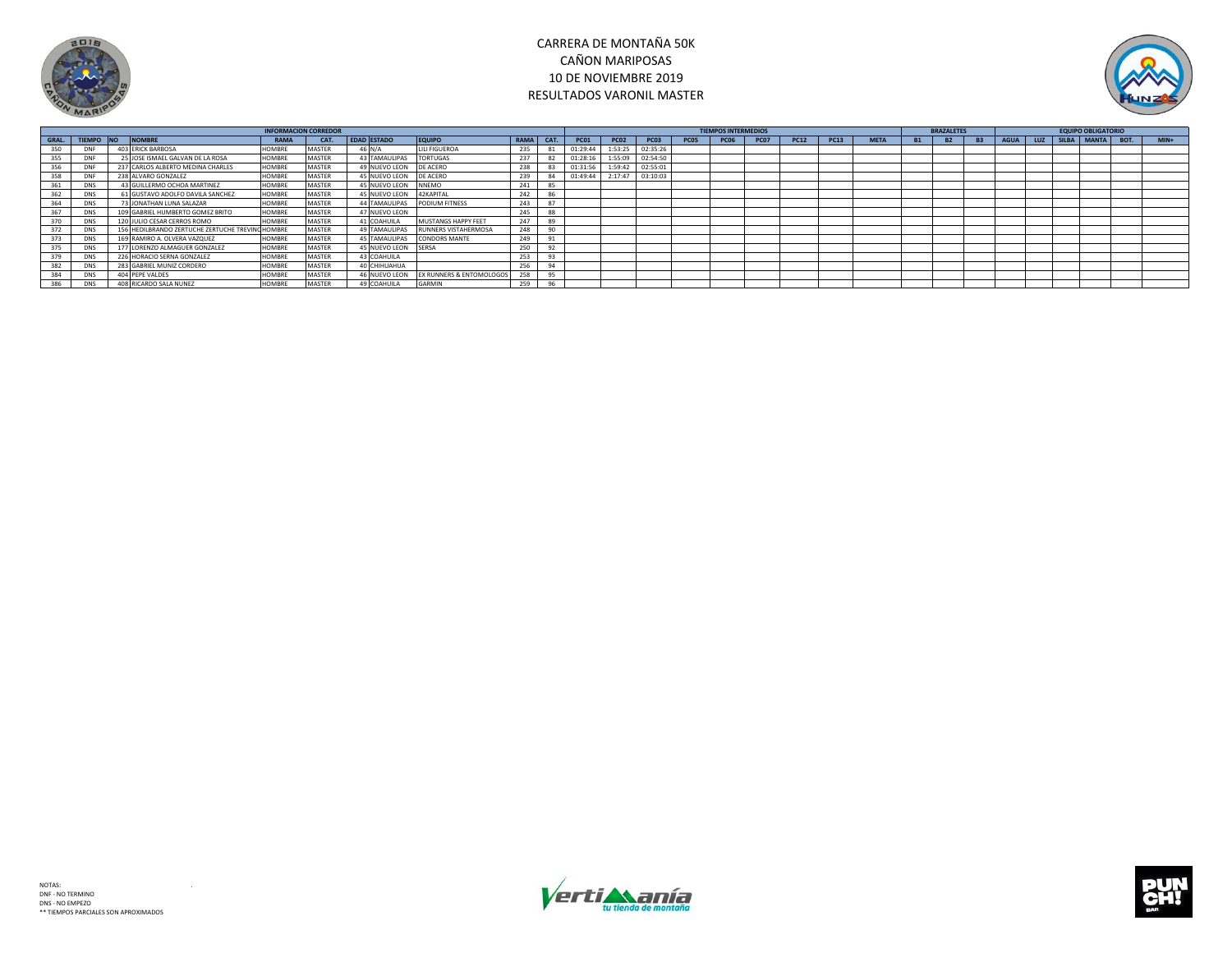# CARRERA DE MONTAÑA 50K
## CAÑON MARIPOSAS
## 10 DE NOVIEMBRE 2019
## RESULTADOS VARONIL MASTER

| INFORMACION CORREDOR | | | | | | | | | | | TIEMPOS INTERMEDIOS | | | | | | | | | | BRAZALETES | | | EQUIPO OBLIGATORIO | | | | | |
|---|---|---|---|---|---|---|---|---|---|---|---|---|---|---|---|---|---|---|---|---|---|---|---|---|---|---|---|---|---|
| GRAL. | TIEMPO | NO | NOMBRE | RAMA | CAT. | EDAD | ESTADO | EQUIPO | RAMA | CAT. | PC01 | PC02 | PC03 | PC05 | PC06 | PC07 | PC12 | PC13 | META | B1 | B2 | B3 | AGUA | LUZ | SILBA | MANTA | BOT. | MIN+ |
| 350 | DNF | 403 | ERICK BARBOSA | HOMBRE | MASTER | 46 | N/A | LILI FIGUEROA | 235 | 81 | 01:29:44 | 1:53:25 | 02:35:26 | | | | | | | | | | | | | | | |
| 355 | DNF | 25 | JOSE ISMAEL GALVAN DE LA ROSA | HOMBRE | MASTER | 43 | TAMAULIPAS | TORTUGAS | 237 | 82 | 01:28:16 | 1:55:09 | 02:54:50 | | | | | | | | | | | | | | | |
| 356 | DNF | 237 | CARLOS ALBERTO MEDINA CHARLES | HOMBRE | MASTER | 49 | NUEVO LEON | DE ACERO | 238 | 83 | 01:31:56 | 1:59:42 | 02:55:01 | | | | | | | | | | | | | | | |
| 358 | DNF | 238 | ALVARO GONZALEZ | HOMBRE | MASTER | 45 | NUEVO LEON | DE ACERO | 239 | 84 | 01:49:44 | 2:17:47 | 03:10:03 | | | | | | | | | | | | | | | |
| 361 | DNS | 43 | GUILLERMO OCHOA MARTINEZ | HOMBRE | MASTER | 45 | NUEVO LEON | NNEMO | 241 | 85 | | | | | | | | | | | | | | | | | | |
| 362 | DNS | 61 | GUSTAVO ADOLFO DAVILA SANCHEZ | HOMBRE | MASTER | 45 | NUEVO LEON | 42KAPITAL | 242 | 86 | | | | | | | | | | | | | | | | | | |
| 364 | DNS | 73 | JONATHAN LUNA SALAZAR | HOMBRE | MASTER | 44 | TAMAULIPAS | PODIUM FITNESS | 243 | 87 | | | | | | | | | | | | | | | | | | |
| 367 | DNS | 109 | GABRIEL HUMBERTO GOMEZ BRITO | HOMBRE | MASTER | 47 | NUEVO LEON | | 245 | 88 | | | | | | | | | | | | | | | | | | |
| 370 | DNS | 120 | JULIO CESAR CERROS ROMO | HOMBRE | MASTER | 41 | COAHUILA | MUSTANGS HAPPY FEET | 247 | 89 | | | | | | | | | | | | | | | | | | |
| 372 | DNS | 156 | HEDILBRANDO ZERTUCHE ZERTUCHE TREVINO | HOMBRE | MASTER | 49 | TAMAULIPAS | RUNNERS VISTAHERMOSA | 248 | 90 | | | | | | | | | | | | | | | | | | |
| 373 | DNS | 169 | RAMIRO A. OLVERA VAZQUEZ | HOMBRE | MASTER | 45 | TAMAULIPAS | CONDORS MANTE | 249 | 91 | | | | | | | | | | | | | | | | | | |
| 375 | DNS | 177 | LORENZO ALMAGUER GONZALEZ | HOMBRE | MASTER | 45 | NUEVO LEON | SERSA | 250 | 92 | | | | | | | | | | | | | | | | | | |
| 379 | DNS | 226 | HORACIO SERNA GONZALEZ | HOMBRE | MASTER | 43 | COAHUILA | | 253 | 93 | | | | | | | | | | | | | | | | | | |
| 382 | DNS | 283 | GABRIEL MUNIZ CORDERO | HOMBRE | MASTER | 40 | CHIHUAHUA | | 256 | 94 | | | | | | | | | | | | | | | | | | |
| 384 | DNS | 404 | PEPE VALDES | HOMBRE | MASTER | 46 | NUEVO LEON | EX RUNNERS & ENTOMOLOGOS | 258 | 95 | | | | | | | | | | | | | | | | | | |
| 386 | DNS | 408 | RICARDO SALA NUNEZ | HOMBRE | MASTER | 49 | COAHUILA | GARMIN | 259 | 96 | | | | | | | | | | | | | | | | | | |

NOTAS:
DNF - NO TERMINO
DNS - NO EMPEZO
** TIEMPOS PARCIALES SON APROXIMADOS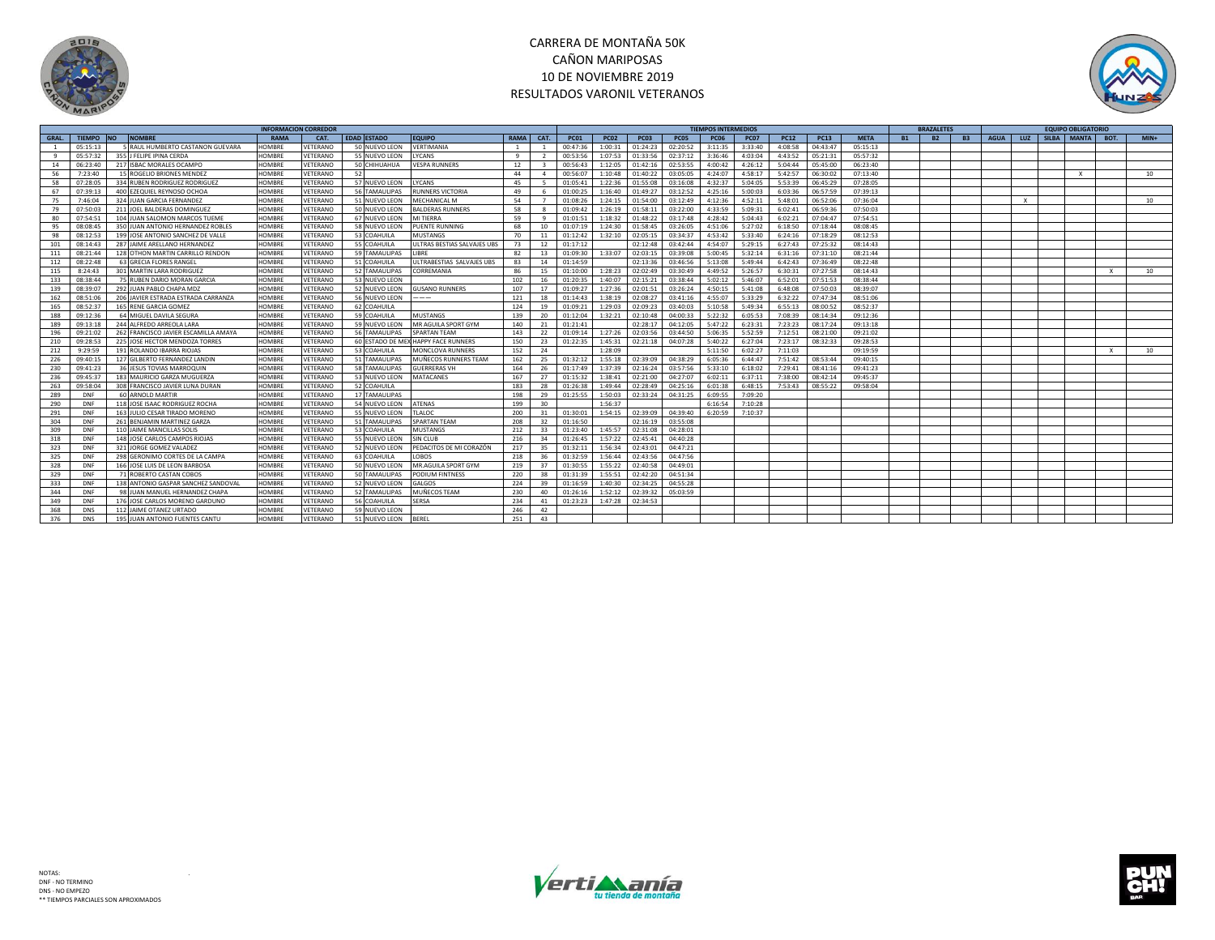# CARRERA DE MONTAÑA 50K
## CAÑON MARIPOSAS
## 10 DE NOVIEMBRE 2019
## RESULTADOS VARONIL VETERANOS

| INFORMACION CORREDOR | | | | | | | | | | | TIEMPOS INTERMEDIOS | | | | | | | | | BRAZALETES | | | EQUIPO OBLIGATORIO | | | | | |
|---|---|---|---|---|---|---|---|---|---|---|---|---|---|---|---|---|---|---|---|---|---|---|---|---|---|---|---|---|
| GRAL. | TIEMPO | NO | NOMBRE | RAMA | CAT. | EDAD | ESTADO | EQUIPO | RAMA | CAT. | PC01 | PC02 | PC03 | PC05 | PC06 | PC07 | PC12 | PC13 | META | B1 | B2 | B3 | AGUA | LUZ | SILBA | MANTA | BOT. | MIN+ |
| 1 | 05:15:13 | 5 | RAUL HUMBERTO CASTANON GUEVARA | HOMBRE | VETERANO | 50 | NUEVO LEON | VERTIMANIA | 1 | 1 | 00:47:36 | 1:00:31 | 01:24:23 | 02:20:52 | 3:11:35 | 3:33:40 | 4:08:58 | 04:43:47 | 05:15:13 | | | | | | | | | |
| 9 | 05:57:32 | 355 | J FELIPE IPINA CERDA | HOMBRE | VETERANO | 55 | NUEVO LEON | LYCANS | 9 | 2 | 00:53:56 | 1:07:53 | 01:33:56 | 02:37:12 | 3:36:46 | 4:03:04 | 4:43:52 | 05:21:31 | 05:57:32 | | | | | | | | | |
| 14 | 06:23:40 | 217 | ISBAC MORALES OCAMPO | HOMBRE | VETERANO | 50 | CHIHUAHUA | VESPA RUNNERS | 12 | 3 | 00:56:43 | 1:12:05 | 01:42:16 | 02:53:55 | 4:00:42 | 4:26:12 | 5:04:44 | 05:45:00 | 06:23:40 | | | | | | | | | |
| 56 | 7:23:40 | 15 | ROGELIO BRIONES MENDEZ | HOMBRE | VETERANO | 52 | | | 44 | 4 | 00:56:07 | 1:10:48 | 01:40:22 | 03:05:05 | 4:24:07 | 4:58:17 | 5:42:57 | 06:30:02 | 07:13:40 | | | | | | | X | | 10 |
| 58 | 07:28:05 | 334 | RUBEN RODRIGUEZ RODRIGUEZ | HOMBRE | VETERANO | 57 | NUEVO LEON | LYCANS | 45 | 5 | 01:05:41 | 1:22:36 | 01:55:08 | 03:16:08 | 4:32:37 | 5:04:05 | 5:53:39 | 06:45:29 | 07:28:05 | | | | | | | | | |
| 67 | 07:39:13 | 400 | EZEQUIEL REYNOSO OCHOA | HOMBRE | VETERANO | 56 | TAMAULIPAS | RUNNERS VICTORIA | 49 | 6 | 01:00:25 | 1:16:40 | 01:49:27 | 03:12:52 | 4:25:16 | 5:00:03 | 6:03:36 | 06:57:59 | 07:39:13 | | | | | | | | | |
| 75 | 7:46:04 | 324 | JUAN GARCIA FERNANDEZ | HOMBRE | VETERANO | 51 | NUEVO LEON | MECHANICAL M | 54 | 7 | 01:08:26 | 1:24:15 | 01:54:00 | 03:12:49 | 4:12:36 | 4:52:11 | 5:48:01 | 06:52:06 | 07:36:04 | | | | | X | | | | 10 |
| 79 | 07:50:03 | 211 | JOEL BALDERAS DOMINGUEZ | HOMBRE | VETERANO | 50 | NUEVO LEON | BALDERAS RUNNERS | 58 | 8 | 01:09:42 | 1:26:19 | 01:58:11 | 03:22:00 | 4:33:59 | 5:09:31 | 6:02:41 | 06:59:36 | 07:50:03 | | | | | | | | | |
| 80 | 07:54:51 | 104 | JUAN SALOMON MARCOS TUEME | HOMBRE | VETERANO | 67 | NUEVO LEON | MI TIERRA | 59 | 9 | 01:01:51 | 1:18:32 | 01:48:22 | 03:17:48 | 4:28:42 | 5:04:43 | 6:02:21 | 07:04:47 | 07:54:51 | | | | | | | | | |
| 95 | 08:08:45 | 350 | JUAN ANTONIO HERNANDEZ ROBLES | HOMBRE | VETERANO | 58 | NUEVO LEON | PUENTE RUNNING | 68 | 10 | 01:07:19 | 1:24:30 | 01:58:45 | 03:26:05 | 4:51:06 | 5:27:02 | 6:18:50 | 07:18:44 | 08:08:45 | | | | | | | | | |
| 98 | 08:12:53 | 199 | JOSE ANTONIO SANCHEZ DE VALLE | HOMBRE | VETERANO | 53 | COAHUILA | MUSTANGS | 70 | 11 | 01:12:42 | 1:32:10 | 02:05:15 | 03:34:37 | 4:53:42 | 5:33:40 | 6:24:16 | 07:18:29 | 08:12:53 | | | | | | | | | |
| 101 | 08:14:43 | 287 | JAIME ARELLANO HERNANDEZ | HOMBRE | VETERANO | 55 | COAHUILA | ULTRAS BESTIAS SALVAJES UBS | 73 | 12 | 01:17:12 | | 02:12:48 | 03:42:44 | 4:54:07 | 5:29:15 | 6:27:43 | 07:25:32 | 08:14:43 | | | | | | | | | |
| 111 | 08:21:44 | 128 | OTHON MARTIN CARRILLO RENDON | HOMBRE | VETERANO | 59 | TAMAULIPAS | LIBRE | 82 | 13 | 01:09:30 | 1:33:07 | 02:03:15 | 03:39:08 | 5:00:45 | 5:32:14 | 6:31:16 | 07:31:10 | 08:21:44 | | | | | | | | | |
| 112 | 08:22:48 | 63 | GRECIA FLORES RANGEL | HOMBRE | VETERANO | 51 | COAHUILA | ULTRABESTIAS SALVAJES UBS | 83 | 14 | 01:14:59 | | 02:13:36 | 03:46:56 | 5:13:08 | 5:49:44 | 6:42:43 | 07:36:49 | 08:22:48 | | | | | | | | | |
| 115 | 8:24:43 | 301 | MARTIN LARA RODRIGUEZ | HOMBRE | VETERANO | 52 | TAMAULIPAS | CORREMANIA | 86 | 15 | 01:10:00 | 1:28:23 | 02:02:49 | 03:30:49 | 4:49:52 | 5:26:57 | 6:30:31 | 07:27:58 | 08:14:43 | | | | | | | | X | 10 |
| 133 | 08:38:44 | 75 | RUBEN DARIO MORAN GARCIA | HOMBRE | VETERANO | 53 | NUEVO LEON | | 102 | 16 | 01:20:35 | 1:40:07 | 02:15:21 | 03:38:44 | 5:02:12 | 5:46:07 | 6:52:01 | 07:51:53 | 08:38:44 | | | | | | | | | |
| 139 | 08:39:07 | 292 | JUAN PABLO CHAPA MDZ | HOMBRE | VETERANO | 52 | NUEVO LEON | GUSANO RUNNERS | 107 | 17 | 01:09:27 | 1:27:36 | 02:01:51 | 03:26:24 | 4:50:15 | 5:41:08 | 6:48:08 | 07:50:03 | 08:39:07 | | | | | | | | | |
| 162 | 08:51:06 | 206 | JAVIER ESTRADA ESTRADA CARRANZA | HOMBRE | VETERANO | 56 | NUEVO LEON | ------ | 121 | 18 | 01:14:43 | 1:38:19 | 02:08:27 | 03:41:16 | 4:55:07 | 5:33:29 | 6:32:22 | 07:47:34 | 08:51:06 | | | | | | | | | |
| 165 | 08:52:37 | 165 | RENE GARCIA GOMEZ | HOMBRE | VETERANO | 62 | COAHUILA | | 124 | 19 | 01:09:21 | 1:29:03 | 02:09:23 | 03:40:03 | 5:10:58 | 5:49:34 | 6:55:13 | 08:00:52 | 08:52:37 | | | | | | | | | |
| 188 | 09:12:36 | 64 | MIGUEL DAVILA SEGURA | HOMBRE | VETERANO | 59 | COAHUILA | MUSTANGS | 139 | 20 | 01:12:04 | 1:32:21 | 02:10:48 | 04:00:33 | 5:22:32 | 6:05:53 | 7:08:39 | 08:14:34 | 09:12:36 | | | | | | | | | |
| 189 | 09:13:18 | 244 | ALFREDO ARREOLA LARA | HOMBRE | VETERANO | 59 | NUEVO LEON | MR AGUILA SPORT GYM | 140 | 21 | 01:21:41 | | 02:28:17 | 04:12:05 | 5:47:22 | 6:23:31 | 7:23:23 | 08:17:24 | 09:13:18 | | | | | | | | | |
| 196 | 09:21:02 | 262 | FRANCISCO JAVIER ESCAMILLA AMAYA | HOMBRE | VETERANO | 56 | TAMAULIPAS | SPARTAN TEAM | 143 | 22 | 01:09:14 | 1:27:26 | 02:03:56 | 03:44:50 | 5:06:35 | 5:52:59 | 7:12:51 | 08:21:00 | 09:21:02 | | | | | | | | | |
| 210 | 09:28:53 | 225 | JOSE HECTOR MENDOZA TORRES | HOMBRE | VETERANO | 60 | ESTADO DE MEX | HAPPY FACE RUNNERS | 150 | 23 | 01:22:35 | 1:45:31 | 02:21:18 | 04:07:28 | 5:40:22 | 6:27:04 | 7:23:17 | 08:32:33 | 09:28:53 | | | | | | | | | |
| 212 | 9:29:59 | 191 | ROLANDO IBARRA RIOJAS | HOMBRE | VETERANO | 53 | COAHUILA | MONCLOVA RUNNERS | 152 | 24 | | 1:28:09 | | | 5:11:50 | 6:02:27 | 7:11:03 | | 09:19:59 | | | | | | | | X | 10 |
| 226 | 09:40:15 | 127 | GILBERTO FERNANDEZ LANDIN | HOMBRE | VETERANO | 51 | TAMAULIPAS | MUÑECOS RUNNERS TEAM | 162 | 25 | 01:32:12 | 1:55:18 | 02:39:09 | 04:38:29 | 6:05:36 | 6:44:47 | 7:51:42 | 08:53:44 | 09:40:15 | | | | | | | | | |
| 230 | 09:41:23 | 36 | JESUS TOVIAS MARROQUIN | HOMBRE | VETERANO | 58 | TAMAULIPAS | GUERRERAS VH | 164 | 26 | 01:17:49 | 1:37:39 | 02:16:24 | 03:57:56 | 5:33:10 | 6:18:02 | 7:29:41 | 08:41:16 | 09:41:23 | | | | | | | | | |
| 236 | 09:45:37 | 183 | MAURICIO GARZA MUGUERZA | HOMBRE | VETERANO | 53 | NUEVO LEON | MATACANES | 167 | 27 | 01:15:32 | 1:38:41 | 02:21:00 | 04:27:07 | 6:02:11 | 6:37:11 | 7:38:00 | 08:42:14 | 09:45:37 | | | | | | | | | |
| 263 | 09:58:04 | 308 | FRANCISCO JAVIER LUNA DURAN | HOMBRE | VETERANO | 52 | COAHUILA | | 183 | 28 | 01:26:38 | 1:49:44 | 02:28:49 | 04:25:16 | 6:01:38 | 6:48:15 | 7:53:43 | 08:55:22 | 09:58:04 | | | | | | | | | |
| 289 | DNF | 60 | ARNOLD MARTIR | HOMBRE | VETERANO | 17 | TAMAULIPAS | | 198 | 29 | 01:25:55 | 1:50:03 | 02:33:24 | 04:31:25 | 6:09:55 | 7:09:20 | | | | | | | | | | | | |
| 290 | DNF | 118 | JOSE ISAAC RODRIGUEZ ROCHA | HOMBRE | VETERANO | 54 | NUEVO LEON | ATENAS | 199 | 30 | | 1:56:37 | | | 6:16:54 | 7:10:28 | | | | | | | | | | | | |
| 291 | DNF | 163 | JULIO CESAR TIRADO MORENO | HOMBRE | VETERANO | 55 | NUEVO LEON | TLALOC | 200 | 31 | 01:30:01 | 1:54:15 | 02:39:09 | 04:39:40 | 6:20:59 | 7:10:37 | | | | | | | | | | | | |
| 304 | DNF | 261 | BENJAMIN MARTINEZ GARZA | HOMBRE | VETERANO | 51 | TAMAULIPAS | SPARTAN TEAM | 208 | 32 | 01:16:50 | | 02:16:19 | 03:55:08 | | | | | | | | | | | | | | |
| 309 | DNF | 110 | JAIME MANCILLAS SOLIS | HOMBRE | VETERANO | 53 | COAHUILA | MUSTANGS | 212 | 33 | 01:23:40 | 1:45:57 | 02:31:08 | 04:28:01 | | | | | | | | | | | | | | |
| 318 | DNF | 148 | JOSE CARLOS CAMPOS RIOJAS | HOMBRE | VETERANO | 55 | NUEVO LEON | SIN CLUB | 216 | 34 | 01:26:45 | 1:57:22 | 02:45:41 | 04:40:28 | | | | | | | | | | | | | | |
| 323 | DNF | 321 | JORGE GOMEZ VALADEZ | HOMBRE | VETERANO | 52 | NUEVO LEON | PEDACITOS DE MI CORAZÓN | 217 | 35 | 01:32:11 | 1:56:34 | 02:43:01 | 04:47:21 | | | | | | | | | | | | | | |
| 325 | DNF | 298 | GERONIMO CORTES DE LA CAMPA | HOMBRE | VETERANO | 63 | COAHUILA | LOBOS | 218 | 36 | 01:32:59 | 1:56:44 | 02:43:56 | 04:47:56 | | | | | | | | | | | | | | |
| 328 | DNF | 166 | JOSE LUIS DE LEON BARBOSA | HOMBRE | VETERANO | 50 | NUEVO LEON | MR.AGUILA SPORT GYM | 219 | 37 | 01:30:55 | 1:55:22 | 02:40:58 | 04:49:01 | | | | | | | | | | | | | | |
| 329 | DNF | 71 | ROBERTO CASTAN COBOS | HOMBRE | VETERANO | 50 | TAMAULIPAS | PODIUM FINTNESS | 220 | 38 | 01:31:39 | 1:55:51 | 02:42:20 | 04:51:34 | | | | | | | | | | | | | | |
| 333 | DNF | 138 | ANTONIO GASPAR SANCHEZ SANDOVAL | HOMBRE | VETERANO | 52 | NUEVO LEON | GALGOS | 224 | 39 | 01:16:59 | 1:40:30 | 02:34:25 | 04:55:28 | | | | | | | | | | | | | | |
| 344 | DNF | 98 | JUAN MANUEL HERNANDEZ CHAPA | HOMBRE | VETERANO | 52 | TAMAULIPAS | MUÑECOS TEAM | 230 | 40 | 01:26:16 | 1:52:12 | 02:39:32 | 05:03:59 | | | | | | | | | | | | | | |
| 349 | DNF | 176 | JOSE CARLOS MORENO GARDUNO | HOMBRE | VETERANO | 56 | COAHUILA | SERSA | 234 | 41 | 01:23:23 | 1:47:28 | 02:34:53 | | | | | | | | | | | | | | | |
| 368 | DNS | 112 | JAIME OTANEZ URTADO | HOMBRE | VETERANO | 59 | NUEVO LEON | | 246 | 42 | | | | | | | | | | | | | | | | | | |
| 376 | DNS | 195 | JUAN ANTONIO FUENTES CANTU | HOMBRE | VETERANO | 51 | NUEVO LEON | BEREL | 251 | 43 | | | | | | | | | | | | | | | | | | |

NOTAS:
DNF - NO TERMINO
DNS - NO EMPEZO
** TIEMPOS PARCIALES SON APROXIMADOS